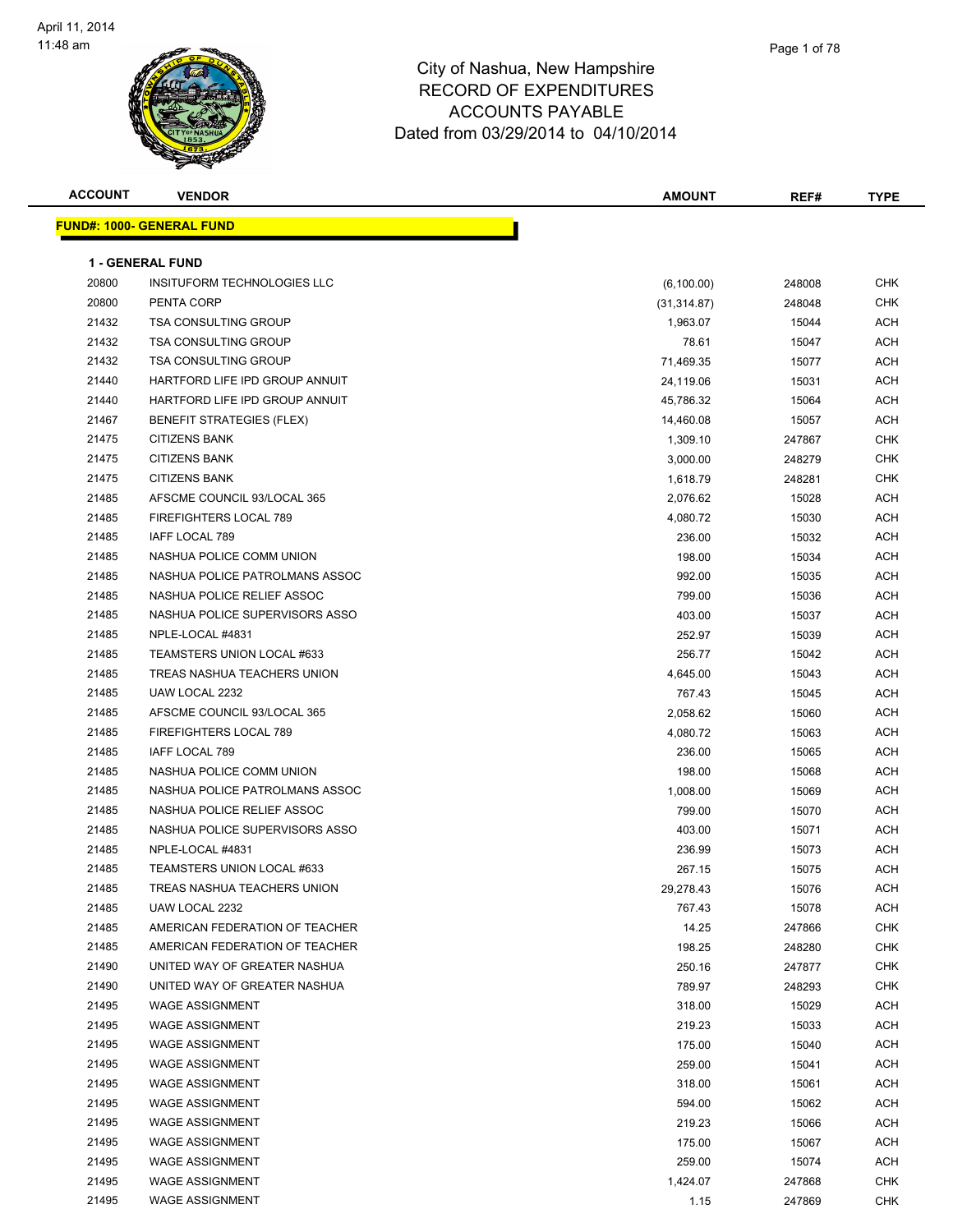April 11, 2014
11:48 am

# City of Nashua, New Hampshire
## RECORD OF EXPENDITURES
## ACCOUNTS PAYABLE
## Dated from 03/29/2014 to 04/10/2014

| ACCOUNT | VENDOR | AMOUNT | REF# | TYPE |
|---|---|---|---|---|

**FUND#: 1000- GENERAL FUND**

**1 - GENERAL FUND**

| ACCOUNT | VENDOR | AMOUNT | REF# | TYPE |
|---|---|---|---|---|
| 20800 | INSITUFORM TECHNOLOGIES LLC | (6,100.00) | 248008 | CHK |
| 20800 | PENTA CORP | (31,314.87) | 248048 | CHK |
| 21432 | TSA CONSULTING GROUP | 1,963.07 | 15044 | ACH |
| 21432 | TSA CONSULTING GROUP | 78.61 | 15047 | ACH |
| 21432 | TSA CONSULTING GROUP | 71,469.35 | 15077 | ACH |
| 21440 | HARTFORD LIFE IPD GROUP ANNUIT | 24,119.06 | 15031 | ACH |
| 21440 | HARTFORD LIFE IPD GROUP ANNUIT | 45,786.32 | 15064 | ACH |
| 21467 | BENEFIT STRATEGIES (FLEX) | 14,460.08 | 15057 | ACH |
| 21475 | CITIZENS BANK | 1,309.10 | 247867 | CHK |
| 21475 | CITIZENS BANK | 3,000.00 | 248279 | CHK |
| 21475 | CITIZENS BANK | 1,618.79 | 248281 | CHK |
| 21485 | AFSCME COUNCIL 93/LOCAL 365 | 2,076.62 | 15028 | ACH |
| 21485 | FIREFIGHTERS LOCAL 789 | 4,080.72 | 15030 | ACH |
| 21485 | IAFF LOCAL 789 | 236.00 | 15032 | ACH |
| 21485 | NASHUA POLICE COMM UNION | 198.00 | 15034 | ACH |
| 21485 | NASHUA POLICE PATROLMANS ASSOC | 992.00 | 15035 | ACH |
| 21485 | NASHUA POLICE RELIEF ASSOC | 799.00 | 15036 | ACH |
| 21485 | NASHUA POLICE SUPERVISORS ASSO | 403.00 | 15037 | ACH |
| 21485 | NPLE-LOCAL #4831 | 252.97 | 15039 | ACH |
| 21485 | TEAMSTERS UNION LOCAL #633 | 256.77 | 15042 | ACH |
| 21485 | TREAS NASHUA TEACHERS UNION | 4,645.00 | 15043 | ACH |
| 21485 | UAW LOCAL 2232 | 767.43 | 15045 | ACH |
| 21485 | AFSCME COUNCIL 93/LOCAL 365 | 2,058.62 | 15060 | ACH |
| 21485 | FIREFIGHTERS LOCAL 789 | 4,080.72 | 15063 | ACH |
| 21485 | IAFF LOCAL 789 | 236.00 | 15065 | ACH |
| 21485 | NASHUA POLICE COMM UNION | 198.00 | 15068 | ACH |
| 21485 | NASHUA POLICE PATROLMANS ASSOC | 1,008.00 | 15069 | ACH |
| 21485 | NASHUA POLICE RELIEF ASSOC | 799.00 | 15070 | ACH |
| 21485 | NASHUA POLICE SUPERVISORS ASSO | 403.00 | 15071 | ACH |
| 21485 | NPLE-LOCAL #4831 | 236.99 | 15073 | ACH |
| 21485 | TEAMSTERS UNION LOCAL #633 | 267.15 | 15075 | ACH |
| 21485 | TREAS NASHUA TEACHERS UNION | 29,278.43 | 15076 | ACH |
| 21485 | UAW LOCAL 2232 | 767.43 | 15078 | ACH |
| 21485 | AMERICAN FEDERATION OF TEACHER | 14.25 | 247866 | CHK |
| 21485 | AMERICAN FEDERATION OF TEACHER | 198.25 | 248280 | CHK |
| 21490 | UNITED WAY OF GREATER NASHUA | 250.16 | 247877 | CHK |
| 21490 | UNITED WAY OF GREATER NASHUA | 789.97 | 248293 | CHK |
| 21495 | WAGE ASSIGNMENT | 318.00 | 15029 | ACH |
| 21495 | WAGE ASSIGNMENT | 219.23 | 15033 | ACH |
| 21495 | WAGE ASSIGNMENT | 175.00 | 15040 | ACH |
| 21495 | WAGE ASSIGNMENT | 259.00 | 15041 | ACH |
| 21495 | WAGE ASSIGNMENT | 318.00 | 15061 | ACH |
| 21495 | WAGE ASSIGNMENT | 594.00 | 15062 | ACH |
| 21495 | WAGE ASSIGNMENT | 219.23 | 15066 | ACH |
| 21495 | WAGE ASSIGNMENT | 175.00 | 15067 | ACH |
| 21495 | WAGE ASSIGNMENT | 259.00 | 15074 | ACH |
| 21495 | WAGE ASSIGNMENT | 1,424.07 | 247868 | CHK |
| 21495 | WAGE ASSIGNMENT | 1.15 | 247869 | CHK |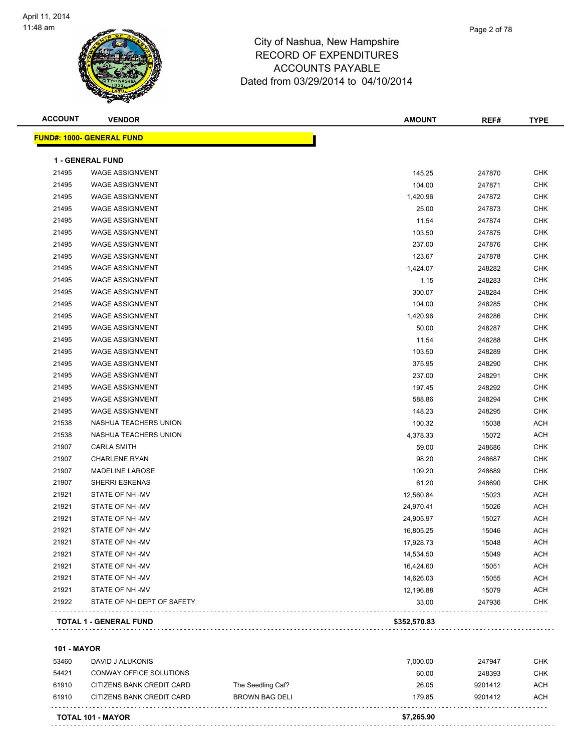City of Nashua, New Hampshire
RECORD OF EXPENDITURES
ACCOUNTS PAYABLE
Dated from 03/29/2014 to 04/10/2014

April 11, 2014
11:48 am

## FUND#: 1000- GENERAL FUND

### 1 - GENERAL FUND

| ACCOUNT | VENDOR | | AMOUNT | REF# | TYPE |
|---|---|---|---|---|---|
| 21495 | WAGE ASSIGNMENT | | 145.25 | 247870 | CHK |
| 21495 | WAGE ASSIGNMENT | | 104.00 | 247871 | CHK |
| 21495 | WAGE ASSIGNMENT | | 1,420.96 | 247872 | CHK |
| 21495 | WAGE ASSIGNMENT | | 25.00 | 247873 | CHK |
| 21495 | WAGE ASSIGNMENT | | 11.54 | 247874 | CHK |
| 21495 | WAGE ASSIGNMENT | | 103.50 | 247875 | CHK |
| 21495 | WAGE ASSIGNMENT | | 237.00 | 247876 | CHK |
| 21495 | WAGE ASSIGNMENT | | 123.67 | 247878 | CHK |
| 21495 | WAGE ASSIGNMENT | | 1,424.07 | 248282 | CHK |
| 21495 | WAGE ASSIGNMENT | | 1.15 | 248283 | CHK |
| 21495 | WAGE ASSIGNMENT | | 300.07 | 248284 | CHK |
| 21495 | WAGE ASSIGNMENT | | 104.00 | 248285 | CHK |
| 21495 | WAGE ASSIGNMENT | | 1,420.96 | 248286 | CHK |
| 21495 | WAGE ASSIGNMENT | | 50.00 | 248287 | CHK |
| 21495 | WAGE ASSIGNMENT | | 11.54 | 248288 | CHK |
| 21495 | WAGE ASSIGNMENT | | 103.50 | 248289 | CHK |
| 21495 | WAGE ASSIGNMENT | | 375.95 | 248290 | CHK |
| 21495 | WAGE ASSIGNMENT | | 237.00 | 248291 | CHK |
| 21495 | WAGE ASSIGNMENT | | 197.45 | 248292 | CHK |
| 21495 | WAGE ASSIGNMENT | | 588.86 | 248294 | CHK |
| 21495 | WAGE ASSIGNMENT | | 148.23 | 248295 | CHK |
| 21538 | NASHUA TEACHERS UNION | | 100.32 | 15038 | ACH |
| 21538 | NASHUA TEACHERS UNION | | 4,378.33 | 15072 | ACH |
| 21907 | CARLA SMITH | | 59.00 | 248686 | CHK |
| 21907 | CHARLENE RYAN | | 98.20 | 248687 | CHK |
| 21907 | MADELINE LAROSE | | 109.20 | 248689 | CHK |
| 21907 | SHERRI ESKENAS | | 61.20 | 248690 | CHK |
| 21921 | STATE OF NH -MV | | 12,560.84 | 15023 | ACH |
| 21921 | STATE OF NH -MV | | 24,970.41 | 15026 | ACH |
| 21921 | STATE OF NH -MV | | 24,905.97 | 15027 | ACH |
| 21921 | STATE OF NH -MV | | 16,805.25 | 15046 | ACH |
| 21921 | STATE OF NH -MV | | 17,928.73 | 15048 | ACH |
| 21921 | STATE OF NH -MV | | 14,534.50 | 15049 | ACH |
| 21921 | STATE OF NH -MV | | 16,424.60 | 15051 | ACH |
| 21921 | STATE OF NH -MV | | 14,626.03 | 15055 | ACH |
| 21921 | STATE OF NH -MV | | 12,196.88 | 15079 | ACH |
| 21922 | STATE OF NH DEPT OF SAFETY | | 33.00 | 247936 | CHK |
| | **TOTAL 1 - GENERAL FUND** | | **$352,570.83** | | |

### 101 - MAYOR

| ACCOUNT | VENDOR | | AMOUNT | REF# | TYPE |
|---|---|---|---|---|---|
| 53460 | DAVID J ALUKONIS | | 7,000.00 | 247947 | CHK |
| 54421 | CONWAY OFFICE SOLUTIONS | | 60.00 | 248393 | CHK |
| 61910 | CITIZENS BANK CREDIT CARD | The Seedling Caf? | 26.05 | 9201412 | ACH |
| 61910 | CITIZENS BANK CREDIT CARD | BROWN BAG DELI | 179.85 | 9201412 | ACH |
| | **TOTAL 101 - MAYOR** | | **$7,265.90** | | |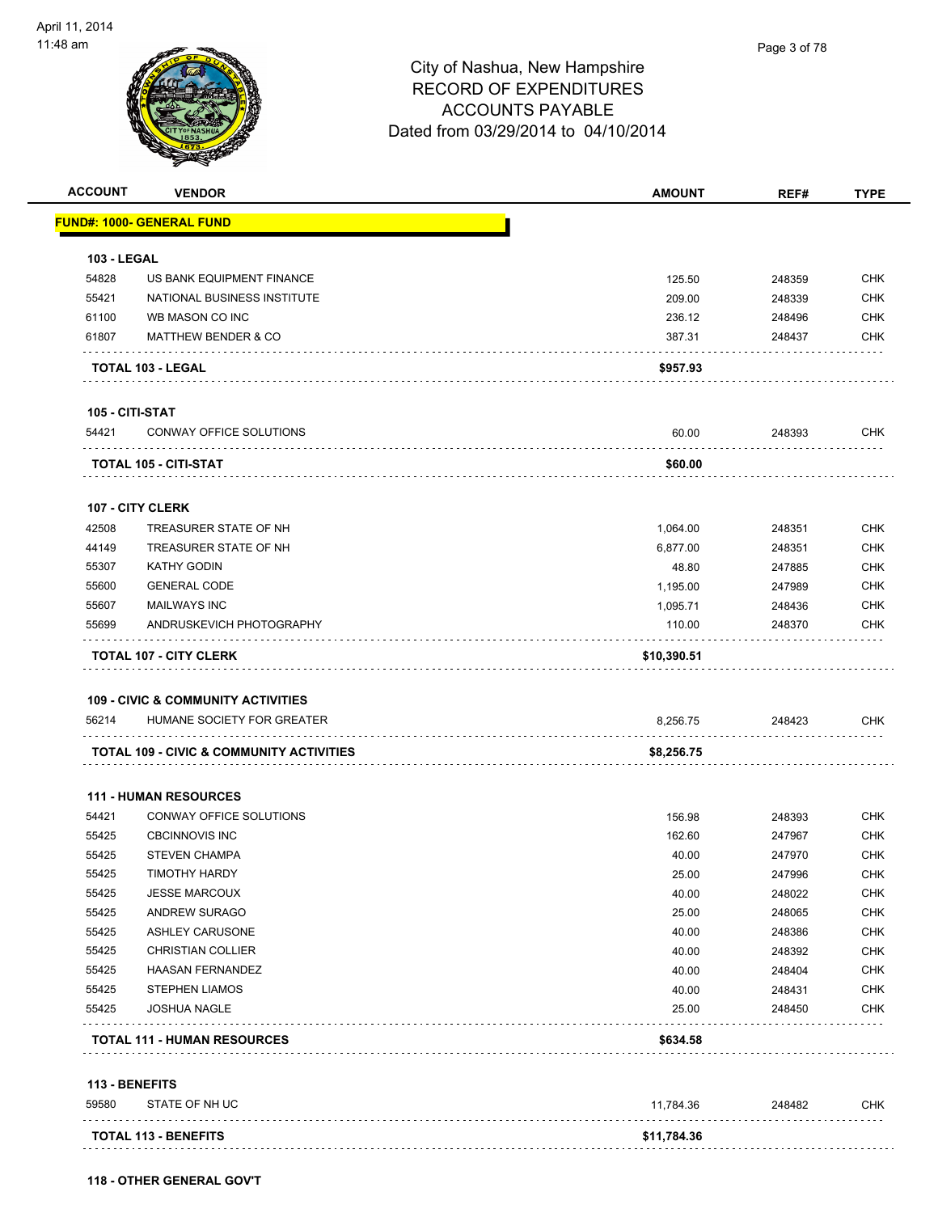# City of Nashua, New Hampshire
## RECORD OF EXPENDITURES
## ACCOUNTS PAYABLE
Dated from 03/29/2014 to 04/10/2014

| ACCOUNT | VENDOR | AMOUNT | REF# | TYPE |
|---|---|---|---|---|
| **FUND#: 1000- GENERAL FUND** | | | | |
| **103 - LEGAL** | | | | |
| 54828 | US BANK EQUIPMENT FINANCE | 125.50 | 248359 | CHK |
| 55421 | NATIONAL BUSINESS INSTITUTE | 209.00 | 248339 | CHK |
| 61100 | WB MASON CO INC | 236.12 | 248496 | CHK |
| 61807 | MATTHEW BENDER & CO | 387.31 | 248437 | CHK |
| | **TOTAL 103 - LEGAL** | **$957.93** | | |
| **105 - CITI-STAT** | | | | |
| 54421 | CONWAY OFFICE SOLUTIONS | 60.00 | 248393 | CHK |
| | **TOTAL 105 - CITI-STAT** | **$60.00** | | |
| **107 - CITY CLERK** | | | | |
| 42508 | TREASURER STATE OF NH | 1,064.00 | 248351 | CHK |
| 44149 | TREASURER STATE OF NH | 6,877.00 | 248351 | CHK |
| 55307 | KATHY GODIN | 48.80 | 247885 | CHK |
| 55600 | GENERAL CODE | 1,195.00 | 247989 | CHK |
| 55607 | MAILWAYS INC | 1,095.71 | 248436 | CHK |
| 55699 | ANDRUSKEVICH PHOTOGRAPHY | 110.00 | 248370 | CHK |
| | **TOTAL 107 - CITY CLERK** | **$10,390.51** | | |
| **109 - CIVIC & COMMUNITY ACTIVITIES** | | | | |
| 56214 | HUMANE SOCIETY FOR GREATER | 8,256.75 | 248423 | CHK |
| | **TOTAL 109 - CIVIC & COMMUNITY ACTIVITIES** | **$8,256.75** | | |
| **111 - HUMAN RESOURCES** | | | | |
| 54421 | CONWAY OFFICE SOLUTIONS | 156.98 | 248393 | CHK |
| 55425 | CBCINNOVIS INC | 162.60 | 247967 | CHK |
| 55425 | STEVEN CHAMPA | 40.00 | 247970 | CHK |
| 55425 | TIMOTHY HARDY | 25.00 | 247996 | CHK |
| 55425 | JESSE MARCOUX | 40.00 | 248022 | CHK |
| 55425 | ANDREW SURAGO | 25.00 | 248065 | CHK |
| 55425 | ASHLEY CARUSONE | 40.00 | 248386 | CHK |
| 55425 | CHRISTIAN COLLIER | 40.00 | 248392 | CHK |
| 55425 | HAASAN FERNANDEZ | 40.00 | 248404 | CHK |
| 55425 | STEPHEN LIAMOS | 40.00 | 248431 | CHK |
| 55425 | JOSHUA NAGLE | 25.00 | 248450 | CHK |
| | **TOTAL 111 - HUMAN RESOURCES** | **$634.58** | | |
| **113 - BENEFITS** | | | | |
| 59580 | STATE OF NH UC | 11,784.36 | 248482 | CHK |
| | **TOTAL 113 - BENEFITS** | **$11,784.36** | | |

**118 - OTHER GENERAL GOV'T**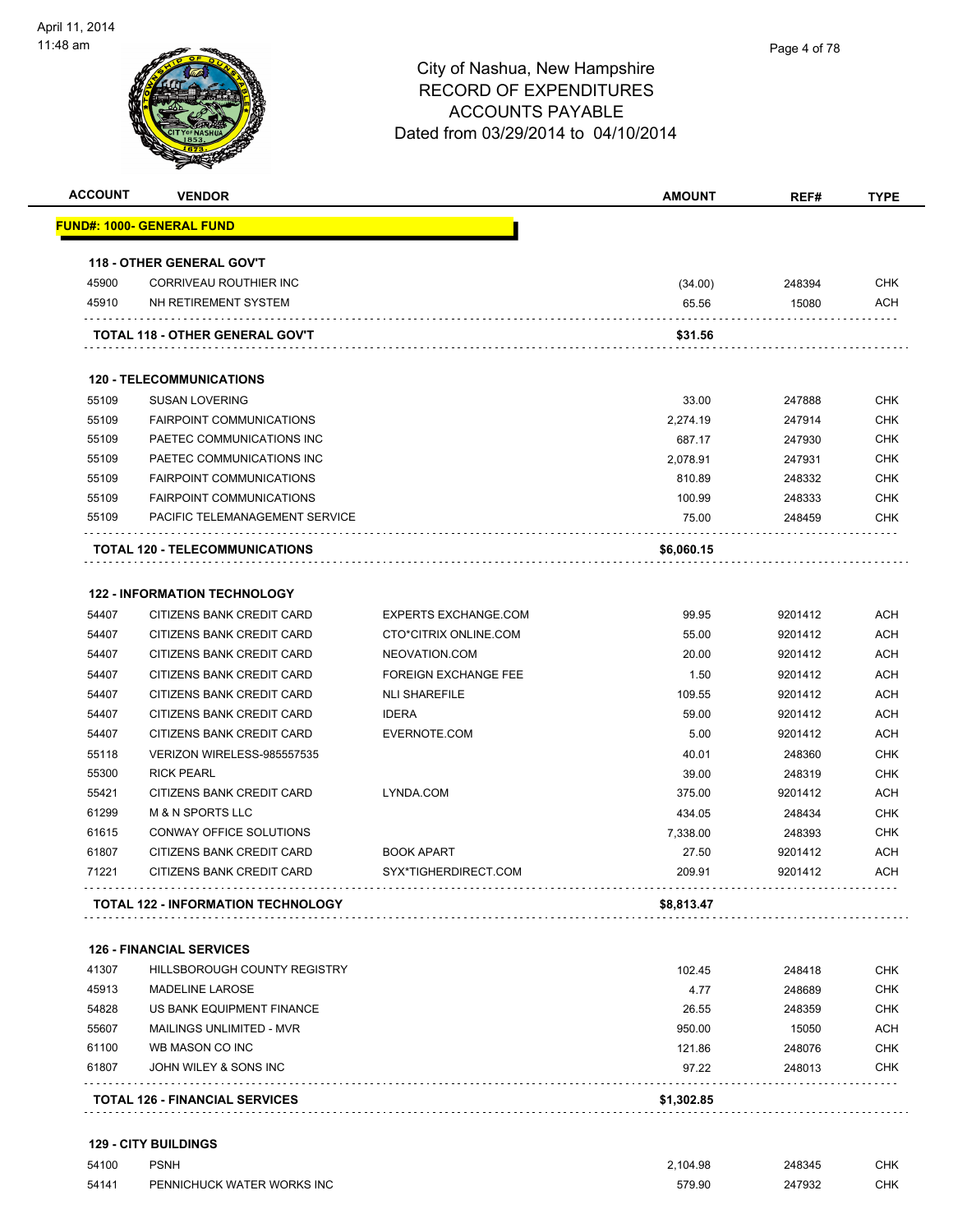# City of Nashua, New Hampshire
## RECORD OF EXPENDITURES
## ACCOUNTS PAYABLE
## Dated from 03/29/2014 to 04/10/2014

| ACCOUNT | VENDOR | | AMOUNT | REF# | TYPE |
|---|---|---|---|---|---|
| **FUND#: 1000- GENERAL FUND** | | | | | |
| **118 - OTHER GENERAL GOV'T** | | | | | |
| 45900 | CORRIVEAU ROUTHIER INC | | (34.00) | 248394 | CHK |
| 45910 | NH RETIREMENT SYSTEM | | 65.56 | 15080 | ACH |
| **TOTAL 118 - OTHER GENERAL GOV'T** | | | **$31.56** | | |
| **120 - TELECOMMUNICATIONS** | | | | | |
| 55109 | SUSAN LOVERING | | 33.00 | 247888 | CHK |
| 55109 | FAIRPOINT COMMUNICATIONS | | 2,274.19 | 247914 | CHK |
| 55109 | PAETEC COMMUNICATIONS INC | | 687.17 | 247930 | CHK |
| 55109 | PAETEC COMMUNICATIONS INC | | 2,078.91 | 247931 | CHK |
| 55109 | FAIRPOINT COMMUNICATIONS | | 810.89 | 248332 | CHK |
| 55109 | FAIRPOINT COMMUNICATIONS | | 100.99 | 248333 | CHK |
| 55109 | PACIFIC TELEMANAGEMENT SERVICE | | 75.00 | 248459 | CHK |
| **TOTAL 120 - TELECOMMUNICATIONS** | | | **$6,060.15** | | |
| **122 - INFORMATION TECHNOLOGY** | | | | | |
| 54407 | CITIZENS BANK CREDIT CARD | EXPERTS EXCHANGE.COM | 99.95 | 9201412 | ACH |
| 54407 | CITIZENS BANK CREDIT CARD | CTO*CITRIX ONLINE.COM | 55.00 | 9201412 | ACH |
| 54407 | CITIZENS BANK CREDIT CARD | NEOVATION.COM | 20.00 | 9201412 | ACH |
| 54407 | CITIZENS BANK CREDIT CARD | FOREIGN EXCHANGE FEE | 1.50 | 9201412 | ACH |
| 54407 | CITIZENS BANK CREDIT CARD | NLI SHAREFILE | 109.55 | 9201412 | ACH |
| 54407 | CITIZENS BANK CREDIT CARD | IDERA | 59.00 | 9201412 | ACH |
| 54407 | CITIZENS BANK CREDIT CARD | EVERNOTE.COM | 5.00 | 9201412 | ACH |
| 55118 | VERIZON WIRELESS-985557535 | | 40.01 | 248360 | CHK |
| 55300 | RICK PEARL | | 39.00 | 248319 | CHK |
| 55421 | CITIZENS BANK CREDIT CARD | LYNDA.COM | 375.00 | 9201412 | ACH |
| 61299 | M & N SPORTS LLC | | 434.05 | 248434 | CHK |
| 61615 | CONWAY OFFICE SOLUTIONS | | 7,338.00 | 248393 | CHK |
| 61807 | CITIZENS BANK CREDIT CARD | BOOK APART | 27.50 | 9201412 | ACH |
| 71221 | CITIZENS BANK CREDIT CARD | SYX*TIGHERDIRECT.COM | 209.91 | 9201412 | ACH |
| **TOTAL 122 - INFORMATION TECHNOLOGY** | | | **$8,813.47** | | |
| **126 - FINANCIAL SERVICES** | | | | | |
| 41307 | HILLSBOROUGH COUNTY REGISTRY | | 102.45 | 248418 | CHK |
| 45913 | MADELINE LAROSE | | 4.77 | 248689 | CHK |
| 54828 | US BANK EQUIPMENT FINANCE | | 26.55 | 248359 | CHK |
| 55607 | MAILINGS UNLIMITED - MVR | | 950.00 | 15050 | ACH |
| 61100 | WB MASON CO INC | | 121.86 | 248076 | CHK |
| 61807 | JOHN WILEY & SONS INC | | 97.22 | 248013 | CHK |
| **TOTAL 126 - FINANCIAL SERVICES** | | | **$1,302.85** | | |
| **129 - CITY BUILDINGS** | | | | | |
| 54100 | PSNH | | 2,104.98 | 248345 | CHK |
| 54141 | PENNICHUCK WATER WORKS INC | | 579.90 | 247932 | CHK |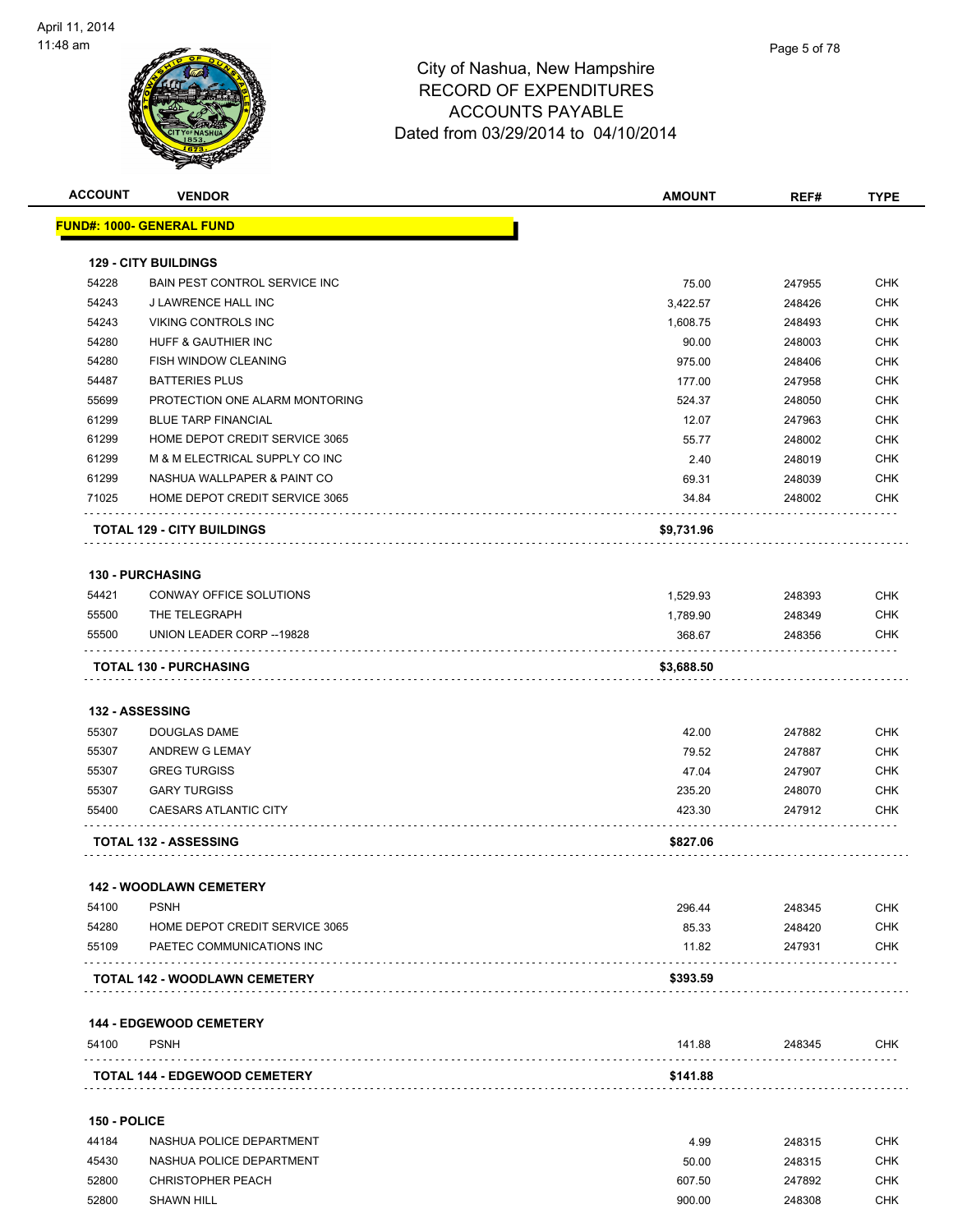# City of Nashua, New Hampshire
## RECORD OF EXPENDITURES
## ACCOUNTS PAYABLE
## Dated from 03/29/2014 to 04/10/2014

| ACCOUNT | VENDOR | AMOUNT | REF# | TYPE |
|---|---|---|---|---|
| **FUND#: 1000- GENERAL FUND** | | | | |
| **129 - CITY BUILDINGS** | | | | |
| 54228 | BAIN PEST CONTROL SERVICE INC | 75.00 | 247955 | CHK |
| 54243 | J LAWRENCE HALL INC | 3,422.57 | 248426 | CHK |
| 54243 | VIKING CONTROLS INC | 1,608.75 | 248493 | CHK |
| 54280 | HUFF & GAUTHIER INC | 90.00 | 248003 | CHK |
| 54280 | FISH WINDOW CLEANING | 975.00 | 248406 | CHK |
| 54487 | BATTERIES PLUS | 177.00 | 247958 | CHK |
| 55699 | PROTECTION ONE ALARM MONTORING | 524.37 | 248050 | CHK |
| 61299 | BLUE TARP FINANCIAL | 12.07 | 247963 | CHK |
| 61299 | HOME DEPOT CREDIT SERVICE 3065 | 55.77 | 248002 | CHK |
| 61299 | M & M ELECTRICAL SUPPLY CO INC | 2.40 | 248019 | CHK |
| 61299 | NASHUA WALLPAPER & PAINT CO | 69.31 | 248039 | CHK |
| 71025 | HOME DEPOT CREDIT SERVICE 3065 | 34.84 | 248002 | CHK |
| | **TOTAL 129 - CITY BUILDINGS** | **$9,731.96** | | |
| **130 - PURCHASING** | | | | |
| 54421 | CONWAY OFFICE SOLUTIONS | 1,529.93 | 248393 | CHK |
| 55500 | THE TELEGRAPH | 1,789.90 | 248349 | CHK |
| 55500 | UNION LEADER CORP --19828 | 368.67 | 248356 | CHK |
| | **TOTAL 130 - PURCHASING** | **$3,688.50** | | |
| **132 - ASSESSING** | | | | |
| 55307 | DOUGLAS DAME | 42.00 | 247882 | CHK |
| 55307 | ANDREW G LEMAY | 79.52 | 247887 | CHK |
| 55307 | GREG TURGISS | 47.04 | 247907 | CHK |
| 55307 | GARY TURGISS | 235.20 | 248070 | CHK |
| 55400 | CAESARS ATLANTIC CITY | 423.30 | 247912 | CHK |
| | **TOTAL 132 - ASSESSING** | **$827.06** | | |
| **142 - WOODLAWN CEMETERY** | | | | |
| 54100 | PSNH | 296.44 | 248345 | CHK |
| 54280 | HOME DEPOT CREDIT SERVICE 3065 | 85.33 | 248420 | CHK |
| 55109 | PAETEC COMMUNICATIONS INC | 11.82 | 247931 | CHK |
| | **TOTAL 142 - WOODLAWN CEMETERY** | **$393.59** | | |
| **144 - EDGEWOOD CEMETERY** | | | | |
| 54100 | PSNH | 141.88 | 248345 | CHK |
| | **TOTAL 144 - EDGEWOOD CEMETERY** | **$141.88** | | |
| **150 - POLICE** | | | | |
| 44184 | NASHUA POLICE DEPARTMENT | 4.99 | 248315 | CHK |
| 45430 | NASHUA POLICE DEPARTMENT | 50.00 | 248315 | CHK |
| 52800 | CHRISTOPHER PEACH | 607.50 | 247892 | CHK |
| 52800 | SHAWN HILL | 900.00 | 248308 | CHK |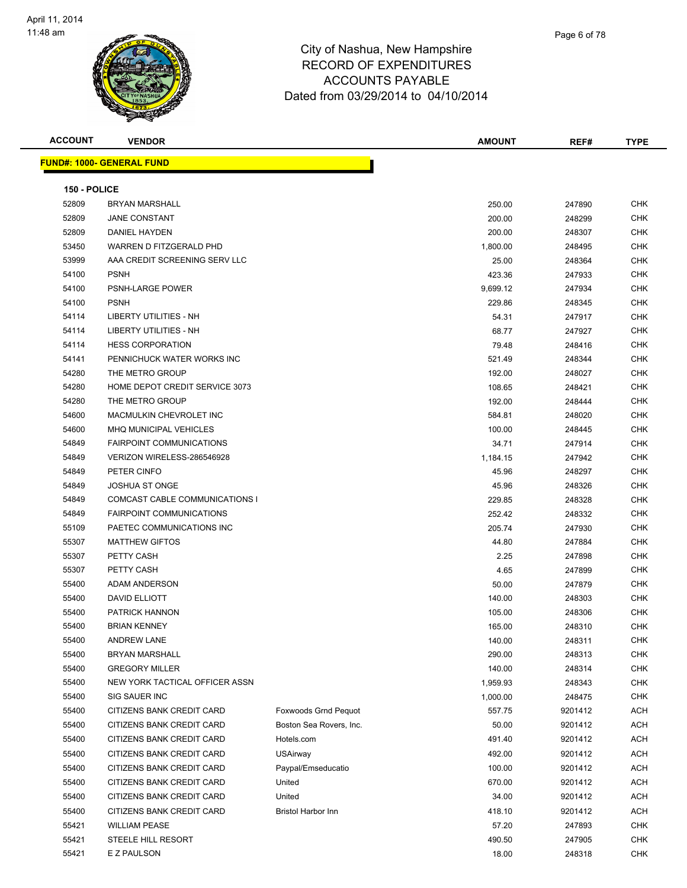City of Nashua, New Hampshire
RECORD OF EXPENDITURES
ACCOUNTS PAYABLE
Dated from 03/29/2014 to 04/10/2014

| ACCOUNT | VENDOR | | AMOUNT | REF# | TYPE |
|---|---|---|---|---|---|
| **FUND#: 1000- GENERAL FUND** | | | | | |
| **150 - POLICE** | | | | | |
| 52809 | BRYAN MARSHALL | | 250.00 | 247890 | CHK |
| 52809 | JANE CONSTANT | | 200.00 | 248299 | CHK |
| 52809 | DANIEL HAYDEN | | 200.00 | 248307 | CHK |
| 53450 | WARREN D FITZGERALD PHD | | 1,800.00 | 248495 | CHK |
| 53999 | AAA CREDIT SCREENING SERV LLC | | 25.00 | 248364 | CHK |
| 54100 | PSNH | | 423.36 | 247933 | CHK |
| 54100 | PSNH-LARGE POWER | | 9,699.12 | 247934 | CHK |
| 54100 | PSNH | | 229.86 | 248345 | CHK |
| 54114 | LIBERTY UTILITIES - NH | | 54.31 | 247917 | CHK |
| 54114 | LIBERTY UTILITIES - NH | | 68.77 | 247927 | CHK |
| 54114 | HESS CORPORATION | | 79.48 | 248416 | CHK |
| 54141 | PENNICHUCK WATER WORKS INC | | 521.49 | 248344 | CHK |
| 54280 | THE METRO GROUP | | 192.00 | 248027 | CHK |
| 54280 | HOME DEPOT CREDIT SERVICE 3073 | | 108.65 | 248421 | CHK |
| 54280 | THE METRO GROUP | | 192.00 | 248444 | CHK |
| 54600 | MACMULKIN CHEVROLET INC | | 584.81 | 248020 | CHK |
| 54600 | MHQ MUNICIPAL VEHICLES | | 100.00 | 248445 | CHK |
| 54849 | FAIRPOINT COMMUNICATIONS | | 34.71 | 247914 | CHK |
| 54849 | VERIZON WIRELESS-286546928 | | 1,184.15 | 247942 | CHK |
| 54849 | PETER CINFO | | 45.96 | 248297 | CHK |
| 54849 | JOSHUA ST ONGE | | 45.96 | 248326 | CHK |
| 54849 | COMCAST CABLE COMMUNICATIONS I | | 229.85 | 248328 | CHK |
| 54849 | FAIRPOINT COMMUNICATIONS | | 252.42 | 248332 | CHK |
| 55109 | PAETEC COMMUNICATIONS INC | | 205.74 | 247930 | CHK |
| 55307 | MATTHEW GIFTOS | | 44.80 | 247884 | CHK |
| 55307 | PETTY CASH | | 2.25 | 247898 | CHK |
| 55307 | PETTY CASH | | 4.65 | 247899 | CHK |
| 55400 | ADAM ANDERSON | | 50.00 | 247879 | CHK |
| 55400 | DAVID ELLIOTT | | 140.00 | 248303 | CHK |
| 55400 | PATRICK HANNON | | 105.00 | 248306 | CHK |
| 55400 | BRIAN KENNEY | | 165.00 | 248310 | CHK |
| 55400 | ANDREW LANE | | 140.00 | 248311 | CHK |
| 55400 | BRYAN MARSHALL | | 290.00 | 248313 | CHK |
| 55400 | GREGORY MILLER | | 140.00 | 248314 | CHK |
| 55400 | NEW YORK TACTICAL OFFICER ASSN | | 1,959.93 | 248343 | CHK |
| 55400 | SIG SAUER INC | | 1,000.00 | 248475 | CHK |
| 55400 | CITIZENS BANK CREDIT CARD | Foxwoods Grnd Pequot | 557.75 | 9201412 | ACH |
| 55400 | CITIZENS BANK CREDIT CARD | Boston Sea Rovers, Inc. | 50.00 | 9201412 | ACH |
| 55400 | CITIZENS BANK CREDIT CARD | Hotels.com | 491.40 | 9201412 | ACH |
| 55400 | CITIZENS BANK CREDIT CARD | USAirway | 492.00 | 9201412 | ACH |
| 55400 | CITIZENS BANK CREDIT CARD | Paypal/Emseducatio | 100.00 | 9201412 | ACH |
| 55400 | CITIZENS BANK CREDIT CARD | United | 670.00 | 9201412 | ACH |
| 55400 | CITIZENS BANK CREDIT CARD | United | 34.00 | 9201412 | ACH |
| 55400 | CITIZENS BANK CREDIT CARD | Bristol Harbor Inn | 418.10 | 9201412 | ACH |
| 55421 | WILLIAM PEASE | | 57.20 | 247893 | CHK |
| 55421 | STEELE HILL RESORT | | 490.50 | 247905 | CHK |
| 55421 | E Z PAULSON | | 18.00 | 248318 | CHK |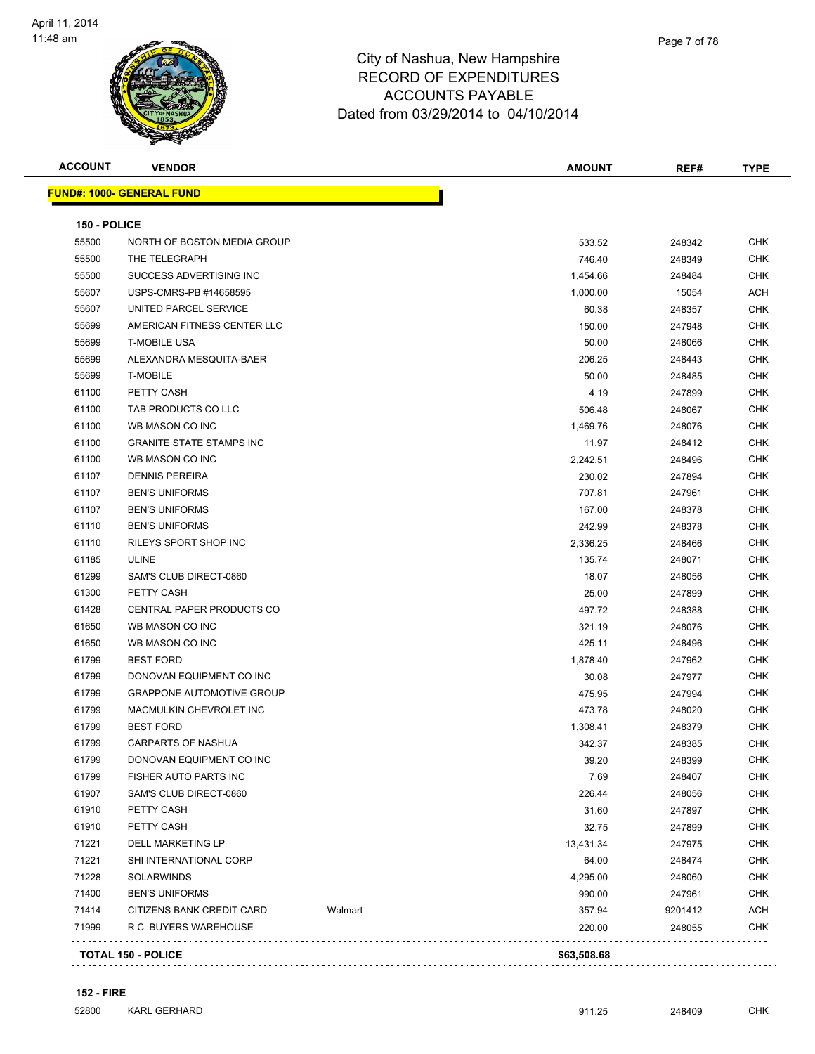City of Nashua, New Hampshire
RECORD OF EXPENDITURES
ACCOUNTS PAYABLE
Dated from 03/29/2014 to 04/10/2014

| ACCOUNT | VENDOR | | AMOUNT | REF# | TYPE |
|---|---|---|---|---|---|
| **FUND#: 1000- GENERAL FUND** | | | | | |
| **150 - POLICE** | | | | | |
| 55500 | NORTH OF BOSTON MEDIA GROUP | | 533.52 | 248342 | CHK |
| 55500 | THE TELEGRAPH | | 746.40 | 248349 | CHK |
| 55500 | SUCCESS ADVERTISING INC | | 1,454.66 | 248484 | CHK |
| 55607 | USPS-CMRS-PB #14658595 | | 1,000.00 | 15054 | ACH |
| 55607 | UNITED PARCEL SERVICE | | 60.38 | 248357 | CHK |
| 55699 | AMERICAN FITNESS CENTER LLC | | 150.00 | 247948 | CHK |
| 55699 | T-MOBILE USA | | 50.00 | 248066 | CHK |
| 55699 | ALEXANDRA MESQUITA-BAER | | 206.25 | 248443 | CHK |
| 55699 | T-MOBILE | | 50.00 | 248485 | CHK |
| 61100 | PETTY CASH | | 4.19 | 247899 | CHK |
| 61100 | TAB PRODUCTS CO LLC | | 506.48 | 248067 | CHK |
| 61100 | WB MASON CO INC | | 1,469.76 | 248076 | CHK |
| 61100 | GRANITE STATE STAMPS INC | | 11.97 | 248412 | CHK |
| 61100 | WB MASON CO INC | | 2,242.51 | 248496 | CHK |
| 61107 | DENNIS PEREIRA | | 230.02 | 247894 | CHK |
| 61107 | BEN'S UNIFORMS | | 707.81 | 247961 | CHK |
| 61107 | BEN'S UNIFORMS | | 167.00 | 248378 | CHK |
| 61110 | BEN'S UNIFORMS | | 242.99 | 248378 | CHK |
| 61110 | RILEYS SPORT SHOP INC | | 2,336.25 | 248466 | CHK |
| 61185 | ULINE | | 135.74 | 248071 | CHK |
| 61299 | SAM'S CLUB DIRECT-0860 | | 18.07 | 248056 | CHK |
| 61300 | PETTY CASH | | 25.00 | 247899 | CHK |
| 61428 | CENTRAL PAPER PRODUCTS CO | | 497.72 | 248388 | CHK |
| 61650 | WB MASON CO INC | | 321.19 | 248076 | CHK |
| 61650 | WB MASON CO INC | | 425.11 | 248496 | CHK |
| 61799 | BEST FORD | | 1,878.40 | 247962 | CHK |
| 61799 | DONOVAN EQUIPMENT CO INC | | 30.08 | 247977 | CHK |
| 61799 | GRAPPONE AUTOMOTIVE GROUP | | 475.95 | 247994 | CHK |
| 61799 | MACMULKIN CHEVROLET INC | | 473.78 | 248020 | CHK |
| 61799 | BEST FORD | | 1,308.41 | 248379 | CHK |
| 61799 | CARPARTS OF NASHUA | | 342.37 | 248385 | CHK |
| 61799 | DONOVAN EQUIPMENT CO INC | | 39.20 | 248399 | CHK |
| 61799 | FISHER AUTO PARTS INC | | 7.69 | 248407 | CHK |
| 61907 | SAM'S CLUB DIRECT-0860 | | 226.44 | 248056 | CHK |
| 61910 | PETTY CASH | | 31.60 | 247897 | CHK |
| 61910 | PETTY CASH | | 32.75 | 247899 | CHK |
| 71221 | DELL MARKETING LP | | 13,431.34 | 247975 | CHK |
| 71221 | SHI INTERNATIONAL CORP | | 64.00 | 248474 | CHK |
| 71228 | SOLARWINDS | | 4,295.00 | 248060 | CHK |
| 71400 | BEN'S UNIFORMS | | 990.00 | 247961 | CHK |
| 71414 | CITIZENS BANK CREDIT CARD | Walmart | 357.94 | 9201412 | ACH |
| 71999 | R C BUYERS WAREHOUSE | | 220.00 | 248055 | CHK |
| **TOTAL 150 - POLICE** | | | **$63,508.68** | | |
| **152 - FIRE** | | | | | |
| 52800 | KARL GERHARD | | 911.25 | 248409 | CHK |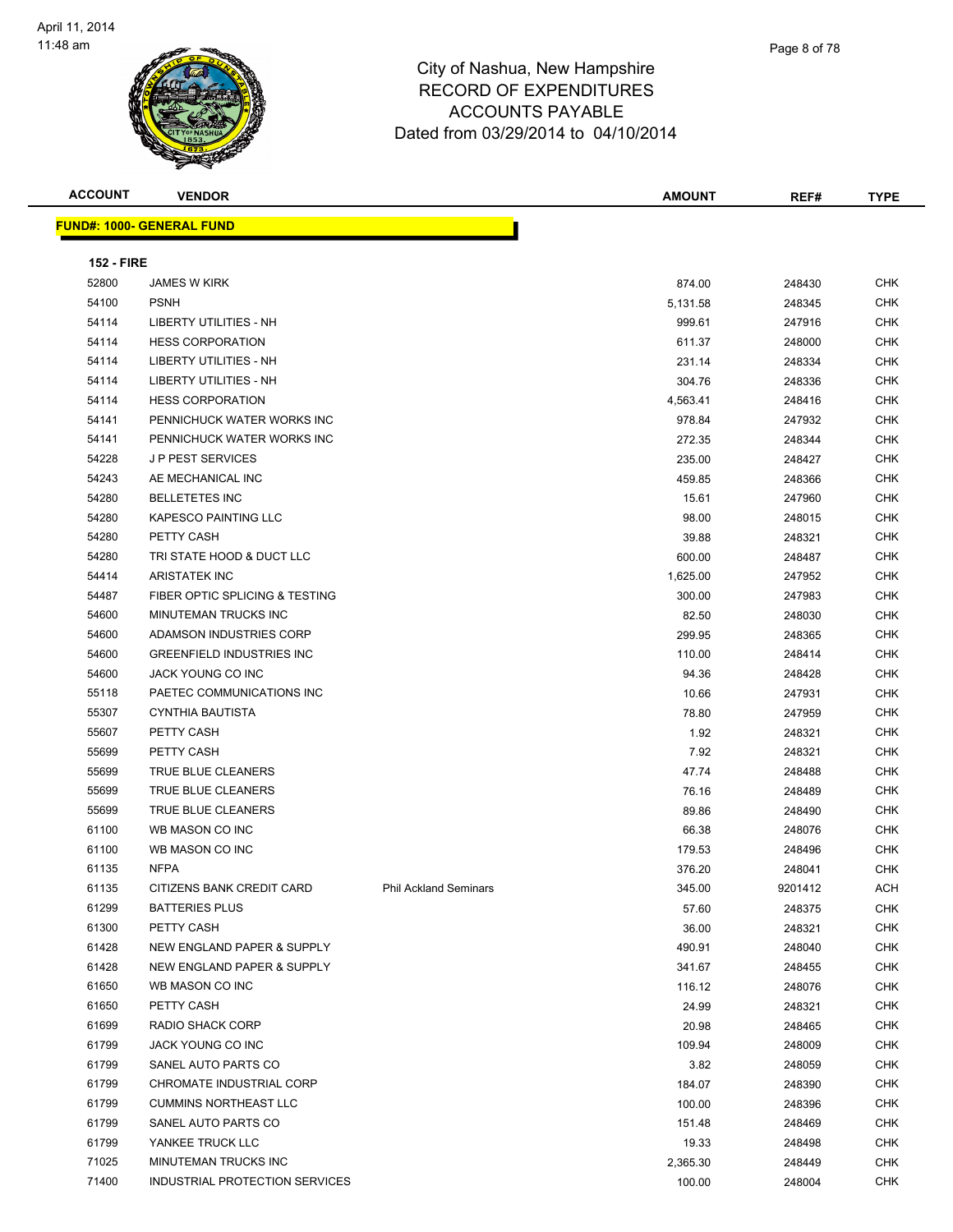# City of Nashua, New Hampshire
## RECORD OF EXPENDITURES
## ACCOUNTS PAYABLE
### Dated from 03/29/2014 to 04/10/2014

**FUND#: 1000- GENERAL FUND**

**152 - FIRE**

| ACCOUNT | VENDOR | | AMOUNT | REF# | TYPE |
|---|---|---|---|---|---|
| 52800 | JAMES W KIRK | | 874.00 | 248430 | CHK |
| 54100 | PSNH | | 5,131.58 | 248345 | CHK |
| 54114 | LIBERTY UTILITIES - NH | | 999.61 | 247916 | CHK |
| 54114 | HESS CORPORATION | | 611.37 | 248000 | CHK |
| 54114 | LIBERTY UTILITIES - NH | | 231.14 | 248334 | CHK |
| 54114 | LIBERTY UTILITIES - NH | | 304.76 | 248336 | CHK |
| 54114 | HESS CORPORATION | | 4,563.41 | 248416 | CHK |
| 54141 | PENNICHUCK WATER WORKS INC | | 978.84 | 247932 | CHK |
| 54141 | PENNICHUCK WATER WORKS INC | | 272.35 | 248344 | CHK |
| 54228 | J P PEST SERVICES | | 235.00 | 248427 | CHK |
| 54243 | AE MECHANICAL INC | | 459.85 | 248366 | CHK |
| 54280 | BELLETETES INC | | 15.61 | 247960 | CHK |
| 54280 | KAPESCO PAINTING LLC | | 98.00 | 248015 | CHK |
| 54280 | PETTY CASH | | 39.88 | 248321 | CHK |
| 54280 | TRI STATE HOOD & DUCT LLC | | 600.00 | 248487 | CHK |
| 54414 | ARISTATEK INC | | 1,625.00 | 247952 | CHK |
| 54487 | FIBER OPTIC SPLICING & TESTING | | 300.00 | 247983 | CHK |
| 54600 | MINUTEMAN TRUCKS INC | | 82.50 | 248030 | CHK |
| 54600 | ADAMSON INDUSTRIES CORP | | 299.95 | 248365 | CHK |
| 54600 | GREENFIELD INDUSTRIES INC | | 110.00 | 248414 | CHK |
| 54600 | JACK YOUNG CO INC | | 94.36 | 248428 | CHK |
| 55118 | PAETEC COMMUNICATIONS INC | | 10.66 | 247931 | CHK |
| 55307 | CYNTHIA BAUTISTA | | 78.80 | 247959 | CHK |
| 55607 | PETTY CASH | | 1.92 | 248321 | CHK |
| 55699 | PETTY CASH | | 7.92 | 248321 | CHK |
| 55699 | TRUE BLUE CLEANERS | | 47.74 | 248488 | CHK |
| 55699 | TRUE BLUE CLEANERS | | 76.16 | 248489 | CHK |
| 55699 | TRUE BLUE CLEANERS | | 89.86 | 248490 | CHK |
| 61100 | WB MASON CO INC | | 66.38 | 248076 | CHK |
| 61100 | WB MASON CO INC | | 179.53 | 248496 | CHK |
| 61135 | NFPA | | 376.20 | 248041 | CHK |
| 61135 | CITIZENS BANK CREDIT CARD | Phil Ackland Seminars | 345.00 | 9201412 | ACH |
| 61299 | BATTERIES PLUS | | 57.60 | 248375 | CHK |
| 61300 | PETTY CASH | | 36.00 | 248321 | CHK |
| 61428 | NEW ENGLAND PAPER & SUPPLY | | 490.91 | 248040 | CHK |
| 61428 | NEW ENGLAND PAPER & SUPPLY | | 341.67 | 248455 | CHK |
| 61650 | WB MASON CO INC | | 116.12 | 248076 | CHK |
| 61650 | PETTY CASH | | 24.99 | 248321 | CHK |
| 61699 | RADIO SHACK CORP | | 20.98 | 248465 | CHK |
| 61799 | JACK YOUNG CO INC | | 109.94 | 248009 | CHK |
| 61799 | SANEL AUTO PARTS CO | | 3.82 | 248059 | CHK |
| 61799 | CHROMATE INDUSTRIAL CORP | | 184.07 | 248390 | CHK |
| 61799 | CUMMINS NORTHEAST LLC | | 100.00 | 248396 | CHK |
| 61799 | SANEL AUTO PARTS CO | | 151.48 | 248469 | CHK |
| 61799 | YANKEE TRUCK LLC | | 19.33 | 248498 | CHK |
| 71025 | MINUTEMAN TRUCKS INC | | 2,365.30 | 248449 | CHK |
| 71400 | INDUSTRIAL PROTECTION SERVICES | | 100.00 | 248004 | CHK |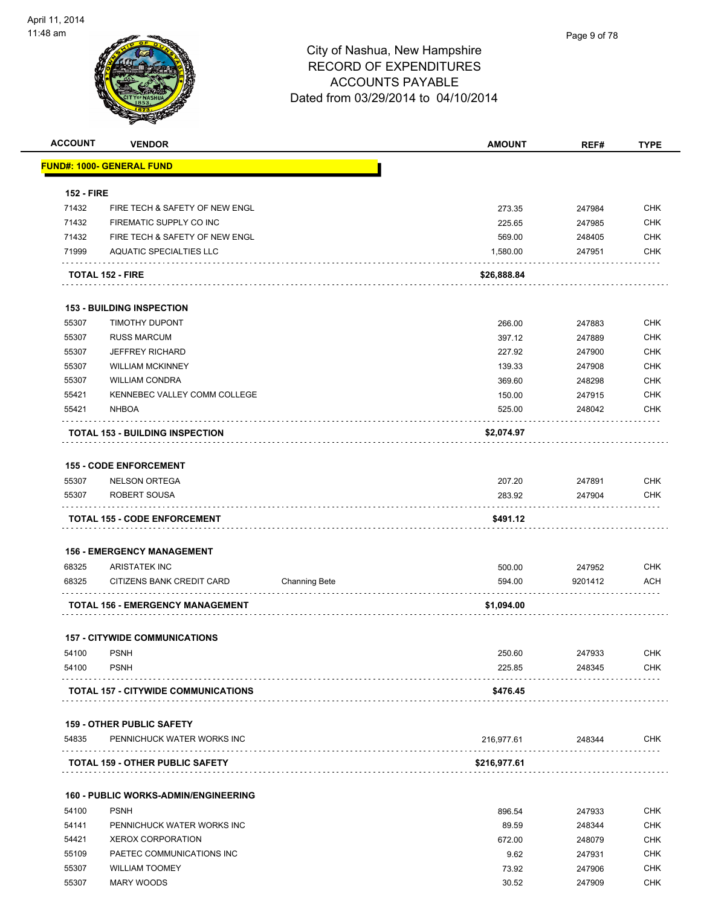# City of Nashua, New Hampshire
## RECORD OF EXPENDITURES
## ACCOUNTS PAYABLE
### Dated from 03/29/2014 to 04/10/2014

| ACCOUNT | VENDOR | | AMOUNT | REF# | TYPE |
|---|---|---|---|---|---|
| **FUND#: 1000- GENERAL FUND** | | | | | |
| **152 - FIRE** | | | | | |
| 71432 | FIRE TECH & SAFETY OF NEW ENGL | | 273.35 | 247984 | CHK |
| 71432 | FIREMATIC SUPPLY CO INC | | 225.65 | 247985 | CHK |
| 71432 | FIRE TECH & SAFETY OF NEW ENGL | | 569.00 | 248405 | CHK |
| 71999 | AQUATIC SPECIALTIES LLC | | 1,580.00 | 247951 | CHK |
| **TOTAL 152 - FIRE** | | | **$26,888.84** | | |
| **153 - BUILDING INSPECTION** | | | | | |
| 55307 | TIMOTHY DUPONT | | 266.00 | 247883 | CHK |
| 55307 | RUSS MARCUM | | 397.12 | 247889 | CHK |
| 55307 | JEFFREY RICHARD | | 227.92 | 247900 | CHK |
| 55307 | WILLIAM MCKINNEY | | 139.33 | 247908 | CHK |
| 55307 | WILLIAM CONDRA | | 369.60 | 248298 | CHK |
| 55421 | KENNEBEC VALLEY COMM COLLEGE | | 150.00 | 247915 | CHK |
| 55421 | NHBOA | | 525.00 | 248042 | CHK |
| **TOTAL 153 - BUILDING INSPECTION** | | | **$2,074.97** | | |
| **155 - CODE ENFORCEMENT** | | | | | |
| 55307 | NELSON ORTEGA | | 207.20 | 247891 | CHK |
| 55307 | ROBERT SOUSA | | 283.92 | 247904 | CHK |
| **TOTAL 155 - CODE ENFORCEMENT** | | | **$491.12** | | |
| **156 - EMERGENCY MANAGEMENT** | | | | | |
| 68325 | ARISTATEK INC | | 500.00 | 247952 | CHK |
| 68325 | CITIZENS BANK CREDIT CARD | Channing Bete | 594.00 | 9201412 | ACH |
| **TOTAL 156 - EMERGENCY MANAGEMENT** | | | **$1,094.00** | | |
| **157 - CITYWIDE COMMUNICATIONS** | | | | | |
| 54100 | PSNH | | 250.60 | 247933 | CHK |
| 54100 | PSNH | | 225.85 | 248345 | CHK |
| **TOTAL 157 - CITYWIDE COMMUNICATIONS** | | | **$476.45** | | |
| **159 - OTHER PUBLIC SAFETY** | | | | | |
| 54835 | PENNICHUCK WATER WORKS INC | | 216,977.61 | 248344 | CHK |
| **TOTAL 159 - OTHER PUBLIC SAFETY** | | | **$216,977.61** | | |
| **160 - PUBLIC WORKS-ADMIN/ENGINEERING** | | | | | |
| 54100 | PSNH | | 896.54 | 247933 | CHK |
| 54141 | PENNICHUCK WATER WORKS INC | | 89.59 | 248344 | CHK |
| 54421 | XEROX CORPORATION | | 672.00 | 248079 | CHK |
| 55109 | PAETEC COMMUNICATIONS INC | | 9.62 | 247931 | CHK |
| 55307 | WILLIAM TOOMEY | | 73.92 | 247906 | CHK |
| 55307 | MARY WOODS | | 30.52 | 247909 | CHK |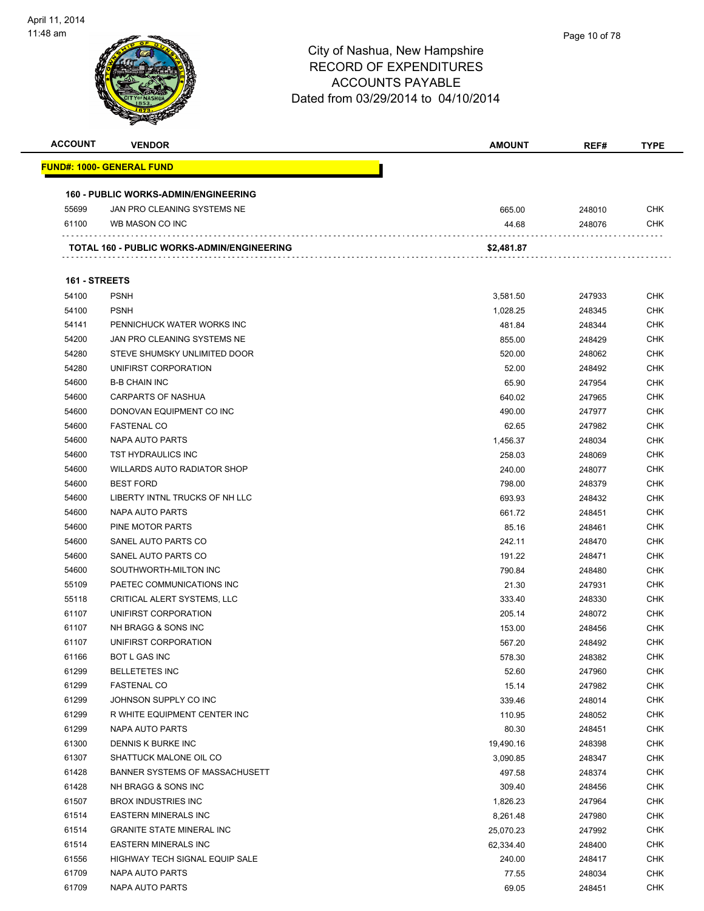City of Nashua, New Hampshire
RECORD OF EXPENDITURES
ACCOUNTS PAYABLE
Dated from 03/29/2014 to 04/10/2014

| ACCOUNT | VENDOR | AMOUNT | REF# | TYPE |
|---|---|---|---|---|
| **FUND#: 1000- GENERAL FUND** | | | | |
| **160 - PUBLIC WORKS-ADMIN/ENGINEERING** | | | | |
| 55699 | JAN PRO CLEANING SYSTEMS NE | 665.00 | 248010 | CHK |
| 61100 | WB MASON CO INC | 44.68 | 248076 | CHK |
| | **TOTAL 160 - PUBLIC WORKS-ADMIN/ENGINEERING** | **$2,481.87** | | |
| **161 - STREETS** | | | | |
| 54100 | PSNH | 3,581.50 | 247933 | CHK |
| 54100 | PSNH | 1,028.25 | 248345 | CHK |
| 54141 | PENNICHUCK WATER WORKS INC | 481.84 | 248344 | CHK |
| 54200 | JAN PRO CLEANING SYSTEMS NE | 855.00 | 248429 | CHK |
| 54280 | STEVE SHUMSKY UNLIMITED DOOR | 520.00 | 248062 | CHK |
| 54280 | UNIFIRST CORPORATION | 52.00 | 248492 | CHK |
| 54600 | B-B CHAIN INC | 65.90 | 247954 | CHK |
| 54600 | CARPARTS OF NASHUA | 640.02 | 247965 | CHK |
| 54600 | DONOVAN EQUIPMENT CO INC | 490.00 | 247977 | CHK |
| 54600 | FASTENAL CO | 62.65 | 247982 | CHK |
| 54600 | NAPA AUTO PARTS | 1,456.37 | 248034 | CHK |
| 54600 | TST HYDRAULICS INC | 258.03 | 248069 | CHK |
| 54600 | WILLARDS AUTO RADIATOR SHOP | 240.00 | 248077 | CHK |
| 54600 | BEST FORD | 798.00 | 248379 | CHK |
| 54600 | LIBERTY INTNL TRUCKS OF NH LLC | 693.93 | 248432 | CHK |
| 54600 | NAPA AUTO PARTS | 661.72 | 248451 | CHK |
| 54600 | PINE MOTOR PARTS | 85.16 | 248461 | CHK |
| 54600 | SANEL AUTO PARTS CO | 242.11 | 248470 | CHK |
| 54600 | SANEL AUTO PARTS CO | 191.22 | 248471 | CHK |
| 54600 | SOUTHWORTH-MILTON INC | 790.84 | 248480 | CHK |
| 55109 | PAETEC COMMUNICATIONS INC | 21.30 | 247931 | CHK |
| 55118 | CRITICAL ALERT SYSTEMS, LLC | 333.40 | 248330 | CHK |
| 61107 | UNIFIRST CORPORATION | 205.14 | 248072 | CHK |
| 61107 | NH BRAGG & SONS INC | 153.00 | 248456 | CHK |
| 61107 | UNIFIRST CORPORATION | 567.20 | 248492 | CHK |
| 61166 | BOT L GAS INC | 578.30 | 248382 | CHK |
| 61299 | BELLETETES INC | 52.60 | 247960 | CHK |
| 61299 | FASTENAL CO | 15.14 | 247982 | CHK |
| 61299 | JOHNSON SUPPLY CO INC | 339.46 | 248014 | CHK |
| 61299 | R WHITE EQUIPMENT CENTER INC | 110.95 | 248052 | CHK |
| 61299 | NAPA AUTO PARTS | 80.30 | 248451 | CHK |
| 61300 | DENNIS K BURKE INC | 19,490.16 | 248398 | CHK |
| 61307 | SHATTUCK MALONE OIL CO | 3,090.85 | 248347 | CHK |
| 61428 | BANNER SYSTEMS OF MASSACHUSETT | 497.58 | 248374 | CHK |
| 61428 | NH BRAGG & SONS INC | 309.40 | 248456 | CHK |
| 61507 | BROX INDUSTRIES INC | 1,826.23 | 247964 | CHK |
| 61514 | EASTERN MINERALS INC | 8,261.48 | 247980 | CHK |
| 61514 | GRANITE STATE MINERAL INC | 25,070.23 | 247992 | CHK |
| 61514 | EASTERN MINERALS INC | 62,334.40 | 248400 | CHK |
| 61556 | HIGHWAY TECH SIGNAL EQUIP SALE | 240.00 | 248417 | CHK |
| 61709 | NAPA AUTO PARTS | 77.55 | 248034 | CHK |
| 61709 | NAPA AUTO PARTS | 69.05 | 248451 | CHK |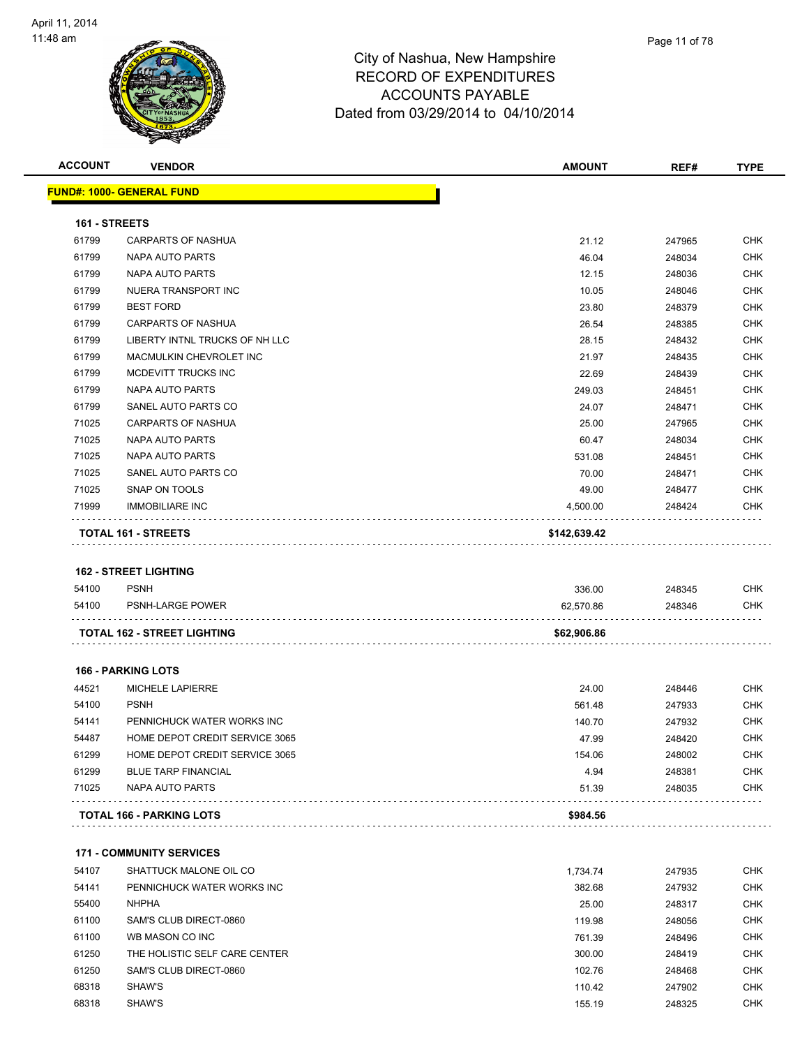# City of Nashua, New Hampshire
# RECORD OF EXPENDITURES
# ACCOUNTS PAYABLE
# Dated from 03/29/2014 to 04/10/2014

**FUND#: 1000- GENERAL FUND**

### 161 - STREETS

| ACCOUNT | VENDOR | AMOUNT | REF# | TYPE |
|---|---|---|---|---|
| 61799 | CARPARTS OF NASHUA | 21.12 | 247965 | CHK |
| 61799 | NAPA AUTO PARTS | 46.04 | 248034 | CHK |
| 61799 | NAPA AUTO PARTS | 12.15 | 248036 | CHK |
| 61799 | NUERA TRANSPORT INC | 10.05 | 248046 | CHK |
| 61799 | BEST FORD | 23.80 | 248379 | CHK |
| 61799 | CARPARTS OF NASHUA | 26.54 | 248385 | CHK |
| 61799 | LIBERTY INTNL TRUCKS OF NH LLC | 28.15 | 248432 | CHK |
| 61799 | MACMULKIN CHEVROLET INC | 21.97 | 248435 | CHK |
| 61799 | MCDEVITT TRUCKS INC | 22.69 | 248439 | CHK |
| 61799 | NAPA AUTO PARTS | 249.03 | 248451 | CHK |
| 61799 | SANEL AUTO PARTS CO | 24.07 | 248471 | CHK |
| 71025 | CARPARTS OF NASHUA | 25.00 | 247965 | CHK |
| 71025 | NAPA AUTO PARTS | 60.47 | 248034 | CHK |
| 71025 | NAPA AUTO PARTS | 531.08 | 248451 | CHK |
| 71025 | SANEL AUTO PARTS CO | 70.00 | 248471 | CHK |
| 71025 | SNAP ON TOOLS | 49.00 | 248477 | CHK |
| 71999 | IMMOBILIARE INC | 4,500.00 | 248424 | CHK |
| | **TOTAL 161 - STREETS** | **$142,639.42** | | |

### 162 - STREET LIGHTING

| ACCOUNT | VENDOR | AMOUNT | REF# | TYPE |
|---|---|---|---|---|
| 54100 | PSNH | 336.00 | 248345 | CHK |
| 54100 | PSNH-LARGE POWER | 62,570.86 | 248346 | CHK |
| | **TOTAL 162 - STREET LIGHTING** | **$62,906.86** | | |

### 166 - PARKING LOTS

| ACCOUNT | VENDOR | AMOUNT | REF# | TYPE |
|---|---|---|---|---|
| 44521 | MICHELE LAPIERRE | 24.00 | 248446 | CHK |
| 54100 | PSNH | 561.48 | 247933 | CHK |
| 54141 | PENNICHUCK WATER WORKS INC | 140.70 | 247932 | CHK |
| 54487 | HOME DEPOT CREDIT SERVICE 3065 | 47.99 | 248420 | CHK |
| 61299 | HOME DEPOT CREDIT SERVICE 3065 | 154.06 | 248002 | CHK |
| 61299 | BLUE TARP FINANCIAL | 4.94 | 248381 | CHK |
| 71025 | NAPA AUTO PARTS | 51.39 | 248035 | CHK |
| | **TOTAL 166 - PARKING LOTS** | **$984.56** | | |

### 171 - COMMUNITY SERVICES

| ACCOUNT | VENDOR | AMOUNT | REF# | TYPE |
|---|---|---|---|---|
| 54107 | SHATTUCK MALONE OIL CO | 1,734.74 | 247935 | CHK |
| 54141 | PENNICHUCK WATER WORKS INC | 382.68 | 247932 | CHK |
| 55400 | NHPHA | 25.00 | 248317 | CHK |
| 61100 | SAM'S CLUB DIRECT-0860 | 119.98 | 248056 | CHK |
| 61100 | WB MASON CO INC | 761.39 | 248496 | CHK |
| 61250 | THE HOLISTIC SELF CARE CENTER | 300.00 | 248419 | CHK |
| 61250 | SAM'S CLUB DIRECT-0860 | 102.76 | 248468 | CHK |
| 68318 | SHAW'S | 110.42 | 247902 | CHK |
| 68318 | SHAW'S | 155.19 | 248325 | CHK |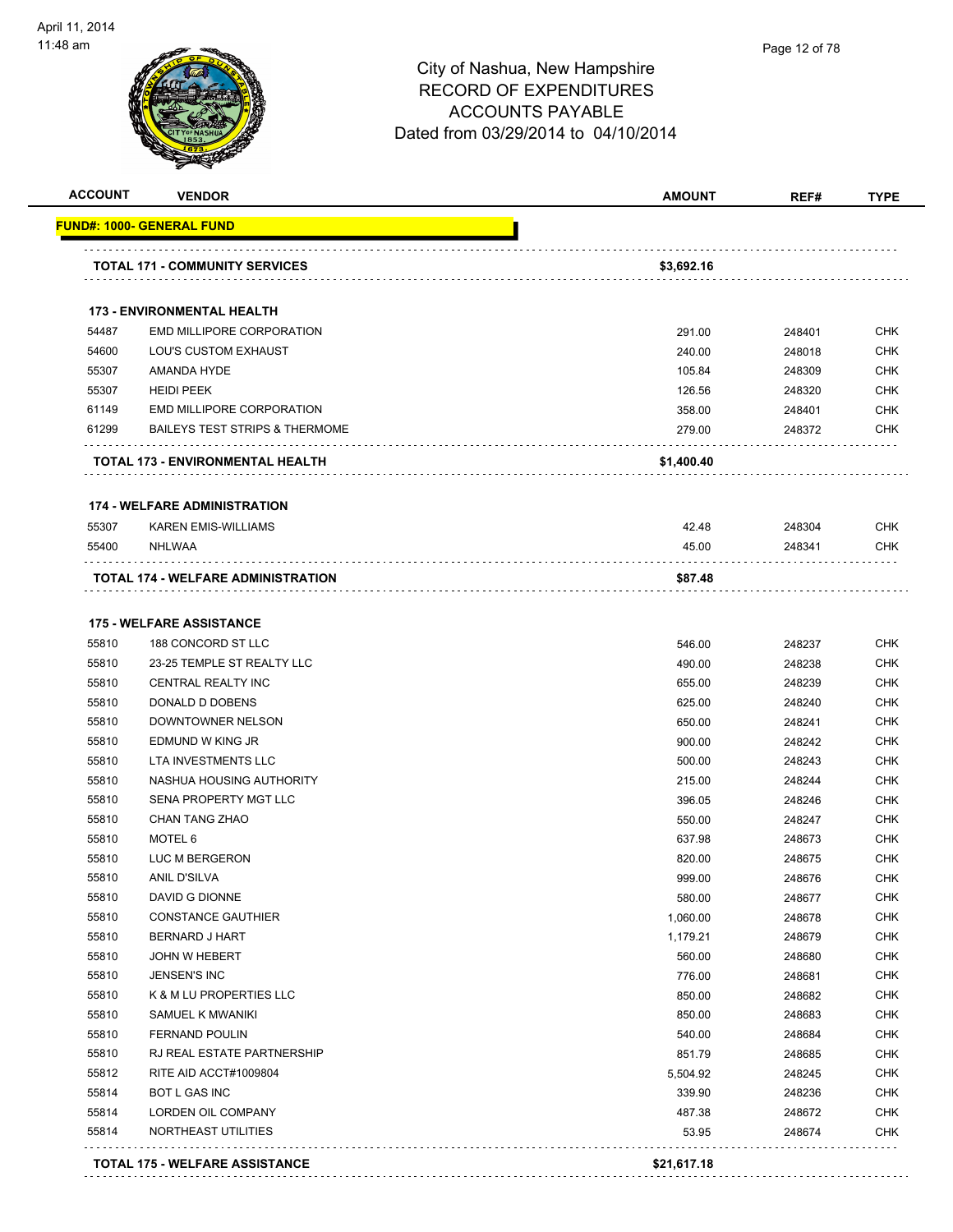# City of Nashua, New Hampshire
## RECORD OF EXPENDITURES
## ACCOUNTS PAYABLE
### Dated from 03/29/2014 to 04/10/2014

| ACCOUNT | VENDOR | AMOUNT | REF# | TYPE |
|---|---|---|---|---|
| **FUND#: 1000- GENERAL FUND** | | | | |
| | **TOTAL 171 - COMMUNITY SERVICES** | **$3,692.16** | | |
| | **173 - ENVIRONMENTAL HEALTH** | | | |
| 54487 | EMD MILLIPORE CORPORATION | 291.00 | 248401 | CHK |
| 54600 | LOU'S CUSTOM EXHAUST | 240.00 | 248018 | CHK |
| 55307 | AMANDA HYDE | 105.84 | 248309 | CHK |
| 55307 | HEIDI PEEK | 126.56 | 248320 | CHK |
| 61149 | EMD MILLIPORE CORPORATION | 358.00 | 248401 | CHK |
| 61299 | BAILEYS TEST STRIPS & THERMOME | 279.00 | 248372 | CHK |
| | **TOTAL 173 - ENVIRONMENTAL HEALTH** | **$1,400.40** | | |
| | **174 - WELFARE ADMINISTRATION** | | | |
| 55307 | KAREN EMIS-WILLIAMS | 42.48 | 248304 | CHK |
| 55400 | NHLWAA | 45.00 | 248341 | CHK |
| | **TOTAL 174 - WELFARE ADMINISTRATION** | **$87.48** | | |
| | **175 - WELFARE ASSISTANCE** | | | |
| 55810 | 188 CONCORD ST LLC | 546.00 | 248237 | CHK |
| 55810 | 23-25 TEMPLE ST REALTY LLC | 490.00 | 248238 | CHK |
| 55810 | CENTRAL REALTY INC | 655.00 | 248239 | CHK |
| 55810 | DONALD D DOBENS | 625.00 | 248240 | CHK |
| 55810 | DOWNTOWNER NELSON | 650.00 | 248241 | CHK |
| 55810 | EDMUND W KING JR | 900.00 | 248242 | CHK |
| 55810 | LTA INVESTMENTS LLC | 500.00 | 248243 | CHK |
| 55810 | NASHUA HOUSING AUTHORITY | 215.00 | 248244 | CHK |
| 55810 | SENA PROPERTY MGT LLC | 396.05 | 248246 | CHK |
| 55810 | CHAN TANG ZHAO | 550.00 | 248247 | CHK |
| 55810 | MOTEL 6 | 637.98 | 248673 | CHK |
| 55810 | LUC M BERGERON | 820.00 | 248675 | CHK |
| 55810 | ANIL D'SILVA | 999.00 | 248676 | CHK |
| 55810 | DAVID G DIONNE | 580.00 | 248677 | CHK |
| 55810 | CONSTANCE GAUTHIER | 1,060.00 | 248678 | CHK |
| 55810 | BERNARD J HART | 1,179.21 | 248679 | CHK |
| 55810 | JOHN W HEBERT | 560.00 | 248680 | CHK |
| 55810 | JENSEN'S INC | 776.00 | 248681 | CHK |
| 55810 | K & M LU PROPERTIES LLC | 850.00 | 248682 | CHK |
| 55810 | SAMUEL K MWANIKI | 850.00 | 248683 | CHK |
| 55810 | FERNAND POULIN | 540.00 | 248684 | CHK |
| 55810 | RJ REAL ESTATE PARTNERSHIP | 851.79 | 248685 | CHK |
| 55812 | RITE AID ACCT#1009804 | 5,504.92 | 248245 | CHK |
| 55814 | BOT L GAS INC | 339.90 | 248236 | CHK |
| 55814 | LORDEN OIL COMPANY | 487.38 | 248672 | CHK |
| 55814 | NORTHEAST UTILITIES | 53.95 | 248674 | CHK |
| | **TOTAL 175 - WELFARE ASSISTANCE** | **$21,617.18** | | |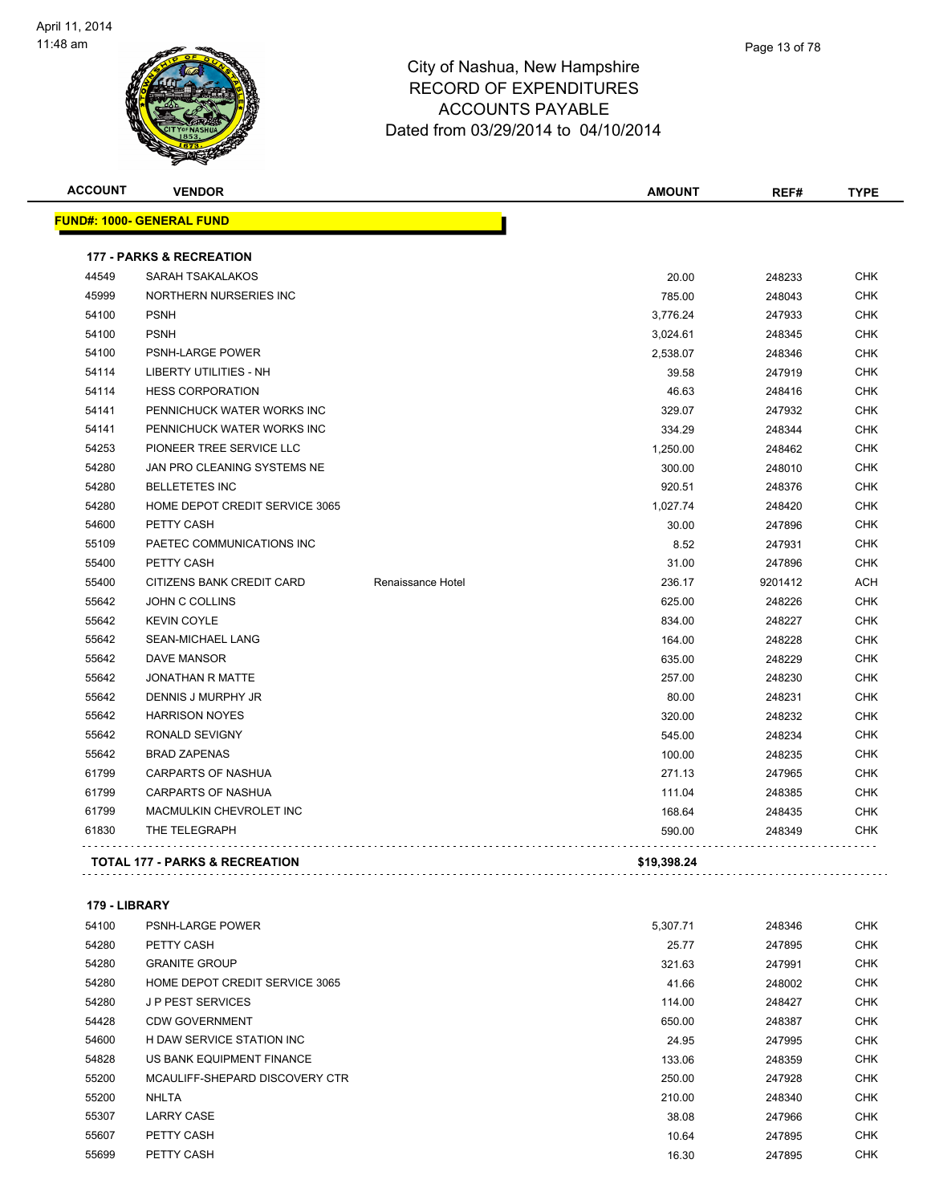# City of Nashua, New Hampshire
## RECORD OF EXPENDITURES
## ACCOUNTS PAYABLE
## Dated from 03/29/2014 to 04/10/2014

| ACCOUNT | VENDOR | | AMOUNT | REF# | TYPE |
|---|---|---|---|---|---|
| **FUND#: 1000- GENERAL FUND** | | | | | |
| **177 - PARKS & RECREATION** | | | | | |
| 44549 | SARAH TSAKALAKOS | | 20.00 | 248233 | CHK |
| 45999 | NORTHERN NURSERIES INC | | 785.00 | 248043 | CHK |
| 54100 | PSNH | | 3,776.24 | 247933 | CHK |
| 54100 | PSNH | | 3,024.61 | 248345 | CHK |
| 54100 | PSNH-LARGE POWER | | 2,538.07 | 248346 | CHK |
| 54114 | LIBERTY UTILITIES - NH | | 39.58 | 247919 | CHK |
| 54114 | HESS CORPORATION | | 46.63 | 248416 | CHK |
| 54141 | PENNICHUCK WATER WORKS INC | | 329.07 | 247932 | CHK |
| 54141 | PENNICHUCK WATER WORKS INC | | 334.29 | 248344 | CHK |
| 54253 | PIONEER TREE SERVICE LLC | | 1,250.00 | 248462 | CHK |
| 54280 | JAN PRO CLEANING SYSTEMS NE | | 300.00 | 248010 | CHK |
| 54280 | BELLETETES INC | | 920.51 | 248376 | CHK |
| 54280 | HOME DEPOT CREDIT SERVICE 3065 | | 1,027.74 | 248420 | CHK |
| 54600 | PETTY CASH | | 30.00 | 247896 | CHK |
| 55109 | PAETEC COMMUNICATIONS INC | | 8.52 | 247931 | CHK |
| 55400 | PETTY CASH | | 31.00 | 247896 | CHK |
| 55400 | CITIZENS BANK CREDIT CARD | Renaissance Hotel | 236.17 | 9201412 | ACH |
| 55642 | JOHN C COLLINS | | 625.00 | 248226 | CHK |
| 55642 | KEVIN COYLE | | 834.00 | 248227 | CHK |
| 55642 | SEAN-MICHAEL LANG | | 164.00 | 248228 | CHK |
| 55642 | DAVE MANSOR | | 635.00 | 248229 | CHK |
| 55642 | JONATHAN R MATTE | | 257.00 | 248230 | CHK |
| 55642 | DENNIS J MURPHY JR | | 80.00 | 248231 | CHK |
| 55642 | HARRISON NOYES | | 320.00 | 248232 | CHK |
| 55642 | RONALD SEVIGNY | | 545.00 | 248234 | CHK |
| 55642 | BRAD ZAPENAS | | 100.00 | 248235 | CHK |
| 61799 | CARPARTS OF NASHUA | | 271.13 | 247965 | CHK |
| 61799 | CARPARTS OF NASHUA | | 111.04 | 248385 | CHK |
| 61799 | MACMULKIN CHEVROLET INC | | 168.64 | 248435 | CHK |
| 61830 | THE TELEGRAPH | | 590.00 | 248349 | CHK |
| **TOTAL 177 - PARKS & RECREATION** | | | **$19,398.24** | | |
| **179 - LIBRARY** | | | | | |
| 54100 | PSNH-LARGE POWER | | 5,307.71 | 248346 | CHK |
| 54280 | PETTY CASH | | 25.77 | 247895 | CHK |
| 54280 | GRANITE GROUP | | 321.63 | 247991 | CHK |
| 54280 | HOME DEPOT CREDIT SERVICE 3065 | | 41.66 | 248002 | CHK |
| 54280 | J P PEST SERVICES | | 114.00 | 248427 | CHK |
| 54428 | CDW GOVERNMENT | | 650.00 | 248387 | CHK |
| 54600 | H DAW SERVICE STATION INC | | 24.95 | 247995 | CHK |
| 54828 | US BANK EQUIPMENT FINANCE | | 133.06 | 248359 | CHK |
| 55200 | MCAULIFF-SHEPARD DISCOVERY CTR | | 250.00 | 247928 | CHK |
| 55200 | NHLTA | | 210.00 | 248340 | CHK |
| 55307 | LARRY CASE | | 38.08 | 247966 | CHK |
| 55607 | PETTY CASH | | 10.64 | 247895 | CHK |
| 55699 | PETTY CASH | | 16.30 | 247895 | CHK |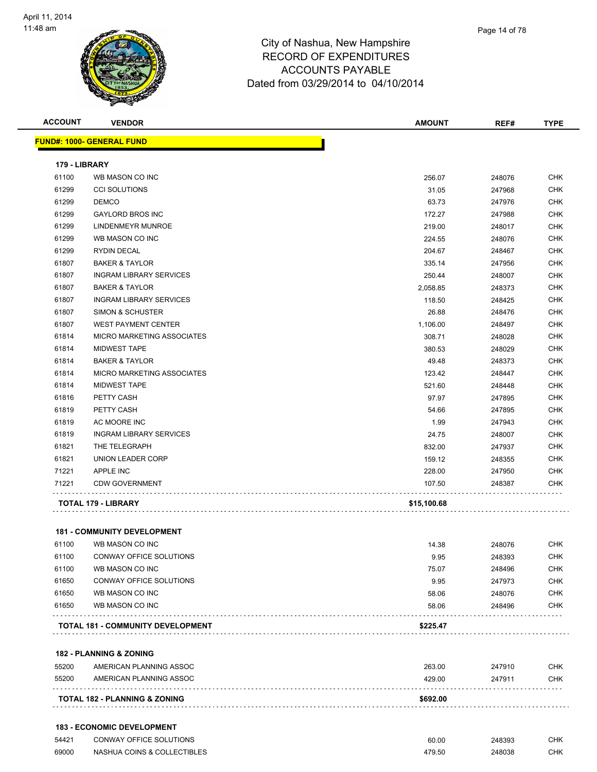# City of Nashua, New Hampshire
# RECORD OF EXPENDITURES
# ACCOUNTS PAYABLE
# Dated from 03/29/2014 to 04/10/2014

April 11, 2014
11:48 am

| ACCOUNT | VENDOR | AMOUNT | REF# | TYPE |
|---|---|---|---|---|
| **FUND#: 1000- GENERAL FUND** | | | | |
| **179 - LIBRARY** | | | | |
| 61100 | WB MASON CO INC | 256.07 | 248076 | CHK |
| 61299 | CCI SOLUTIONS | 31.05 | 247968 | CHK |
| 61299 | DEMCO | 63.73 | 247976 | CHK |
| 61299 | GAYLORD BROS INC | 172.27 | 247988 | CHK |
| 61299 | LINDENMEYR MUNROE | 219.00 | 248017 | CHK |
| 61299 | WB MASON CO INC | 224.55 | 248076 | CHK |
| 61299 | RYDIN DECAL | 204.67 | 248467 | CHK |
| 61807 | BAKER & TAYLOR | 335.14 | 247956 | CHK |
| 61807 | INGRAM LIBRARY SERVICES | 250.44 | 248007 | CHK |
| 61807 | BAKER & TAYLOR | 2,058.85 | 248373 | CHK |
| 61807 | INGRAM LIBRARY SERVICES | 118.50 | 248425 | CHK |
| 61807 | SIMON & SCHUSTER | 26.88 | 248476 | CHK |
| 61807 | WEST PAYMENT CENTER | 1,106.00 | 248497 | CHK |
| 61814 | MICRO MARKETING ASSOCIATES | 308.71 | 248028 | CHK |
| 61814 | MIDWEST TAPE | 380.53 | 248029 | CHK |
| 61814 | BAKER & TAYLOR | 49.48 | 248373 | CHK |
| 61814 | MICRO MARKETING ASSOCIATES | 123.42 | 248447 | CHK |
| 61814 | MIDWEST TAPE | 521.60 | 248448 | CHK |
| 61816 | PETTY CASH | 97.97 | 247895 | CHK |
| 61819 | PETTY CASH | 54.66 | 247895 | CHK |
| 61819 | AC MOORE INC | 1.99 | 247943 | CHK |
| 61819 | INGRAM LIBRARY SERVICES | 24.75 | 248007 | CHK |
| 61821 | THE TELEGRAPH | 832.00 | 247937 | CHK |
| 61821 | UNION LEADER CORP | 159.12 | 248355 | CHK |
| 71221 | APPLE INC | 228.00 | 247950 | CHK |
| 71221 | CDW GOVERNMENT | 107.50 | 248387 | CHK |
| **TOTAL 179 - LIBRARY** | | **$15,100.68** | | |
| **181 - COMMUNITY DEVELOPMENT** | | | | |
| 61100 | WB MASON CO INC | 14.38 | 248076 | CHK |
| 61100 | CONWAY OFFICE SOLUTIONS | 9.95 | 248393 | CHK |
| 61100 | WB MASON CO INC | 75.07 | 248496 | CHK |
| 61650 | CONWAY OFFICE SOLUTIONS | 9.95 | 247973 | CHK |
| 61650 | WB MASON CO INC | 58.06 | 248076 | CHK |
| 61650 | WB MASON CO INC | 58.06 | 248496 | CHK |
| **TOTAL 181 - COMMUNITY DEVELOPMENT** | | **$225.47** | | |
| **182 - PLANNING & ZONING** | | | | |
| 55200 | AMERICAN PLANNING ASSOC | 263.00 | 247910 | CHK |
| 55200 | AMERICAN PLANNING ASSOC | 429.00 | 247911 | CHK |
| **TOTAL 182 - PLANNING & ZONING** | | **$692.00** | | |
| **183 - ECONOMIC DEVELOPMENT** | | | | |
| 54421 | CONWAY OFFICE SOLUTIONS | 60.00 | 248393 | CHK |
| 69000 | NASHUA COINS & COLLECTIBLES | 479.50 | 248038 | CHK |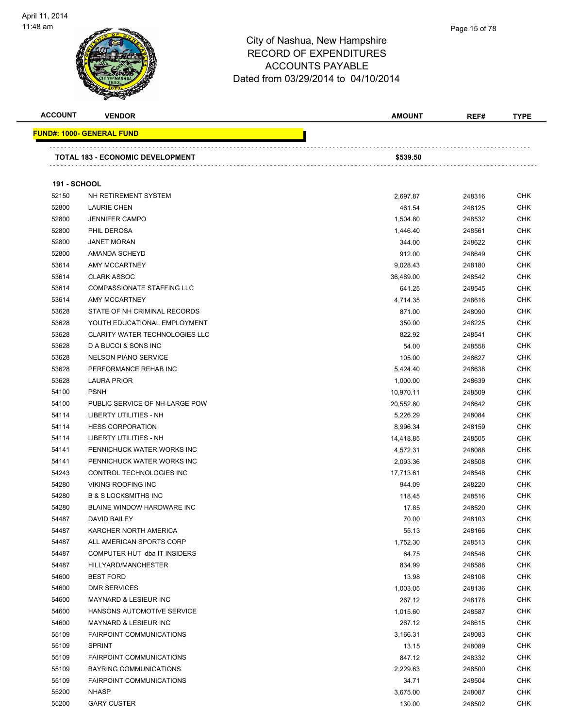City of Nashua, New Hampshire
RECORD OF EXPENDITURES
ACCOUNTS PAYABLE
Dated from 03/29/2014 to 04/10/2014

| ACCOUNT | VENDOR | AMOUNT | REF# | TYPE |
|---|---|---|---|---|
| **FUND#: 1000- GENERAL FUND** | | | | |
| **TOTAL 183 - ECONOMIC DEVELOPMENT** | | **$539.50** | | |
| **191 - SCHOOL** | | | | |
| 52150 | NH RETIREMENT SYSTEM | 2,697.87 | 248316 | CHK |
| 52800 | LAURIE CHEN | 461.54 | 248125 | CHK |
| 52800 | JENNIFER CAMPO | 1,504.80 | 248532 | CHK |
| 52800 | PHIL DEROSA | 1,446.40 | 248561 | CHK |
| 52800 | JANET MORAN | 344.00 | 248622 | CHK |
| 52800 | AMANDA SCHEYD | 912.00 | 248649 | CHK |
| 53614 | AMY MCCARTNEY | 9,028.43 | 248180 | CHK |
| 53614 | CLARK ASSOC | 36,489.00 | 248542 | CHK |
| 53614 | COMPASSIONATE STAFFING LLC | 641.25 | 248545 | CHK |
| 53614 | AMY MCCARTNEY | 4,714.35 | 248616 | CHK |
| 53628 | STATE OF NH CRIMINAL RECORDS | 871.00 | 248090 | CHK |
| 53628 | YOUTH EDUCATIONAL EMPLOYMENT | 350.00 | 248225 | CHK |
| 53628 | CLARITY WATER TECHNOLOGIES LLC | 822.92 | 248541 | CHK |
| 53628 | D A BUCCI & SONS INC | 54.00 | 248558 | CHK |
| 53628 | NELSON PIANO SERVICE | 105.00 | 248627 | CHK |
| 53628 | PERFORMANCE REHAB INC | 5,424.40 | 248638 | CHK |
| 53628 | LAURA PRIOR | 1,000.00 | 248639 | CHK |
| 54100 | PSNH | 10,970.11 | 248509 | CHK |
| 54100 | PUBLIC SERVICE OF NH-LARGE POW | 20,552.80 | 248642 | CHK |
| 54114 | LIBERTY UTILITIES - NH | 5,226.29 | 248084 | CHK |
| 54114 | HESS CORPORATION | 8,996.34 | 248159 | CHK |
| 54114 | LIBERTY UTILITIES - NH | 14,418.85 | 248505 | CHK |
| 54141 | PENNICHUCK WATER WORKS INC | 4,572.31 | 248088 | CHK |
| 54141 | PENNICHUCK WATER WORKS INC | 2,093.36 | 248508 | CHK |
| 54243 | CONTROL TECHNOLOGIES INC | 17,713.61 | 248548 | CHK |
| 54280 | VIKING ROOFING INC | 944.09 | 248220 | CHK |
| 54280 | B & S LOCKSMITHS INC | 118.45 | 248516 | CHK |
| 54280 | BLAINE WINDOW HARDWARE INC | 17.85 | 248520 | CHK |
| 54487 | DAVID BAILEY | 70.00 | 248103 | CHK |
| 54487 | KARCHER NORTH AMERICA | 55.13 | 248166 | CHK |
| 54487 | ALL AMERICAN SPORTS CORP | 1,752.30 | 248513 | CHK |
| 54487 | COMPUTER HUT dba IT INSIDERS | 64.75 | 248546 | CHK |
| 54487 | HILLYARD/MANCHESTER | 834.99 | 248588 | CHK |
| 54600 | BEST FORD | 13.98 | 248108 | CHK |
| 54600 | DMR SERVICES | 1,003.05 | 248136 | CHK |
| 54600 | MAYNARD & LESIEUR INC | 267.12 | 248178 | CHK |
| 54600 | HANSONS AUTOMOTIVE SERVICE | 1,015.60 | 248587 | CHK |
| 54600 | MAYNARD & LESIEUR INC | 267.12 | 248615 | CHK |
| 55109 | FAIRPOINT COMMUNICATIONS | 3,166.31 | 248083 | CHK |
| 55109 | SPRINT | 13.15 | 248089 | CHK |
| 55109 | FAIRPOINT COMMUNICATIONS | 847.12 | 248332 | CHK |
| 55109 | BAYRING COMMUNICATIONS | 2,229.63 | 248500 | CHK |
| 55109 | FAIRPOINT COMMUNICATIONS | 34.71 | 248504 | CHK |
| 55200 | NHASP | 3,675.00 | 248087 | CHK |
| 55200 | GARY CUSTER | 130.00 | 248502 | CHK |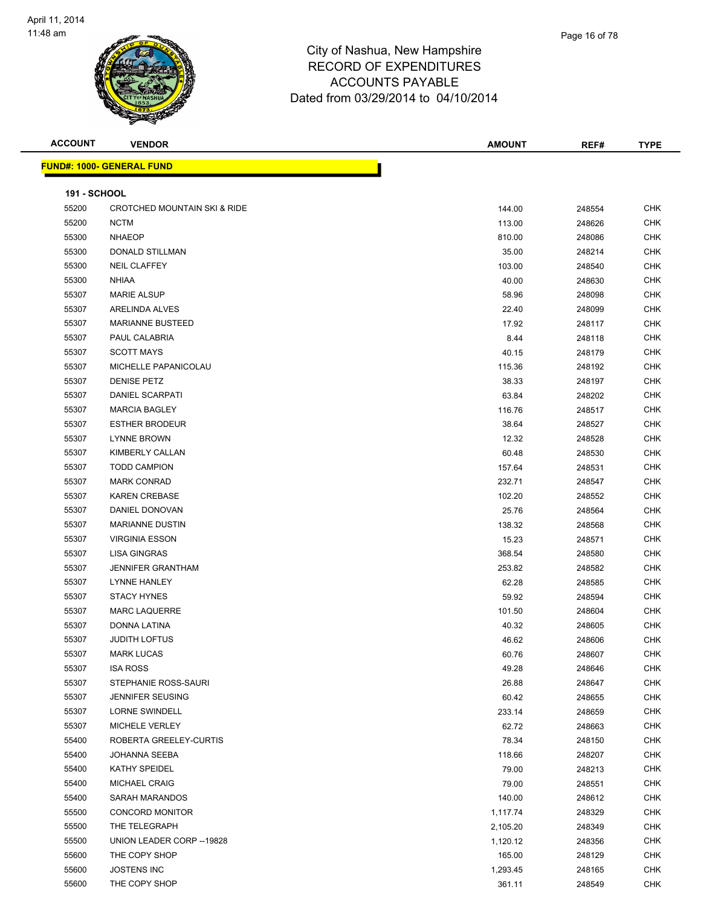# City of Nashua, New Hampshire
## RECORD OF EXPENDITURES
## ACCOUNTS PAYABLE
## Dated from 03/29/2014 to 04/10/2014

| ACCOUNT | VENDOR | AMOUNT | REF# | TYPE |
|---|---|---|---|---|

**FUND#: 1000- GENERAL FUND**

**191 - SCHOOL**

| ACCOUNT | VENDOR | AMOUNT | REF# | TYPE |
|---|---|---|---|---|
| 55200 | CROTCHED MOUNTAIN SKI & RIDE | 144.00 | 248554 | CHK |
| 55200 | NCTM | 113.00 | 248626 | CHK |
| 55300 | NHAEOP | 810.00 | 248086 | CHK |
| 55300 | DONALD STILLMAN | 35.00 | 248214 | CHK |
| 55300 | NEIL CLAFFEY | 103.00 | 248540 | CHK |
| 55300 | NHIAA | 40.00 | 248630 | CHK |
| 55307 | MARIE ALSUP | 58.96 | 248098 | CHK |
| 55307 | ARELINDA ALVES | 22.40 | 248099 | CHK |
| 55307 | MARIANNE BUSTEED | 17.92 | 248117 | CHK |
| 55307 | PAUL CALABRIA | 8.44 | 248118 | CHK |
| 55307 | SCOTT MAYS | 40.15 | 248179 | CHK |
| 55307 | MICHELLE PAPANICOLAU | 115.36 | 248192 | CHK |
| 55307 | DENISE PETZ | 38.33 | 248197 | CHK |
| 55307 | DANIEL SCARPATI | 63.84 | 248202 | CHK |
| 55307 | MARCIA BAGLEY | 116.76 | 248517 | CHK |
| 55307 | ESTHER BRODEUR | 38.64 | 248527 | CHK |
| 55307 | LYNNE BROWN | 12.32 | 248528 | CHK |
| 55307 | KIMBERLY CALLAN | 60.48 | 248530 | CHK |
| 55307 | TODD CAMPION | 157.64 | 248531 | CHK |
| 55307 | MARK CONRAD | 232.71 | 248547 | CHK |
| 55307 | KAREN CREBASE | 102.20 | 248552 | CHK |
| 55307 | DANIEL DONOVAN | 25.76 | 248564 | CHK |
| 55307 | MARIANNE DUSTIN | 138.32 | 248568 | CHK |
| 55307 | VIRGINIA ESSON | 15.23 | 248571 | CHK |
| 55307 | LISA GINGRAS | 368.54 | 248580 | CHK |
| 55307 | JENNIFER GRANTHAM | 253.82 | 248582 | CHK |
| 55307 | LYNNE HANLEY | 62.28 | 248585 | CHK |
| 55307 | STACY HYNES | 59.92 | 248594 | CHK |
| 55307 | MARC LAQUERRE | 101.50 | 248604 | CHK |
| 55307 | DONNA LATINA | 40.32 | 248605 | CHK |
| 55307 | JUDITH LOFTUS | 46.62 | 248606 | CHK |
| 55307 | MARK LUCAS | 60.76 | 248607 | CHK |
| 55307 | ISA ROSS | 49.28 | 248646 | CHK |
| 55307 | STEPHANIE ROSS-SAURI | 26.88 | 248647 | CHK |
| 55307 | JENNIFER SEUSING | 60.42 | 248655 | CHK |
| 55307 | LORNE SWINDELL | 233.14 | 248659 | CHK |
| 55307 | MICHELE VERLEY | 62.72 | 248663 | CHK |
| 55400 | ROBERTA GREELEY-CURTIS | 78.34 | 248150 | CHK |
| 55400 | JOHANNA SEEBA | 118.66 | 248207 | CHK |
| 55400 | KATHY SPEIDEL | 79.00 | 248213 | CHK |
| 55400 | MICHAEL CRAIG | 79.00 | 248551 | CHK |
| 55400 | SARAH MARANDOS | 140.00 | 248612 | CHK |
| 55500 | CONCORD MONITOR | 1,117.74 | 248329 | CHK |
| 55500 | THE TELEGRAPH | 2,105.20 | 248349 | CHK |
| 55500 | UNION LEADER CORP --19828 | 1,120.12 | 248356 | CHK |
| 55600 | THE COPY SHOP | 165.00 | 248129 | CHK |
| 55600 | JOSTENS INC | 1,293.45 | 248165 | CHK |
| 55600 | THE COPY SHOP | 361.11 | 248549 | CHK |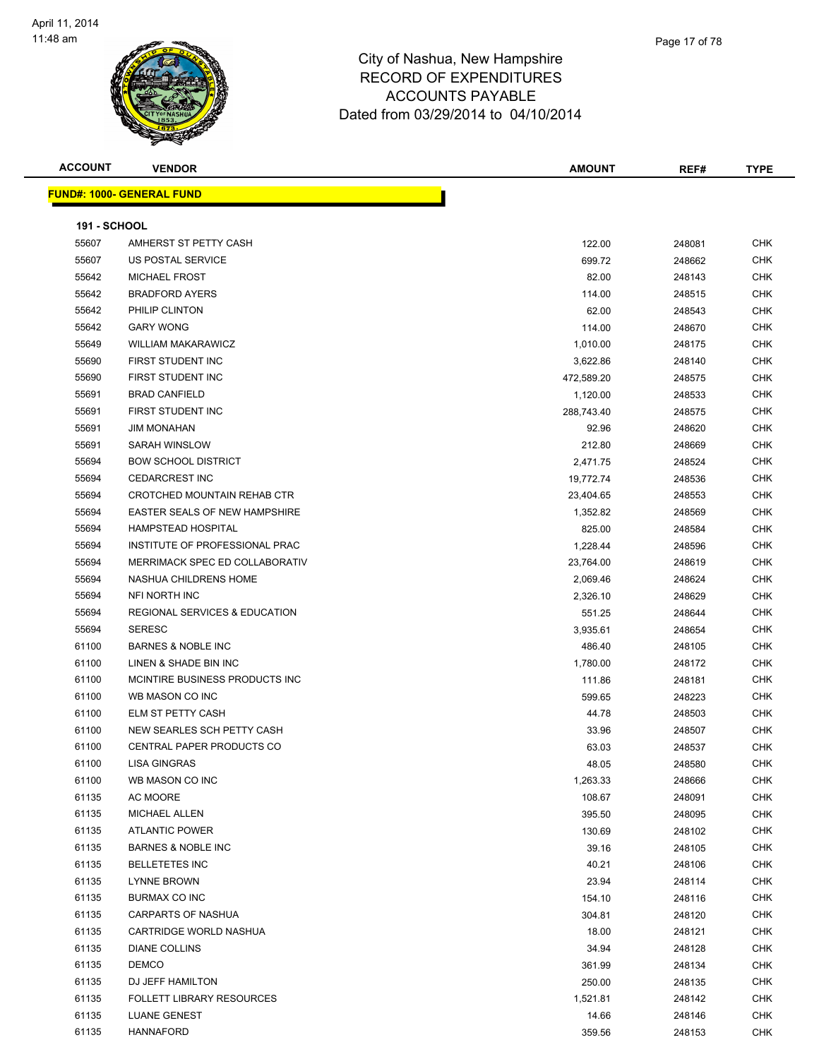City of Nashua, New Hampshire
RECORD OF EXPENDITURES
ACCOUNTS PAYABLE
Dated from 03/29/2014 to 04/10/2014

| ACCOUNT | VENDOR | AMOUNT | REF# | TYPE |
|---|---|---|---|---|

**FUND#: 1000- GENERAL FUND**

**191 - SCHOOL**

| ACCOUNT | VENDOR | AMOUNT | REF# | TYPE |
|---|---|---|---|---|
| 55607 | AMHERST ST PETTY CASH | 122.00 | 248081 | CHK |
| 55607 | US POSTAL SERVICE | 699.72 | 248662 | CHK |
| 55642 | MICHAEL FROST | 82.00 | 248143 | CHK |
| 55642 | BRADFORD AYERS | 114.00 | 248515 | CHK |
| 55642 | PHILIP CLINTON | 62.00 | 248543 | CHK |
| 55642 | GARY WONG | 114.00 | 248670 | CHK |
| 55649 | WILLIAM MAKARAWICZ | 1,010.00 | 248175 | CHK |
| 55690 | FIRST STUDENT INC | 3,622.86 | 248140 | CHK |
| 55690 | FIRST STUDENT INC | 472,589.20 | 248575 | CHK |
| 55691 | BRAD CANFIELD | 1,120.00 | 248533 | CHK |
| 55691 | FIRST STUDENT INC | 288,743.40 | 248575 | CHK |
| 55691 | JIM MONAHAN | 92.96 | 248620 | CHK |
| 55691 | SARAH WINSLOW | 212.80 | 248669 | CHK |
| 55694 | BOW SCHOOL DISTRICT | 2,471.75 | 248524 | CHK |
| 55694 | CEDARCREST INC | 19,772.74 | 248536 | CHK |
| 55694 | CROTCHED MOUNTAIN REHAB CTR | 23,404.65 | 248553 | CHK |
| 55694 | EASTER SEALS OF NEW HAMPSHIRE | 1,352.82 | 248569 | CHK |
| 55694 | HAMPSTEAD HOSPITAL | 825.00 | 248584 | CHK |
| 55694 | INSTITUTE OF PROFESSIONAL PRAC | 1,228.44 | 248596 | CHK |
| 55694 | MERRIMACK SPEC ED COLLABORATIV | 23,764.00 | 248619 | CHK |
| 55694 | NASHUA CHILDRENS HOME | 2,069.46 | 248624 | CHK |
| 55694 | NFI NORTH INC | 2,326.10 | 248629 | CHK |
| 55694 | REGIONAL SERVICES & EDUCATION | 551.25 | 248644 | CHK |
| 55694 | SERESC | 3,935.61 | 248654 | CHK |
| 61100 | BARNES & NOBLE INC | 486.40 | 248105 | CHK |
| 61100 | LINEN & SHADE BIN INC | 1,780.00 | 248172 | CHK |
| 61100 | MCINTIRE BUSINESS PRODUCTS INC | 111.86 | 248181 | CHK |
| 61100 | WB MASON CO INC | 599.65 | 248223 | CHK |
| 61100 | ELM ST PETTY CASH | 44.78 | 248503 | CHK |
| 61100 | NEW SEARLES SCH PETTY CASH | 33.96 | 248507 | CHK |
| 61100 | CENTRAL PAPER PRODUCTS CO | 63.03 | 248537 | CHK |
| 61100 | LISA GINGRAS | 48.05 | 248580 | CHK |
| 61100 | WB MASON CO INC | 1,263.33 | 248666 | CHK |
| 61135 | AC MOORE | 108.67 | 248091 | CHK |
| 61135 | MICHAEL ALLEN | 395.50 | 248095 | CHK |
| 61135 | ATLANTIC POWER | 130.69 | 248102 | CHK |
| 61135 | BARNES & NOBLE INC | 39.16 | 248105 | CHK |
| 61135 | BELLETETES INC | 40.21 | 248106 | CHK |
| 61135 | LYNNE BROWN | 23.94 | 248114 | CHK |
| 61135 | BURMAX CO INC | 154.10 | 248116 | CHK |
| 61135 | CARPARTS OF NASHUA | 304.81 | 248120 | CHK |
| 61135 | CARTRIDGE WORLD NASHUA | 18.00 | 248121 | CHK |
| 61135 | DIANE COLLINS | 34.94 | 248128 | CHK |
| 61135 | DEMCO | 361.99 | 248134 | CHK |
| 61135 | DJ JEFF HAMILTON | 250.00 | 248135 | CHK |
| 61135 | FOLLETT LIBRARY RESOURCES | 1,521.81 | 248142 | CHK |
| 61135 | LUANE GENEST | 14.66 | 248146 | CHK |
| 61135 | HANNAFORD | 359.56 | 248153 | CHK |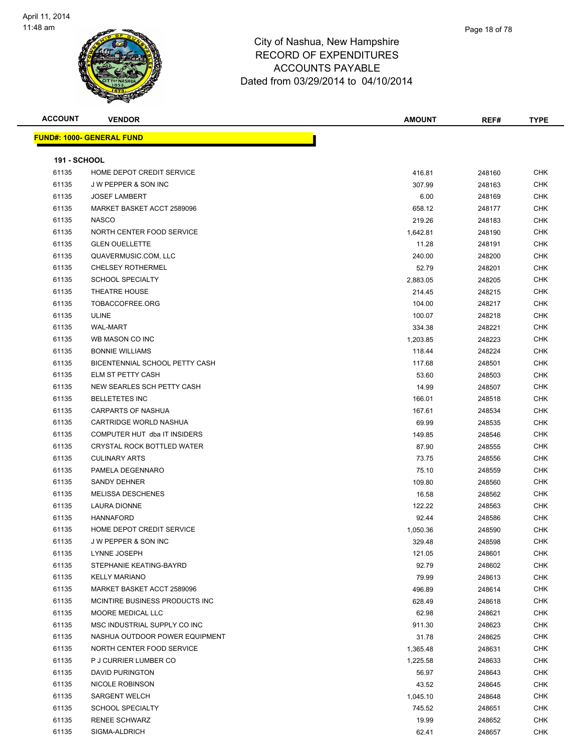City of Nashua, New Hampshire
RECORD OF EXPENDITURES
ACCOUNTS PAYABLE
Dated from 03/29/2014 to 04/10/2014

| ACCOUNT | VENDOR | AMOUNT | REF# | TYPE |
|---|---|---|---|---|

**FUND#: 1000- GENERAL FUND**

**191 - SCHOOL**

| ACCOUNT | VENDOR | AMOUNT | REF# | TYPE |
|---|---|---|---|---|
| 61135 | HOME DEPOT CREDIT SERVICE | 416.81 | 248160 | CHK |
| 61135 | J W PEPPER & SON INC | 307.99 | 248163 | CHK |
| 61135 | JOSEF LAMBERT | 6.00 | 248169 | CHK |
| 61135 | MARKET BASKET ACCT 2589096 | 658.12 | 248177 | CHK |
| 61135 | NASCO | 219.26 | 248183 | CHK |
| 61135 | NORTH CENTER FOOD SERVICE | 1,642.81 | 248190 | CHK |
| 61135 | GLEN OUELLETTE | 11.28 | 248191 | CHK |
| 61135 | QUAVERMUSIC.COM, LLC | 240.00 | 248200 | CHK |
| 61135 | CHELSEY ROTHERMEL | 52.79 | 248201 | CHK |
| 61135 | SCHOOL SPECIALTY | 2,883.05 | 248205 | CHK |
| 61135 | THEATRE HOUSE | 214.45 | 248215 | CHK |
| 61135 | TOBACCOFREE.ORG | 104.00 | 248217 | CHK |
| 61135 | ULINE | 100.07 | 248218 | CHK |
| 61135 | WAL-MART | 334.38 | 248221 | CHK |
| 61135 | WB MASON CO INC | 1,203.85 | 248223 | CHK |
| 61135 | BONNIE WILLIAMS | 118.44 | 248224 | CHK |
| 61135 | BICENTENNIAL SCHOOL PETTY CASH | 117.68 | 248501 | CHK |
| 61135 | ELM ST PETTY CASH | 53.60 | 248503 | CHK |
| 61135 | NEW SEARLES SCH PETTY CASH | 14.99 | 248507 | CHK |
| 61135 | BELLETETES INC | 166.01 | 248518 | CHK |
| 61135 | CARPARTS OF NASHUA | 167.61 | 248534 | CHK |
| 61135 | CARTRIDGE WORLD NASHUA | 69.99 | 248535 | CHK |
| 61135 | COMPUTER HUT dba IT INSIDERS | 149.85 | 248546 | CHK |
| 61135 | CRYSTAL ROCK BOTTLED WATER | 87.90 | 248555 | CHK |
| 61135 | CULINARY ARTS | 73.75 | 248556 | CHK |
| 61135 | PAMELA DEGENNARO | 75.10 | 248559 | CHK |
| 61135 | SANDY DEHNER | 109.80 | 248560 | CHK |
| 61135 | MELISSA DESCHENES | 16.58 | 248562 | CHK |
| 61135 | LAURA DIONNE | 122.22 | 248563 | CHK |
| 61135 | HANNAFORD | 92.44 | 248586 | CHK |
| 61135 | HOME DEPOT CREDIT SERVICE | 1,050.36 | 248590 | CHK |
| 61135 | J W PEPPER & SON INC | 329.48 | 248598 | CHK |
| 61135 | LYNNE JOSEPH | 121.05 | 248601 | CHK |
| 61135 | STEPHANIE KEATING-BAYRD | 92.79 | 248602 | CHK |
| 61135 | KELLY MARIANO | 79.99 | 248613 | CHK |
| 61135 | MARKET BASKET ACCT 2589096 | 496.89 | 248614 | CHK |
| 61135 | MCINTIRE BUSINESS PRODUCTS INC | 628.49 | 248618 | CHK |
| 61135 | MOORE MEDICAL LLC | 62.98 | 248621 | CHK |
| 61135 | MSC INDUSTRIAL SUPPLY CO INC | 911.30 | 248623 | CHK |
| 61135 | NASHUA OUTDOOR POWER EQUIPMENT | 31.78 | 248625 | CHK |
| 61135 | NORTH CENTER FOOD SERVICE | 1,365.48 | 248631 | CHK |
| 61135 | P J CURRIER LUMBER CO | 1,225.58 | 248633 | CHK |
| 61135 | DAVID PURINGTON | 56.97 | 248643 | CHK |
| 61135 | NICOLE ROBINSON | 43.52 | 248645 | CHK |
| 61135 | SARGENT WELCH | 1,045.10 | 248648 | CHK |
| 61135 | SCHOOL SPECIALTY | 745.52 | 248651 | CHK |
| 61135 | RENEE SCHWARZ | 19.99 | 248652 | CHK |
| 61135 | SIGMA-ALDRICH | 62.41 | 248657 | CHK |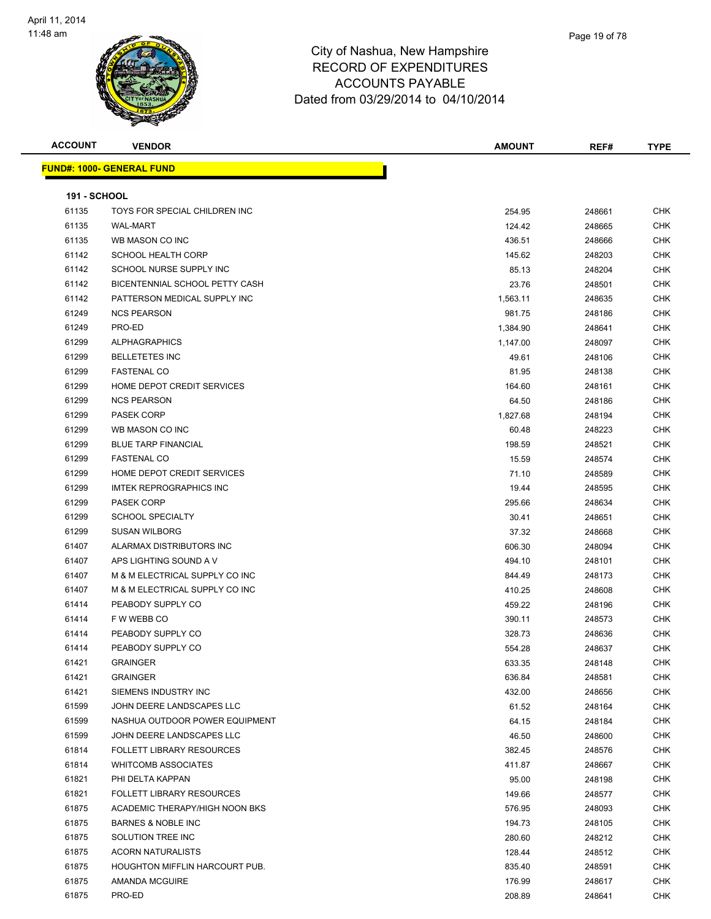# City of Nashua, New Hampshire
## RECORD OF EXPENDITURES
## ACCOUNTS PAYABLE
### Dated from 03/29/2014 to 04/10/2014

| ACCOUNT | VENDOR | AMOUNT | REF# | TYPE |
|---|---|---|---|---|

**FUND#: 1000- GENERAL FUND**

**191 - SCHOOL**

| ACCOUNT | VENDOR | AMOUNT | REF# | TYPE |
|---|---|---|---|---|
| 61135 | TOYS FOR SPECIAL CHILDREN INC | 254.95 | 248661 | CHK |
| 61135 | WAL-MART | 124.42 | 248665 | CHK |
| 61135 | WB MASON CO INC | 436.51 | 248666 | CHK |
| 61142 | SCHOOL HEALTH CORP | 145.62 | 248203 | CHK |
| 61142 | SCHOOL NURSE SUPPLY INC | 85.13 | 248204 | CHK |
| 61142 | BICENTENNIAL SCHOOL PETTY CASH | 23.76 | 248501 | CHK |
| 61142 | PATTERSON MEDICAL SUPPLY INC | 1,563.11 | 248635 | CHK |
| 61249 | NCS PEARSON | 981.75 | 248186 | CHK |
| 61249 | PRO-ED | 1,384.90 | 248641 | CHK |
| 61299 | ALPHAGRAPHICS | 1,147.00 | 248097 | CHK |
| 61299 | BELLETETES INC | 49.61 | 248106 | CHK |
| 61299 | FASTENAL CO | 81.95 | 248138 | CHK |
| 61299 | HOME DEPOT CREDIT SERVICES | 164.60 | 248161 | CHK |
| 61299 | NCS PEARSON | 64.50 | 248186 | CHK |
| 61299 | PASEK CORP | 1,827.68 | 248194 | CHK |
| 61299 | WB MASON CO INC | 60.48 | 248223 | CHK |
| 61299 | BLUE TARP FINANCIAL | 198.59 | 248521 | CHK |
| 61299 | FASTENAL CO | 15.59 | 248574 | CHK |
| 61299 | HOME DEPOT CREDIT SERVICES | 71.10 | 248589 | CHK |
| 61299 | IMTEK REPROGRAPHICS INC | 19.44 | 248595 | CHK |
| 61299 | PASEK CORP | 295.66 | 248634 | CHK |
| 61299 | SCHOOL SPECIALTY | 30.41 | 248651 | CHK |
| 61299 | SUSAN WILBORG | 37.32 | 248668 | CHK |
| 61407 | ALARMAX DISTRIBUTORS INC | 606.30 | 248094 | CHK |
| 61407 | APS LIGHTING SOUND A V | 494.10 | 248101 | CHK |
| 61407 | M & M ELECTRICAL SUPPLY CO INC | 844.49 | 248173 | CHK |
| 61407 | M & M ELECTRICAL SUPPLY CO INC | 410.25 | 248608 | CHK |
| 61414 | PEABODY SUPPLY CO | 459.22 | 248196 | CHK |
| 61414 | F W WEBB CO | 390.11 | 248573 | CHK |
| 61414 | PEABODY SUPPLY CO | 328.73 | 248636 | CHK |
| 61414 | PEABODY SUPPLY CO | 554.28 | 248637 | CHK |
| 61421 | GRAINGER | 633.35 | 248148 | CHK |
| 61421 | GRAINGER | 636.84 | 248581 | CHK |
| 61421 | SIEMENS INDUSTRY INC | 432.00 | 248656 | CHK |
| 61599 | JOHN DEERE LANDSCAPES LLC | 61.52 | 248164 | CHK |
| 61599 | NASHUA OUTDOOR POWER EQUIPMENT | 64.15 | 248184 | CHK |
| 61599 | JOHN DEERE LANDSCAPES LLC | 46.50 | 248600 | CHK |
| 61814 | FOLLETT LIBRARY RESOURCES | 382.45 | 248576 | CHK |
| 61814 | WHITCOMB ASSOCIATES | 411.87 | 248667 | CHK |
| 61821 | PHI DELTA KAPPAN | 95.00 | 248198 | CHK |
| 61821 | FOLLETT LIBRARY RESOURCES | 149.66 | 248577 | CHK |
| 61875 | ACADEMIC THERAPY/HIGH NOON BKS | 576.95 | 248093 | CHK |
| 61875 | BARNES & NOBLE INC | 194.73 | 248105 | CHK |
| 61875 | SOLUTION TREE INC | 280.60 | 248212 | CHK |
| 61875 | ACORN NATURALISTS | 128.44 | 248512 | CHK |
| 61875 | HOUGHTON MIFFLIN HARCOURT PUB. | 835.40 | 248591 | CHK |
| 61875 | AMANDA MCGUIRE | 176.99 | 248617 | CHK |
| 61875 | PRO-ED | 208.89 | 248641 | CHK |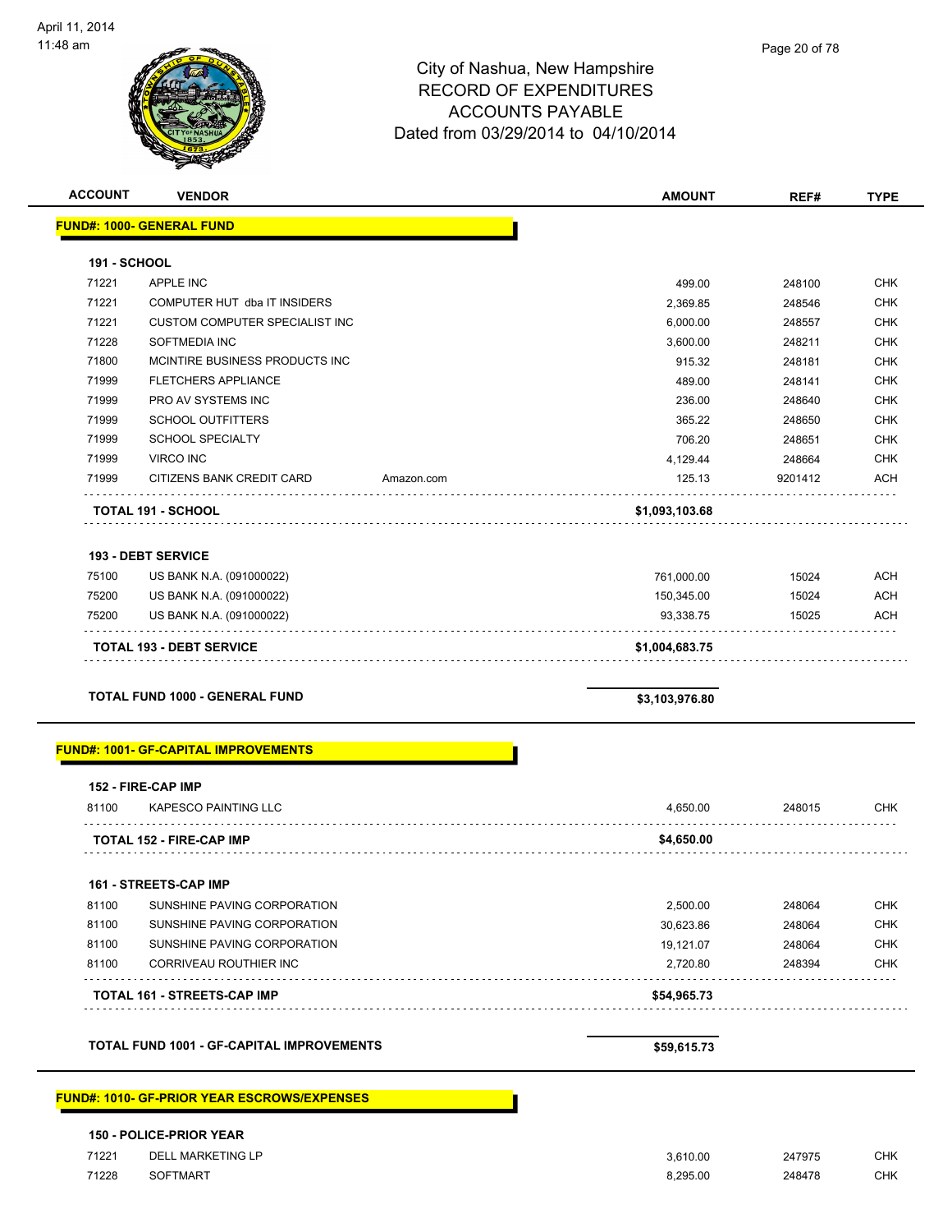City of Nashua, New Hampshire
RECORD OF EXPENDITURES
ACCOUNTS PAYABLE
Dated from 03/29/2014 to 04/10/2014

April 11, 2014
11:48 am

| ACCOUNT | VENDOR | | AMOUNT | REF# | TYPE |
|---|---|---|---|---|---|
| **FUND#: 1000- GENERAL FUND** | | | | | |
| **191 - SCHOOL** | | | | | |
| 71221 | APPLE INC | | 499.00 | 248100 | CHK |
| 71221 | COMPUTER HUT dba IT INSIDERS | | 2,369.85 | 248546 | CHK |
| 71221 | CUSTOM COMPUTER SPECIALIST INC | | 6,000.00 | 248557 | CHK |
| 71228 | SOFTMEDIA INC | | 3,600.00 | 248211 | CHK |
| 71800 | MCINTIRE BUSINESS PRODUCTS INC | | 915.32 | 248181 | CHK |
| 71999 | FLETCHERS APPLIANCE | | 489.00 | 248141 | CHK |
| 71999 | PRO AV SYSTEMS INC | | 236.00 | 248640 | CHK |
| 71999 | SCHOOL OUTFITTERS | | 365.22 | 248650 | CHK |
| 71999 | SCHOOL SPECIALTY | | 706.20 | 248651 | CHK |
| 71999 | VIRCO INC | | 4,129.44 | 248664 | CHK |
| 71999 | CITIZENS BANK CREDIT CARD | Amazon.com | 125.13 | 9201412 | ACH |
| **TOTAL 191 - SCHOOL** | | | **$1,093,103.68** | | |
| **193 - DEBT SERVICE** | | | | | |
| 75100 | US BANK N.A. (091000022) | | 761,000.00 | 15024 | ACH |
| 75200 | US BANK N.A. (091000022) | | 150,345.00 | 15024 | ACH |
| 75200 | US BANK N.A. (091000022) | | 93,338.75 | 15025 | ACH |
| **TOTAL 193 - DEBT SERVICE** | | | **$1,004,683.75** | | |
| **TOTAL FUND 1000 - GENERAL FUND** | | | **$3,103,976.80** | | |
| **FUND#: 1001- GF-CAPITAL IMPROVEMENTS** | | | | | |
| **152 - FIRE-CAP IMP** | | | | | |
| 81100 | KAPESCO PAINTING LLC | | 4,650.00 | 248015 | CHK |
| **TOTAL 152 - FIRE-CAP IMP** | | | **$4,650.00** | | |
| **161 - STREETS-CAP IMP** | | | | | |
| 81100 | SUNSHINE PAVING CORPORATION | | 2,500.00 | 248064 | CHK |
| 81100 | SUNSHINE PAVING CORPORATION | | 30,623.86 | 248064 | CHK |
| 81100 | SUNSHINE PAVING CORPORATION | | 19,121.07 | 248064 | CHK |
| 81100 | CORRIVEAU ROUTHIER INC | | 2,720.80 | 248394 | CHK |
| **TOTAL 161 - STREETS-CAP IMP** | | | **$54,965.73** | | |
| **TOTAL FUND 1001 - GF-CAPITAL IMPROVEMENTS** | | | **$59,615.73** | | |
| **FUND#: 1010- GF-PRIOR YEAR ESCROWS/EXPENSES** | | | | | |
| **150 - POLICE-PRIOR YEAR** | | | | | |
| 71221 | DELL MARKETING LP | | 3,610.00 | 247975 | CHK |
| 71228 | SOFTMART | | 8,295.00 | 248478 | CHK |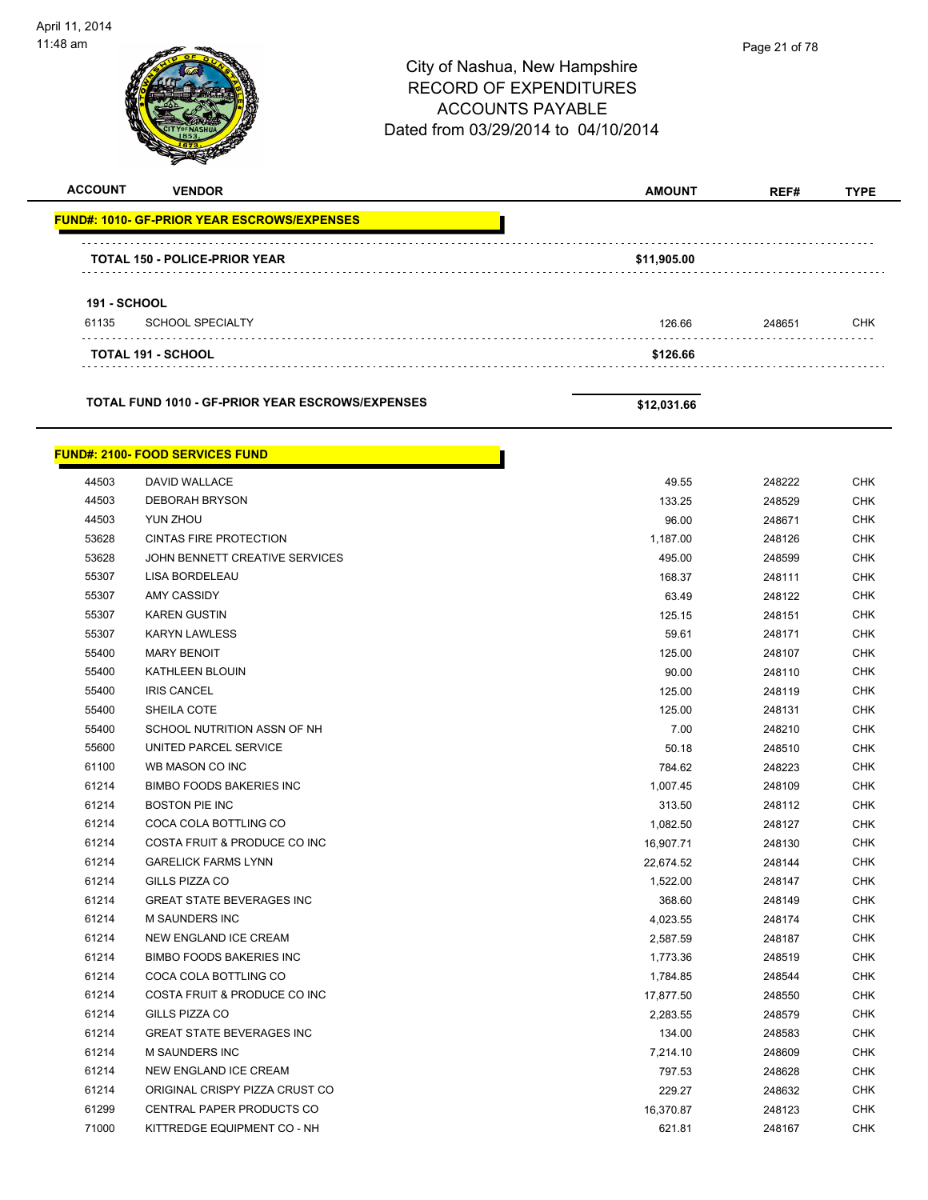# City of Nashua, New Hampshire
## RECORD OF EXPENDITURES
## ACCOUNTS PAYABLE
### Dated from 03/29/2014 to 04/10/2014

| ACCOUNT | VENDOR | AMOUNT | REF# | TYPE |
|---|---|---|---|---|
| **FUND#: 1010- GF-PRIOR YEAR ESCROWS/EXPENSES** | | | | |
| | **TOTAL 150 - POLICE-PRIOR YEAR** | **$11,905.00** | | |
| **191 - SCHOOL** | | | | |
| 61135 | SCHOOL SPECIALTY | 126.66 | 248651 | CHK |
| | **TOTAL 191 - SCHOOL** | **$126.66** | | |
| | **TOTAL FUND 1010 - GF-PRIOR YEAR ESCROWS/EXPENSES** | **$12,031.66** | | |
| **FUND#: 2100- FOOD SERVICES FUND** | | | | |
| 44503 | DAVID WALLACE | 49.55 | 248222 | CHK |
| 44503 | DEBORAH BRYSON | 133.25 | 248529 | CHK |
| 44503 | YUN ZHOU | 96.00 | 248671 | CHK |
| 53628 | CINTAS FIRE PROTECTION | 1,187.00 | 248126 | CHK |
| 53628 | JOHN BENNETT CREATIVE SERVICES | 495.00 | 248599 | CHK |
| 55307 | LISA BORDELEAU | 168.37 | 248111 | CHK |
| 55307 | AMY CASSIDY | 63.49 | 248122 | CHK |
| 55307 | KAREN GUSTIN | 125.15 | 248151 | CHK |
| 55307 | KARYN LAWLESS | 59.61 | 248171 | CHK |
| 55400 | MARY BENOIT | 125.00 | 248107 | CHK |
| 55400 | KATHLEEN BLOUIN | 90.00 | 248110 | CHK |
| 55400 | IRIS CANCEL | 125.00 | 248119 | CHK |
| 55400 | SHEILA COTE | 125.00 | 248131 | CHK |
| 55400 | SCHOOL NUTRITION ASSN OF NH | 7.00 | 248210 | CHK |
| 55600 | UNITED PARCEL SERVICE | 50.18 | 248510 | CHK |
| 61100 | WB MASON CO INC | 784.62 | 248223 | CHK |
| 61214 | BIMBO FOODS BAKERIES INC | 1,007.45 | 248109 | CHK |
| 61214 | BOSTON PIE INC | 313.50 | 248112 | CHK |
| 61214 | COCA COLA BOTTLING CO | 1,082.50 | 248127 | CHK |
| 61214 | COSTA FRUIT & PRODUCE CO INC | 16,907.71 | 248130 | CHK |
| 61214 | GARELICK FARMS LYNN | 22,674.52 | 248144 | CHK |
| 61214 | GILLS PIZZA CO | 1,522.00 | 248147 | CHK |
| 61214 | GREAT STATE BEVERAGES INC | 368.60 | 248149 | CHK |
| 61214 | M SAUNDERS INC | 4,023.55 | 248174 | CHK |
| 61214 | NEW ENGLAND ICE CREAM | 2,587.59 | 248187 | CHK |
| 61214 | BIMBO FOODS BAKERIES INC | 1,773.36 | 248519 | CHK |
| 61214 | COCA COLA BOTTLING CO | 1,784.85 | 248544 | CHK |
| 61214 | COSTA FRUIT & PRODUCE CO INC | 17,877.50 | 248550 | CHK |
| 61214 | GILLS PIZZA CO | 2,283.55 | 248579 | CHK |
| 61214 | GREAT STATE BEVERAGES INC | 134.00 | 248583 | CHK |
| 61214 | M SAUNDERS INC | 7,214.10 | 248609 | CHK |
| 61214 | NEW ENGLAND ICE CREAM | 797.53 | 248628 | CHK |
| 61214 | ORIGINAL CRISPY PIZZA CRUST CO | 229.27 | 248632 | CHK |
| 61299 | CENTRAL PAPER PRODUCTS CO | 16,370.87 | 248123 | CHK |
| 71000 | KITTREDGE EQUIPMENT CO - NH | 621.81 | 248167 | CHK |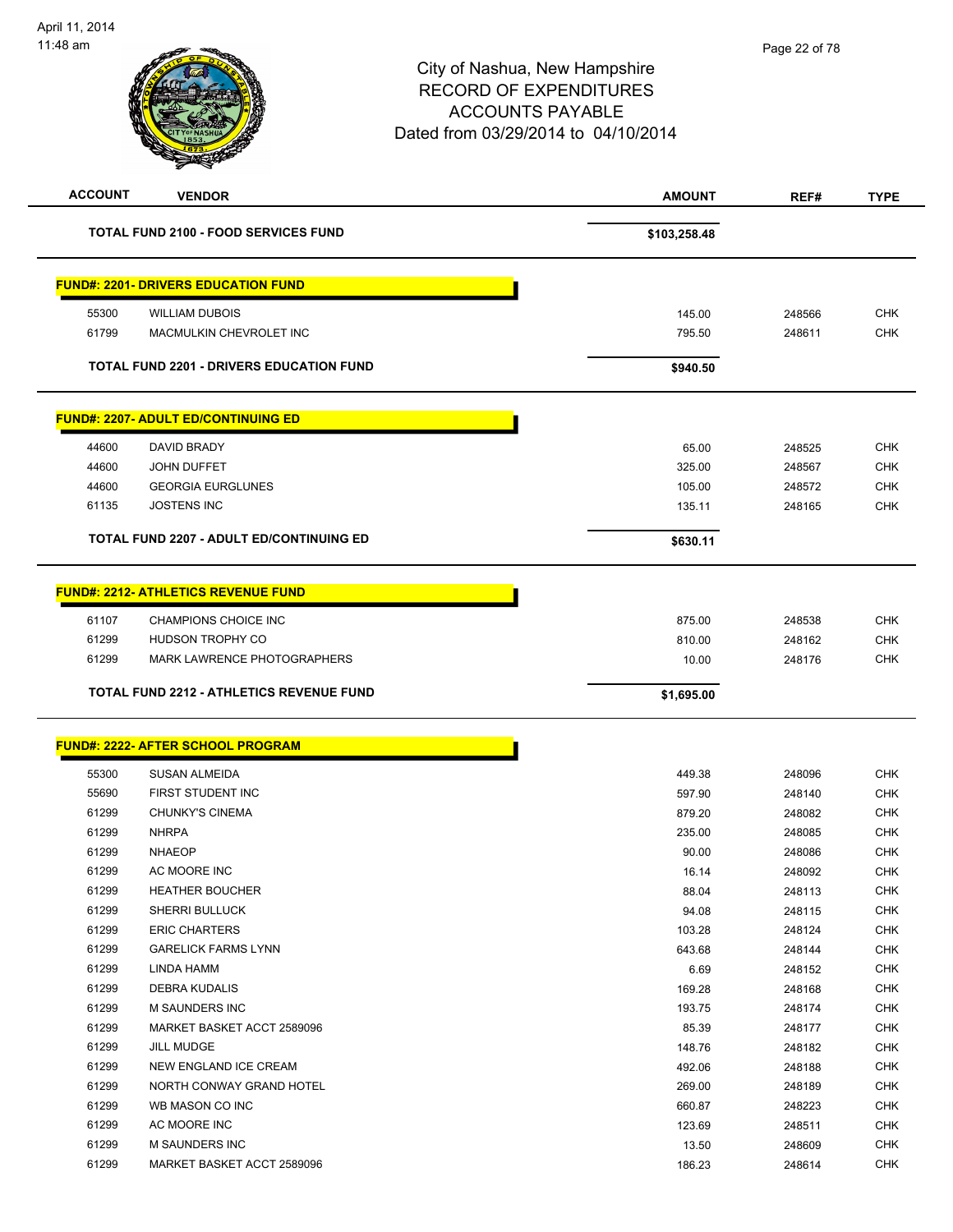City of Nashua, New Hampshire
RECORD OF EXPENDITURES
ACCOUNTS PAYABLE
Dated from 03/29/2014 to 04/10/2014

| ACCOUNT | VENDOR | AMOUNT | REF# | TYPE |
|---|---|---|---|---|
| | **TOTAL FUND 2100 - FOOD SERVICES FUND** | **$103,258.48** | | |

**FUND#: 2201- DRIVERS EDUCATION FUND**

| ACCOUNT | VENDOR | AMOUNT | REF# | TYPE |
|---|---|---|---|---|
| 55300 | WILLIAM DUBOIS | 145.00 | 248566 | CHK |
| 61799 | MACMULKIN CHEVROLET INC | 795.50 | 248611 | CHK |
| | **TOTAL FUND 2201 - DRIVERS EDUCATION FUND** | **$940.50** | | |

**FUND#: 2207- ADULT ED/CONTINUING ED**

| ACCOUNT | VENDOR | AMOUNT | REF# | TYPE |
|---|---|---|---|---|
| 44600 | DAVID BRADY | 65.00 | 248525 | CHK |
| 44600 | JOHN DUFFET | 325.00 | 248567 | CHK |
| 44600 | GEORGIA EURGLUNES | 105.00 | 248572 | CHK |
| 61135 | JOSTENS INC | 135.11 | 248165 | CHK |
| | **TOTAL FUND 2207 - ADULT ED/CONTINUING ED** | **$630.11** | | |

**FUND#: 2212- ATHLETICS REVENUE FUND**

| ACCOUNT | VENDOR | AMOUNT | REF# | TYPE |
|---|---|---|---|---|
| 61107 | CHAMPIONS CHOICE INC | 875.00 | 248538 | CHK |
| 61299 | HUDSON TROPHY CO | 810.00 | 248162 | CHK |
| 61299 | MARK LAWRENCE PHOTOGRAPHERS | 10.00 | 248176 | CHK |
| | **TOTAL FUND 2212 - ATHLETICS REVENUE FUND** | **$1,695.00** | | |

**FUND#: 2222- AFTER SCHOOL PROGRAM**

| ACCOUNT | VENDOR | AMOUNT | REF# | TYPE |
|---|---|---|---|---|
| 55300 | SUSAN ALMEIDA | 449.38 | 248096 | CHK |
| 55690 | FIRST STUDENT INC | 597.90 | 248140 | CHK |
| 61299 | CHUNKY'S CINEMA | 879.20 | 248082 | CHK |
| 61299 | NHRPA | 235.00 | 248085 | CHK |
| 61299 | NHAEOP | 90.00 | 248086 | CHK |
| 61299 | AC MOORE INC | 16.14 | 248092 | CHK |
| 61299 | HEATHER BOUCHER | 88.04 | 248113 | CHK |
| 61299 | SHERRI BULLUCK | 94.08 | 248115 | CHK |
| 61299 | ERIC CHARTERS | 103.28 | 248124 | CHK |
| 61299 | GARELICK FARMS LYNN | 643.68 | 248144 | CHK |
| 61299 | LINDA HAMM | 6.69 | 248152 | CHK |
| 61299 | DEBRA KUDALIS | 169.28 | 248168 | CHK |
| 61299 | M SAUNDERS INC | 193.75 | 248174 | CHK |
| 61299 | MARKET BASKET ACCT 2589096 | 85.39 | 248177 | CHK |
| 61299 | JILL MUDGE | 148.76 | 248182 | CHK |
| 61299 | NEW ENGLAND ICE CREAM | 492.06 | 248188 | CHK |
| 61299 | NORTH CONWAY GRAND HOTEL | 269.00 | 248189 | CHK |
| 61299 | WB MASON CO INC | 660.87 | 248223 | CHK |
| 61299 | AC MOORE INC | 123.69 | 248511 | CHK |
| 61299 | M SAUNDERS INC | 13.50 | 248609 | CHK |
| 61299 | MARKET BASKET ACCT 2589096 | 186.23 | 248614 | CHK |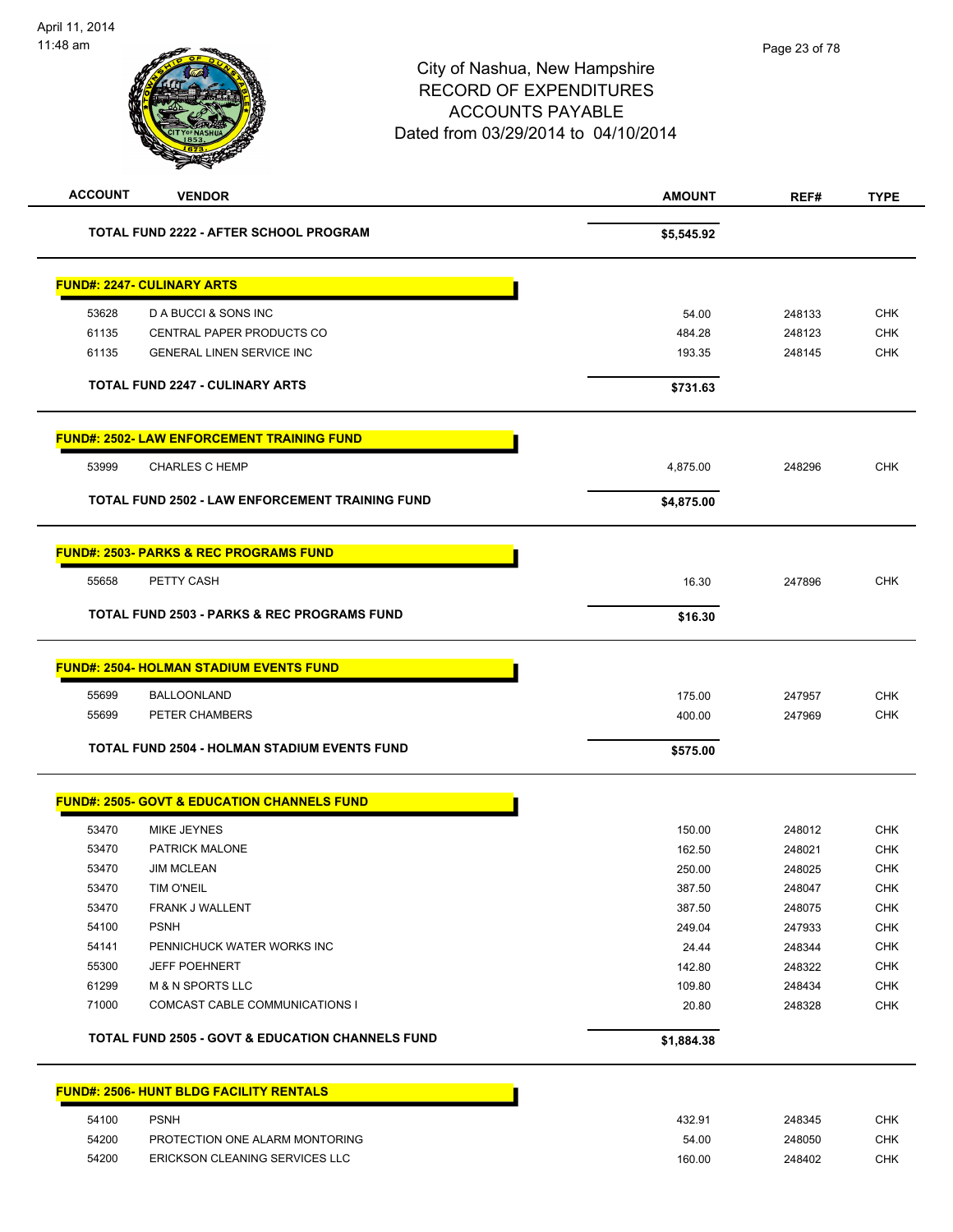# City of Nashua, New Hampshire
## RECORD OF EXPENDITURES
## ACCOUNTS PAYABLE
### Dated from 03/29/2014 to 04/10/2014

| ACCOUNT | VENDOR | AMOUNT | REF# | TYPE |
|---|---|---|---|---|
| | **TOTAL FUND 2222 - AFTER SCHOOL PROGRAM** | **$5,545.92** | | |

**FUND#: 2247- CULINARY ARTS**

| ACCOUNT | VENDOR | AMOUNT | REF# | TYPE |
|---|---|---|---|---|
| 53628 | D A BUCCI & SONS INC | 54.00 | 248133 | CHK |
| 61135 | CENTRAL PAPER PRODUCTS CO | 484.28 | 248123 | CHK |
| 61135 | GENERAL LINEN SERVICE INC | 193.35 | 248145 | CHK |
| | **TOTAL FUND 2247 - CULINARY ARTS** | **$731.63** | | |

**FUND#: 2502- LAW ENFORCEMENT TRAINING FUND**

| ACCOUNT | VENDOR | AMOUNT | REF# | TYPE |
|---|---|---|---|---|
| 53999 | CHARLES C HEMP | 4,875.00 | 248296 | CHK |
| | **TOTAL FUND 2502 - LAW ENFORCEMENT TRAINING FUND** | **$4,875.00** | | |

**FUND#: 2503- PARKS & REC PROGRAMS FUND**

| ACCOUNT | VENDOR | AMOUNT | REF# | TYPE |
|---|---|---|---|---|
| 55658 | PETTY CASH | 16.30 | 247896 | CHK |
| | **TOTAL FUND 2503 - PARKS & REC PROGRAMS FUND** | **$16.30** | | |

**FUND#: 2504- HOLMAN STADIUM EVENTS FUND**

| ACCOUNT | VENDOR | AMOUNT | REF# | TYPE |
|---|---|---|---|---|
| 55699 | BALLOONLAND | 175.00 | 247957 | CHK |
| 55699 | PETER CHAMBERS | 400.00 | 247969 | CHK |
| | **TOTAL FUND 2504 - HOLMAN STADIUM EVENTS FUND** | **$575.00** | | |

**FUND#: 2505- GOVT & EDUCATION CHANNELS FUND**

| ACCOUNT | VENDOR | AMOUNT | REF# | TYPE |
|---|---|---|---|---|
| 53470 | MIKE JEYNES | 150.00 | 248012 | CHK |
| 53470 | PATRICK MALONE | 162.50 | 248021 | CHK |
| 53470 | JIM MCLEAN | 250.00 | 248025 | CHK |
| 53470 | TIM O'NEIL | 387.50 | 248047 | CHK |
| 53470 | FRANK J WALLENT | 387.50 | 248075 | CHK |
| 54100 | PSNH | 249.04 | 247933 | CHK |
| 54141 | PENNICHUCK WATER WORKS INC | 24.44 | 248344 | CHK |
| 55300 | JEFF POEHNERT | 142.80 | 248322 | CHK |
| 61299 | M & N SPORTS LLC | 109.80 | 248434 | CHK |
| 71000 | COMCAST CABLE COMMUNICATIONS I | 20.80 | 248328 | CHK |
| | **TOTAL FUND 2505 - GOVT & EDUCATION CHANNELS FUND** | **$1,884.38** | | |

**FUND#: 2506- HUNT BLDG FACILITY RENTALS**

| ACCOUNT | VENDOR | AMOUNT | REF# | TYPE |
|---|---|---|---|---|
| 54100 | PSNH | 432.91 | 248345 | CHK |
| 54200 | PROTECTION ONE ALARM MONTORING | 54.00 | 248050 | CHK |
| 54200 | ERICKSON CLEANING SERVICES LLC | 160.00 | 248402 | CHK |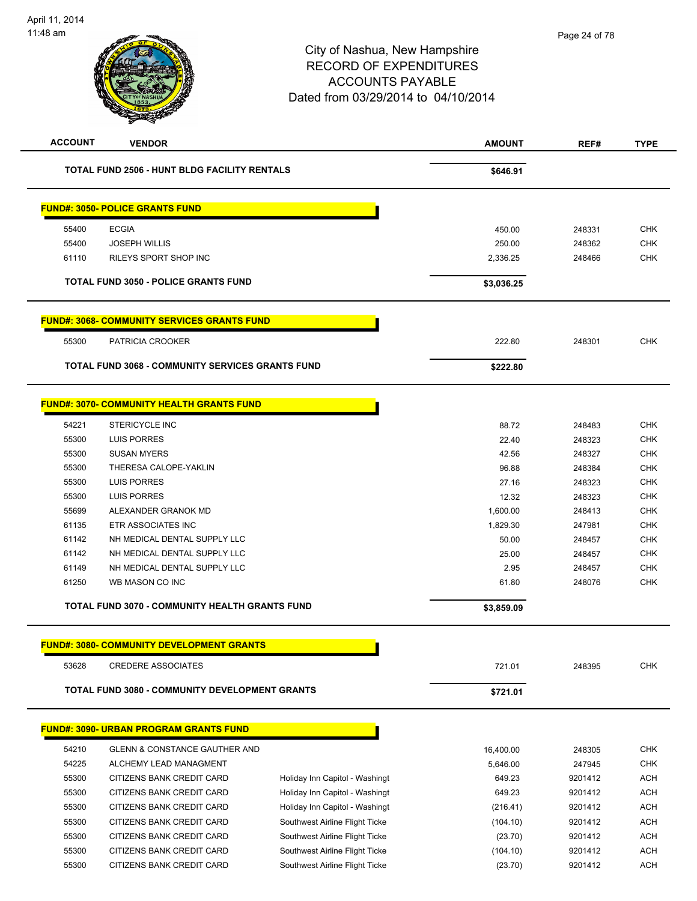# City of Nashua, New Hampshire
## RECORD OF EXPENDITURES
## ACCOUNTS PAYABLE
## Dated from 03/29/2014 to 04/10/2014

April 11, 2014
11:48 am

| ACCOUNT | VENDOR | | AMOUNT | REF# | TYPE |
|---|---|---|---|---|---|
| | **TOTAL FUND 2506 - HUNT BLDG FACILITY RENTALS** | | **$646.91** | | |
| | **FUND#: 3050- POLICE GRANTS FUND** | | | | |
| 55400 | ECGIA | | 450.00 | 248331 | CHK |
| 55400 | JOSEPH WILLIS | | 250.00 | 248362 | CHK |
| 61110 | RILEYS SPORT SHOP INC | | 2,336.25 | 248466 | CHK |
| | **TOTAL FUND 3050 - POLICE GRANTS FUND** | | **$3,036.25** | | |
| | **FUND#: 3068- COMMUNITY SERVICES GRANTS FUND** | | | | |
| 55300 | PATRICIA CROOKER | | 222.80 | 248301 | CHK |
| | **TOTAL FUND 3068 - COMMUNITY SERVICES GRANTS FUND** | | **$222.80** | | |
| | **FUND#: 3070- COMMUNITY HEALTH GRANTS FUND** | | | | |
| 54221 | STERICYCLE INC | | 88.72 | 248483 | CHK |
| 55300 | LUIS PORRES | | 22.40 | 248323 | CHK |
| 55300 | SUSAN MYERS | | 42.56 | 248327 | CHK |
| 55300 | THERESA CALOPE-YAKLIN | | 96.88 | 248384 | CHK |
| 55300 | LUIS PORRES | | 27.16 | 248323 | CHK |
| 55300 | LUIS PORRES | | 12.32 | 248323 | CHK |
| 55699 | ALEXANDER GRANOK MD | | 1,600.00 | 248413 | CHK |
| 61135 | ETR ASSOCIATES INC | | 1,829.30 | 247981 | CHK |
| 61142 | NH MEDICAL DENTAL SUPPLY LLC | | 50.00 | 248457 | CHK |
| 61142 | NH MEDICAL DENTAL SUPPLY LLC | | 25.00 | 248457 | CHK |
| 61149 | NH MEDICAL DENTAL SUPPLY LLC | | 2.95 | 248457 | CHK |
| 61250 | WB MASON CO INC | | 61.80 | 248076 | CHK |
| | **TOTAL FUND 3070 - COMMUNITY HEALTH GRANTS FUND** | | **$3,859.09** | | |
| | **FUND#: 3080- COMMUNITY DEVELOPMENT GRANTS** | | | | |
| 53628 | CREDERE ASSOCIATES | | 721.01 | 248395 | CHK |
| | **TOTAL FUND 3080 - COMMUNITY DEVELOPMENT GRANTS** | | **$721.01** | | |
| | **FUND#: 3090- URBAN PROGRAM GRANTS FUND** | | | | |
| 54210 | GLENN & CONSTANCE GAUTHER AND | | 16,400.00 | 248305 | CHK |
| 54225 | ALCHEMY LEAD MANAGMENT | | 5,646.00 | 247945 | CHK |
| 55300 | CITIZENS BANK CREDIT CARD | Holiday Inn Capitol - Washingt | 649.23 | 9201412 | ACH |
| 55300 | CITIZENS BANK CREDIT CARD | Holiday Inn Capitol - Washingt | 649.23 | 9201412 | ACH |
| 55300 | CITIZENS BANK CREDIT CARD | Holiday Inn Capitol - Washingt | (216.41) | 9201412 | ACH |
| 55300 | CITIZENS BANK CREDIT CARD | Southwest Airline Flight Ticke | (104.10) | 9201412 | ACH |
| 55300 | CITIZENS BANK CREDIT CARD | Southwest Airline Flight Ticke | (23.70) | 9201412 | ACH |
| 55300 | CITIZENS BANK CREDIT CARD | Southwest Airline Flight Ticke | (104.10) | 9201412 | ACH |
| 55300 | CITIZENS BANK CREDIT CARD | Southwest Airline Flight Ticke | (23.70) | 9201412 | ACH |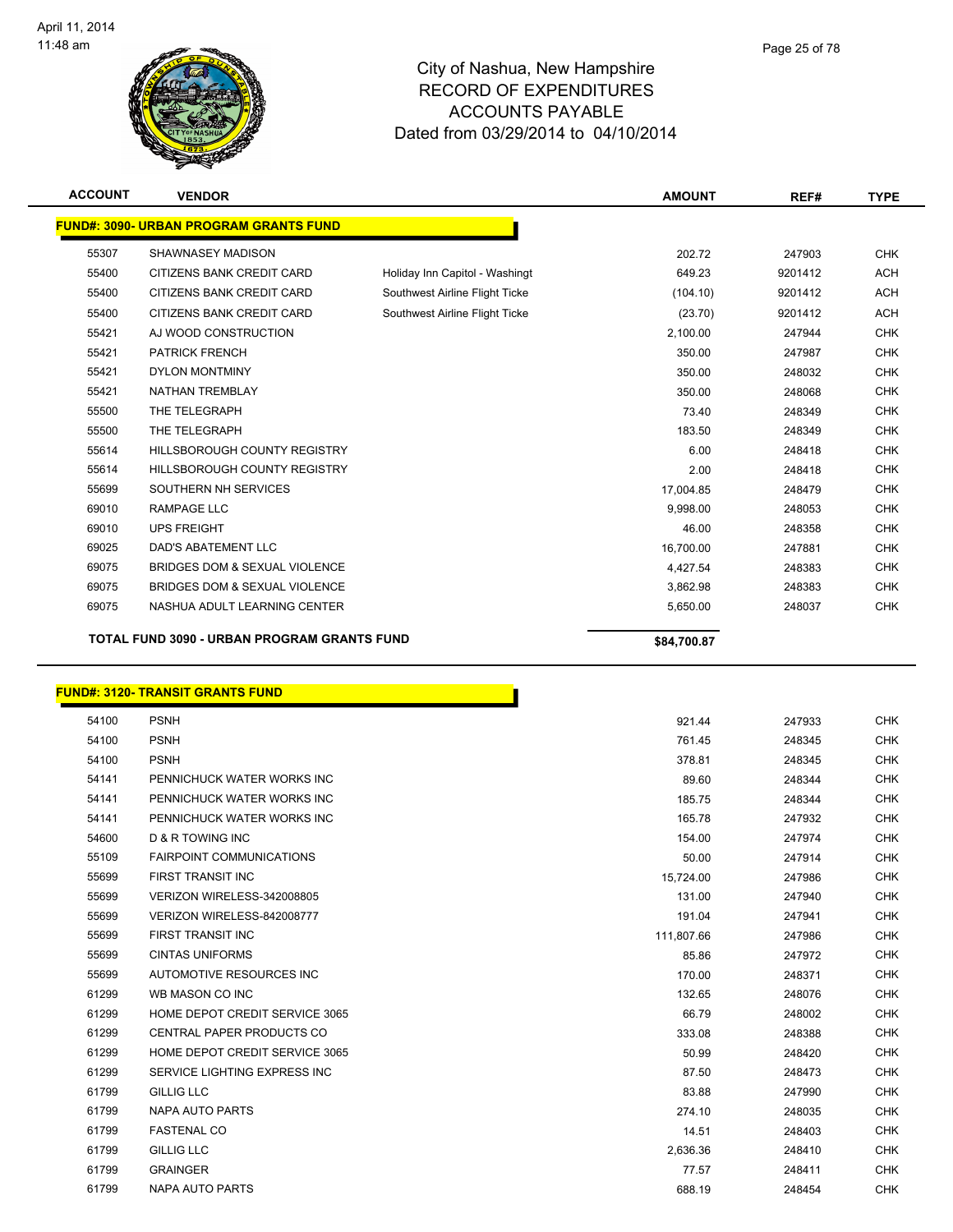City of Nashua, New Hampshire
RECORD OF EXPENDITURES
ACCOUNTS PAYABLE
Dated from 03/29/2014 to 04/10/2014

April 11, 2014
11:48 am

| ACCOUNT | VENDOR | | AMOUNT | REF# | TYPE |
|---|---|---|---|---|---|
| **FUND#: 3090- URBAN PROGRAM GRANTS FUND** | | | | | |
| 55307 | SHAWNASEY MADISON | | 202.72 | 247903 | CHK |
| 55400 | CITIZENS BANK CREDIT CARD | Holiday Inn Capitol - Washingt | 649.23 | 9201412 | ACH |
| 55400 | CITIZENS BANK CREDIT CARD | Southwest Airline Flight Ticke | (104.10) | 9201412 | ACH |
| 55400 | CITIZENS BANK CREDIT CARD | Southwest Airline Flight Ticke | (23.70) | 9201412 | ACH |
| 55421 | AJ WOOD CONSTRUCTION | | 2,100.00 | 247944 | CHK |
| 55421 | PATRICK FRENCH | | 350.00 | 247987 | CHK |
| 55421 | DYLON MONTMINY | | 350.00 | 248032 | CHK |
| 55421 | NATHAN TREMBLAY | | 350.00 | 248068 | CHK |
| 55500 | THE TELEGRAPH | | 73.40 | 248349 | CHK |
| 55500 | THE TELEGRAPH | | 183.50 | 248349 | CHK |
| 55614 | HILLSBOROUGH COUNTY REGISTRY | | 6.00 | 248418 | CHK |
| 55614 | HILLSBOROUGH COUNTY REGISTRY | | 2.00 | 248418 | CHK |
| 55699 | SOUTHERN NH SERVICES | | 17,004.85 | 248479 | CHK |
| 69010 | RAMPAGE LLC | | 9,998.00 | 248053 | CHK |
| 69010 | UPS FREIGHT | | 46.00 | 248358 | CHK |
| 69025 | DAD'S ABATEMENT LLC | | 16,700.00 | 247881 | CHK |
| 69075 | BRIDGES DOM & SEXUAL VIOLENCE | | 4,427.54 | 248383 | CHK |
| 69075 | BRIDGES DOM & SEXUAL VIOLENCE | | 3,862.98 | 248383 | CHK |
| 69075 | NASHUA ADULT LEARNING CENTER | | 5,650.00 | 248037 | CHK |
| **TOTAL FUND 3090 - URBAN PROGRAM GRANTS FUND** | | | **$84,700.87** | | |

| ACCOUNT | VENDOR | | AMOUNT | REF# | TYPE |
|---|---|---|---|---|---|
| **FUND#: 3120- TRANSIT GRANTS FUND** | | | | | |
| 54100 | PSNH | | 921.44 | 247933 | CHK |
| 54100 | PSNH | | 761.45 | 248345 | CHK |
| 54100 | PSNH | | 378.81 | 248345 | CHK |
| 54141 | PENNICHUCK WATER WORKS INC | | 89.60 | 248344 | CHK |
| 54141 | PENNICHUCK WATER WORKS INC | | 185.75 | 248344 | CHK |
| 54141 | PENNICHUCK WATER WORKS INC | | 165.78 | 247932 | CHK |
| 54600 | D & R TOWING INC | | 154.00 | 247974 | CHK |
| 55109 | FAIRPOINT COMMUNICATIONS | | 50.00 | 247914 | CHK |
| 55699 | FIRST TRANSIT INC | | 15,724.00 | 247986 | CHK |
| 55699 | VERIZON WIRELESS-342008805 | | 131.00 | 247940 | CHK |
| 55699 | VERIZON WIRELESS-842008777 | | 191.04 | 247941 | CHK |
| 55699 | FIRST TRANSIT INC | | 111,807.66 | 247986 | CHK |
| 55699 | CINTAS UNIFORMS | | 85.86 | 247972 | CHK |
| 55699 | AUTOMOTIVE RESOURCES INC | | 170.00 | 248371 | CHK |
| 61299 | WB MASON CO INC | | 132.65 | 248076 | CHK |
| 61299 | HOME DEPOT CREDIT SERVICE 3065 | | 66.79 | 248002 | CHK |
| 61299 | CENTRAL PAPER PRODUCTS CO | | 333.08 | 248388 | CHK |
| 61299 | HOME DEPOT CREDIT SERVICE 3065 | | 50.99 | 248420 | CHK |
| 61299 | SERVICE LIGHTING EXPRESS INC | | 87.50 | 248473 | CHK |
| 61799 | GILLIG LLC | | 83.88 | 247990 | CHK |
| 61799 | NAPA AUTO PARTS | | 274.10 | 248035 | CHK |
| 61799 | FASTENAL CO | | 14.51 | 248403 | CHK |
| 61799 | GILLIG LLC | | 2,636.36 | 248410 | CHK |
| 61799 | GRAINGER | | 77.57 | 248411 | CHK |
| 61799 | NAPA AUTO PARTS | | 688.19 | 248454 | CHK |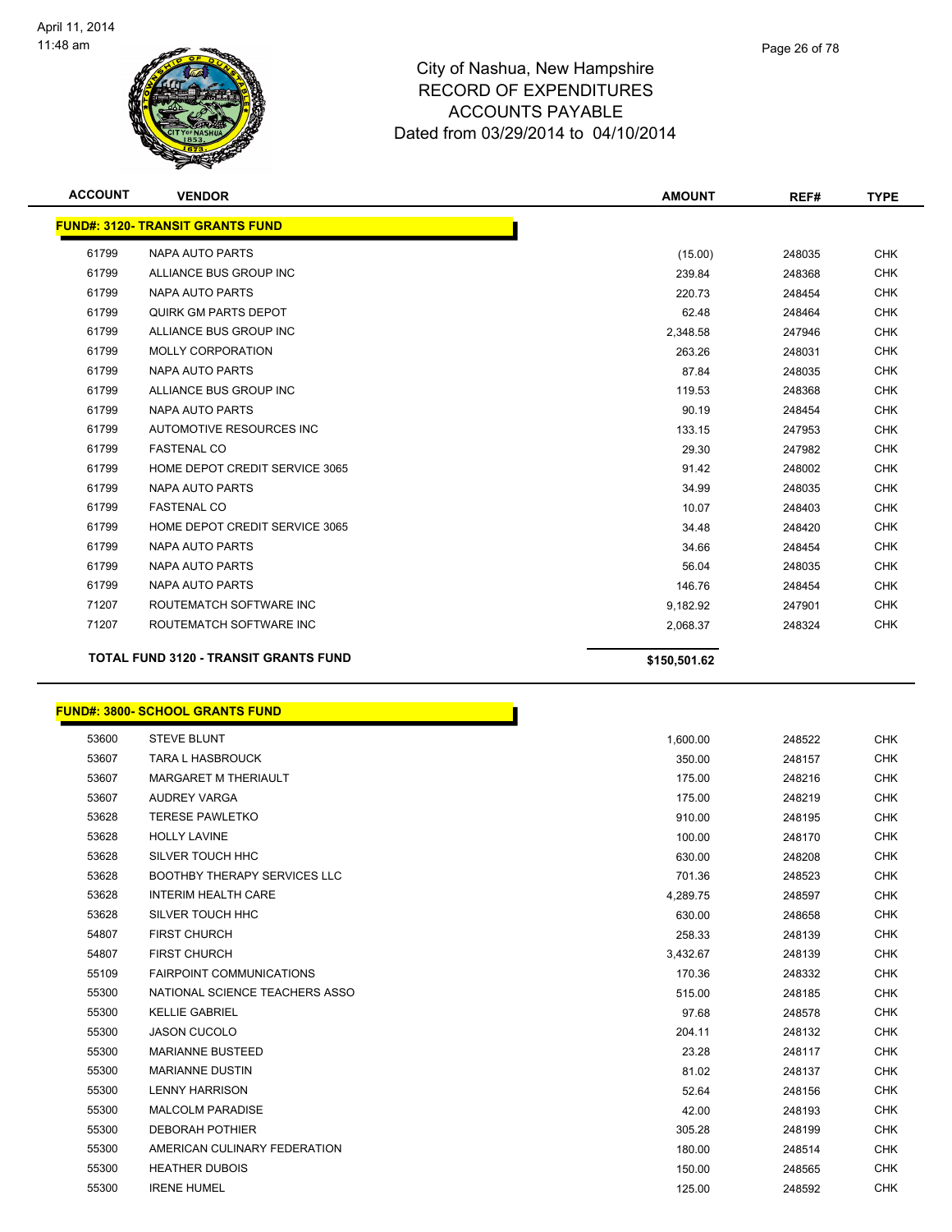# City of Nashua, New Hampshire
## RECORD OF EXPENDITURES
## ACCOUNTS PAYABLE
### Dated from 03/29/2014 to 04/10/2014

| ACCOUNT | VENDOR | AMOUNT | REF# | TYPE |
|---|---|---|---|---|
| **FUND#: 3120- TRANSIT GRANTS FUND** | | | | |
| 61799 | NAPA AUTO PARTS | (15.00) | 248035 | CHK |
| 61799 | ALLIANCE BUS GROUP INC | 239.84 | 248368 | CHK |
| 61799 | NAPA AUTO PARTS | 220.73 | 248454 | CHK |
| 61799 | QUIRK GM PARTS DEPOT | 62.48 | 248464 | CHK |
| 61799 | ALLIANCE BUS GROUP INC | 2,348.58 | 247946 | CHK |
| 61799 | MOLLY CORPORATION | 263.26 | 248031 | CHK |
| 61799 | NAPA AUTO PARTS | 87.84 | 248035 | CHK |
| 61799 | ALLIANCE BUS GROUP INC | 119.53 | 248368 | CHK |
| 61799 | NAPA AUTO PARTS | 90.19 | 248454 | CHK |
| 61799 | AUTOMOTIVE RESOURCES INC | 133.15 | 247953 | CHK |
| 61799 | FASTENAL CO | 29.30 | 247982 | CHK |
| 61799 | HOME DEPOT CREDIT SERVICE 3065 | 91.42 | 248002 | CHK |
| 61799 | NAPA AUTO PARTS | 34.99 | 248035 | CHK |
| 61799 | FASTENAL CO | 10.07 | 248403 | CHK |
| 61799 | HOME DEPOT CREDIT SERVICE 3065 | 34.48 | 248420 | CHK |
| 61799 | NAPA AUTO PARTS | 34.66 | 248454 | CHK |
| 61799 | NAPA AUTO PARTS | 56.04 | 248035 | CHK |
| 61799 | NAPA AUTO PARTS | 146.76 | 248454 | CHK |
| 71207 | ROUTEMATCH SOFTWARE INC | 9,182.92 | 247901 | CHK |
| 71207 | ROUTEMATCH SOFTWARE INC | 2,068.37 | 248324 | CHK |
| **TOTAL FUND 3120 - TRANSIT GRANTS FUND** | | **$150,501.62** | | |

| ACCOUNT | VENDOR | AMOUNT | REF# | TYPE |
|---|---|---|---|---|
| **FUND#: 3800- SCHOOL GRANTS FUND** | | | | |
| 53600 | STEVE BLUNT | 1,600.00 | 248522 | CHK |
| 53607 | TARA L HASBROUCK | 350.00 | 248157 | CHK |
| 53607 | MARGARET M THERIAULT | 175.00 | 248216 | CHK |
| 53607 | AUDREY VARGA | 175.00 | 248219 | CHK |
| 53628 | TERESE PAWLETKO | 910.00 | 248195 | CHK |
| 53628 | HOLLY LAVINE | 100.00 | 248170 | CHK |
| 53628 | SILVER TOUCH HHC | 630.00 | 248208 | CHK |
| 53628 | BOOTHBY THERAPY SERVICES LLC | 701.36 | 248523 | CHK |
| 53628 | INTERIM HEALTH CARE | 4,289.75 | 248597 | CHK |
| 53628 | SILVER TOUCH HHC | 630.00 | 248658 | CHK |
| 54807 | FIRST CHURCH | 258.33 | 248139 | CHK |
| 54807 | FIRST CHURCH | 3,432.67 | 248139 | CHK |
| 55109 | FAIRPOINT COMMUNICATIONS | 170.36 | 248332 | CHK |
| 55300 | NATIONAL SCIENCE TEACHERS ASSO | 515.00 | 248185 | CHK |
| 55300 | KELLIE GABRIEL | 97.68 | 248578 | CHK |
| 55300 | JASON CUCOLO | 204.11 | 248132 | CHK |
| 55300 | MARIANNE BUSTEED | 23.28 | 248117 | CHK |
| 55300 | MARIANNE DUSTIN | 81.02 | 248137 | CHK |
| 55300 | LENNY HARRISON | 52.64 | 248156 | CHK |
| 55300 | MALCOLM PARADISE | 42.00 | 248193 | CHK |
| 55300 | DEBORAH POTHIER | 305.28 | 248199 | CHK |
| 55300 | AMERICAN CULINARY FEDERATION | 180.00 | 248514 | CHK |
| 55300 | HEATHER DUBOIS | 150.00 | 248565 | CHK |
| 55300 | IRENE HUMEL | 125.00 | 248592 | CHK |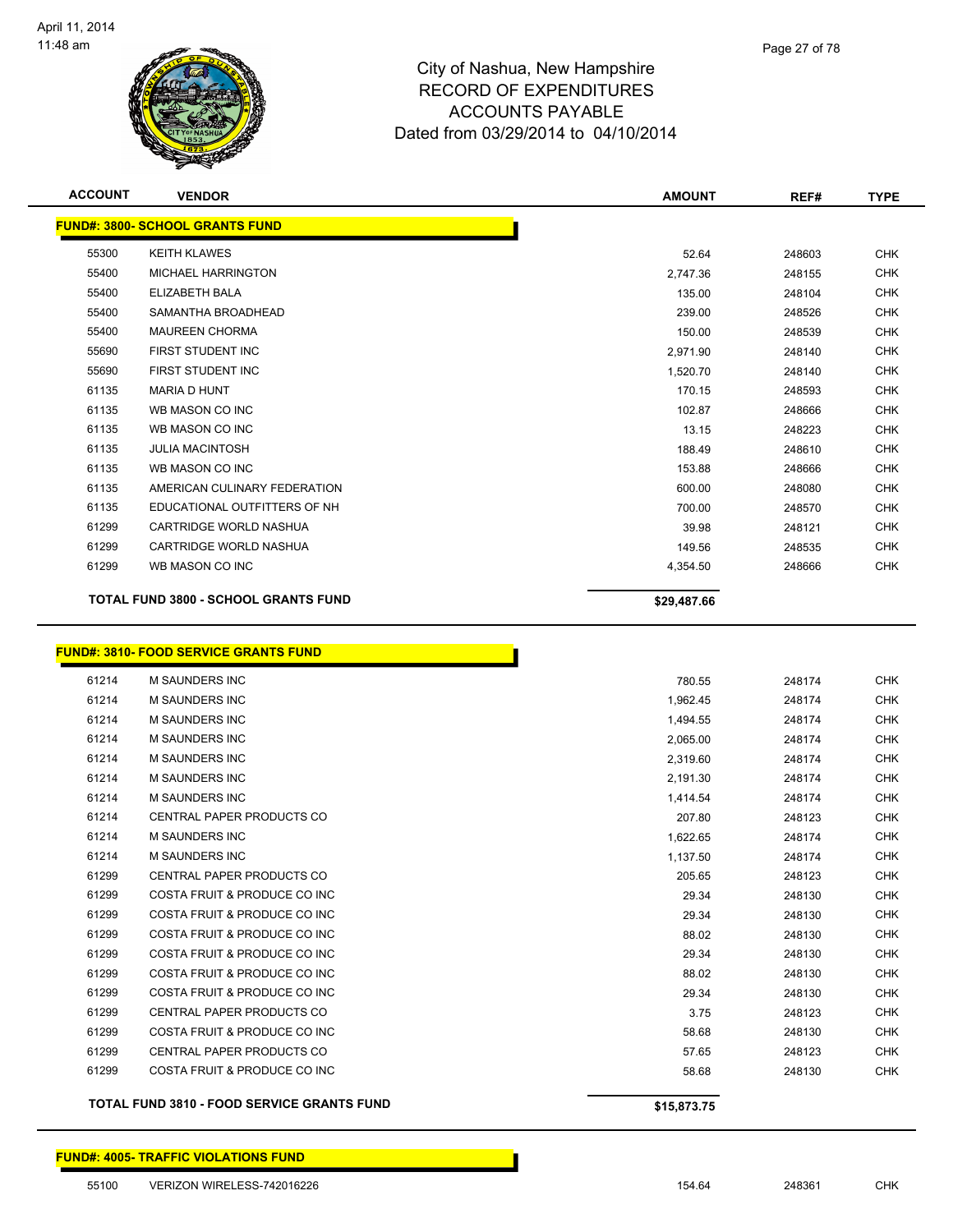City of Nashua, New Hampshire
RECORD OF EXPENDITURES
ACCOUNTS PAYABLE
Dated from 03/29/2014 to 04/10/2014

| ACCOUNT | VENDOR | AMOUNT | REF# | TYPE |
|---|---|---|---|---|
| **FUND#: 3800- SCHOOL GRANTS FUND** | | | | |
| 55300 | KEITH KLAWES | 52.64 | 248603 | CHK |
| 55400 | MICHAEL HARRINGTON | 2,747.36 | 248155 | CHK |
| 55400 | ELIZABETH BALA | 135.00 | 248104 | CHK |
| 55400 | SAMANTHA BROADHEAD | 239.00 | 248526 | CHK |
| 55400 | MAUREEN CHORMA | 150.00 | 248539 | CHK |
| 55690 | FIRST STUDENT INC | 2,971.90 | 248140 | CHK |
| 55690 | FIRST STUDENT INC | 1,520.70 | 248140 | CHK |
| 61135 | MARIA D HUNT | 170.15 | 248593 | CHK |
| 61135 | WB MASON CO INC | 102.87 | 248666 | CHK |
| 61135 | WB MASON CO INC | 13.15 | 248223 | CHK |
| 61135 | JULIA MACINTOSH | 188.49 | 248610 | CHK |
| 61135 | WB MASON CO INC | 153.88 | 248666 | CHK |
| 61135 | AMERICAN CULINARY FEDERATION | 600.00 | 248080 | CHK |
| 61135 | EDUCATIONAL OUTFITTERS OF NH | 700.00 | 248570 | CHK |
| 61299 | CARTRIDGE WORLD NASHUA | 39.98 | 248121 | CHK |
| 61299 | CARTRIDGE WORLD NASHUA | 149.56 | 248535 | CHK |
| 61299 | WB MASON CO INC | 4,354.50 | 248666 | CHK |
| **TOTAL FUND 3800 - SCHOOL GRANTS FUND** | | **$29,487.66** | | |
| **FUND#: 3810- FOOD SERVICE GRANTS FUND** | | | | |
| 61214 | M SAUNDERS INC | 780.55 | 248174 | CHK |
| 61214 | M SAUNDERS INC | 1,962.45 | 248174 | CHK |
| 61214 | M SAUNDERS INC | 1,494.55 | 248174 | CHK |
| 61214 | M SAUNDERS INC | 2,065.00 | 248174 | CHK |
| 61214 | M SAUNDERS INC | 2,319.60 | 248174 | CHK |
| 61214 | M SAUNDERS INC | 2,191.30 | 248174 | CHK |
| 61214 | M SAUNDERS INC | 1,414.54 | 248174 | CHK |
| 61214 | CENTRAL PAPER PRODUCTS CO | 207.80 | 248123 | CHK |
| 61214 | M SAUNDERS INC | 1,622.65 | 248174 | CHK |
| 61214 | M SAUNDERS INC | 1,137.50 | 248174 | CHK |
| 61299 | CENTRAL PAPER PRODUCTS CO | 205.65 | 248123 | CHK |
| 61299 | COSTA FRUIT & PRODUCE CO INC | 29.34 | 248130 | CHK |
| 61299 | COSTA FRUIT & PRODUCE CO INC | 29.34 | 248130 | CHK |
| 61299 | COSTA FRUIT & PRODUCE CO INC | 88.02 | 248130 | CHK |
| 61299 | COSTA FRUIT & PRODUCE CO INC | 29.34 | 248130 | CHK |
| 61299 | COSTA FRUIT & PRODUCE CO INC | 88.02 | 248130 | CHK |
| 61299 | COSTA FRUIT & PRODUCE CO INC | 29.34 | 248130 | CHK |
| 61299 | CENTRAL PAPER PRODUCTS CO | 3.75 | 248123 | CHK |
| 61299 | COSTA FRUIT & PRODUCE CO INC | 58.68 | 248130 | CHK |
| 61299 | CENTRAL PAPER PRODUCTS CO | 57.65 | 248123 | CHK |
| 61299 | COSTA FRUIT & PRODUCE CO INC | 58.68 | 248130 | CHK |
| **TOTAL FUND 3810 - FOOD SERVICE GRANTS FUND** | | **$15,873.75** | | |
| **FUND#: 4005- TRAFFIC VIOLATIONS FUND** | | | | |
| 55100 | VERIZON WIRELESS-742016226 | 154.64 | 248361 | CHK |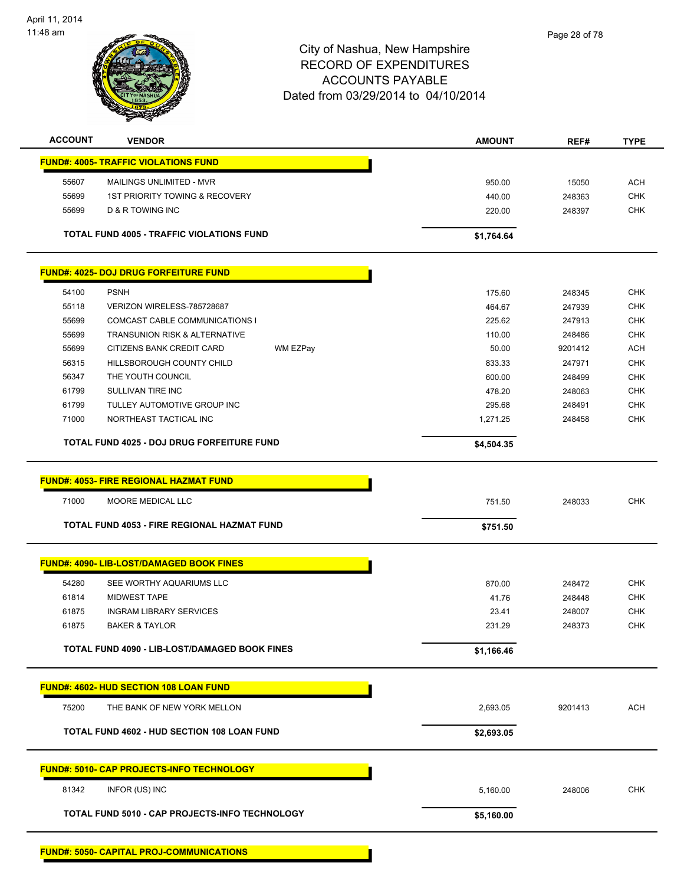# City of Nashua, New Hampshire
## RECORD OF EXPENDITURES
## ACCOUNTS PAYABLE
### Dated from 03/29/2014 to 04/10/2014

| ACCOUNT | VENDOR | | AMOUNT | REF# | TYPE |
|---|---|---|---|---|---|
| **FUND#: 4005- TRAFFIC VIOLATIONS FUND** | | | | | |
| 55607 | MAILINGS UNLIMITED - MVR | | 950.00 | 15050 | ACH |
| 55699 | 1ST PRIORITY TOWING & RECOVERY | | 440.00 | 248363 | CHK |
| 55699 | D & R TOWING INC | | 220.00 | 248397 | CHK |
| | **TOTAL FUND 4005 - TRAFFIC VIOLATIONS FUND** | | **$1,764.64** | | |
| **FUND#: 4025- DOJ DRUG FORFEITURE FUND** | | | | | |
| 54100 | PSNH | | 175.60 | 248345 | CHK |
| 55118 | VERIZON WIRELESS-785728687 | | 464.67 | 247939 | CHK |
| 55699 | COMCAST CABLE COMMUNICATIONS I | | 225.62 | 247913 | CHK |
| 55699 | TRANSUNION RISK & ALTERNATIVE | | 110.00 | 248486 | CHK |
| 55699 | CITIZENS BANK CREDIT CARD | WM EZPay | 50.00 | 9201412 | ACH |
| 56315 | HILLSBOROUGH COUNTY CHILD | | 833.33 | 247971 | CHK |
| 56347 | THE YOUTH COUNCIL | | 600.00 | 248499 | CHK |
| 61799 | SULLIVAN TIRE INC | | 478.20 | 248063 | CHK |
| 61799 | TULLEY AUTOMOTIVE GROUP INC | | 295.68 | 248491 | CHK |
| 71000 | NORTHEAST TACTICAL INC | | 1,271.25 | 248458 | CHK |
| | **TOTAL FUND 4025 - DOJ DRUG FORFEITURE FUND** | | **$4,504.35** | | |
| **FUND#: 4053- FIRE REGIONAL HAZMAT FUND** | | | | | |
| 71000 | MOORE MEDICAL LLC | | 751.50 | 248033 | CHK |
| | **TOTAL FUND 4053 - FIRE REGIONAL HAZMAT FUND** | | **$751.50** | | |
| **FUND#: 4090- LIB-LOST/DAMAGED BOOK FINES** | | | | | |
| 54280 | SEE WORTHY AQUARIUMS LLC | | 870.00 | 248472 | CHK |
| 61814 | MIDWEST TAPE | | 41.76 | 248448 | CHK |
| 61875 | INGRAM LIBRARY SERVICES | | 23.41 | 248007 | CHK |
| 61875 | BAKER & TAYLOR | | 231.29 | 248373 | CHK |
| | **TOTAL FUND 4090 - LIB-LOST/DAMAGED BOOK FINES** | | **$1,166.46** | | |
| **FUND#: 4602- HUD SECTION 108 LOAN FUND** | | | | | |
| 75200 | THE BANK OF NEW YORK MELLON | | 2,693.05 | 9201413 | ACH |
| | **TOTAL FUND 4602 - HUD SECTION 108 LOAN FUND** | | **$2,693.05** | | |
| **FUND#: 5010- CAP PROJECTS-INFO TECHNOLOGY** | | | | | |
| 81342 | INFOR (US) INC | | 5,160.00 | 248006 | CHK |
| | **TOTAL FUND 5010 - CAP PROJECTS-INFO TECHNOLOGY** | | **$5,160.00** | | |
| **FUND#: 5050- CAPITAL PROJ-COMMUNICATIONS** | | | | | |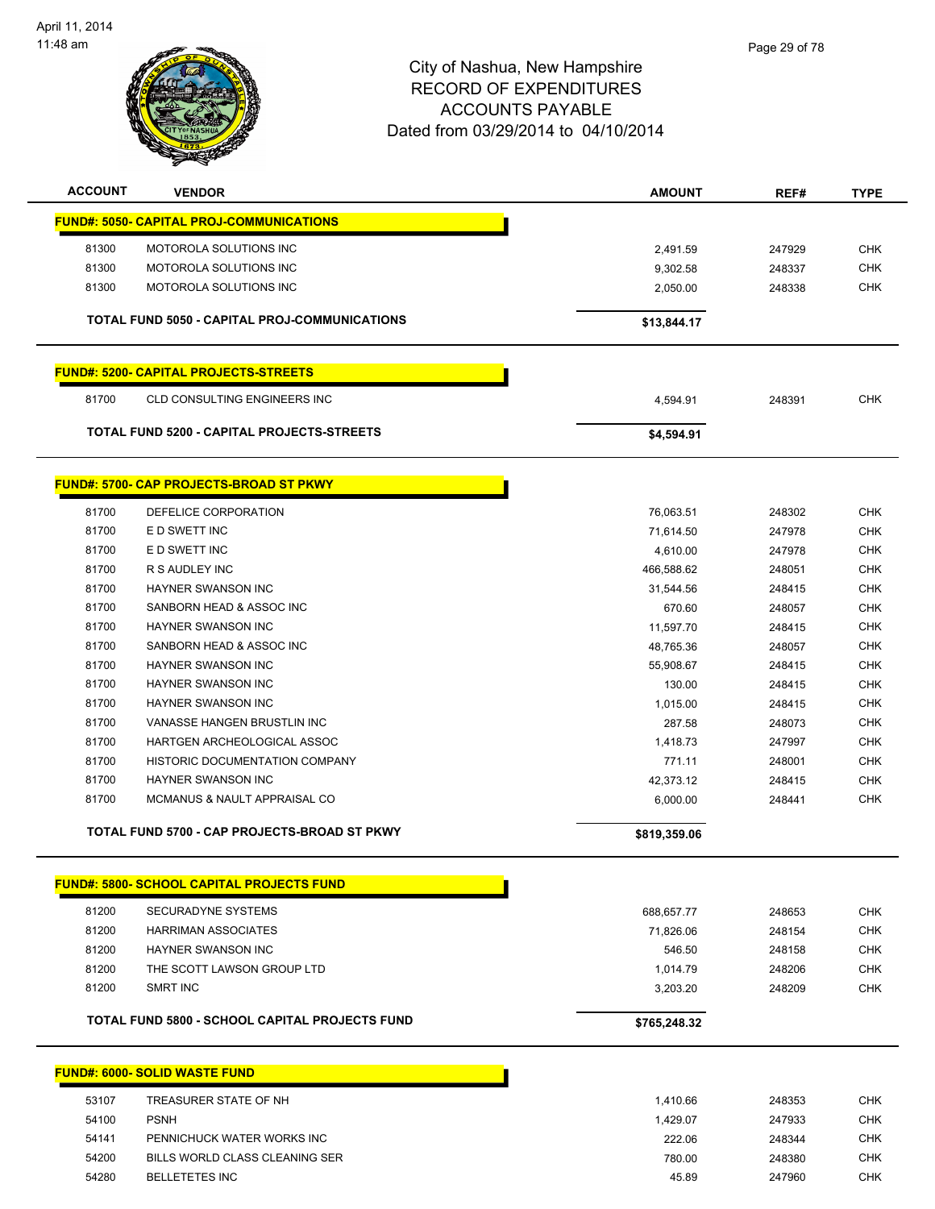# City of Nashua, New Hampshire
## RECORD OF EXPENDITURES
## ACCOUNTS PAYABLE
### Dated from 03/29/2014 to 04/10/2014

| ACCOUNT | VENDOR | AMOUNT | REF# | TYPE |
|---|---|---|---|---|
| **FUND#: 5050- CAPITAL PROJ-COMMUNICATIONS** | | | | |
| 81300 | MOTOROLA SOLUTIONS INC | 2,491.59 | 247929 | CHK |
| 81300 | MOTOROLA SOLUTIONS INC | 9,302.58 | 248337 | CHK |
| 81300 | MOTOROLA SOLUTIONS INC | 2,050.00 | 248338 | CHK |
| | **TOTAL FUND 5050 - CAPITAL PROJ-COMMUNICATIONS** | **$13,844.17** | | |
| **FUND#: 5200- CAPITAL PROJECTS-STREETS** | | | | |
| 81700 | CLD CONSULTING ENGINEERS INC | 4,594.91 | 248391 | CHK |
| | **TOTAL FUND 5200 - CAPITAL PROJECTS-STREETS** | **$4,594.91** | | |
| **FUND#: 5700- CAP PROJECTS-BROAD ST PKWY** | | | | |
| 81700 | DEFELICE CORPORATION | 76,063.51 | 248302 | CHK |
| 81700 | E D SWETT INC | 71,614.50 | 247978 | CHK |
| 81700 | E D SWETT INC | 4,610.00 | 247978 | CHK |
| 81700 | R S AUDLEY INC | 466,588.62 | 248051 | CHK |
| 81700 | HAYNER SWANSON INC | 31,544.56 | 248415 | CHK |
| 81700 | SANBORN HEAD & ASSOC INC | 670.60 | 248057 | CHK |
| 81700 | HAYNER SWANSON INC | 11,597.70 | 248415 | CHK |
| 81700 | SANBORN HEAD & ASSOC INC | 48,765.36 | 248057 | CHK |
| 81700 | HAYNER SWANSON INC | 55,908.67 | 248415 | CHK |
| 81700 | HAYNER SWANSON INC | 130.00 | 248415 | CHK |
| 81700 | HAYNER SWANSON INC | 1,015.00 | 248415 | CHK |
| 81700 | VANASSE HANGEN BRUSTLIN INC | 287.58 | 248073 | CHK |
| 81700 | HARTGEN ARCHEOLOGICAL ASSOC | 1,418.73 | 247997 | CHK |
| 81700 | HISTORIC DOCUMENTATION COMPANY | 771.11 | 248001 | CHK |
| 81700 | HAYNER SWANSON INC | 42,373.12 | 248415 | CHK |
| 81700 | MCMANUS & NAULT APPRAISAL CO | 6,000.00 | 248441 | CHK |
| | **TOTAL FUND 5700 - CAP PROJECTS-BROAD ST PKWY** | **$819,359.06** | | |
| **FUND#: 5800- SCHOOL CAPITAL PROJECTS FUND** | | | | |
| 81200 | SECURADYNE SYSTEMS | 688,657.77 | 248653 | CHK |
| 81200 | HARRIMAN ASSOCIATES | 71,826.06 | 248154 | CHK |
| 81200 | HAYNER SWANSON INC | 546.50 | 248158 | CHK |
| 81200 | THE SCOTT LAWSON GROUP LTD | 1,014.79 | 248206 | CHK |
| 81200 | SMRT INC | 3,203.20 | 248209 | CHK |
| | **TOTAL FUND 5800 - SCHOOL CAPITAL PROJECTS FUND** | **$765,248.32** | | |
| **FUND#: 6000- SOLID WASTE FUND** | | | | |
| 53107 | TREASURER STATE OF NH | 1,410.66 | 248353 | CHK |
| 54100 | PSNH | 1,429.07 | 247933 | CHK |
| 54141 | PENNICHUCK WATER WORKS INC | 222.06 | 248344 | CHK |
| 54200 | BILLS WORLD CLASS CLEANING SER | 780.00 | 248380 | CHK |
| 54280 | BELLETETES INC | 45.89 | 247960 | CHK |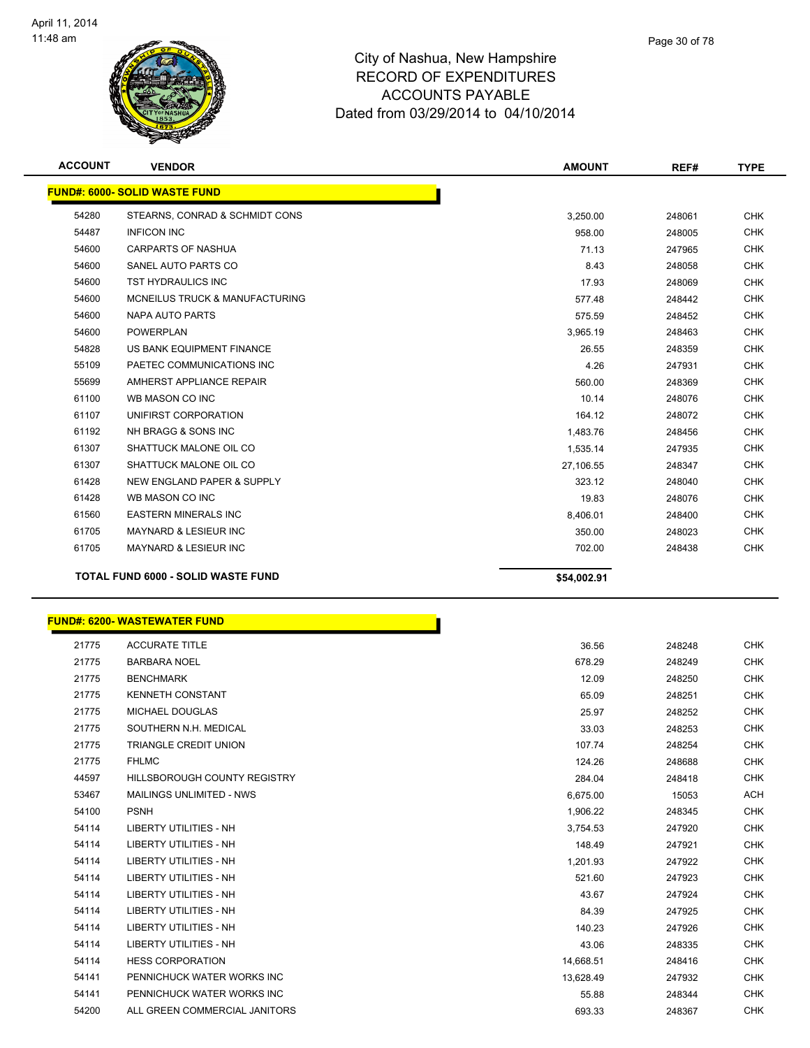# City of Nashua, New Hampshire
## RECORD OF EXPENDITURES
## ACCOUNTS PAYABLE
## Dated from 03/29/2014 to 04/10/2014

| ACCOUNT | VENDOR | AMOUNT | REF# | TYPE |
|---|---|---|---|---|
| **FUND#: 6000- SOLID WASTE FUND** | | | | |
| 54280 | STEARNS, CONRAD & SCHMIDT CONS | 3,250.00 | 248061 | CHK |
| 54487 | INFICON INC | 958.00 | 248005 | CHK |
| 54600 | CARPARTS OF NASHUA | 71.13 | 247965 | CHK |
| 54600 | SANEL AUTO PARTS CO | 8.43 | 248058 | CHK |
| 54600 | TST HYDRAULICS INC | 17.93 | 248069 | CHK |
| 54600 | MCNEILUS TRUCK & MANUFACTURING | 577.48 | 248442 | CHK |
| 54600 | NAPA AUTO PARTS | 575.59 | 248452 | CHK |
| 54600 | POWERPLAN | 3,965.19 | 248463 | CHK |
| 54828 | US BANK EQUIPMENT FINANCE | 26.55 | 248359 | CHK |
| 55109 | PAETEC COMMUNICATIONS INC | 4.26 | 247931 | CHK |
| 55699 | AMHERST APPLIANCE REPAIR | 560.00 | 248369 | CHK |
| 61100 | WB MASON CO INC | 10.14 | 248076 | CHK |
| 61107 | UNIFIRST CORPORATION | 164.12 | 248072 | CHK |
| 61192 | NH BRAGG & SONS INC | 1,483.76 | 248456 | CHK |
| 61307 | SHATTUCK MALONE OIL CO | 1,535.14 | 247935 | CHK |
| 61307 | SHATTUCK MALONE OIL CO | 27,106.55 | 248347 | CHK |
| 61428 | NEW ENGLAND PAPER & SUPPLY | 323.12 | 248040 | CHK |
| 61428 | WB MASON CO INC | 19.83 | 248076 | CHK |
| 61560 | EASTERN MINERALS INC | 8,406.01 | 248400 | CHK |
| 61705 | MAYNARD & LESIEUR INC | 350.00 | 248023 | CHK |
| 61705 | MAYNARD & LESIEUR INC | 702.00 | 248438 | CHK |
| **TOTAL FUND 6000 - SOLID WASTE FUND** | | **$54,002.91** | | |

| ACCOUNT | VENDOR | AMOUNT | REF# | TYPE |
|---|---|---|---|---|
| **FUND#: 6200- WASTEWATER FUND** | | | | |
| 21775 | ACCURATE TITLE | 36.56 | 248248 | CHK |
| 21775 | BARBARA NOEL | 678.29 | 248249 | CHK |
| 21775 | BENCHMARK | 12.09 | 248250 | CHK |
| 21775 | KENNETH CONSTANT | 65.09 | 248251 | CHK |
| 21775 | MICHAEL DOUGLAS | 25.97 | 248252 | CHK |
| 21775 | SOUTHERN N.H. MEDICAL | 33.03 | 248253 | CHK |
| 21775 | TRIANGLE CREDIT UNION | 107.74 | 248254 | CHK |
| 21775 | FHLMC | 124.26 | 248688 | CHK |
| 44597 | HILLSBOROUGH COUNTY REGISTRY | 284.04 | 248418 | CHK |
| 53467 | MAILINGS UNLIMITED - NWS | 6,675.00 | 15053 | ACH |
| 54100 | PSNH | 1,906.22 | 248345 | CHK |
| 54114 | LIBERTY UTILITIES - NH | 3,754.53 | 247920 | CHK |
| 54114 | LIBERTY UTILITIES - NH | 148.49 | 247921 | CHK |
| 54114 | LIBERTY UTILITIES - NH | 1,201.93 | 247922 | CHK |
| 54114 | LIBERTY UTILITIES - NH | 521.60 | 247923 | CHK |
| 54114 | LIBERTY UTILITIES - NH | 43.67 | 247924 | CHK |
| 54114 | LIBERTY UTILITIES - NH | 84.39 | 247925 | CHK |
| 54114 | LIBERTY UTILITIES - NH | 140.23 | 247926 | CHK |
| 54114 | LIBERTY UTILITIES - NH | 43.06 | 248335 | CHK |
| 54114 | HESS CORPORATION | 14,668.51 | 248416 | CHK |
| 54141 | PENNICHUCK WATER WORKS INC | 13,628.49 | 247932 | CHK |
| 54141 | PENNICHUCK WATER WORKS INC | 55.88 | 248344 | CHK |
| 54200 | ALL GREEN COMMERCIAL JANITORS | 693.33 | 248367 | CHK |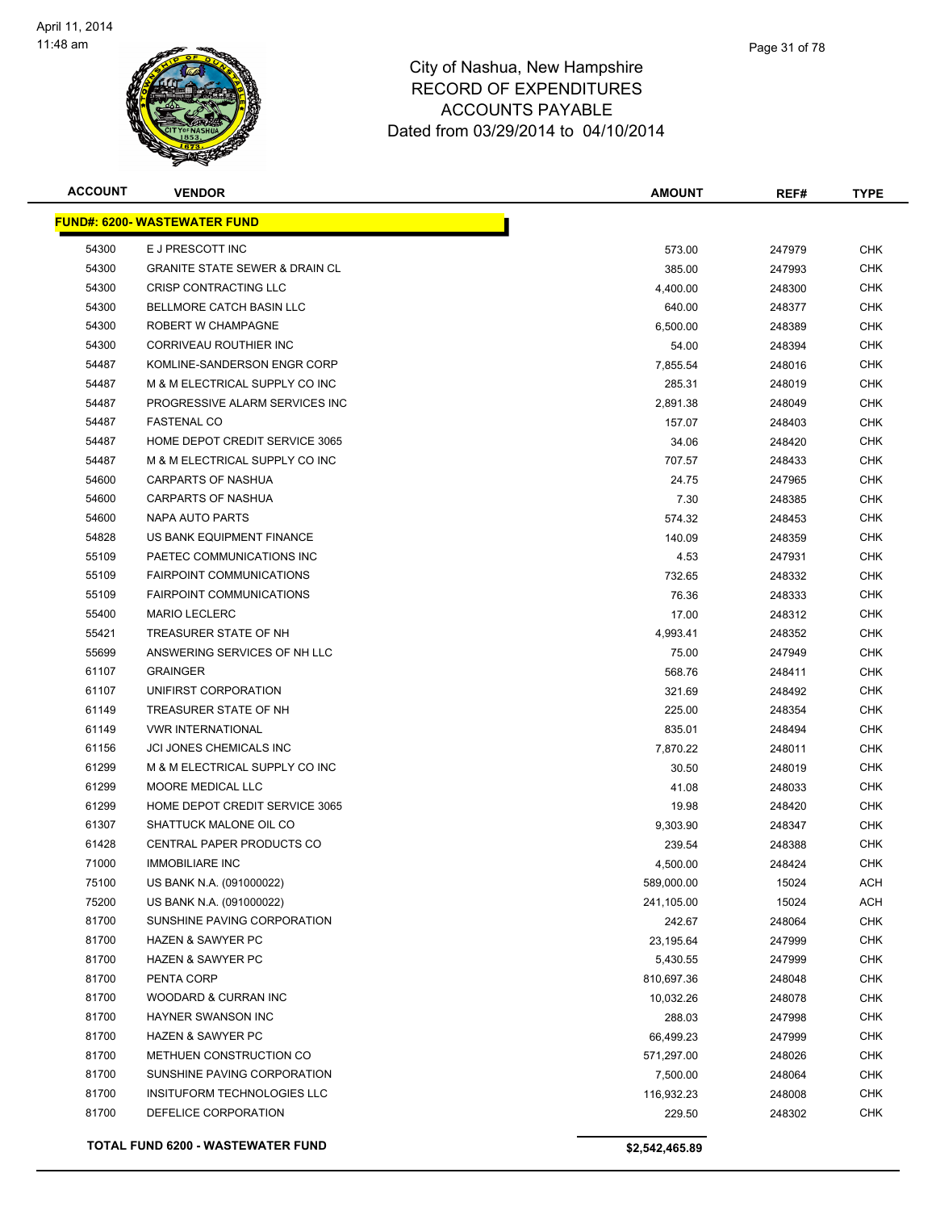City of Nashua, New Hampshire
RECORD OF EXPENDITURES
ACCOUNTS PAYABLE
Dated from 03/29/2014 to 04/10/2014

| ACCOUNT | VENDOR | AMOUNT | REF# | TYPE |
|---|---|---|---|---|
| **FUND#: 6200- WASTEWATER FUND** | | | | |
| 54300 | E J PRESCOTT INC | 573.00 | 247979 | CHK |
| 54300 | GRANITE STATE SEWER & DRAIN CL | 385.00 | 247993 | CHK |
| 54300 | CRISP CONTRACTING LLC | 4,400.00 | 248300 | CHK |
| 54300 | BELLMORE CATCH BASIN LLC | 640.00 | 248377 | CHK |
| 54300 | ROBERT W CHAMPAGNE | 6,500.00 | 248389 | CHK |
| 54300 | CORRIVEAU ROUTHIER INC | 54.00 | 248394 | CHK |
| 54487 | KOMLINE-SANDERSON ENGR CORP | 7,855.54 | 248016 | CHK |
| 54487 | M & M ELECTRICAL SUPPLY CO INC | 285.31 | 248019 | CHK |
| 54487 | PROGRESSIVE ALARM SERVICES INC | 2,891.38 | 248049 | CHK |
| 54487 | FASTENAL CO | 157.07 | 248403 | CHK |
| 54487 | HOME DEPOT CREDIT SERVICE 3065 | 34.06 | 248420 | CHK |
| 54487 | M & M ELECTRICAL SUPPLY CO INC | 707.57 | 248433 | CHK |
| 54600 | CARPARTS OF NASHUA | 24.75 | 247965 | CHK |
| 54600 | CARPARTS OF NASHUA | 7.30 | 248385 | CHK |
| 54600 | NAPA AUTO PARTS | 574.32 | 248453 | CHK |
| 54828 | US BANK EQUIPMENT FINANCE | 140.09 | 248359 | CHK |
| 55109 | PAETEC COMMUNICATIONS INC | 4.53 | 247931 | CHK |
| 55109 | FAIRPOINT COMMUNICATIONS | 732.65 | 248332 | CHK |
| 55109 | FAIRPOINT COMMUNICATIONS | 76.36 | 248333 | CHK |
| 55400 | MARIO LECLERC | 17.00 | 248312 | CHK |
| 55421 | TREASURER STATE OF NH | 4,993.41 | 248352 | CHK |
| 55699 | ANSWERING SERVICES OF NH LLC | 75.00 | 247949 | CHK |
| 61107 | GRAINGER | 568.76 | 248411 | CHK |
| 61107 | UNIFIRST CORPORATION | 321.69 | 248492 | CHK |
| 61149 | TREASURER STATE OF NH | 225.00 | 248354 | CHK |
| 61149 | VWR INTERNATIONAL | 835.01 | 248494 | CHK |
| 61156 | JCI JONES CHEMICALS INC | 7,870.22 | 248011 | CHK |
| 61299 | M & M ELECTRICAL SUPPLY CO INC | 30.50 | 248019 | CHK |
| 61299 | MOORE MEDICAL LLC | 41.08 | 248033 | CHK |
| 61299 | HOME DEPOT CREDIT SERVICE 3065 | 19.98 | 248420 | CHK |
| 61307 | SHATTUCK MALONE OIL CO | 9,303.90 | 248347 | CHK |
| 61428 | CENTRAL PAPER PRODUCTS CO | 239.54 | 248388 | CHK |
| 71000 | IMMOBILIARE INC | 4,500.00 | 248424 | CHK |
| 75100 | US BANK N.A. (091000022) | 589,000.00 | 15024 | ACH |
| 75200 | US BANK N.A. (091000022) | 241,105.00 | 15024 | ACH |
| 81700 | SUNSHINE PAVING CORPORATION | 242.67 | 248064 | CHK |
| 81700 | HAZEN & SAWYER PC | 23,195.64 | 247999 | CHK |
| 81700 | HAZEN & SAWYER PC | 5,430.55 | 247999 | CHK |
| 81700 | PENTA CORP | 810,697.36 | 248048 | CHK |
| 81700 | WOODARD & CURRAN INC | 10,032.26 | 248078 | CHK |
| 81700 | HAYNER SWANSON INC | 288.03 | 247998 | CHK |
| 81700 | HAZEN & SAWYER PC | 66,499.23 | 247999 | CHK |
| 81700 | METHUEN CONSTRUCTION CO | 571,297.00 | 248026 | CHK |
| 81700 | SUNSHINE PAVING CORPORATION | 7,500.00 | 248064 | CHK |
| 81700 | INSITUFORM TECHNOLOGIES LLC | 116,932.23 | 248008 | CHK |
| 81700 | DEFELICE CORPORATION | 229.50 | 248302 | CHK |
| **TOTAL FUND 6200 - WASTEWATER FUND** | | **$2,542,465.89** | | |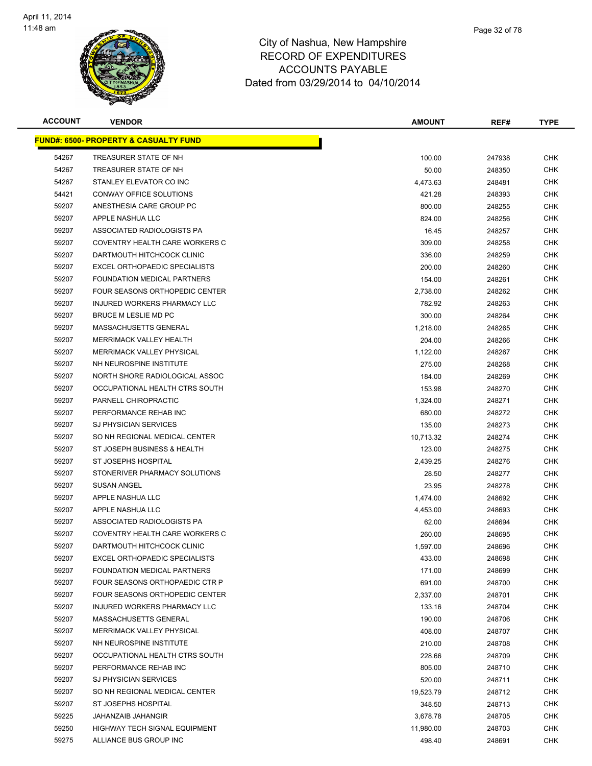# City of Nashua, New Hampshire
## RECORD OF EXPENDITURES
## ACCOUNTS PAYABLE
### Dated from 03/29/2014 to 04/10/2014

| ACCOUNT | VENDOR | AMOUNT | REF# | TYPE |
|---|---|---|---|---|
| **FUND#: 6500- PROPERTY & CASUALTY FUND** | | | | |
| 54267 | TREASURER STATE OF NH | 100.00 | 247938 | CHK |
| 54267 | TREASURER STATE OF NH | 50.00 | 248350 | CHK |
| 54267 | STANLEY ELEVATOR CO INC | 4,473.63 | 248481 | CHK |
| 54421 | CONWAY OFFICE SOLUTIONS | 421.28 | 248393 | CHK |
| 59207 | ANESTHESIA CARE GROUP PC | 800.00 | 248255 | CHK |
| 59207 | APPLE NASHUA LLC | 824.00 | 248256 | CHK |
| 59207 | ASSOCIATED RADIOLOGISTS PA | 16.45 | 248257 | CHK |
| 59207 | COVENTRY HEALTH CARE WORKERS C | 309.00 | 248258 | CHK |
| 59207 | DARTMOUTH HITCHCOCK CLINIC | 336.00 | 248259 | CHK |
| 59207 | EXCEL ORTHOPAEDIC SPECIALISTS | 200.00 | 248260 | CHK |
| 59207 | FOUNDATION MEDICAL PARTNERS | 154.00 | 248261 | CHK |
| 59207 | FOUR SEASONS ORTHOPEDIC CENTER | 2,738.00 | 248262 | CHK |
| 59207 | INJURED WORKERS PHARMACY LLC | 782.92 | 248263 | CHK |
| 59207 | BRUCE M LESLIE MD PC | 300.00 | 248264 | CHK |
| 59207 | MASSACHUSETTS GENERAL | 1,218.00 | 248265 | CHK |
| 59207 | MERRIMACK VALLEY HEALTH | 204.00 | 248266 | CHK |
| 59207 | MERRIMACK VALLEY PHYSICAL | 1,122.00 | 248267 | CHK |
| 59207 | NH NEUROSPINE INSTITUTE | 275.00 | 248268 | CHK |
| 59207 | NORTH SHORE RADIOLOGICAL ASSOC | 184.00 | 248269 | CHK |
| 59207 | OCCUPATIONAL HEALTH CTRS SOUTH | 153.98 | 248270 | CHK |
| 59207 | PARNELL CHIROPRACTIC | 1,324.00 | 248271 | CHK |
| 59207 | PERFORMANCE REHAB INC | 680.00 | 248272 | CHK |
| 59207 | SJ PHYSICIAN SERVICES | 135.00 | 248273 | CHK |
| 59207 | SO NH REGIONAL MEDICAL CENTER | 10,713.32 | 248274 | CHK |
| 59207 | ST JOSEPH BUSINESS & HEALTH | 123.00 | 248275 | CHK |
| 59207 | ST JOSEPHS HOSPITAL | 2,439.25 | 248276 | CHK |
| 59207 | STONERIVER PHARMACY SOLUTIONS | 28.50 | 248277 | CHK |
| 59207 | SUSAN ANGEL | 23.95 | 248278 | CHK |
| 59207 | APPLE NASHUA LLC | 1,474.00 | 248692 | CHK |
| 59207 | APPLE NASHUA LLC | 4,453.00 | 248693 | CHK |
| 59207 | ASSOCIATED RADIOLOGISTS PA | 62.00 | 248694 | CHK |
| 59207 | COVENTRY HEALTH CARE WORKERS C | 260.00 | 248695 | CHK |
| 59207 | DARTMOUTH HITCHCOCK CLINIC | 1,597.00 | 248696 | CHK |
| 59207 | EXCEL ORTHOPAEDIC SPECIALISTS | 433.00 | 248698 | CHK |
| 59207 | FOUNDATION MEDICAL PARTNERS | 171.00 | 248699 | CHK |
| 59207 | FOUR SEASONS ORTHOPAEDIC CTR P | 691.00 | 248700 | CHK |
| 59207 | FOUR SEASONS ORTHOPEDIC CENTER | 2,337.00 | 248701 | CHK |
| 59207 | INJURED WORKERS PHARMACY LLC | 133.16 | 248704 | CHK |
| 59207 | MASSACHUSETTS GENERAL | 190.00 | 248706 | CHK |
| 59207 | MERRIMACK VALLEY PHYSICAL | 408.00 | 248707 | CHK |
| 59207 | NH NEUROSPINE INSTITUTE | 210.00 | 248708 | CHK |
| 59207 | OCCUPATIONAL HEALTH CTRS SOUTH | 228.66 | 248709 | CHK |
| 59207 | PERFORMANCE REHAB INC | 805.00 | 248710 | CHK |
| 59207 | SJ PHYSICIAN SERVICES | 520.00 | 248711 | CHK |
| 59207 | SO NH REGIONAL MEDICAL CENTER | 19,523.79 | 248712 | CHK |
| 59207 | ST JOSEPHS HOSPITAL | 348.50 | 248713 | CHK |
| 59225 | JAHANZAIB JAHANGIR | 3,678.78 | 248705 | CHK |
| 59250 | HIGHWAY TECH SIGNAL EQUIPMENT | 11,980.00 | 248703 | CHK |
| 59275 | ALLIANCE BUS GROUP INC | 498.40 | 248691 | CHK |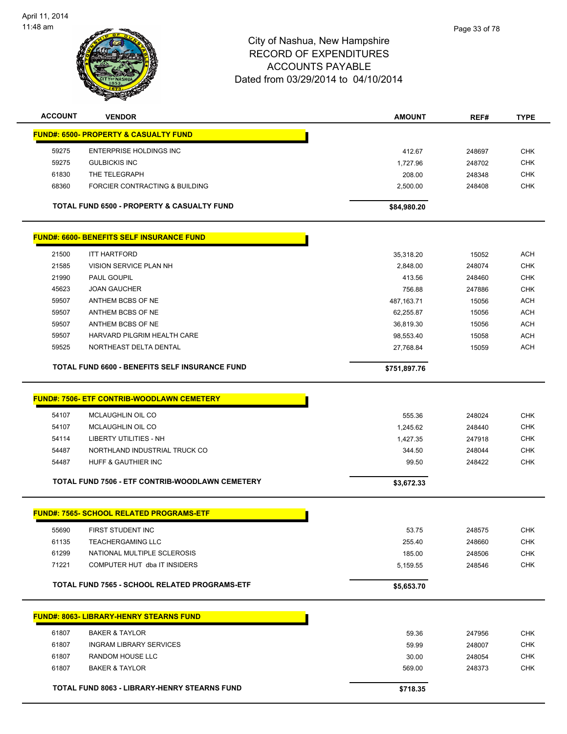City of Nashua, New Hampshire
RECORD OF EXPENDITURES
ACCOUNTS PAYABLE
Dated from 03/29/2014 to 04/10/2014

| ACCOUNT | VENDOR | AMOUNT | REF# | TYPE |
|---|---|---|---|---|
| **FUND#: 6500- PROPERTY & CASUALTY FUND** | | | | |
| 59275 | ENTERPRISE HOLDINGS INC | 412.67 | 248697 | CHK |
| 59275 | GULBICKIS INC | 1,727.96 | 248702 | CHK |
| 61830 | THE TELEGRAPH | 208.00 | 248348 | CHK |
| 68360 | FORCIER CONTRACTING & BUILDING | 2,500.00 | 248408 | CHK |
| | **TOTAL FUND 6500 - PROPERTY & CASUALTY FUND** | **$84,980.20** | | |
| **FUND#: 6600- BENEFITS SELF INSURANCE FUND** | | | | |
| 21500 | ITT HARTFORD | 35,318.20 | 15052 | ACH |
| 21585 | VISION SERVICE PLAN NH | 2,848.00 | 248074 | CHK |
| 21990 | PAUL GOUPIL | 413.56 | 248460 | CHK |
| 45623 | JOAN GAUCHER | 756.88 | 247886 | CHK |
| 59507 | ANTHEM BCBS OF NE | 487,163.71 | 15056 | ACH |
| 59507 | ANTHEM BCBS OF NE | 62,255.87 | 15056 | ACH |
| 59507 | ANTHEM BCBS OF NE | 36,819.30 | 15056 | ACH |
| 59507 | HARVARD PILGRIM HEALTH CARE | 98,553.40 | 15058 | ACH |
| 59525 | NORTHEAST DELTA DENTAL | 27,768.84 | 15059 | ACH |
| | **TOTAL FUND 6600 - BENEFITS SELF INSURANCE FUND** | **$751,897.76** | | |
| **FUND#: 7506- ETF CONTRIB-WOODLAWN CEMETERY** | | | | |
| 54107 | MCLAUGHLIN OIL CO | 555.36 | 248024 | CHK |
| 54107 | MCLAUGHLIN OIL CO | 1,245.62 | 248440 | CHK |
| 54114 | LIBERTY UTILITIES - NH | 1,427.35 | 247918 | CHK |
| 54487 | NORTHLAND INDUSTRIAL TRUCK CO | 344.50 | 248044 | CHK |
| 54487 | HUFF & GAUTHIER INC | 99.50 | 248422 | CHK |
| | **TOTAL FUND 7506 - ETF CONTRIB-WOODLAWN CEMETERY** | **$3,672.33** | | |
| **FUND#: 7565- SCHOOL RELATED PROGRAMS-ETF** | | | | |
| 55690 | FIRST STUDENT INC | 53.75 | 248575 | CHK |
| 61135 | TEACHERGAMING LLC | 255.40 | 248660 | CHK |
| 61299 | NATIONAL MULTIPLE SCLEROSIS | 185.00 | 248506 | CHK |
| 71221 | COMPUTER HUT dba IT INSIDERS | 5,159.55 | 248546 | CHK |
| | **TOTAL FUND 7565 - SCHOOL RELATED PROGRAMS-ETF** | **$5,653.70** | | |
| **FUND#: 8063- LIBRARY-HENRY STEARNS FUND** | | | | |
| 61807 | BAKER & TAYLOR | 59.36 | 247956 | CHK |
| 61807 | INGRAM LIBRARY SERVICES | 59.99 | 248007 | CHK |
| 61807 | RANDOM HOUSE LLC | 30.00 | 248054 | CHK |
| 61807 | BAKER & TAYLOR | 569.00 | 248373 | CHK |
| | **TOTAL FUND 8063 - LIBRARY-HENRY STEARNS FUND** | **$718.35** | | |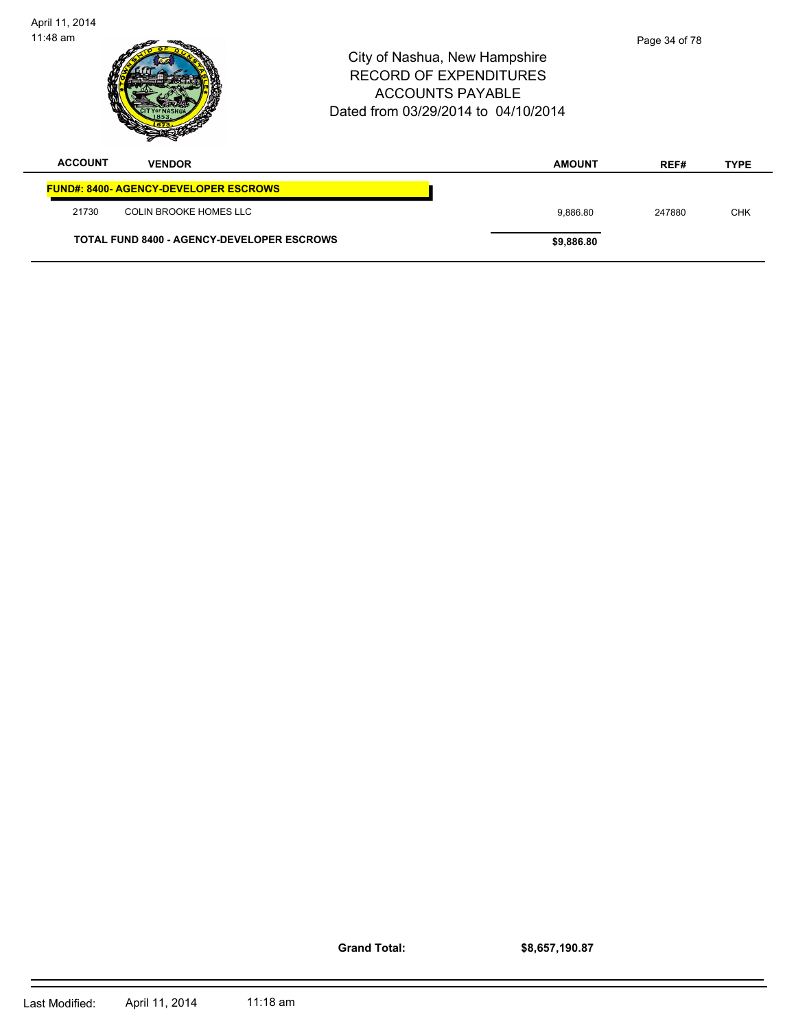City of Nashua, New Hampshire
RECORD OF EXPENDITURES
ACCOUNTS PAYABLE
Dated from 03/29/2014 to 04/10/2014

| ACCOUNT | VENDOR | AMOUNT | REF# | TYPE |
|---|---|---|---|---|
| **FUND#: 8400- AGENCY-DEVELOPER ESCROWS** | | | | |
| 21730 | COLIN BROOKE HOMES LLC | 9,886.80 | 247880 | CHK |
| **TOTAL FUND 8400 - AGENCY-DEVELOPER ESCROWS** | | **$9,886.80** | | |

**Grand Total:** **$8,657,190.87**

Last Modified: April 11, 2014 11:18 am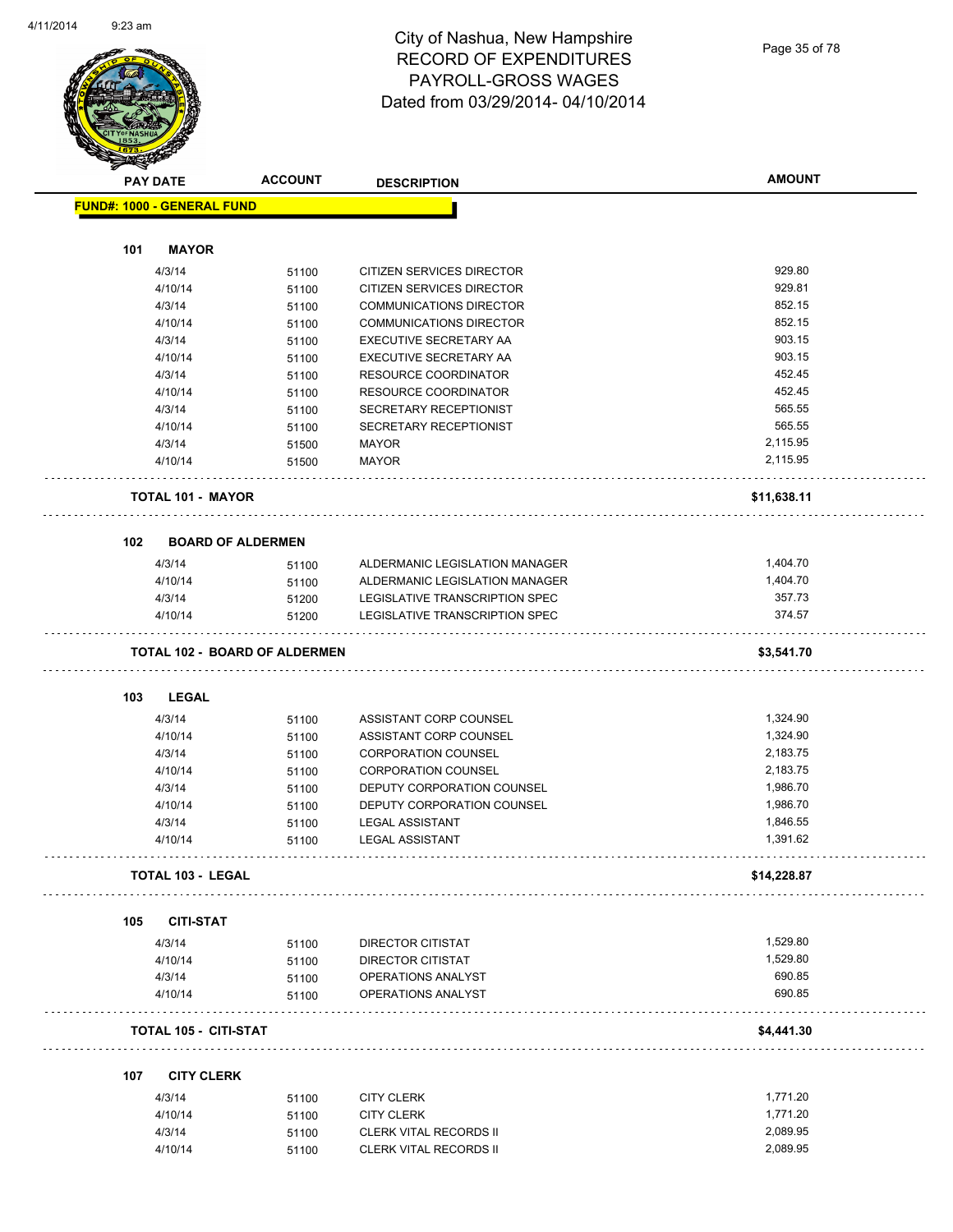City of Nashua, New Hampshire
RECORD OF EXPENDITURES
PAYROLL-GROSS WAGES
Dated from 03/29/2014- 04/10/2014

| PAY DATE | ACCOUNT | DESCRIPTION | AMOUNT |
|---|---|---|---|
| **FUND#: 1000 - GENERAL FUND** | | | |
| **101 MAYOR** | | | |
| 4/3/14 | 51100 | CITIZEN SERVICES DIRECTOR | 929.80 |
| 4/10/14 | 51100 | CITIZEN SERVICES DIRECTOR | 929.81 |
| 4/3/14 | 51100 | COMMUNICATIONS DIRECTOR | 852.15 |
| 4/10/14 | 51100 | COMMUNICATIONS DIRECTOR | 852.15 |
| 4/3/14 | 51100 | EXECUTIVE SECRETARY AA | 903.15 |
| 4/10/14 | 51100 | EXECUTIVE SECRETARY AA | 903.15 |
| 4/3/14 | 51100 | RESOURCE COORDINATOR | 452.45 |
| 4/10/14 | 51100 | RESOURCE COORDINATOR | 452.45 |
| 4/3/14 | 51100 | SECRETARY RECEPTIONIST | 565.55 |
| 4/10/14 | 51100 | SECRETARY RECEPTIONIST | 565.55 |
| 4/3/14 | 51500 | MAYOR | 2,115.95 |
| 4/10/14 | 51500 | MAYOR | 2,115.95 |
| **TOTAL 101 - MAYOR** | | | **$11,638.11** |
| **102 BOARD OF ALDERMEN** | | | |
| 4/3/14 | 51100 | ALDERMANIC LEGISLATION MANAGER | 1,404.70 |
| 4/10/14 | 51100 | ALDERMANIC LEGISLATION MANAGER | 1,404.70 |
| 4/3/14 | 51200 | LEGISLATIVE TRANSCRIPTION SPEC | 357.73 |
| 4/10/14 | 51200 | LEGISLATIVE TRANSCRIPTION SPEC | 374.57 |
| **TOTAL 102 - BOARD OF ALDERMEN** | | | **$3,541.70** |
| **103 LEGAL** | | | |
| 4/3/14 | 51100 | ASSISTANT CORP COUNSEL | 1,324.90 |
| 4/10/14 | 51100 | ASSISTANT CORP COUNSEL | 1,324.90 |
| 4/3/14 | 51100 | CORPORATION COUNSEL | 2,183.75 |
| 4/10/14 | 51100 | CORPORATION COUNSEL | 2,183.75 |
| 4/3/14 | 51100 | DEPUTY CORPORATION COUNSEL | 1,986.70 |
| 4/10/14 | 51100 | DEPUTY CORPORATION COUNSEL | 1,986.70 |
| 4/3/14 | 51100 | LEGAL ASSISTANT | 1,846.55 |
| 4/10/14 | 51100 | LEGAL ASSISTANT | 1,391.62 |
| **TOTAL 103 - LEGAL** | | | **$14,228.87** |
| **105 CITI-STAT** | | | |
| 4/3/14 | 51100 | DIRECTOR CITISTAT | 1,529.80 |
| 4/10/14 | 51100 | DIRECTOR CITISTAT | 1,529.80 |
| 4/3/14 | 51100 | OPERATIONS ANALYST | 690.85 |
| 4/10/14 | 51100 | OPERATIONS ANALYST | 690.85 |
| **TOTAL 105 - CITI-STAT** | | | **$4,441.30** |
| **107 CITY CLERK** | | | |
| 4/3/14 | 51100 | CITY CLERK | 1,771.20 |
| 4/10/14 | 51100 | CITY CLERK | 1,771.20 |
| 4/3/14 | 51100 | CLERK VITAL RECORDS II | 2,089.95 |
| 4/10/14 | 51100 | CLERK VITAL RECORDS II | 2,089.95 |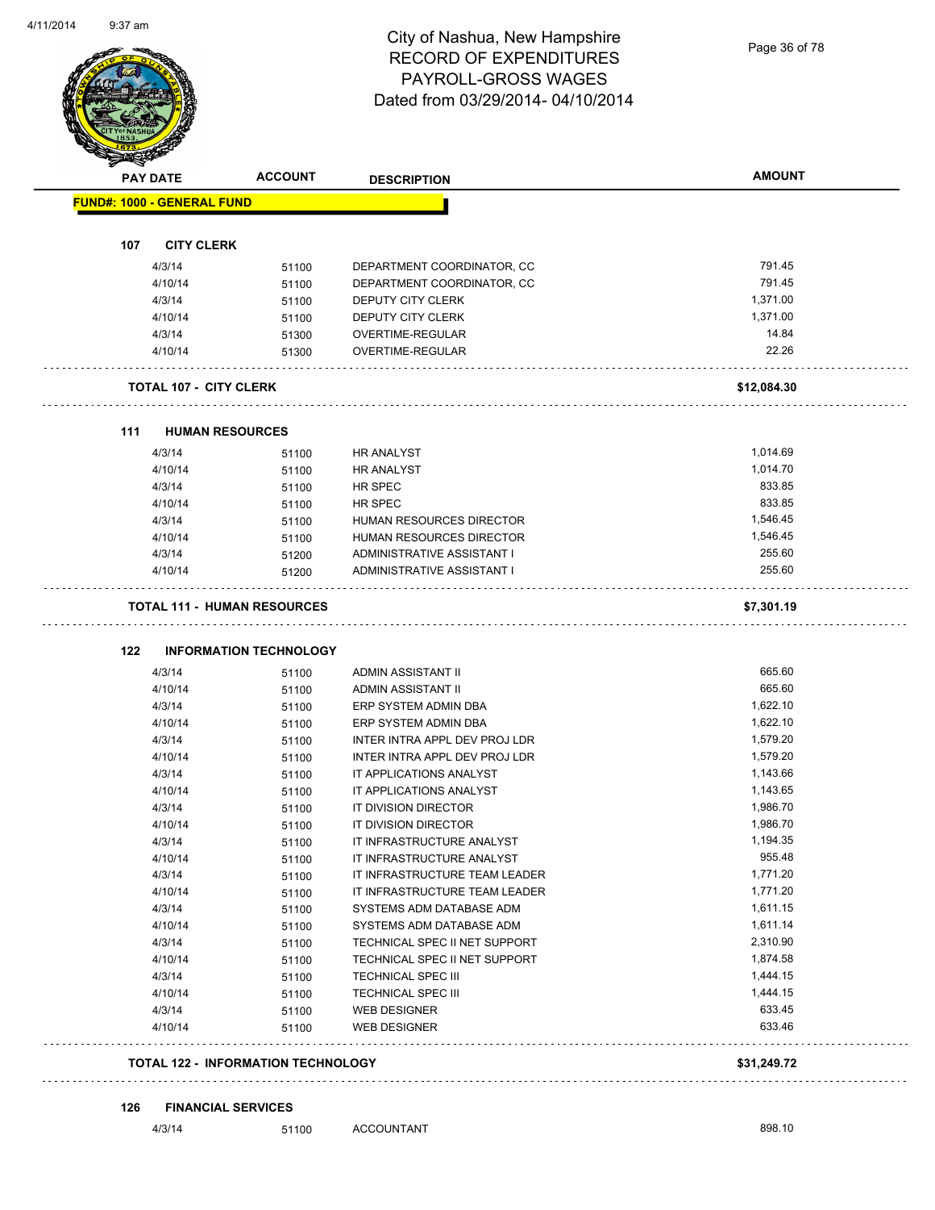# City of Nashua, New Hampshire
## RECORD OF EXPENDITURES
## PAYROLL-GROSS WAGES
## Dated from 03/29/2014- 04/10/2014

| PAY DATE | ACCOUNT | DESCRIPTION | AMOUNT |
|---|---|---|---|
| **FUND#: 1000 - GENERAL FUND** | | | |
| **107 CITY CLERK** | | | |
| 4/3/14 | 51100 | DEPARTMENT COORDINATOR, CC | 791.45 |
| 4/10/14 | 51100 | DEPARTMENT COORDINATOR, CC | 791.45 |
| 4/3/14 | 51100 | DEPUTY CITY CLERK | 1,371.00 |
| 4/10/14 | 51100 | DEPUTY CITY CLERK | 1,371.00 |
| 4/3/14 | 51300 | OVERTIME-REGULAR | 14.84 |
| 4/10/14 | 51300 | OVERTIME-REGULAR | 22.26 |
| **TOTAL 107 - CITY CLERK** | | | **$12,084.30** |
| **111 HUMAN RESOURCES** | | | |
| 4/3/14 | 51100 | HR ANALYST | 1,014.69 |
| 4/10/14 | 51100 | HR ANALYST | 1,014.70 |
| 4/3/14 | 51100 | HR SPEC | 833.85 |
| 4/10/14 | 51100 | HR SPEC | 833.85 |
| 4/3/14 | 51100 | HUMAN RESOURCES DIRECTOR | 1,546.45 |
| 4/10/14 | 51100 | HUMAN RESOURCES DIRECTOR | 1,546.45 |
| 4/3/14 | 51200 | ADMINISTRATIVE ASSISTANT I | 255.60 |
| 4/10/14 | 51200 | ADMINISTRATIVE ASSISTANT I | 255.60 |
| **TOTAL 111 - HUMAN RESOURCES** | | | **$7,301.19** |
| **122 INFORMATION TECHNOLOGY** | | | |
| 4/3/14 | 51100 | ADMIN ASSISTANT II | 665.60 |
| 4/10/14 | 51100 | ADMIN ASSISTANT II | 665.60 |
| 4/3/14 | 51100 | ERP SYSTEM ADMIN DBA | 1,622.10 |
| 4/10/14 | 51100 | ERP SYSTEM ADMIN DBA | 1,622.10 |
| 4/3/14 | 51100 | INTER INTRA APPL DEV PROJ LDR | 1,579.20 |
| 4/10/14 | 51100 | INTER INTRA APPL DEV PROJ LDR | 1,579.20 |
| 4/3/14 | 51100 | IT APPLICATIONS ANALYST | 1,143.66 |
| 4/10/14 | 51100 | IT APPLICATIONS ANALYST | 1,143.65 |
| 4/3/14 | 51100 | IT DIVISION DIRECTOR | 1,986.70 |
| 4/10/14 | 51100 | IT DIVISION DIRECTOR | 1,986.70 |
| 4/3/14 | 51100 | IT INFRASTRUCTURE ANALYST | 1,194.35 |
| 4/10/14 | 51100 | IT INFRASTRUCTURE ANALYST | 955.48 |
| 4/3/14 | 51100 | IT INFRASTRUCTURE TEAM LEADER | 1,771.20 |
| 4/10/14 | 51100 | IT INFRASTRUCTURE TEAM LEADER | 1,771.20 |
| 4/3/14 | 51100 | SYSTEMS ADM DATABASE ADM | 1,611.15 |
| 4/10/14 | 51100 | SYSTEMS ADM DATABASE ADM | 1,611.14 |
| 4/3/14 | 51100 | TECHNICAL SPEC II NET SUPPORT | 2,310.90 |
| 4/10/14 | 51100 | TECHNICAL SPEC II NET SUPPORT | 1,874.58 |
| 4/3/14 | 51100 | TECHNICAL SPEC III | 1,444.15 |
| 4/10/14 | 51100 | TECHNICAL SPEC III | 1,444.15 |
| 4/3/14 | 51100 | WEB DESIGNER | 633.45 |
| 4/10/14 | 51100 | WEB DESIGNER | 633.46 |
| **TOTAL 122 - INFORMATION TECHNOLOGY** | | | **$31,249.72** |
| **126 FINANCIAL SERVICES** | | | |
| 4/3/14 | 51100 | ACCOUNTANT | 898.10 |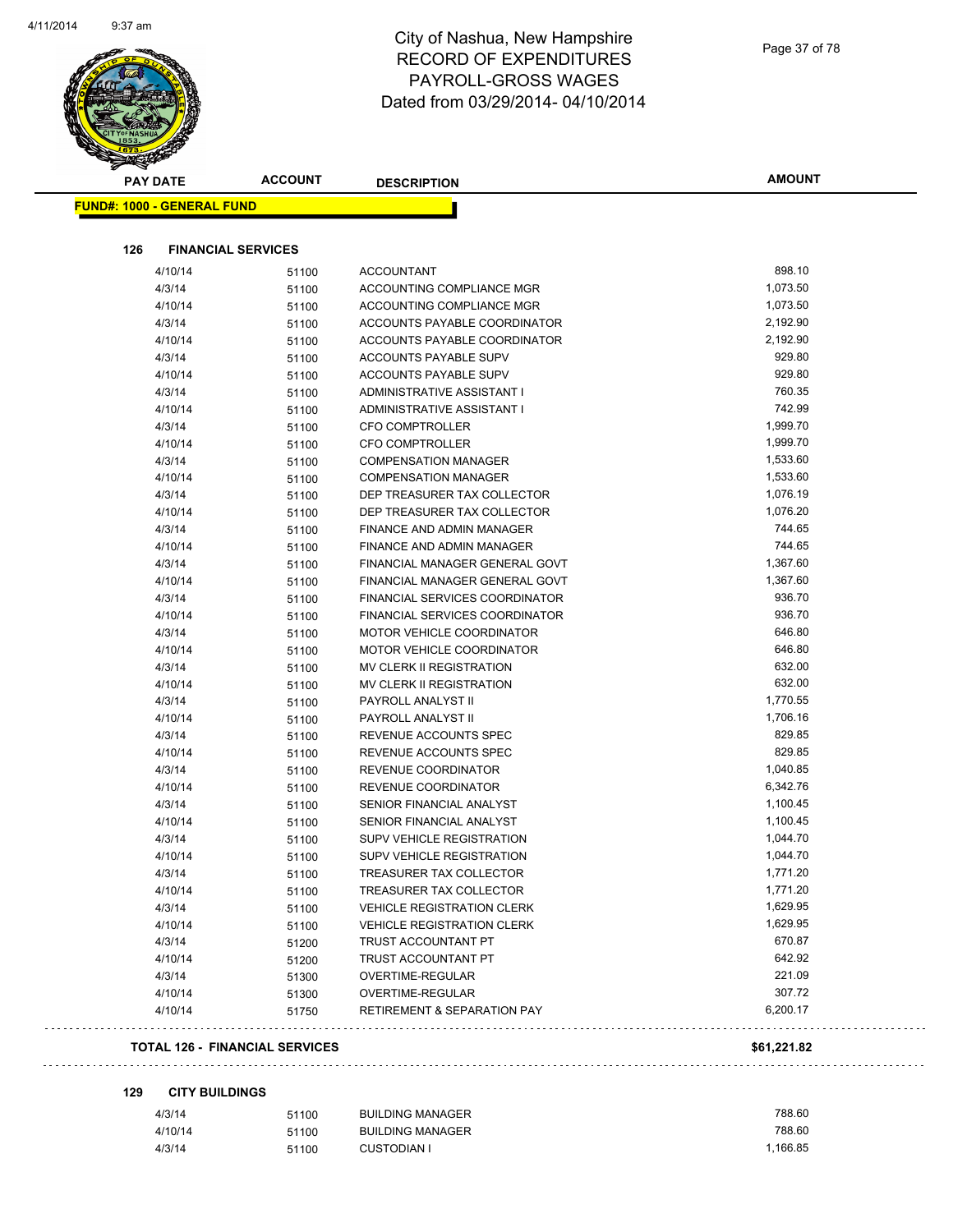# City of Nashua, New Hampshire
# RECORD OF EXPENDITURES
# PAYROLL-GROSS WAGES
# Dated from 03/29/2014- 04/10/2014

**FUND#: 1000 - GENERAL FUND**

### 126 FINANCIAL SERVICES

| PAY DATE | ACCOUNT | DESCRIPTION | AMOUNT |
|---|---|---|---|
| 4/10/14 | 51100 | ACCOUNTANT | 898.10 |
| 4/3/14 | 51100 | ACCOUNTING COMPLIANCE MGR | 1,073.50 |
| 4/10/14 | 51100 | ACCOUNTING COMPLIANCE MGR | 1,073.50 |
| 4/3/14 | 51100 | ACCOUNTS PAYABLE COORDINATOR | 2,192.90 |
| 4/10/14 | 51100 | ACCOUNTS PAYABLE COORDINATOR | 2,192.90 |
| 4/3/14 | 51100 | ACCOUNTS PAYABLE SUPV | 929.80 |
| 4/10/14 | 51100 | ACCOUNTS PAYABLE SUPV | 929.80 |
| 4/3/14 | 51100 | ADMINISTRATIVE ASSISTANT I | 760.35 |
| 4/10/14 | 51100 | ADMINISTRATIVE ASSISTANT I | 742.99 |
| 4/3/14 | 51100 | CFO COMPTROLLER | 1,999.70 |
| 4/10/14 | 51100 | CFO COMPTROLLER | 1,999.70 |
| 4/3/14 | 51100 | COMPENSATION MANAGER | 1,533.60 |
| 4/10/14 | 51100 | COMPENSATION MANAGER | 1,533.60 |
| 4/3/14 | 51100 | DEP TREASURER TAX COLLECTOR | 1,076.19 |
| 4/10/14 | 51100 | DEP TREASURER TAX COLLECTOR | 1,076.20 |
| 4/3/14 | 51100 | FINANCE AND ADMIN MANAGER | 744.65 |
| 4/10/14 | 51100 | FINANCE AND ADMIN MANAGER | 744.65 |
| 4/3/14 | 51100 | FINANCIAL MANAGER GENERAL GOVT | 1,367.60 |
| 4/10/14 | 51100 | FINANCIAL MANAGER GENERAL GOVT | 1,367.60 |
| 4/3/14 | 51100 | FINANCIAL SERVICES COORDINATOR | 936.70 |
| 4/10/14 | 51100 | FINANCIAL SERVICES COORDINATOR | 936.70 |
| 4/3/14 | 51100 | MOTOR VEHICLE COORDINATOR | 646.80 |
| 4/10/14 | 51100 | MOTOR VEHICLE COORDINATOR | 646.80 |
| 4/3/14 | 51100 | MV CLERK II REGISTRATION | 632.00 |
| 4/10/14 | 51100 | MV CLERK II REGISTRATION | 632.00 |
| 4/3/14 | 51100 | PAYROLL ANALYST II | 1,770.55 |
| 4/10/14 | 51100 | PAYROLL ANALYST II | 1,706.16 |
| 4/3/14 | 51100 | REVENUE ACCOUNTS SPEC | 829.85 |
| 4/10/14 | 51100 | REVENUE ACCOUNTS SPEC | 829.85 |
| 4/3/14 | 51100 | REVENUE COORDINATOR | 1,040.85 |
| 4/10/14 | 51100 | REVENUE COORDINATOR | 6,342.76 |
| 4/3/14 | 51100 | SENIOR FINANCIAL ANALYST | 1,100.45 |
| 4/10/14 | 51100 | SENIOR FINANCIAL ANALYST | 1,100.45 |
| 4/3/14 | 51100 | SUPV VEHICLE REGISTRATION | 1,044.70 |
| 4/10/14 | 51100 | SUPV VEHICLE REGISTRATION | 1,044.70 |
| 4/3/14 | 51100 | TREASURER TAX COLLECTOR | 1,771.20 |
| 4/10/14 | 51100 | TREASURER TAX COLLECTOR | 1,771.20 |
| 4/3/14 | 51100 | VEHICLE REGISTRATION CLERK | 1,629.95 |
| 4/10/14 | 51100 | VEHICLE REGISTRATION CLERK | 1,629.95 |
| 4/3/14 | 51200 | TRUST ACCOUNTANT PT | 670.87 |
| 4/10/14 | 51200 | TRUST ACCOUNTANT PT | 642.92 |
| 4/3/14 | 51300 | OVERTIME-REGULAR | 221.09 |
| 4/10/14 | 51300 | OVERTIME-REGULAR | 307.72 |
| 4/10/14 | 51750 | RETIREMENT & SEPARATION PAY | 6,200.17 |

**TOTAL 126 - FINANCIAL SERVICES** **$61,221.82**

### 129 CITY BUILDINGS

| PAY DATE | ACCOUNT | DESCRIPTION | AMOUNT |
|---|---|---|---|
| 4/3/14 | 51100 | BUILDING MANAGER | 788.60 |
| 4/10/14 | 51100 | BUILDING MANAGER | 788.60 |
| 4/3/14 | 51100 | CUSTODIAN I | 1,166.85 |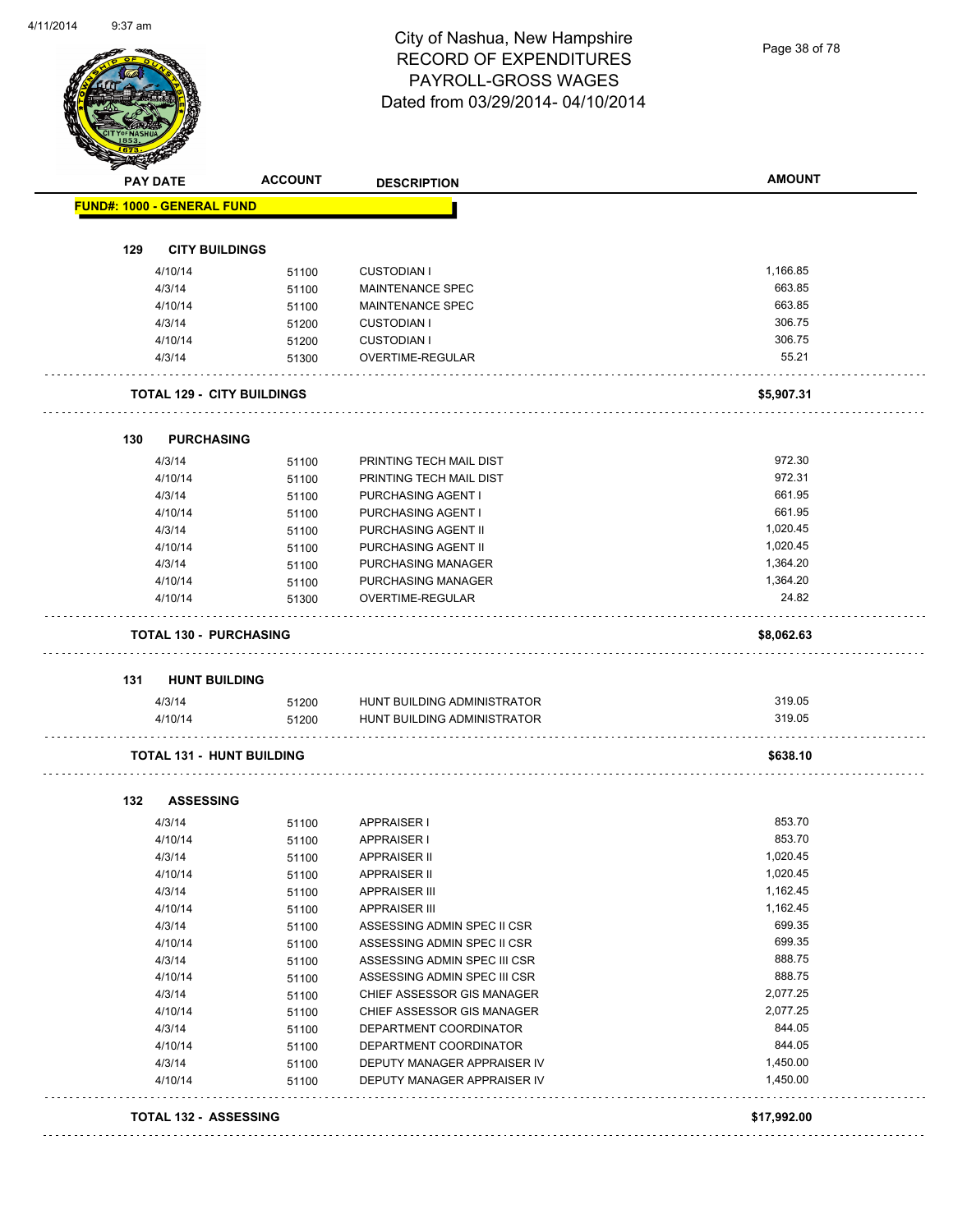# City of Nashua, New Hampshire
# RECORD OF EXPENDITURES
# PAYROLL-GROSS WAGES
# Dated from 03/29/2014- 04/10/2014

| PAY DATE | ACCOUNT | DESCRIPTION | AMOUNT |
|---|---|---|---|
| **FUND#: 1000 - GENERAL FUND** | | | |
| **129 CITY BUILDINGS** | | | |
| 4/10/14 | 51100 | CUSTODIAN I | 1,166.85 |
| 4/3/14 | 51100 | MAINTENANCE SPEC | 663.85 |
| 4/10/14 | 51100 | MAINTENANCE SPEC | 663.85 |
| 4/3/14 | 51200 | CUSTODIAN I | 306.75 |
| 4/10/14 | 51200 | CUSTODIAN I | 306.75 |
| 4/3/14 | 51300 | OVERTIME-REGULAR | 55.21 |
| **TOTAL 129 - CITY BUILDINGS** | | | **$5,907.31** |
| **130 PURCHASING** | | | |
| 4/3/14 | 51100 | PRINTING TECH MAIL DIST | 972.30 |
| 4/10/14 | 51100 | PRINTING TECH MAIL DIST | 972.31 |
| 4/3/14 | 51100 | PURCHASING AGENT I | 661.95 |
| 4/10/14 | 51100 | PURCHASING AGENT I | 661.95 |
| 4/3/14 | 51100 | PURCHASING AGENT II | 1,020.45 |
| 4/10/14 | 51100 | PURCHASING AGENT II | 1,020.45 |
| 4/3/14 | 51100 | PURCHASING MANAGER | 1,364.20 |
| 4/10/14 | 51100 | PURCHASING MANAGER | 1,364.20 |
| 4/10/14 | 51300 | OVERTIME-REGULAR | 24.82 |
| **TOTAL 130 - PURCHASING** | | | **$8,062.63** |
| **131 HUNT BUILDING** | | | |
| 4/3/14 | 51200 | HUNT BUILDING ADMINISTRATOR | 319.05 |
| 4/10/14 | 51200 | HUNT BUILDING ADMINISTRATOR | 319.05 |
| **TOTAL 131 - HUNT BUILDING** | | | **$638.10** |
| **132 ASSESSING** | | | |
| 4/3/14 | 51100 | APPRAISER I | 853.70 |
| 4/10/14 | 51100 | APPRAISER I | 853.70 |
| 4/3/14 | 51100 | APPRAISER II | 1,020.45 |
| 4/10/14 | 51100 | APPRAISER II | 1,020.45 |
| 4/3/14 | 51100 | APPRAISER III | 1,162.45 |
| 4/10/14 | 51100 | APPRAISER III | 1,162.45 |
| 4/3/14 | 51100 | ASSESSING ADMIN SPEC II CSR | 699.35 |
| 4/10/14 | 51100 | ASSESSING ADMIN SPEC II CSR | 699.35 |
| 4/3/14 | 51100 | ASSESSING ADMIN SPEC III CSR | 888.75 |
| 4/10/14 | 51100 | ASSESSING ADMIN SPEC III CSR | 888.75 |
| 4/3/14 | 51100 | CHIEF ASSESSOR GIS MANAGER | 2,077.25 |
| 4/10/14 | 51100 | CHIEF ASSESSOR GIS MANAGER | 2,077.25 |
| 4/3/14 | 51100 | DEPARTMENT COORDINATOR | 844.05 |
| 4/10/14 | 51100 | DEPARTMENT COORDINATOR | 844.05 |
| 4/3/14 | 51100 | DEPUTY MANAGER APPRAISER IV | 1,450.00 |
| 4/10/14 | 51100 | DEPUTY MANAGER APPRAISER IV | 1,450.00 |
| **TOTAL 132 - ASSESSING** | | | **$17,992.00** |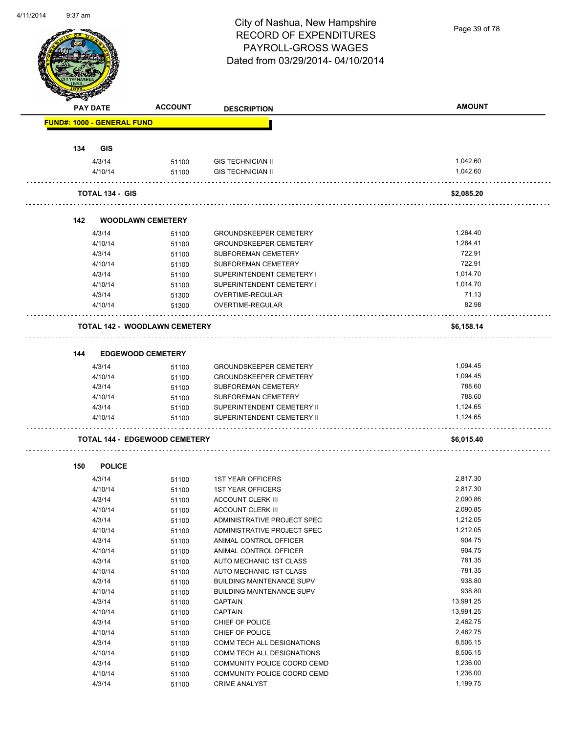# City of Nashua, New Hampshire
## RECORD OF EXPENDITURES
## PAYROLL-GROSS WAGES
## Dated from 03/29/2014- 04/10/2014

| PAY DATE | ACCOUNT | DESCRIPTION | AMOUNT |
|---|---|---|---|
| **FUND#: 1000 - GENERAL FUND** | | | |
| **134 GIS** | | | |
| 4/3/14 | 51100 | GIS TECHNICIAN II | 1,042.60 |
| 4/10/14 | 51100 | GIS TECHNICIAN II | 1,042.60 |
| **TOTAL 134 - GIS** | | | **$2,085.20** |
| **142 WOODLAWN CEMETERY** | | | |
| 4/3/14 | 51100 | GROUNDSKEEPER CEMETERY | 1,264.40 |
| 4/10/14 | 51100 | GROUNDSKEEPER CEMETERY | 1,264.41 |
| 4/3/14 | 51100 | SUBFOREMAN CEMETERY | 722.91 |
| 4/10/14 | 51100 | SUBFOREMAN CEMETERY | 722.91 |
| 4/3/14 | 51100 | SUPERINTENDENT CEMETERY I | 1,014.70 |
| 4/10/14 | 51100 | SUPERINTENDENT CEMETERY I | 1,014.70 |
| 4/3/14 | 51300 | OVERTIME-REGULAR | 71.13 |
| 4/10/14 | 51300 | OVERTIME-REGULAR | 82.98 |
| **TOTAL 142 - WOODLAWN CEMETERY** | | | **$6,158.14** |
| **144 EDGEWOOD CEMETERY** | | | |
| 4/3/14 | 51100 | GROUNDSKEEPER CEMETERY | 1,094.45 |
| 4/10/14 | 51100 | GROUNDSKEEPER CEMETERY | 1,094.45 |
| 4/3/14 | 51100 | SUBFOREMAN CEMETERY | 788.60 |
| 4/10/14 | 51100 | SUBFOREMAN CEMETERY | 788.60 |
| 4/3/14 | 51100 | SUPERINTENDENT CEMETERY II | 1,124.65 |
| 4/10/14 | 51100 | SUPERINTENDENT CEMETERY II | 1,124.65 |
| **TOTAL 144 - EDGEWOOD CEMETERY** | | | **$6,015.40** |
| **150 POLICE** | | | |
| 4/3/14 | 51100 | 1ST YEAR OFFICERS | 2,817.30 |
| 4/10/14 | 51100 | 1ST YEAR OFFICERS | 2,817.30 |
| 4/3/14 | 51100 | ACCOUNT CLERK III | 2,090.86 |
| 4/10/14 | 51100 | ACCOUNT CLERK III | 2,090.85 |
| 4/3/14 | 51100 | ADMINISTRATIVE PROJECT SPEC | 1,212.05 |
| 4/10/14 | 51100 | ADMINISTRATIVE PROJECT SPEC | 1,212.05 |
| 4/3/14 | 51100 | ANIMAL CONTROL OFFICER | 904.75 |
| 4/10/14 | 51100 | ANIMAL CONTROL OFFICER | 904.75 |
| 4/3/14 | 51100 | AUTO MECHANIC 1ST CLASS | 781.35 |
| 4/10/14 | 51100 | AUTO MECHANIC 1ST CLASS | 781.35 |
| 4/3/14 | 51100 | BUILDING MAINTENANCE SUPV | 938.80 |
| 4/10/14 | 51100 | BUILDING MAINTENANCE SUPV | 938.80 |
| 4/3/14 | 51100 | CAPTAIN | 13,991.25 |
| 4/10/14 | 51100 | CAPTAIN | 13,991.25 |
| 4/3/14 | 51100 | CHIEF OF POLICE | 2,462.75 |
| 4/10/14 | 51100 | CHIEF OF POLICE | 2,462.75 |
| 4/3/14 | 51100 | COMM TECH ALL DESIGNATIONS | 8,506.15 |
| 4/10/14 | 51100 | COMM TECH ALL DESIGNATIONS | 8,506.15 |
| 4/3/14 | 51100 | COMMUNITY POLICE COORD CEMD | 1,236.00 |
| 4/10/14 | 51100 | COMMUNITY POLICE COORD CEMD | 1,236.00 |
| 4/3/14 | 51100 | CRIME ANALYST | 1,199.75 |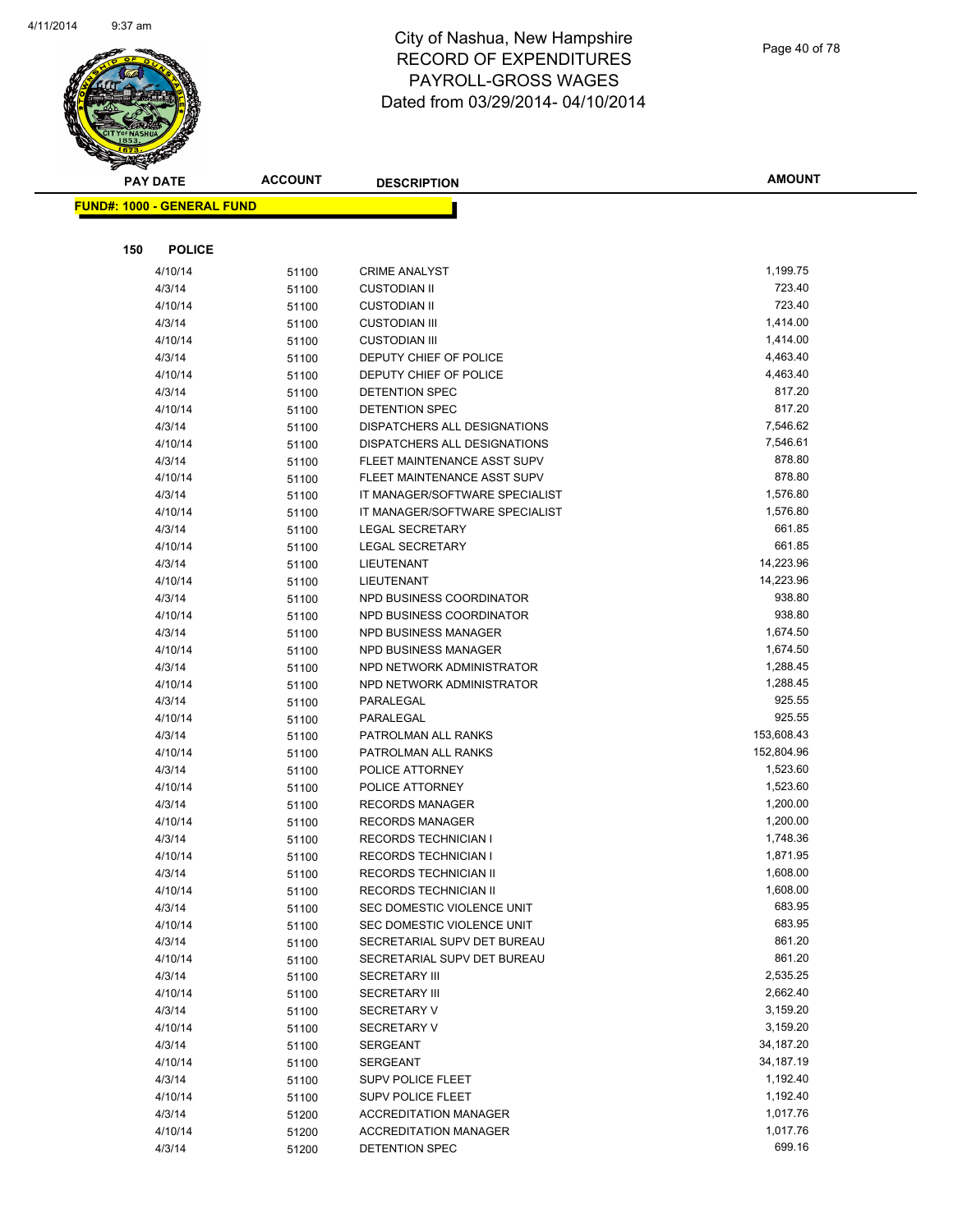# City of Nashua, New Hampshire
# RECORD OF EXPENDITURES
# PAYROLL-GROSS WAGES
# Dated from 03/29/2014- 04/10/2014

**FUND#: 1000 - GENERAL FUND**

**150 POLICE**

| PAY DATE | ACCOUNT | DESCRIPTION | AMOUNT |
|---|---|---|---|
| 4/10/14 | 51100 | CRIME ANALYST | 1,199.75 |
| 4/3/14 | 51100 | CUSTODIAN II | 723.40 |
| 4/10/14 | 51100 | CUSTODIAN II | 723.40 |
| 4/3/14 | 51100 | CUSTODIAN III | 1,414.00 |
| 4/10/14 | 51100 | CUSTODIAN III | 1,414.00 |
| 4/3/14 | 51100 | DEPUTY CHIEF OF POLICE | 4,463.40 |
| 4/10/14 | 51100 | DEPUTY CHIEF OF POLICE | 4,463.40 |
| 4/3/14 | 51100 | DETENTION SPEC | 817.20 |
| 4/10/14 | 51100 | DETENTION SPEC | 817.20 |
| 4/3/14 | 51100 | DISPATCHERS ALL DESIGNATIONS | 7,546.62 |
| 4/10/14 | 51100 | DISPATCHERS ALL DESIGNATIONS | 7,546.61 |
| 4/3/14 | 51100 | FLEET MAINTENANCE ASST SUPV | 878.80 |
| 4/10/14 | 51100 | FLEET MAINTENANCE ASST SUPV | 878.80 |
| 4/3/14 | 51100 | IT MANAGER/SOFTWARE SPECIALIST | 1,576.80 |
| 4/10/14 | 51100 | IT MANAGER/SOFTWARE SPECIALIST | 1,576.80 |
| 4/3/14 | 51100 | LEGAL SECRETARY | 661.85 |
| 4/10/14 | 51100 | LEGAL SECRETARY | 661.85 |
| 4/3/14 | 51100 | LIEUTENANT | 14,223.96 |
| 4/10/14 | 51100 | LIEUTENANT | 14,223.96 |
| 4/3/14 | 51100 | NPD BUSINESS COORDINATOR | 938.80 |
| 4/10/14 | 51100 | NPD BUSINESS COORDINATOR | 938.80 |
| 4/3/14 | 51100 | NPD BUSINESS MANAGER | 1,674.50 |
| 4/10/14 | 51100 | NPD BUSINESS MANAGER | 1,674.50 |
| 4/3/14 | 51100 | NPD NETWORK ADMINISTRATOR | 1,288.45 |
| 4/10/14 | 51100 | NPD NETWORK ADMINISTRATOR | 1,288.45 |
| 4/3/14 | 51100 | PARALEGAL | 925.55 |
| 4/10/14 | 51100 | PARALEGAL | 925.55 |
| 4/3/14 | 51100 | PATROLMAN ALL RANKS | 153,608.43 |
| 4/10/14 | 51100 | PATROLMAN ALL RANKS | 152,804.96 |
| 4/3/14 | 51100 | POLICE ATTORNEY | 1,523.60 |
| 4/10/14 | 51100 | POLICE ATTORNEY | 1,523.60 |
| 4/3/14 | 51100 | RECORDS MANAGER | 1,200.00 |
| 4/10/14 | 51100 | RECORDS MANAGER | 1,200.00 |
| 4/3/14 | 51100 | RECORDS TECHNICIAN I | 1,748.36 |
| 4/10/14 | 51100 | RECORDS TECHNICIAN I | 1,871.95 |
| 4/3/14 | 51100 | RECORDS TECHNICIAN II | 1,608.00 |
| 4/10/14 | 51100 | RECORDS TECHNICIAN II | 1,608.00 |
| 4/3/14 | 51100 | SEC DOMESTIC VIOLENCE UNIT | 683.95 |
| 4/10/14 | 51100 | SEC DOMESTIC VIOLENCE UNIT | 683.95 |
| 4/3/14 | 51100 | SECRETARIAL SUPV DET BUREAU | 861.20 |
| 4/10/14 | 51100 | SECRETARIAL SUPV DET BUREAU | 861.20 |
| 4/3/14 | 51100 | SECRETARY III | 2,535.25 |
| 4/10/14 | 51100 | SECRETARY III | 2,662.40 |
| 4/3/14 | 51100 | SECRETARY V | 3,159.20 |
| 4/10/14 | 51100 | SECRETARY V | 3,159.20 |
| 4/3/14 | 51100 | SERGEANT | 34,187.20 |
| 4/10/14 | 51100 | SERGEANT | 34,187.19 |
| 4/3/14 | 51100 | SUPV POLICE FLEET | 1,192.40 |
| 4/10/14 | 51100 | SUPV POLICE FLEET | 1,192.40 |
| 4/3/14 | 51200 | ACCREDITATION MANAGER | 1,017.76 |
| 4/10/14 | 51200 | ACCREDITATION MANAGER | 1,017.76 |
| 4/3/14 | 51200 | DETENTION SPEC | 699.16 |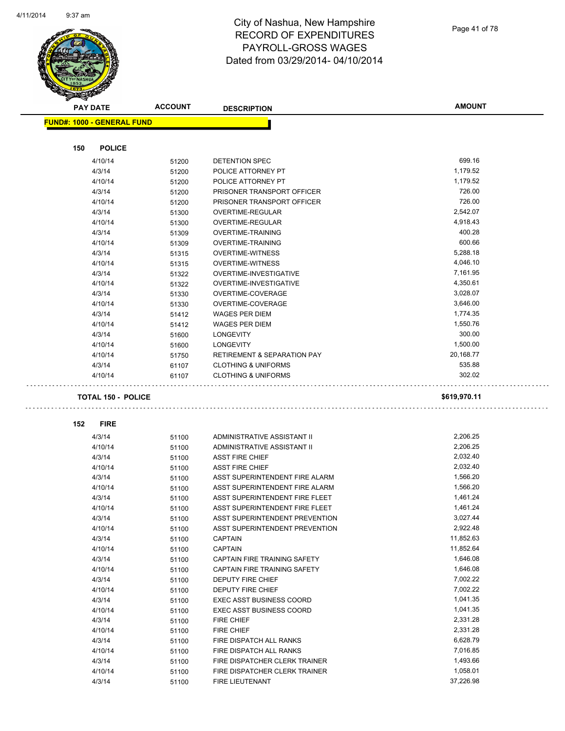# City of Nashua, New Hampshire
## RECORD OF EXPENDITURES
## PAYROLL-GROSS WAGES
## Dated from 03/29/2014- 04/10/2014

| PAY DATE | ACCOUNT | DESCRIPTION | AMOUNT |
|---|---|---|---|
| **FUND#: 1000 - GENERAL FUND** | | | |
| **150 POLICE** | | | |
| 4/10/14 | 51200 | DETENTION SPEC | 699.16 |
| 4/3/14 | 51200 | POLICE ATTORNEY PT | 1,179.52 |
| 4/10/14 | 51200 | POLICE ATTORNEY PT | 1,179.52 |
| 4/3/14 | 51200 | PRISONER TRANSPORT OFFICER | 726.00 |
| 4/10/14 | 51200 | PRISONER TRANSPORT OFFICER | 726.00 |
| 4/3/14 | 51300 | OVERTIME-REGULAR | 2,542.07 |
| 4/10/14 | 51300 | OVERTIME-REGULAR | 4,918.43 |
| 4/3/14 | 51309 | OVERTIME-TRAINING | 400.28 |
| 4/10/14 | 51309 | OVERTIME-TRAINING | 600.66 |
| 4/3/14 | 51315 | OVERTIME-WITNESS | 5,288.18 |
| 4/10/14 | 51315 | OVERTIME-WITNESS | 4,046.10 |
| 4/3/14 | 51322 | OVERTIME-INVESTIGATIVE | 7,161.95 |
| 4/10/14 | 51322 | OVERTIME-INVESTIGATIVE | 4,350.61 |
| 4/3/14 | 51330 | OVERTIME-COVERAGE | 3,028.07 |
| 4/10/14 | 51330 | OVERTIME-COVERAGE | 3,646.00 |
| 4/3/14 | 51412 | WAGES PER DIEM | 1,774.35 |
| 4/10/14 | 51412 | WAGES PER DIEM | 1,550.76 |
| 4/3/14 | 51600 | LONGEVITY | 300.00 |
| 4/10/14 | 51600 | LONGEVITY | 1,500.00 |
| 4/10/14 | 51750 | RETIREMENT & SEPARATION PAY | 20,168.77 |
| 4/3/14 | 61107 | CLOTHING & UNIFORMS | 535.88 |
| 4/10/14 | 61107 | CLOTHING & UNIFORMS | 302.02 |
| **TOTAL 150 - POLICE** | | | **$619,970.11** |
| **152 FIRE** | | | |
| 4/3/14 | 51100 | ADMINISTRATIVE ASSISTANT II | 2,206.25 |
| 4/10/14 | 51100 | ADMINISTRATIVE ASSISTANT II | 2,206.25 |
| 4/3/14 | 51100 | ASST FIRE CHIEF | 2,032.40 |
| 4/10/14 | 51100 | ASST FIRE CHIEF | 2,032.40 |
| 4/3/14 | 51100 | ASST SUPERINTENDENT FIRE ALARM | 1,566.20 |
| 4/10/14 | 51100 | ASST SUPERINTENDENT FIRE ALARM | 1,566.20 |
| 4/3/14 | 51100 | ASST SUPERINTENDENT FIRE FLEET | 1,461.24 |
| 4/10/14 | 51100 | ASST SUPERINTENDENT FIRE FLEET | 1,461.24 |
| 4/3/14 | 51100 | ASST SUPERINTENDENT PREVENTION | 3,027.44 |
| 4/10/14 | 51100 | ASST SUPERINTENDENT PREVENTION | 2,922.48 |
| 4/3/14 | 51100 | CAPTAIN | 11,852.63 |
| 4/10/14 | 51100 | CAPTAIN | 11,852.64 |
| 4/3/14 | 51100 | CAPTAIN FIRE TRAINING SAFETY | 1,646.08 |
| 4/10/14 | 51100 | CAPTAIN FIRE TRAINING SAFETY | 1,646.08 |
| 4/3/14 | 51100 | DEPUTY FIRE CHIEF | 7,002.22 |
| 4/10/14 | 51100 | DEPUTY FIRE CHIEF | 7,002.22 |
| 4/3/14 | 51100 | EXEC ASST BUSINESS COORD | 1,041.35 |
| 4/10/14 | 51100 | EXEC ASST BUSINESS COORD | 1,041.35 |
| 4/3/14 | 51100 | FIRE CHIEF | 2,331.28 |
| 4/10/14 | 51100 | FIRE CHIEF | 2,331.28 |
| 4/3/14 | 51100 | FIRE DISPATCH ALL RANKS | 6,628.79 |
| 4/10/14 | 51100 | FIRE DISPATCH ALL RANKS | 7,016.85 |
| 4/3/14 | 51100 | FIRE DISPATCHER CLERK TRAINER | 1,493.66 |
| 4/10/14 | 51100 | FIRE DISPATCHER CLERK TRAINER | 1,058.01 |
| 4/3/14 | 51100 | FIRE LIEUTENANT | 37,226.98 |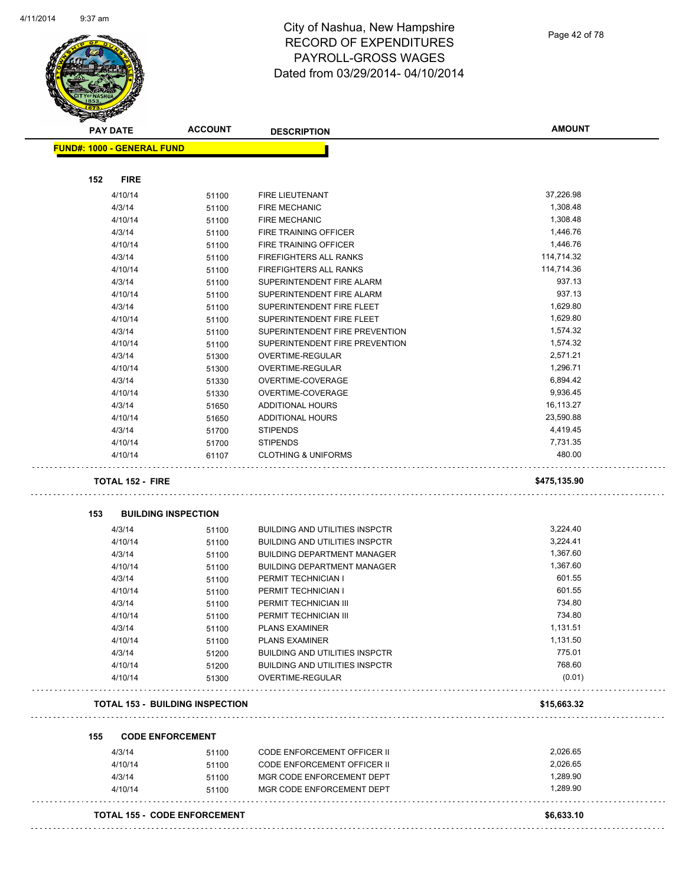# City of Nashua, New Hampshire
## RECORD OF EXPENDITURES
## PAYROLL-GROSS WAGES
## Dated from 03/29/2014- 04/10/2014

**FUND#: 1000 - GENERAL FUND**

| PAY DATE | ACCOUNT | DESCRIPTION | AMOUNT |
|---|---|---|---|
| **152 FIRE** | | | |
| 4/10/14 | 51100 | FIRE LIEUTENANT | 37,226.98 |
| 4/3/14 | 51100 | FIRE MECHANIC | 1,308.48 |
| 4/10/14 | 51100 | FIRE MECHANIC | 1,308.48 |
| 4/3/14 | 51100 | FIRE TRAINING OFFICER | 1,446.76 |
| 4/10/14 | 51100 | FIRE TRAINING OFFICER | 1,446.76 |
| 4/3/14 | 51100 | FIREFIGHTERS ALL RANKS | 114,714.32 |
| 4/10/14 | 51100 | FIREFIGHTERS ALL RANKS | 114,714.36 |
| 4/3/14 | 51100 | SUPERINTENDENT FIRE ALARM | 937.13 |
| 4/10/14 | 51100 | SUPERINTENDENT FIRE ALARM | 937.13 |
| 4/3/14 | 51100 | SUPERINTENDENT FIRE FLEET | 1,629.80 |
| 4/10/14 | 51100 | SUPERINTENDENT FIRE FLEET | 1,629.80 |
| 4/3/14 | 51100 | SUPERINTENDENT FIRE PREVENTION | 1,574.32 |
| 4/10/14 | 51100 | SUPERINTENDENT FIRE PREVENTION | 1,574.32 |
| 4/3/14 | 51300 | OVERTIME-REGULAR | 2,571.21 |
| 4/10/14 | 51300 | OVERTIME-REGULAR | 1,296.71 |
| 4/3/14 | 51330 | OVERTIME-COVERAGE | 6,894.42 |
| 4/10/14 | 51330 | OVERTIME-COVERAGE | 9,936.45 |
| 4/3/14 | 51650 | ADDITIONAL HOURS | 16,113.27 |
| 4/10/14 | 51650 | ADDITIONAL HOURS | 23,590.88 |
| 4/3/14 | 51700 | STIPENDS | 4,419.45 |
| 4/10/14 | 51700 | STIPENDS | 7,731.35 |
| 4/10/14 | 61107 | CLOTHING & UNIFORMS | 480.00 |
| **TOTAL 152 - FIRE** | | | **$475,135.90** |
| **153 BUILDING INSPECTION** | | | |
| 4/3/14 | 51100 | BUILDING AND UTILITIES INSPCTR | 3,224.40 |
| 4/10/14 | 51100 | BUILDING AND UTILITIES INSPCTR | 3,224.41 |
| 4/3/14 | 51100 | BUILDING DEPARTMENT MANAGER | 1,367.60 |
| 4/10/14 | 51100 | BUILDING DEPARTMENT MANAGER | 1,367.60 |
| 4/3/14 | 51100 | PERMIT TECHNICIAN I | 601.55 |
| 4/10/14 | 51100 | PERMIT TECHNICIAN I | 601.55 |
| 4/3/14 | 51100 | PERMIT TECHNICIAN III | 734.80 |
| 4/10/14 | 51100 | PERMIT TECHNICIAN III | 734.80 |
| 4/3/14 | 51100 | PLANS EXAMINER | 1,131.51 |
| 4/10/14 | 51100 | PLANS EXAMINER | 1,131.50 |
| 4/3/14 | 51200 | BUILDING AND UTILITIES INSPCTR | 775.01 |
| 4/10/14 | 51200 | BUILDING AND UTILITIES INSPCTR | 768.60 |
| 4/10/14 | 51300 | OVERTIME-REGULAR | (0.01) |
| **TOTAL 153 - BUILDING INSPECTION** | | | **$15,663.32** |
| **155 CODE ENFORCEMENT** | | | |
| 4/3/14 | 51100 | CODE ENFORCEMENT OFFICER II | 2,026.65 |
| 4/10/14 | 51100 | CODE ENFORCEMENT OFFICER II | 2,026.65 |
| 4/3/14 | 51100 | MGR CODE ENFORCEMENT DEPT | 1,289.90 |
| 4/10/14 | 51100 | MGR CODE ENFORCEMENT DEPT | 1,289.90 |
| **TOTAL 155 - CODE ENFORCEMENT** | | | **$6,633.10** |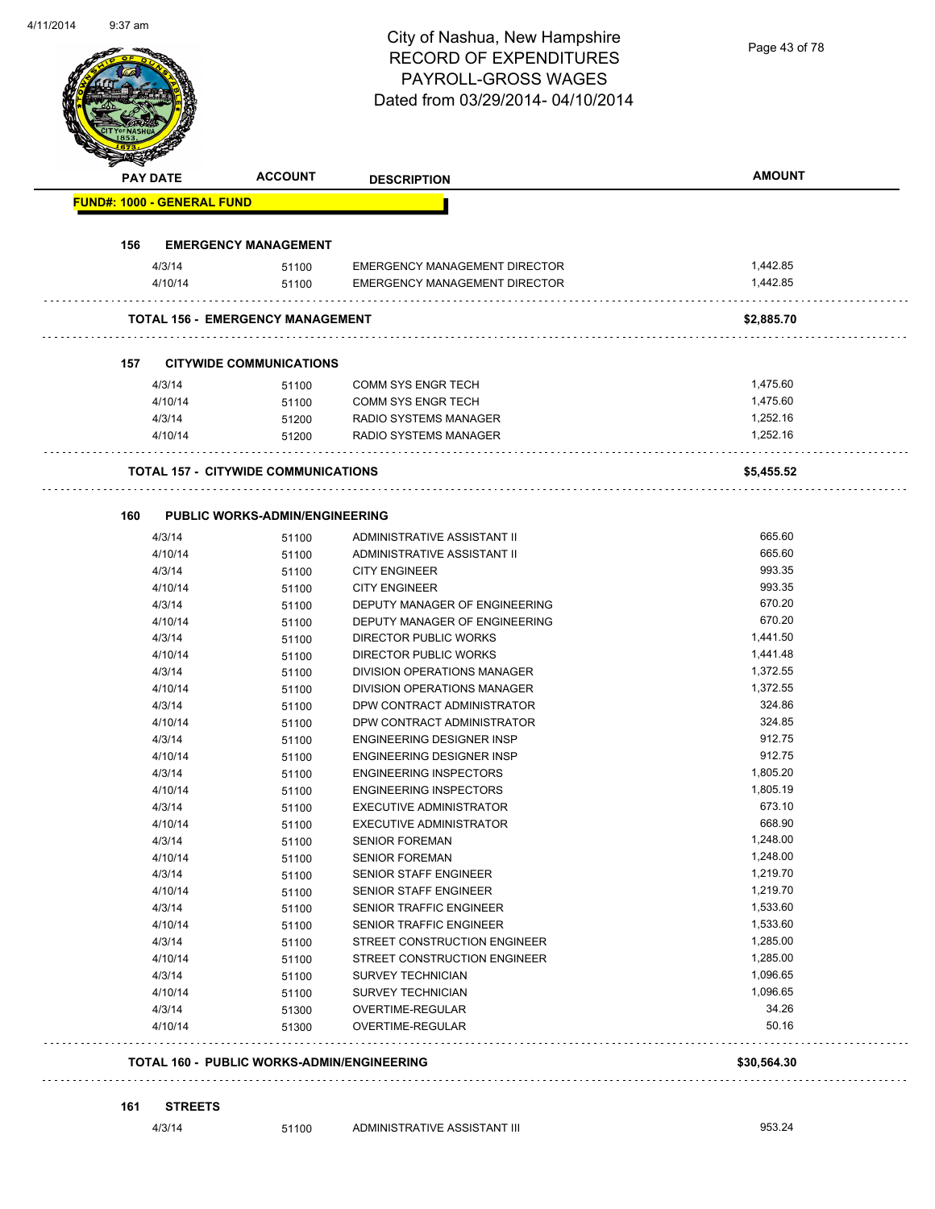# City of Nashua, New Hampshire
## RECORD OF EXPENDITURES
## PAYROLL-GROSS WAGES
## Dated from 03/29/2014- 04/10/2014

| PAY DATE | ACCOUNT | DESCRIPTION | AMOUNT |
|---|---|---|---|
| **FUND#: 1000 - GENERAL FUND** | | | |
| **156 EMERGENCY MANAGEMENT** | | | |
| 4/3/14 | 51100 | EMERGENCY MANAGEMENT DIRECTOR | 1,442.85 |
| 4/10/14 | 51100 | EMERGENCY MANAGEMENT DIRECTOR | 1,442.85 |
| **TOTAL 156 - EMERGENCY MANAGEMENT** | | | **$2,885.70** |
| **157 CITYWIDE COMMUNICATIONS** | | | |
| 4/3/14 | 51100 | COMM SYS ENGR TECH | 1,475.60 |
| 4/10/14 | 51100 | COMM SYS ENGR TECH | 1,475.60 |
| 4/3/14 | 51200 | RADIO SYSTEMS MANAGER | 1,252.16 |
| 4/10/14 | 51200 | RADIO SYSTEMS MANAGER | 1,252.16 |
| **TOTAL 157 - CITYWIDE COMMUNICATIONS** | | | **$5,455.52** |
| **160 PUBLIC WORKS-ADMIN/ENGINEERING** | | | |
| 4/3/14 | 51100 | ADMINISTRATIVE ASSISTANT II | 665.60 |
| 4/10/14 | 51100 | ADMINISTRATIVE ASSISTANT II | 665.60 |
| 4/3/14 | 51100 | CITY ENGINEER | 993.35 |
| 4/10/14 | 51100 | CITY ENGINEER | 993.35 |
| 4/3/14 | 51100 | DEPUTY MANAGER OF ENGINEERING | 670.20 |
| 4/10/14 | 51100 | DEPUTY MANAGER OF ENGINEERING | 670.20 |
| 4/3/14 | 51100 | DIRECTOR PUBLIC WORKS | 1,441.50 |
| 4/10/14 | 51100 | DIRECTOR PUBLIC WORKS | 1,441.48 |
| 4/3/14 | 51100 | DIVISION OPERATIONS MANAGER | 1,372.55 |
| 4/10/14 | 51100 | DIVISION OPERATIONS MANAGER | 1,372.55 |
| 4/3/14 | 51100 | DPW CONTRACT ADMINISTRATOR | 324.86 |
| 4/10/14 | 51100 | DPW CONTRACT ADMINISTRATOR | 324.85 |
| 4/3/14 | 51100 | ENGINEERING DESIGNER INSP | 912.75 |
| 4/10/14 | 51100 | ENGINEERING DESIGNER INSP | 912.75 |
| 4/3/14 | 51100 | ENGINEERING INSPECTORS | 1,805.20 |
| 4/10/14 | 51100 | ENGINEERING INSPECTORS | 1,805.19 |
| 4/3/14 | 51100 | EXECUTIVE ADMINISTRATOR | 673.10 |
| 4/10/14 | 51100 | EXECUTIVE ADMINISTRATOR | 668.90 |
| 4/3/14 | 51100 | SENIOR FOREMAN | 1,248.00 |
| 4/10/14 | 51100 | SENIOR FOREMAN | 1,248.00 |
| 4/3/14 | 51100 | SENIOR STAFF ENGINEER | 1,219.70 |
| 4/10/14 | 51100 | SENIOR STAFF ENGINEER | 1,219.70 |
| 4/3/14 | 51100 | SENIOR TRAFFIC ENGINEER | 1,533.60 |
| 4/10/14 | 51100 | SENIOR TRAFFIC ENGINEER | 1,533.60 |
| 4/3/14 | 51100 | STREET CONSTRUCTION ENGINEER | 1,285.00 |
| 4/10/14 | 51100 | STREET CONSTRUCTION ENGINEER | 1,285.00 |
| 4/3/14 | 51100 | SURVEY TECHNICIAN | 1,096.65 |
| 4/10/14 | 51100 | SURVEY TECHNICIAN | 1,096.65 |
| 4/3/14 | 51300 | OVERTIME-REGULAR | 34.26 |
| 4/10/14 | 51300 | OVERTIME-REGULAR | 50.16 |
| **TOTAL 160 - PUBLIC WORKS-ADMIN/ENGINEERING** | | | **$30,564.30** |
| **161 STREETS** | | | |
| 4/3/14 | 51100 | ADMINISTRATIVE ASSISTANT III | 953.24 |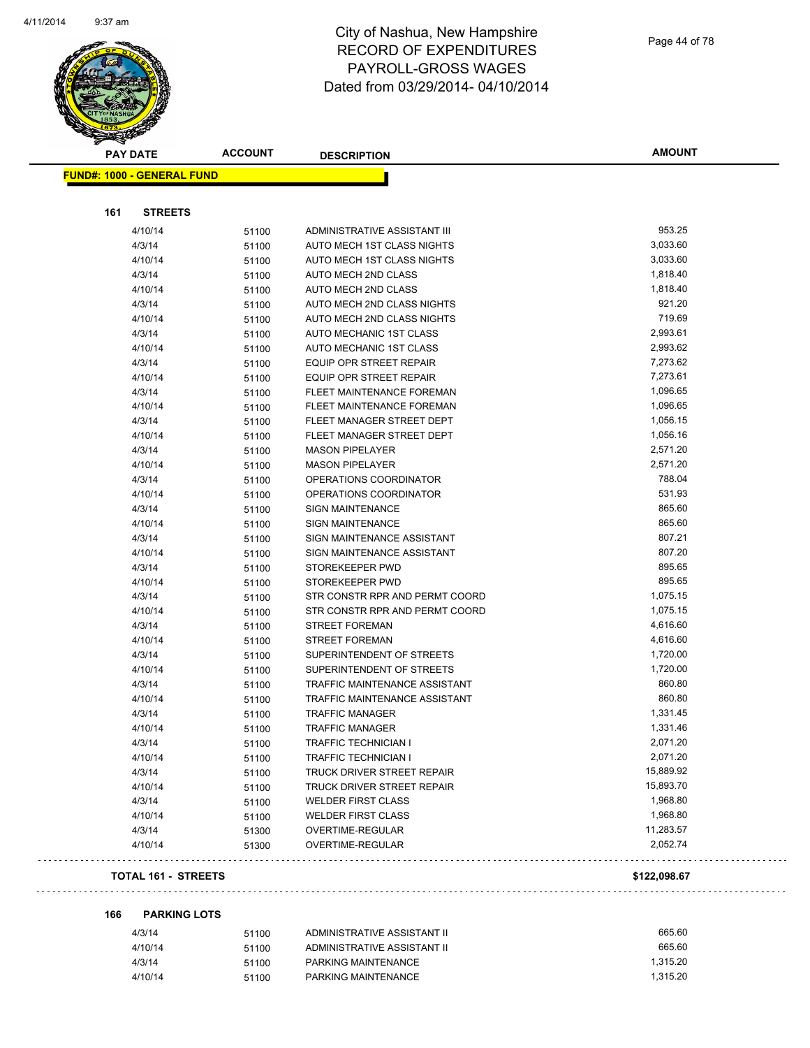# City of Nashua, New Hampshire
# RECORD OF EXPENDITURES
# PAYROLL-GROSS WAGES
# Dated from 03/29/2014- 04/10/2014

**FUND#: 1000 - GENERAL FUND**

**161 STREETS**

| PAY DATE | ACCOUNT | DESCRIPTION | AMOUNT |
|---|---|---|---|
| 4/10/14 | 51100 | ADMINISTRATIVE ASSISTANT III | 953.25 |
| 4/3/14 | 51100 | AUTO MECH 1ST CLASS NIGHTS | 3,033.60 |
| 4/10/14 | 51100 | AUTO MECH 1ST CLASS NIGHTS | 3,033.60 |
| 4/3/14 | 51100 | AUTO MECH 2ND CLASS | 1,818.40 |
| 4/10/14 | 51100 | AUTO MECH 2ND CLASS | 1,818.40 |
| 4/3/14 | 51100 | AUTO MECH 2ND CLASS NIGHTS | 921.20 |
| 4/10/14 | 51100 | AUTO MECH 2ND CLASS NIGHTS | 719.69 |
| 4/3/14 | 51100 | AUTO MECHANIC 1ST CLASS | 2,993.61 |
| 4/10/14 | 51100 | AUTO MECHANIC 1ST CLASS | 2,993.62 |
| 4/3/14 | 51100 | EQUIP OPR STREET REPAIR | 7,273.62 |
| 4/10/14 | 51100 | EQUIP OPR STREET REPAIR | 7,273.61 |
| 4/3/14 | 51100 | FLEET MAINTENANCE FOREMAN | 1,096.65 |
| 4/10/14 | 51100 | FLEET MAINTENANCE FOREMAN | 1,096.65 |
| 4/3/14 | 51100 | FLEET MANAGER STREET DEPT | 1,056.15 |
| 4/10/14 | 51100 | FLEET MANAGER STREET DEPT | 1,056.16 |
| 4/3/14 | 51100 | MASON PIPELAYER | 2,571.20 |
| 4/10/14 | 51100 | MASON PIPELAYER | 2,571.20 |
| 4/3/14 | 51100 | OPERATIONS COORDINATOR | 788.04 |
| 4/10/14 | 51100 | OPERATIONS COORDINATOR | 531.93 |
| 4/3/14 | 51100 | SIGN MAINTENANCE | 865.60 |
| 4/10/14 | 51100 | SIGN MAINTENANCE | 865.60 |
| 4/3/14 | 51100 | SIGN MAINTENANCE ASSISTANT | 807.21 |
| 4/10/14 | 51100 | SIGN MAINTENANCE ASSISTANT | 807.20 |
| 4/3/14 | 51100 | STOREKEEPER PWD | 895.65 |
| 4/10/14 | 51100 | STOREKEEPER PWD | 895.65 |
| 4/3/14 | 51100 | STR CONSTR RPR AND PERMT COORD | 1,075.15 |
| 4/10/14 | 51100 | STR CONSTR RPR AND PERMT COORD | 1,075.15 |
| 4/3/14 | 51100 | STREET FOREMAN | 4,616.60 |
| 4/10/14 | 51100 | STREET FOREMAN | 4,616.60 |
| 4/3/14 | 51100 | SUPERINTENDENT OF STREETS | 1,720.00 |
| 4/10/14 | 51100 | SUPERINTENDENT OF STREETS | 1,720.00 |
| 4/3/14 | 51100 | TRAFFIC MAINTENANCE ASSISTANT | 860.80 |
| 4/10/14 | 51100 | TRAFFIC MAINTENANCE ASSISTANT | 860.80 |
| 4/3/14 | 51100 | TRAFFIC MANAGER | 1,331.45 |
| 4/10/14 | 51100 | TRAFFIC MANAGER | 1,331.46 |
| 4/3/14 | 51100 | TRAFFIC TECHNICIAN I | 2,071.20 |
| 4/10/14 | 51100 | TRAFFIC TECHNICIAN I | 2,071.20 |
| 4/3/14 | 51100 | TRUCK DRIVER STREET REPAIR | 15,889.92 |
| 4/10/14 | 51100 | TRUCK DRIVER STREET REPAIR | 15,893.70 |
| 4/3/14 | 51100 | WELDER FIRST CLASS | 1,968.80 |
| 4/10/14 | 51100 | WELDER FIRST CLASS | 1,968.80 |
| 4/3/14 | 51300 | OVERTIME-REGULAR | 11,283.57 |
| 4/10/14 | 51300 | OVERTIME-REGULAR | 2,052.74 |

**TOTAL 161 - STREETS** **$122,098.67**

**166 PARKING LOTS**

| PAY DATE | ACCOUNT | DESCRIPTION | AMOUNT |
|---|---|---|---|
| 4/3/14 | 51100 | ADMINISTRATIVE ASSISTANT II | 665.60 |
| 4/10/14 | 51100 | ADMINISTRATIVE ASSISTANT II | 665.60 |
| 4/3/14 | 51100 | PARKING MAINTENANCE | 1,315.20 |
| 4/10/14 | 51100 | PARKING MAINTENANCE | 1,315.20 |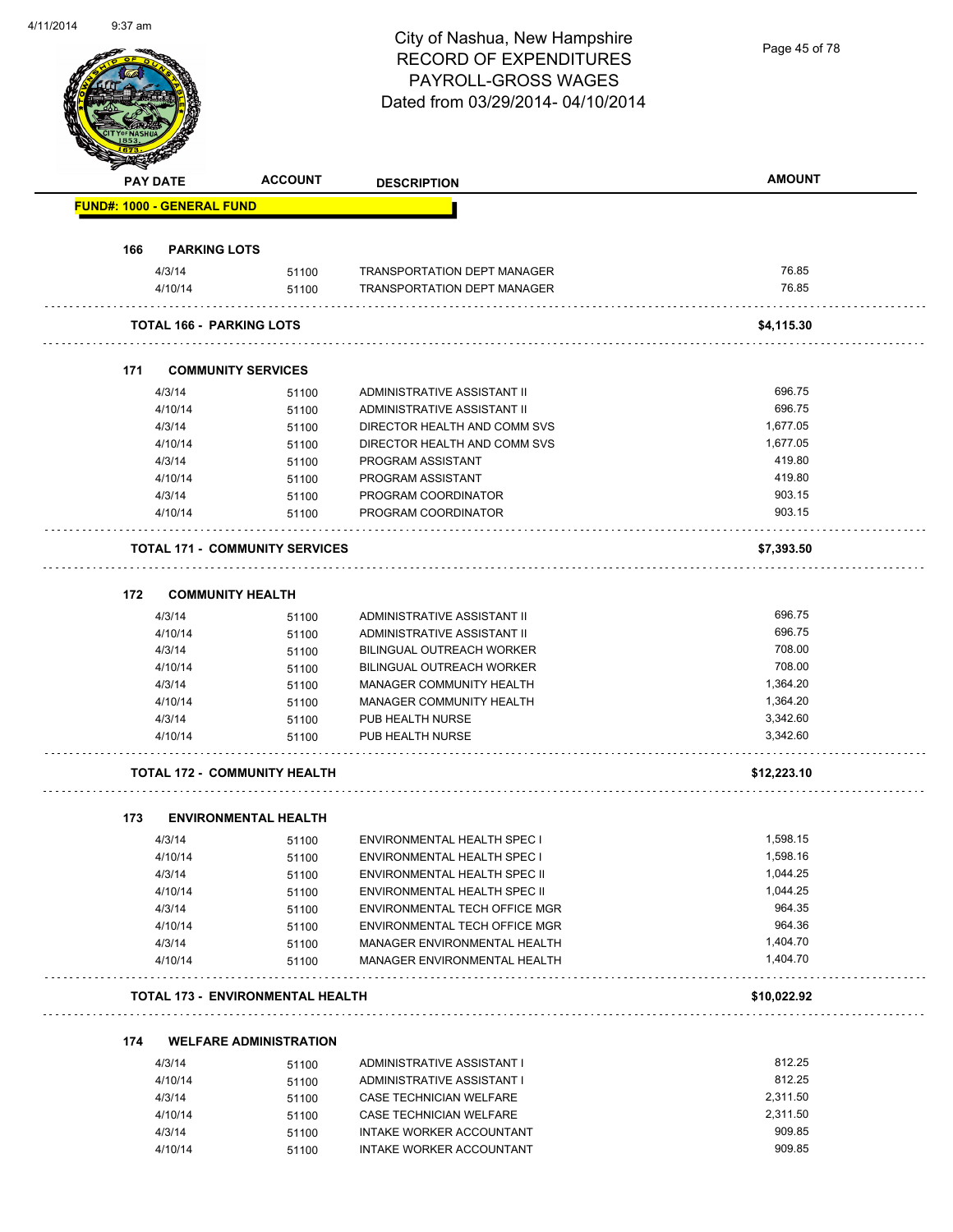# City of Nashua, New Hampshire
## RECORD OF EXPENDITURES
## PAYROLL-GROSS WAGES
## Dated from 03/29/2014- 04/10/2014

| PAY DATE | ACCOUNT | DESCRIPTION | AMOUNT |
|---|---|---|---|
| **FUND#: 1000 - GENERAL FUND** | | | |
| **166 PARKING LOTS** | | | |
| 4/3/14 | 51100 | TRANSPORTATION DEPT MANAGER | 76.85 |
| 4/10/14 | 51100 | TRANSPORTATION DEPT MANAGER | 76.85 |
| **TOTAL 166 - PARKING LOTS** | | | **$4,115.30** |
| **171 COMMUNITY SERVICES** | | | |
| 4/3/14 | 51100 | ADMINISTRATIVE ASSISTANT II | 696.75 |
| 4/10/14 | 51100 | ADMINISTRATIVE ASSISTANT II | 696.75 |
| 4/3/14 | 51100 | DIRECTOR HEALTH AND COMM SVS | 1,677.05 |
| 4/10/14 | 51100 | DIRECTOR HEALTH AND COMM SVS | 1,677.05 |
| 4/3/14 | 51100 | PROGRAM ASSISTANT | 419.80 |
| 4/10/14 | 51100 | PROGRAM ASSISTANT | 419.80 |
| 4/3/14 | 51100 | PROGRAM COORDINATOR | 903.15 |
| 4/10/14 | 51100 | PROGRAM COORDINATOR | 903.15 |
| **TOTAL 171 - COMMUNITY SERVICES** | | | **$7,393.50** |
| **172 COMMUNITY HEALTH** | | | |
| 4/3/14 | 51100 | ADMINISTRATIVE ASSISTANT II | 696.75 |
| 4/10/14 | 51100 | ADMINISTRATIVE ASSISTANT II | 696.75 |
| 4/3/14 | 51100 | BILINGUAL OUTREACH WORKER | 708.00 |
| 4/10/14 | 51100 | BILINGUAL OUTREACH WORKER | 708.00 |
| 4/3/14 | 51100 | MANAGER COMMUNITY HEALTH | 1,364.20 |
| 4/10/14 | 51100 | MANAGER COMMUNITY HEALTH | 1,364.20 |
| 4/3/14 | 51100 | PUB HEALTH NURSE | 3,342.60 |
| 4/10/14 | 51100 | PUB HEALTH NURSE | 3,342.60 |
| **TOTAL 172 - COMMUNITY HEALTH** | | | **$12,223.10** |
| **173 ENVIRONMENTAL HEALTH** | | | |
| 4/3/14 | 51100 | ENVIRONMENTAL HEALTH SPEC I | 1,598.15 |
| 4/10/14 | 51100 | ENVIRONMENTAL HEALTH SPEC I | 1,598.16 |
| 4/3/14 | 51100 | ENVIRONMENTAL HEALTH SPEC II | 1,044.25 |
| 4/10/14 | 51100 | ENVIRONMENTAL HEALTH SPEC II | 1,044.25 |
| 4/3/14 | 51100 | ENVIRONMENTAL TECH OFFICE MGR | 964.35 |
| 4/10/14 | 51100 | ENVIRONMENTAL TECH OFFICE MGR | 964.36 |
| 4/3/14 | 51100 | MANAGER ENVIRONMENTAL HEALTH | 1,404.70 |
| 4/10/14 | 51100 | MANAGER ENVIRONMENTAL HEALTH | 1,404.70 |
| **TOTAL 173 - ENVIRONMENTAL HEALTH** | | | **$10,022.92** |
| **174 WELFARE ADMINISTRATION** | | | |
| 4/3/14 | 51100 | ADMINISTRATIVE ASSISTANT I | 812.25 |
| 4/10/14 | 51100 | ADMINISTRATIVE ASSISTANT I | 812.25 |
| 4/3/14 | 51100 | CASE TECHNICIAN WELFARE | 2,311.50 |
| 4/10/14 | 51100 | CASE TECHNICIAN WELFARE | 2,311.50 |
| 4/3/14 | 51100 | INTAKE WORKER ACCOUNTANT | 909.85 |
| 4/10/14 | 51100 | INTAKE WORKER ACCOUNTANT | 909.85 |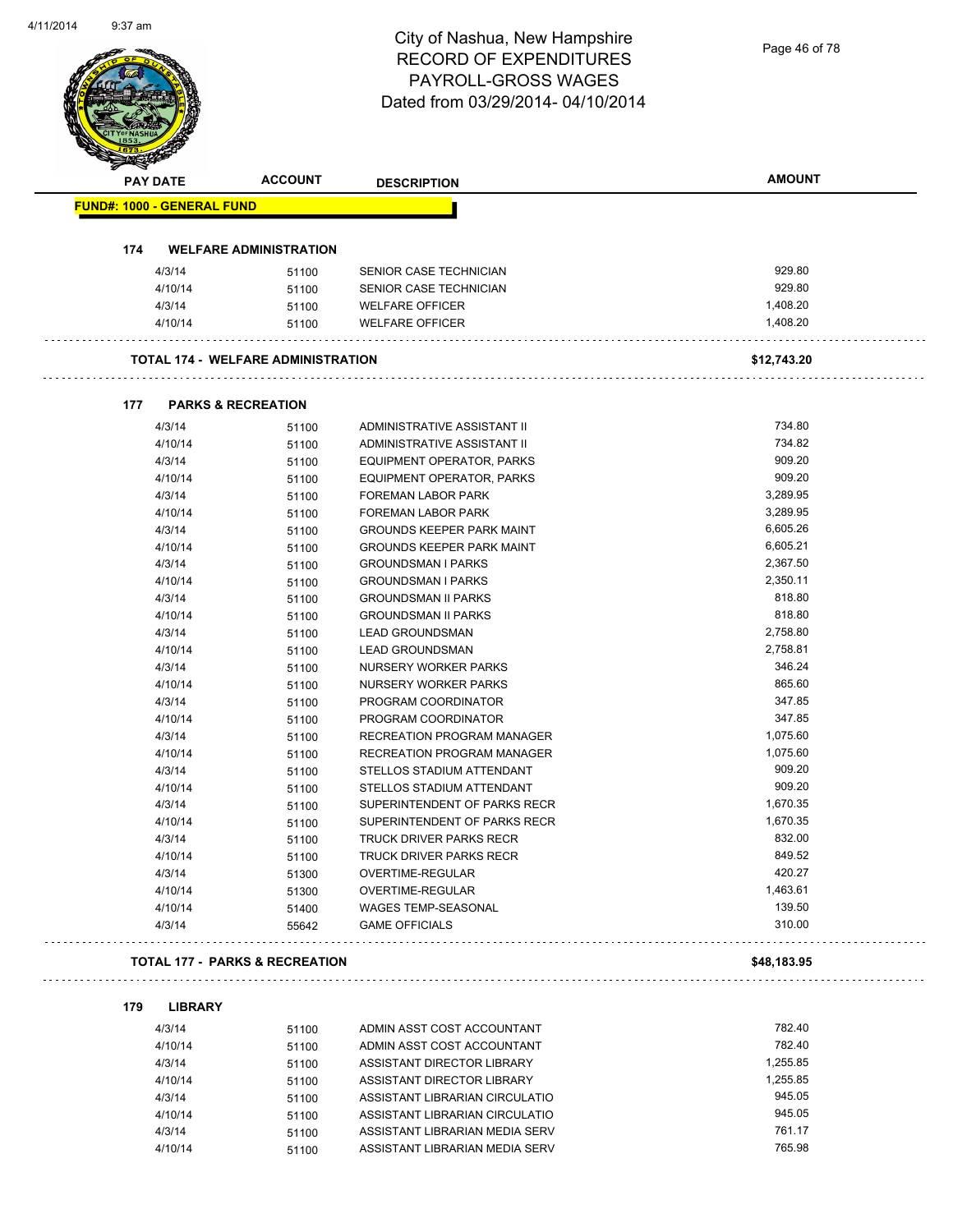# City of Nashua, New Hampshire
## RECORD OF EXPENDITURES
## PAYROLL-GROSS WAGES
## Dated from 03/29/2014- 04/10/2014

| PAY DATE | ACCOUNT | DESCRIPTION | AMOUNT |
|---|---|---|---|
| **FUND#: 1000 - GENERAL FUND** | | | |
| **174 WELFARE ADMINISTRATION** | | | |
| 4/3/14 | 51100 | SENIOR CASE TECHNICIAN | 929.80 |
| 4/10/14 | 51100 | SENIOR CASE TECHNICIAN | 929.80 |
| 4/3/14 | 51100 | WELFARE OFFICER | 1,408.20 |
| 4/10/14 | 51100 | WELFARE OFFICER | 1,408.20 |
| **TOTAL 174 - WELFARE ADMINISTRATION** | | | **$12,743.20** |
| **177 PARKS & RECREATION** | | | |
| 4/3/14 | 51100 | ADMINISTRATIVE ASSISTANT II | 734.80 |
| 4/10/14 | 51100 | ADMINISTRATIVE ASSISTANT II | 734.82 |
| 4/3/14 | 51100 | EQUIPMENT OPERATOR, PARKS | 909.20 |
| 4/10/14 | 51100 | EQUIPMENT OPERATOR, PARKS | 909.20 |
| 4/3/14 | 51100 | FOREMAN LABOR PARK | 3,289.95 |
| 4/10/14 | 51100 | FOREMAN LABOR PARK | 3,289.95 |
| 4/3/14 | 51100 | GROUNDS KEEPER PARK MAINT | 6,605.26 |
| 4/10/14 | 51100 | GROUNDS KEEPER PARK MAINT | 6,605.21 |
| 4/3/14 | 51100 | GROUNDSMAN I PARKS | 2,367.50 |
| 4/10/14 | 51100 | GROUNDSMAN I PARKS | 2,350.11 |
| 4/3/14 | 51100 | GROUNDSMAN II PARKS | 818.80 |
| 4/10/14 | 51100 | GROUNDSMAN II PARKS | 818.80 |
| 4/3/14 | 51100 | LEAD GROUNDSMAN | 2,758.80 |
| 4/10/14 | 51100 | LEAD GROUNDSMAN | 2,758.81 |
| 4/3/14 | 51100 | NURSERY WORKER PARKS | 346.24 |
| 4/10/14 | 51100 | NURSERY WORKER PARKS | 865.60 |
| 4/3/14 | 51100 | PROGRAM COORDINATOR | 347.85 |
| 4/10/14 | 51100 | PROGRAM COORDINATOR | 347.85 |
| 4/3/14 | 51100 | RECREATION PROGRAM MANAGER | 1,075.60 |
| 4/10/14 | 51100 | RECREATION PROGRAM MANAGER | 1,075.60 |
| 4/3/14 | 51100 | STELLOS STADIUM ATTENDANT | 909.20 |
| 4/10/14 | 51100 | STELLOS STADIUM ATTENDANT | 909.20 |
| 4/3/14 | 51100 | SUPERINTENDENT OF PARKS RECR | 1,670.35 |
| 4/10/14 | 51100 | SUPERINTENDENT OF PARKS RECR | 1,670.35 |
| 4/3/14 | 51100 | TRUCK DRIVER PARKS RECR | 832.00 |
| 4/10/14 | 51100 | TRUCK DRIVER PARKS RECR | 849.52 |
| 4/3/14 | 51300 | OVERTIME-REGULAR | 420.27 |
| 4/10/14 | 51300 | OVERTIME-REGULAR | 1,463.61 |
| 4/10/14 | 51400 | WAGES TEMP-SEASONAL | 139.50 |
| 4/3/14 | 55642 | GAME OFFICIALS | 310.00 |
| **TOTAL 177 - PARKS & RECREATION** | | | **$48,183.95** |
| **179 LIBRARY** | | | |
| 4/3/14 | 51100 | ADMIN ASST COST ACCOUNTANT | 782.40 |
| 4/10/14 | 51100 | ADMIN ASST COST ACCOUNTANT | 782.40 |
| 4/3/14 | 51100 | ASSISTANT DIRECTOR LIBRARY | 1,255.85 |
| 4/10/14 | 51100 | ASSISTANT DIRECTOR LIBRARY | 1,255.85 |
| 4/3/14 | 51100 | ASSISTANT LIBRARIAN CIRCULATIO | 945.05 |
| 4/10/14 | 51100 | ASSISTANT LIBRARIAN CIRCULATIO | 945.05 |
| 4/3/14 | 51100 | ASSISTANT LIBRARIAN MEDIA SERV | 761.17 |
| 4/10/14 | 51100 | ASSISTANT LIBRARIAN MEDIA SERV | 765.98 |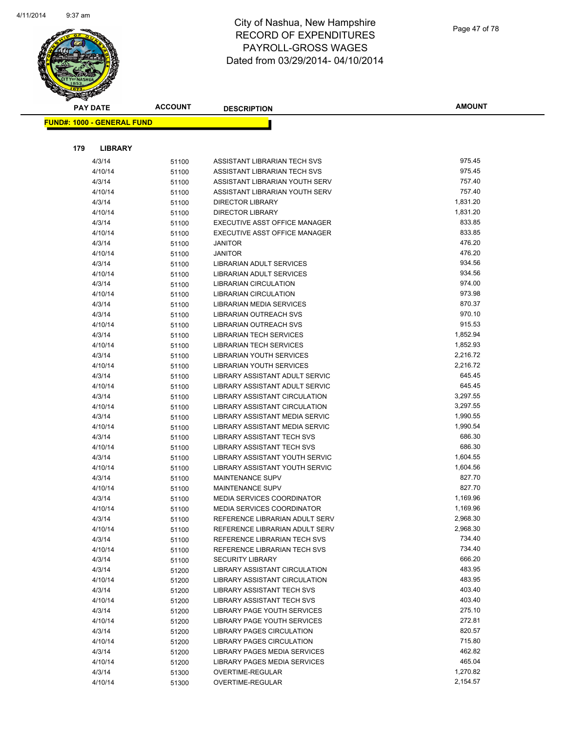# City of Nashua, New Hampshire
# RECORD OF EXPENDITURES
# PAYROLL-GROSS WAGES
# Dated from 03/29/2014- 04/10/2014

**FUND#: 1000 - GENERAL FUND**

**179 LIBRARY**

| PAY DATE | ACCOUNT | DESCRIPTION | AMOUNT |
|---|---|---|---|
| 4/3/14 | 51100 | ASSISTANT LIBRARIAN TECH SVS | 975.45 |
| 4/10/14 | 51100 | ASSISTANT LIBRARIAN TECH SVS | 975.45 |
| 4/3/14 | 51100 | ASSISTANT LIBRARIAN YOUTH SERV | 757.40 |
| 4/10/14 | 51100 | ASSISTANT LIBRARIAN YOUTH SERV | 757.40 |
| 4/3/14 | 51100 | DIRECTOR LIBRARY | 1,831.20 |
| 4/10/14 | 51100 | DIRECTOR LIBRARY | 1,831.20 |
| 4/3/14 | 51100 | EXECUTIVE ASST OFFICE MANAGER | 833.85 |
| 4/10/14 | 51100 | EXECUTIVE ASST OFFICE MANAGER | 833.85 |
| 4/3/14 | 51100 | JANITOR | 476.20 |
| 4/10/14 | 51100 | JANITOR | 476.20 |
| 4/3/14 | 51100 | LIBRARIAN ADULT SERVICES | 934.56 |
| 4/10/14 | 51100 | LIBRARIAN ADULT SERVICES | 934.56 |
| 4/3/14 | 51100 | LIBRARIAN CIRCULATION | 974.00 |
| 4/10/14 | 51100 | LIBRARIAN CIRCULATION | 973.98 |
| 4/3/14 | 51100 | LIBRARIAN MEDIA SERVICES | 870.37 |
| 4/3/14 | 51100 | LIBRARIAN OUTREACH SVS | 970.10 |
| 4/10/14 | 51100 | LIBRARIAN OUTREACH SVS | 915.53 |
| 4/3/14 | 51100 | LIBRARIAN TECH SERVICES | 1,852.94 |
| 4/10/14 | 51100 | LIBRARIAN TECH SERVICES | 1,852.93 |
| 4/3/14 | 51100 | LIBRARIAN YOUTH SERVICES | 2,216.72 |
| 4/10/14 | 51100 | LIBRARIAN YOUTH SERVICES | 2,216.72 |
| 4/3/14 | 51100 | LIBRARY ASSISTANT ADULT SERVIC | 645.45 |
| 4/10/14 | 51100 | LIBRARY ASSISTANT ADULT SERVIC | 645.45 |
| 4/3/14 | 51100 | LIBRARY ASSISTANT CIRCULATION | 3,297.55 |
| 4/10/14 | 51100 | LIBRARY ASSISTANT CIRCULATION | 3,297.55 |
| 4/3/14 | 51100 | LIBRARY ASSISTANT MEDIA SERVIC | 1,990.55 |
| 4/10/14 | 51100 | LIBRARY ASSISTANT MEDIA SERVIC | 1,990.54 |
| 4/3/14 | 51100 | LIBRARY ASSISTANT TECH SVS | 686.30 |
| 4/10/14 | 51100 | LIBRARY ASSISTANT TECH SVS | 686.30 |
| 4/3/14 | 51100 | LIBRARY ASSISTANT YOUTH SERVIC | 1,604.55 |
| 4/10/14 | 51100 | LIBRARY ASSISTANT YOUTH SERVIC | 1,604.56 |
| 4/3/14 | 51100 | MAINTENANCE SUPV | 827.70 |
| 4/10/14 | 51100 | MAINTENANCE SUPV | 827.70 |
| 4/3/14 | 51100 | MEDIA SERVICES COORDINATOR | 1,169.96 |
| 4/10/14 | 51100 | MEDIA SERVICES COORDINATOR | 1,169.96 |
| 4/3/14 | 51100 | REFERENCE LIBRARIAN ADULT SERV | 2,968.30 |
| 4/10/14 | 51100 | REFERENCE LIBRARIAN ADULT SERV | 2,968.30 |
| 4/3/14 | 51100 | REFERENCE LIBRARIAN TECH SVS | 734.40 |
| 4/10/14 | 51100 | REFERENCE LIBRARIAN TECH SVS | 734.40 |
| 4/3/14 | 51100 | SECURITY LIBRARY | 666.20 |
| 4/3/14 | 51200 | LIBRARY ASSISTANT CIRCULATION | 483.95 |
| 4/10/14 | 51200 | LIBRARY ASSISTANT CIRCULATION | 483.95 |
| 4/3/14 | 51200 | LIBRARY ASSISTANT TECH SVS | 403.40 |
| 4/10/14 | 51200 | LIBRARY ASSISTANT TECH SVS | 403.40 |
| 4/3/14 | 51200 | LIBRARY PAGE YOUTH SERVICES | 275.10 |
| 4/10/14 | 51200 | LIBRARY PAGE YOUTH SERVICES | 272.81 |
| 4/3/14 | 51200 | LIBRARY PAGES CIRCULATION | 820.57 |
| 4/10/14 | 51200 | LIBRARY PAGES CIRCULATION | 715.80 |
| 4/3/14 | 51200 | LIBRARY PAGES MEDIA SERVICES | 462.82 |
| 4/10/14 | 51200 | LIBRARY PAGES MEDIA SERVICES | 465.04 |
| 4/3/14 | 51300 | OVERTIME-REGULAR | 1,270.82 |
| 4/10/14 | 51300 | OVERTIME-REGULAR | 2,154.57 |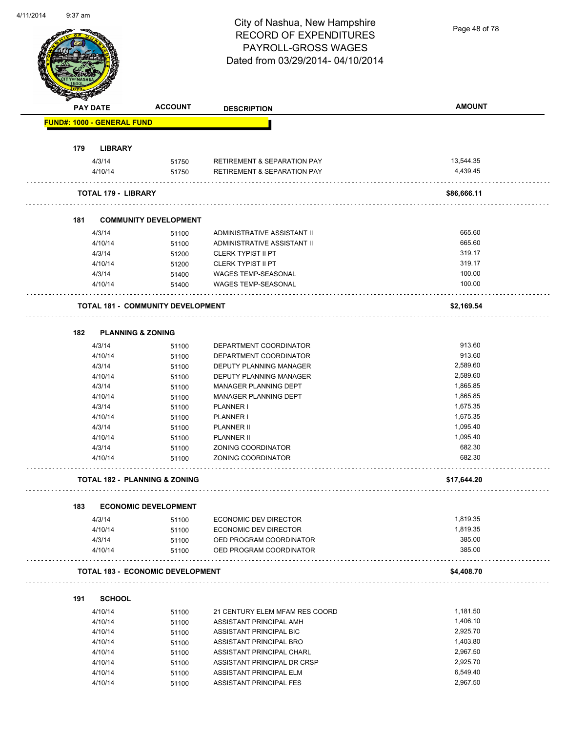# City of Nashua, New Hampshire
# RECORD OF EXPENDITURES
# PAYROLL-GROSS WAGES
# Dated from 03/29/2014- 04/10/2014

| PAY DATE | ACCOUNT | DESCRIPTION | AMOUNT |
|---|---|---|---|
| **FUND#: 1000 - GENERAL FUND** | | | |
| **179 LIBRARY** | | | |
| 4/3/14 | 51750 | RETIREMENT & SEPARATION PAY | 13,544.35 |
| 4/10/14 | 51750 | RETIREMENT & SEPARATION PAY | 4,439.45 |
| **TOTAL 179 - LIBRARY** | | | **$86,666.11** |
| **181 COMMUNITY DEVELOPMENT** | | | |
| 4/3/14 | 51100 | ADMINISTRATIVE ASSISTANT II | 665.60 |
| 4/10/14 | 51100 | ADMINISTRATIVE ASSISTANT II | 665.60 |
| 4/3/14 | 51200 | CLERK TYPIST II PT | 319.17 |
| 4/10/14 | 51200 | CLERK TYPIST II PT | 319.17 |
| 4/3/14 | 51400 | WAGES TEMP-SEASONAL | 100.00 |
| 4/10/14 | 51400 | WAGES TEMP-SEASONAL | 100.00 |
| **TOTAL 181 - COMMUNITY DEVELOPMENT** | | | **$2,169.54** |
| **182 PLANNING & ZONING** | | | |
| 4/3/14 | 51100 | DEPARTMENT COORDINATOR | 913.60 |
| 4/10/14 | 51100 | DEPARTMENT COORDINATOR | 913.60 |
| 4/3/14 | 51100 | DEPUTY PLANNING MANAGER | 2,589.60 |
| 4/10/14 | 51100 | DEPUTY PLANNING MANAGER | 2,589.60 |
| 4/3/14 | 51100 | MANAGER PLANNING DEPT | 1,865.85 |
| 4/10/14 | 51100 | MANAGER PLANNING DEPT | 1,865.85 |
| 4/3/14 | 51100 | PLANNER I | 1,675.35 |
| 4/10/14 | 51100 | PLANNER I | 1,675.35 |
| 4/3/14 | 51100 | PLANNER II | 1,095.40 |
| 4/10/14 | 51100 | PLANNER II | 1,095.40 |
| 4/3/14 | 51100 | ZONING COORDINATOR | 682.30 |
| 4/10/14 | 51100 | ZONING COORDINATOR | 682.30 |
| **TOTAL 182 - PLANNING & ZONING** | | | **$17,644.20** |
| **183 ECONOMIC DEVELOPMENT** | | | |
| 4/3/14 | 51100 | ECONOMIC DEV DIRECTOR | 1,819.35 |
| 4/10/14 | 51100 | ECONOMIC DEV DIRECTOR | 1,819.35 |
| 4/3/14 | 51100 | OED PROGRAM COORDINATOR | 385.00 |
| 4/10/14 | 51100 | OED PROGRAM COORDINATOR | 385.00 |
| **TOTAL 183 - ECONOMIC DEVELOPMENT** | | | **$4,408.70** |
| **191 SCHOOL** | | | |
| 4/10/14 | 51100 | 21 CENTURY ELEM MFAM RES COORD | 1,181.50 |
| 4/10/14 | 51100 | ASSISTANT PRINCIPAL AMH | 1,406.10 |
| 4/10/14 | 51100 | ASSISTANT PRINCIPAL BIC | 2,925.70 |
| 4/10/14 | 51100 | ASSISTANT PRINCIPAL BRO | 1,403.80 |
| 4/10/14 | 51100 | ASSISTANT PRINCIPAL CHARL | 2,967.50 |
| 4/10/14 | 51100 | ASSISTANT PRINCIPAL DR CRSP | 2,925.70 |
| 4/10/14 | 51100 | ASSISTANT PRINCIPAL ELM | 6,549.40 |
| 4/10/14 | 51100 | ASSISTANT PRINCIPAL FES | 2,967.50 |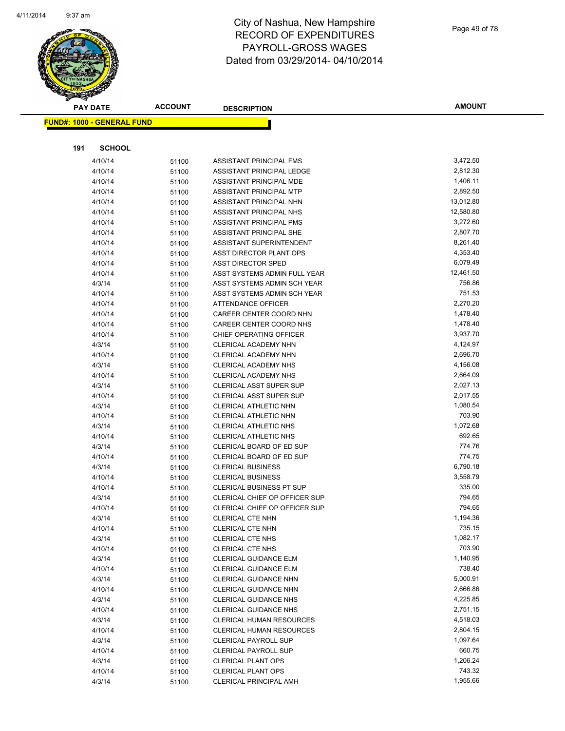# City of Nashua, New Hampshire
## RECORD OF EXPENDITURES
## PAYROLL-GROSS WAGES
## Dated from 03/29/2014- 04/10/2014

| PAY DATE | ACCOUNT | DESCRIPTION | AMOUNT |
|---|---|---|---|

**FUND#: 1000 - GENERAL FUND**

**191 SCHOOL**

| PAY DATE | ACCOUNT | DESCRIPTION | AMOUNT |
|---|---|---|---|
| 4/10/14 | 51100 | ASSISTANT PRINCIPAL FMS | 3,472.50 |
| 4/10/14 | 51100 | ASSISTANT PRINCIPAL LEDGE | 2,812.30 |
| 4/10/14 | 51100 | ASSISTANT PRINCIPAL MDE | 1,406.11 |
| 4/10/14 | 51100 | ASSISTANT PRINCIPAL MTP | 2,892.50 |
| 4/10/14 | 51100 | ASSISTANT PRINCIPAL NHN | 13,012.80 |
| 4/10/14 | 51100 | ASSISTANT PRINCIPAL NHS | 12,580.80 |
| 4/10/14 | 51100 | ASSISTANT PRINCIPAL PMS | 3,272.60 |
| 4/10/14 | 51100 | ASSISTANT PRINCIPAL SHE | 2,807.70 |
| 4/10/14 | 51100 | ASSISTANT SUPERINTENDENT | 8,261.40 |
| 4/10/14 | 51100 | ASST DIRECTOR PLANT OPS | 4,353.40 |
| 4/10/14 | 51100 | ASST DIRECTOR SPED | 6,079.49 |
| 4/10/14 | 51100 | ASST SYSTEMS ADMIN FULL YEAR | 12,461.50 |
| 4/3/14 | 51100 | ASST SYSTEMS ADMIN SCH YEAR | 756.86 |
| 4/10/14 | 51100 | ASST SYSTEMS ADMIN SCH YEAR | 751.53 |
| 4/10/14 | 51100 | ATTENDANCE OFFICER | 2,270.20 |
| 4/10/14 | 51100 | CAREER CENTER COORD NHN | 1,478.40 |
| 4/10/14 | 51100 | CAREER CENTER COORD NHS | 1,478.40 |
| 4/10/14 | 51100 | CHIEF OPERATING OFFICER | 3,937.70 |
| 4/3/14 | 51100 | CLERICAL ACADEMY NHN | 4,124.97 |
| 4/10/14 | 51100 | CLERICAL ACADEMY NHN | 2,696.70 |
| 4/3/14 | 51100 | CLERICAL ACADEMY NHS | 4,156.08 |
| 4/10/14 | 51100 | CLERICAL ACADEMY NHS | 2,664.09 |
| 4/3/14 | 51100 | CLERICAL ASST SUPER SUP | 2,027.13 |
| 4/10/14 | 51100 | CLERICAL ASST SUPER SUP | 2,017.55 |
| 4/3/14 | 51100 | CLERICAL ATHLETIC NHN | 1,080.54 |
| 4/10/14 | 51100 | CLERICAL ATHLETIC NHN | 703.90 |
| 4/3/14 | 51100 | CLERICAL ATHLETIC NHS | 1,072.68 |
| 4/10/14 | 51100 | CLERICAL ATHLETIC NHS | 692.65 |
| 4/3/14 | 51100 | CLERICAL BOARD OF ED SUP | 774.76 |
| 4/10/14 | 51100 | CLERICAL BOARD OF ED SUP | 774.75 |
| 4/3/14 | 51100 | CLERICAL BUSINESS | 6,790.18 |
| 4/10/14 | 51100 | CLERICAL BUSINESS | 3,558.79 |
| 4/10/14 | 51100 | CLERICAL BUSINESS PT SUP | 335.00 |
| 4/3/14 | 51100 | CLERICAL CHIEF OP OFFICER SUP | 794.65 |
| 4/10/14 | 51100 | CLERICAL CHIEF OP OFFICER SUP | 794.65 |
| 4/3/14 | 51100 | CLERICAL CTE NHN | 1,194.36 |
| 4/10/14 | 51100 | CLERICAL CTE NHN | 735.15 |
| 4/3/14 | 51100 | CLERICAL CTE NHS | 1,082.17 |
| 4/10/14 | 51100 | CLERICAL CTE NHS | 703.90 |
| 4/3/14 | 51100 | CLERICAL GUIDANCE ELM | 1,140.95 |
| 4/10/14 | 51100 | CLERICAL GUIDANCE ELM | 738.40 |
| 4/3/14 | 51100 | CLERICAL GUIDANCE NHN | 5,000.91 |
| 4/10/14 | 51100 | CLERICAL GUIDANCE NHN | 2,666.86 |
| 4/3/14 | 51100 | CLERICAL GUIDANCE NHS | 4,225.85 |
| 4/10/14 | 51100 | CLERICAL GUIDANCE NHS | 2,751.15 |
| 4/3/14 | 51100 | CLERICAL HUMAN RESOURCES | 4,518.03 |
| 4/10/14 | 51100 | CLERICAL HUMAN RESOURCES | 2,804.15 |
| 4/3/14 | 51100 | CLERICAL PAYROLL SUP | 1,097.64 |
| 4/10/14 | 51100 | CLERICAL PAYROLL SUP | 660.75 |
| 4/3/14 | 51100 | CLERICAL PLANT OPS | 1,206.24 |
| 4/10/14 | 51100 | CLERICAL PLANT OPS | 743.32 |
| 4/3/14 | 51100 | CLERICAL PRINCIPAL AMH | 1,955.66 |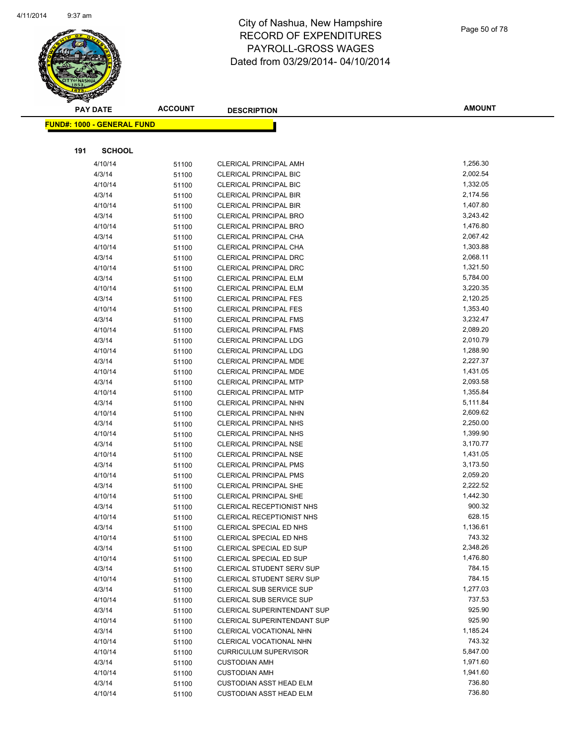# City of Nashua, New Hampshire
# RECORD OF EXPENDITURES
# PAYROLL-GROSS WAGES
# Dated from 03/29/2014- 04/10/2014

| PAY DATE | ACCOUNT | DESCRIPTION | AMOUNT |
|---|---|---|---|

**FUND#: 1000 - GENERAL FUND**

**191 SCHOOL**

| PAY DATE | ACCOUNT | DESCRIPTION | AMOUNT |
|---|---|---|---|
| 4/10/14 | 51100 | CLERICAL PRINCIPAL AMH | 1,256.30 |
| 4/3/14 | 51100 | CLERICAL PRINCIPAL BIC | 2,002.54 |
| 4/10/14 | 51100 | CLERICAL PRINCIPAL BIC | 1,332.05 |
| 4/3/14 | 51100 | CLERICAL PRINCIPAL BIR | 2,174.56 |
| 4/10/14 | 51100 | CLERICAL PRINCIPAL BIR | 1,407.80 |
| 4/3/14 | 51100 | CLERICAL PRINCIPAL BRO | 3,243.42 |
| 4/10/14 | 51100 | CLERICAL PRINCIPAL BRO | 1,476.80 |
| 4/3/14 | 51100 | CLERICAL PRINCIPAL CHA | 2,067.42 |
| 4/10/14 | 51100 | CLERICAL PRINCIPAL CHA | 1,303.88 |
| 4/3/14 | 51100 | CLERICAL PRINCIPAL DRC | 2,068.11 |
| 4/10/14 | 51100 | CLERICAL PRINCIPAL DRC | 1,321.50 |
| 4/3/14 | 51100 | CLERICAL PRINCIPAL ELM | 5,784.00 |
| 4/10/14 | 51100 | CLERICAL PRINCIPAL ELM | 3,220.35 |
| 4/3/14 | 51100 | CLERICAL PRINCIPAL FES | 2,120.25 |
| 4/10/14 | 51100 | CLERICAL PRINCIPAL FES | 1,353.40 |
| 4/3/14 | 51100 | CLERICAL PRINCIPAL FMS | 3,232.47 |
| 4/10/14 | 51100 | CLERICAL PRINCIPAL FMS | 2,089.20 |
| 4/3/14 | 51100 | CLERICAL PRINCIPAL LDG | 2,010.79 |
| 4/10/14 | 51100 | CLERICAL PRINCIPAL LDG | 1,288.90 |
| 4/3/14 | 51100 | CLERICAL PRINCIPAL MDE | 2,227.37 |
| 4/10/14 | 51100 | CLERICAL PRINCIPAL MDE | 1,431.05 |
| 4/3/14 | 51100 | CLERICAL PRINCIPAL MTP | 2,093.58 |
| 4/10/14 | 51100 | CLERICAL PRINCIPAL MTP | 1,355.84 |
| 4/3/14 | 51100 | CLERICAL PRINCIPAL NHN | 5,111.84 |
| 4/10/14 | 51100 | CLERICAL PRINCIPAL NHN | 2,609.62 |
| 4/3/14 | 51100 | CLERICAL PRINCIPAL NHS | 2,250.00 |
| 4/10/14 | 51100 | CLERICAL PRINCIPAL NHS | 1,399.90 |
| 4/3/14 | 51100 | CLERICAL PRINCIPAL NSE | 3,170.77 |
| 4/10/14 | 51100 | CLERICAL PRINCIPAL NSE | 1,431.05 |
| 4/3/14 | 51100 | CLERICAL PRINCIPAL PMS | 3,173.50 |
| 4/10/14 | 51100 | CLERICAL PRINCIPAL PMS | 2,059.20 |
| 4/3/14 | 51100 | CLERICAL PRINCIPAL SHE | 2,222.52 |
| 4/10/14 | 51100 | CLERICAL PRINCIPAL SHE | 1,442.30 |
| 4/3/14 | 51100 | CLERICAL RECEPTIONIST NHS | 900.32 |
| 4/10/14 | 51100 | CLERICAL RECEPTIONIST NHS | 628.15 |
| 4/3/14 | 51100 | CLERICAL SPECIAL ED NHS | 1,136.61 |
| 4/10/14 | 51100 | CLERICAL SPECIAL ED NHS | 743.32 |
| 4/3/14 | 51100 | CLERICAL SPECIAL ED SUP | 2,348.26 |
| 4/10/14 | 51100 | CLERICAL SPECIAL ED SUP | 1,476.80 |
| 4/3/14 | 51100 | CLERICAL STUDENT SERV SUP | 784.15 |
| 4/10/14 | 51100 | CLERICAL STUDENT SERV SUP | 784.15 |
| 4/3/14 | 51100 | CLERICAL SUB SERVICE SUP | 1,277.03 |
| 4/10/14 | 51100 | CLERICAL SUB SERVICE SUP | 737.53 |
| 4/3/14 | 51100 | CLERICAL SUPERINTENDANT SUP | 925.90 |
| 4/10/14 | 51100 | CLERICAL SUPERINTENDANT SUP | 925.90 |
| 4/3/14 | 51100 | CLERICAL VOCATIONAL NHN | 1,185.24 |
| 4/10/14 | 51100 | CLERICAL VOCATIONAL NHN | 743.32 |
| 4/10/14 | 51100 | CURRICULUM SUPERVISOR | 5,847.00 |
| 4/3/14 | 51100 | CUSTODIAN AMH | 1,971.60 |
| 4/10/14 | 51100 | CUSTODIAN AMH | 1,941.60 |
| 4/3/14 | 51100 | CUSTODIAN ASST HEAD ELM | 736.80 |
| 4/10/14 | 51100 | CUSTODIAN ASST HEAD ELM | 736.80 |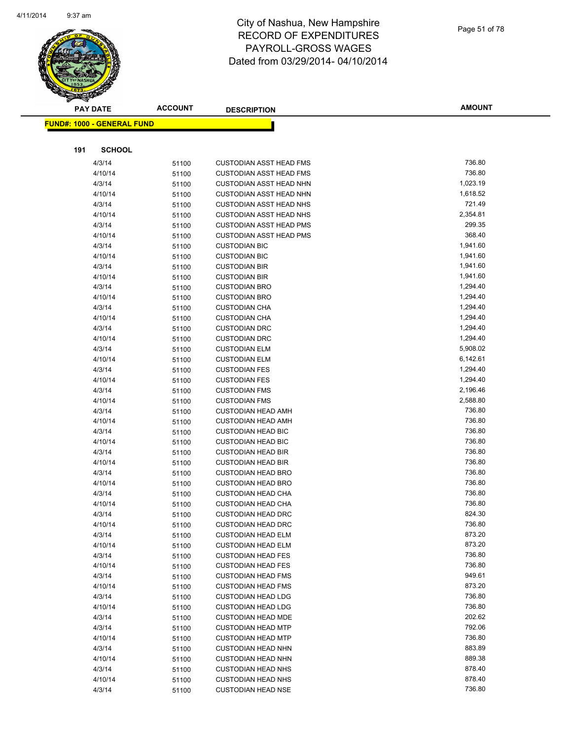# City of Nashua, New Hampshire
## RECORD OF EXPENDITURES
## PAYROLL-GROSS WAGES
## Dated from 03/29/2014- 04/10/2014

**FUND#: 1000 - GENERAL FUND**

**191 SCHOOL**

| PAY DATE | ACCOUNT | DESCRIPTION | AMOUNT |
|---|---|---|---|
| 4/3/14 | 51100 | CUSTODIAN ASST HEAD FMS | 736.80 |
| 4/10/14 | 51100 | CUSTODIAN ASST HEAD FMS | 736.80 |
| 4/3/14 | 51100 | CUSTODIAN ASST HEAD NHN | 1,023.19 |
| 4/10/14 | 51100 | CUSTODIAN ASST HEAD NHN | 1,618.52 |
| 4/3/14 | 51100 | CUSTODIAN ASST HEAD NHS | 721.49 |
| 4/10/14 | 51100 | CUSTODIAN ASST HEAD NHS | 2,354.81 |
| 4/3/14 | 51100 | CUSTODIAN ASST HEAD PMS | 299.35 |
| 4/10/14 | 51100 | CUSTODIAN ASST HEAD PMS | 368.40 |
| 4/3/14 | 51100 | CUSTODIAN BIC | 1,941.60 |
| 4/10/14 | 51100 | CUSTODIAN BIC | 1,941.60 |
| 4/3/14 | 51100 | CUSTODIAN BIR | 1,941.60 |
| 4/10/14 | 51100 | CUSTODIAN BIR | 1,941.60 |
| 4/3/14 | 51100 | CUSTODIAN BRO | 1,294.40 |
| 4/10/14 | 51100 | CUSTODIAN BRO | 1,294.40 |
| 4/3/14 | 51100 | CUSTODIAN CHA | 1,294.40 |
| 4/10/14 | 51100 | CUSTODIAN CHA | 1,294.40 |
| 4/3/14 | 51100 | CUSTODIAN DRC | 1,294.40 |
| 4/10/14 | 51100 | CUSTODIAN DRC | 1,294.40 |
| 4/3/14 | 51100 | CUSTODIAN ELM | 5,908.02 |
| 4/10/14 | 51100 | CUSTODIAN ELM | 6,142.61 |
| 4/3/14 | 51100 | CUSTODIAN FES | 1,294.40 |
| 4/10/14 | 51100 | CUSTODIAN FES | 1,294.40 |
| 4/3/14 | 51100 | CUSTODIAN FMS | 2,196.46 |
| 4/10/14 | 51100 | CUSTODIAN FMS | 2,588.80 |
| 4/3/14 | 51100 | CUSTODIAN HEAD AMH | 736.80 |
| 4/10/14 | 51100 | CUSTODIAN HEAD AMH | 736.80 |
| 4/3/14 | 51100 | CUSTODIAN HEAD BIC | 736.80 |
| 4/10/14 | 51100 | CUSTODIAN HEAD BIC | 736.80 |
| 4/3/14 | 51100 | CUSTODIAN HEAD BIR | 736.80 |
| 4/10/14 | 51100 | CUSTODIAN HEAD BIR | 736.80 |
| 4/3/14 | 51100 | CUSTODIAN HEAD BRO | 736.80 |
| 4/10/14 | 51100 | CUSTODIAN HEAD BRO | 736.80 |
| 4/3/14 | 51100 | CUSTODIAN HEAD CHA | 736.80 |
| 4/10/14 | 51100 | CUSTODIAN HEAD CHA | 736.80 |
| 4/3/14 | 51100 | CUSTODIAN HEAD DRC | 824.30 |
| 4/10/14 | 51100 | CUSTODIAN HEAD DRC | 736.80 |
| 4/3/14 | 51100 | CUSTODIAN HEAD ELM | 873.20 |
| 4/10/14 | 51100 | CUSTODIAN HEAD ELM | 873.20 |
| 4/3/14 | 51100 | CUSTODIAN HEAD FES | 736.80 |
| 4/10/14 | 51100 | CUSTODIAN HEAD FES | 736.80 |
| 4/3/14 | 51100 | CUSTODIAN HEAD FMS | 949.61 |
| 4/10/14 | 51100 | CUSTODIAN HEAD FMS | 873.20 |
| 4/3/14 | 51100 | CUSTODIAN HEAD LDG | 736.80 |
| 4/10/14 | 51100 | CUSTODIAN HEAD LDG | 736.80 |
| 4/3/14 | 51100 | CUSTODIAN HEAD MDE | 202.62 |
| 4/3/14 | 51100 | CUSTODIAN HEAD MTP | 792.06 |
| 4/10/14 | 51100 | CUSTODIAN HEAD MTP | 736.80 |
| 4/3/14 | 51100 | CUSTODIAN HEAD NHN | 883.89 |
| 4/10/14 | 51100 | CUSTODIAN HEAD NHN | 889.38 |
| 4/3/14 | 51100 | CUSTODIAN HEAD NHS | 878.40 |
| 4/10/14 | 51100 | CUSTODIAN HEAD NHS | 878.40 |
| 4/3/14 | 51100 | CUSTODIAN HEAD NSE | 736.80 |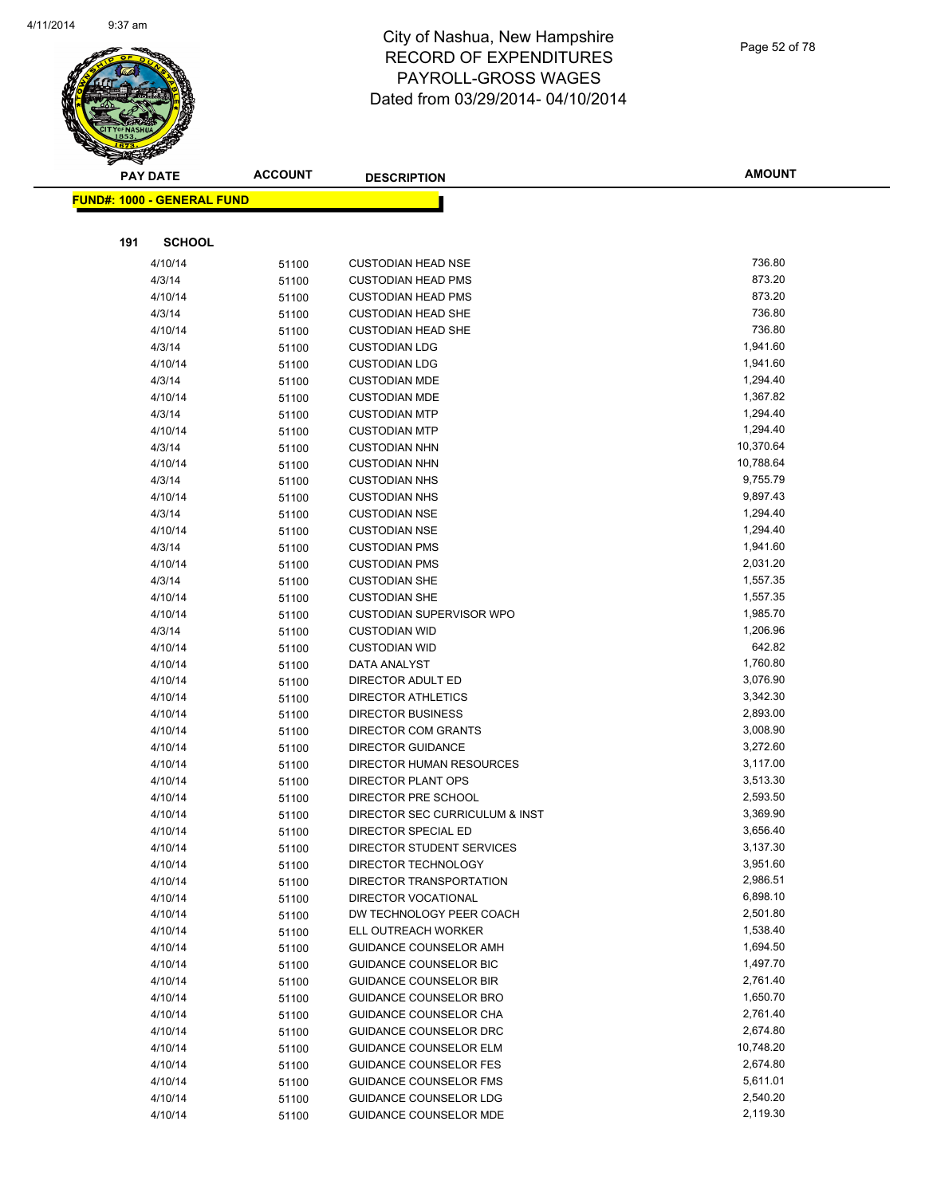# City of Nashua, New Hampshire
# RECORD OF EXPENDITURES
# PAYROLL-GROSS WAGES
# Dated from 03/29/2014- 04/10/2014

| PAY DATE | ACCOUNT | DESCRIPTION | AMOUNT |
|---|---|---|---|

**FUND#: 1000 - GENERAL FUND**

**191 SCHOOL**

| PAY DATE | ACCOUNT | DESCRIPTION | AMOUNT |
|---|---|---|---|
| 4/10/14 | 51100 | CUSTODIAN HEAD NSE | 736.80 |
| 4/3/14 | 51100 | CUSTODIAN HEAD PMS | 873.20 |
| 4/10/14 | 51100 | CUSTODIAN HEAD PMS | 873.20 |
| 4/3/14 | 51100 | CUSTODIAN HEAD SHE | 736.80 |
| 4/10/14 | 51100 | CUSTODIAN HEAD SHE | 736.80 |
| 4/3/14 | 51100 | CUSTODIAN LDG | 1,941.60 |
| 4/10/14 | 51100 | CUSTODIAN LDG | 1,941.60 |
| 4/3/14 | 51100 | CUSTODIAN MDE | 1,294.40 |
| 4/10/14 | 51100 | CUSTODIAN MDE | 1,367.82 |
| 4/3/14 | 51100 | CUSTODIAN MTP | 1,294.40 |
| 4/10/14 | 51100 | CUSTODIAN MTP | 1,294.40 |
| 4/3/14 | 51100 | CUSTODIAN NHN | 10,370.64 |
| 4/10/14 | 51100 | CUSTODIAN NHN | 10,788.64 |
| 4/3/14 | 51100 | CUSTODIAN NHS | 9,755.79 |
| 4/10/14 | 51100 | CUSTODIAN NHS | 9,897.43 |
| 4/3/14 | 51100 | CUSTODIAN NSE | 1,294.40 |
| 4/10/14 | 51100 | CUSTODIAN NSE | 1,294.40 |
| 4/3/14 | 51100 | CUSTODIAN PMS | 1,941.60 |
| 4/10/14 | 51100 | CUSTODIAN PMS | 2,031.20 |
| 4/3/14 | 51100 | CUSTODIAN SHE | 1,557.35 |
| 4/10/14 | 51100 | CUSTODIAN SHE | 1,557.35 |
| 4/10/14 | 51100 | CUSTODIAN SUPERVISOR WPO | 1,985.70 |
| 4/3/14 | 51100 | CUSTODIAN WID | 1,206.96 |
| 4/10/14 | 51100 | CUSTODIAN WID | 642.82 |
| 4/10/14 | 51100 | DATA ANALYST | 1,760.80 |
| 4/10/14 | 51100 | DIRECTOR ADULT ED | 3,076.90 |
| 4/10/14 | 51100 | DIRECTOR ATHLETICS | 3,342.30 |
| 4/10/14 | 51100 | DIRECTOR BUSINESS | 2,893.00 |
| 4/10/14 | 51100 | DIRECTOR COM GRANTS | 3,008.90 |
| 4/10/14 | 51100 | DIRECTOR GUIDANCE | 3,272.60 |
| 4/10/14 | 51100 | DIRECTOR HUMAN RESOURCES | 3,117.00 |
| 4/10/14 | 51100 | DIRECTOR PLANT OPS | 3,513.30 |
| 4/10/14 | 51100 | DIRECTOR PRE SCHOOL | 2,593.50 |
| 4/10/14 | 51100 | DIRECTOR SEC CURRICULUM & INST | 3,369.90 |
| 4/10/14 | 51100 | DIRECTOR SPECIAL ED | 3,656.40 |
| 4/10/14 | 51100 | DIRECTOR STUDENT SERVICES | 3,137.30 |
| 4/10/14 | 51100 | DIRECTOR TECHNOLOGY | 3,951.60 |
| 4/10/14 | 51100 | DIRECTOR TRANSPORTATION | 2,986.51 |
| 4/10/14 | 51100 | DIRECTOR VOCATIONAL | 6,898.10 |
| 4/10/14 | 51100 | DW TECHNOLOGY PEER COACH | 2,501.80 |
| 4/10/14 | 51100 | ELL OUTREACH WORKER | 1,538.40 |
| 4/10/14 | 51100 | GUIDANCE COUNSELOR AMH | 1,694.50 |
| 4/10/14 | 51100 | GUIDANCE COUNSELOR BIC | 1,497.70 |
| 4/10/14 | 51100 | GUIDANCE COUNSELOR BIR | 2,761.40 |
| 4/10/14 | 51100 | GUIDANCE COUNSELOR BRO | 1,650.70 |
| 4/10/14 | 51100 | GUIDANCE COUNSELOR CHA | 2,761.40 |
| 4/10/14 | 51100 | GUIDANCE COUNSELOR DRC | 2,674.80 |
| 4/10/14 | 51100 | GUIDANCE COUNSELOR ELM | 10,748.20 |
| 4/10/14 | 51100 | GUIDANCE COUNSELOR FES | 2,674.80 |
| 4/10/14 | 51100 | GUIDANCE COUNSELOR FMS | 5,611.01 |
| 4/10/14 | 51100 | GUIDANCE COUNSELOR LDG | 2,540.20 |
| 4/10/14 | 51100 | GUIDANCE COUNSELOR MDE | 2,119.30 |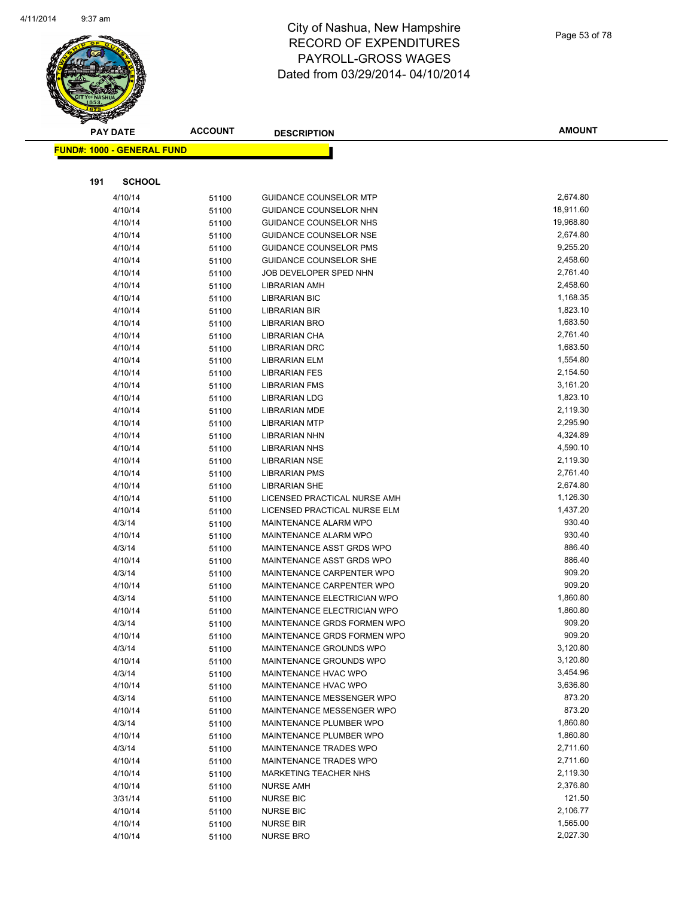# City of Nashua, New Hampshire
## RECORD OF EXPENDITURES
## PAYROLL-GROSS WAGES
## Dated from 03/29/2014- 04/10/2014

**FUND#: 1000 - GENERAL FUND**

**191 SCHOOL**

| PAY DATE | ACCOUNT | DESCRIPTION | AMOUNT |
|---|---|---|---|
| 4/10/14 | 51100 | GUIDANCE COUNSELOR MTP | 2,674.80 |
| 4/10/14 | 51100 | GUIDANCE COUNSELOR NHN | 18,911.60 |
| 4/10/14 | 51100 | GUIDANCE COUNSELOR NHS | 19,968.80 |
| 4/10/14 | 51100 | GUIDANCE COUNSELOR NSE | 2,674.80 |
| 4/10/14 | 51100 | GUIDANCE COUNSELOR PMS | 9,255.20 |
| 4/10/14 | 51100 | GUIDANCE COUNSELOR SHE | 2,458.60 |
| 4/10/14 | 51100 | JOB DEVELOPER SPED NHN | 2,761.40 |
| 4/10/14 | 51100 | LIBRARIAN AMH | 2,458.60 |
| 4/10/14 | 51100 | LIBRARIAN BIC | 1,168.35 |
| 4/10/14 | 51100 | LIBRARIAN BIR | 1,823.10 |
| 4/10/14 | 51100 | LIBRARIAN BRO | 1,683.50 |
| 4/10/14 | 51100 | LIBRARIAN CHA | 2,761.40 |
| 4/10/14 | 51100 | LIBRARIAN DRC | 1,683.50 |
| 4/10/14 | 51100 | LIBRARIAN ELM | 1,554.80 |
| 4/10/14 | 51100 | LIBRARIAN FES | 2,154.50 |
| 4/10/14 | 51100 | LIBRARIAN FMS | 3,161.20 |
| 4/10/14 | 51100 | LIBRARIAN LDG | 1,823.10 |
| 4/10/14 | 51100 | LIBRARIAN MDE | 2,119.30 |
| 4/10/14 | 51100 | LIBRARIAN MTP | 2,295.90 |
| 4/10/14 | 51100 | LIBRARIAN NHN | 4,324.89 |
| 4/10/14 | 51100 | LIBRARIAN NHS | 4,590.10 |
| 4/10/14 | 51100 | LIBRARIAN NSE | 2,119.30 |
| 4/10/14 | 51100 | LIBRARIAN PMS | 2,761.40 |
| 4/10/14 | 51100 | LIBRARIAN SHE | 2,674.80 |
| 4/10/14 | 51100 | LICENSED PRACTICAL NURSE AMH | 1,126.30 |
| 4/10/14 | 51100 | LICENSED PRACTICAL NURSE ELM | 1,437.20 |
| 4/3/14 | 51100 | MAINTENANCE ALARM WPO | 930.40 |
| 4/10/14 | 51100 | MAINTENANCE ALARM WPO | 930.40 |
| 4/3/14 | 51100 | MAINTENANCE ASST GRDS WPO | 886.40 |
| 4/10/14 | 51100 | MAINTENANCE ASST GRDS WPO | 886.40 |
| 4/3/14 | 51100 | MAINTENANCE CARPENTER WPO | 909.20 |
| 4/10/14 | 51100 | MAINTENANCE CARPENTER WPO | 909.20 |
| 4/3/14 | 51100 | MAINTENANCE ELECTRICIAN WPO | 1,860.80 |
| 4/10/14 | 51100 | MAINTENANCE ELECTRICIAN WPO | 1,860.80 |
| 4/3/14 | 51100 | MAINTENANCE GRDS FORMEN WPO | 909.20 |
| 4/10/14 | 51100 | MAINTENANCE GRDS FORMEN WPO | 909.20 |
| 4/3/14 | 51100 | MAINTENANCE GROUNDS WPO | 3,120.80 |
| 4/10/14 | 51100 | MAINTENANCE GROUNDS WPO | 3,120.80 |
| 4/3/14 | 51100 | MAINTENANCE HVAC WPO | 3,454.96 |
| 4/10/14 | 51100 | MAINTENANCE HVAC WPO | 3,636.80 |
| 4/3/14 | 51100 | MAINTENANCE MESSENGER WPO | 873.20 |
| 4/10/14 | 51100 | MAINTENANCE MESSENGER WPO | 873.20 |
| 4/3/14 | 51100 | MAINTENANCE PLUMBER WPO | 1,860.80 |
| 4/10/14 | 51100 | MAINTENANCE PLUMBER WPO | 1,860.80 |
| 4/3/14 | 51100 | MAINTENANCE TRADES WPO | 2,711.60 |
| 4/10/14 | 51100 | MAINTENANCE TRADES WPO | 2,711.60 |
| 4/10/14 | 51100 | MARKETING TEACHER NHS | 2,119.30 |
| 4/10/14 | 51100 | NURSE AMH | 2,376.80 |
| 3/31/14 | 51100 | NURSE BIC | 121.50 |
| 4/10/14 | 51100 | NURSE BIC | 2,106.77 |
| 4/10/14 | 51100 | NURSE BIR | 1,565.00 |
| 4/10/14 | 51100 | NURSE BRO | 2,027.30 |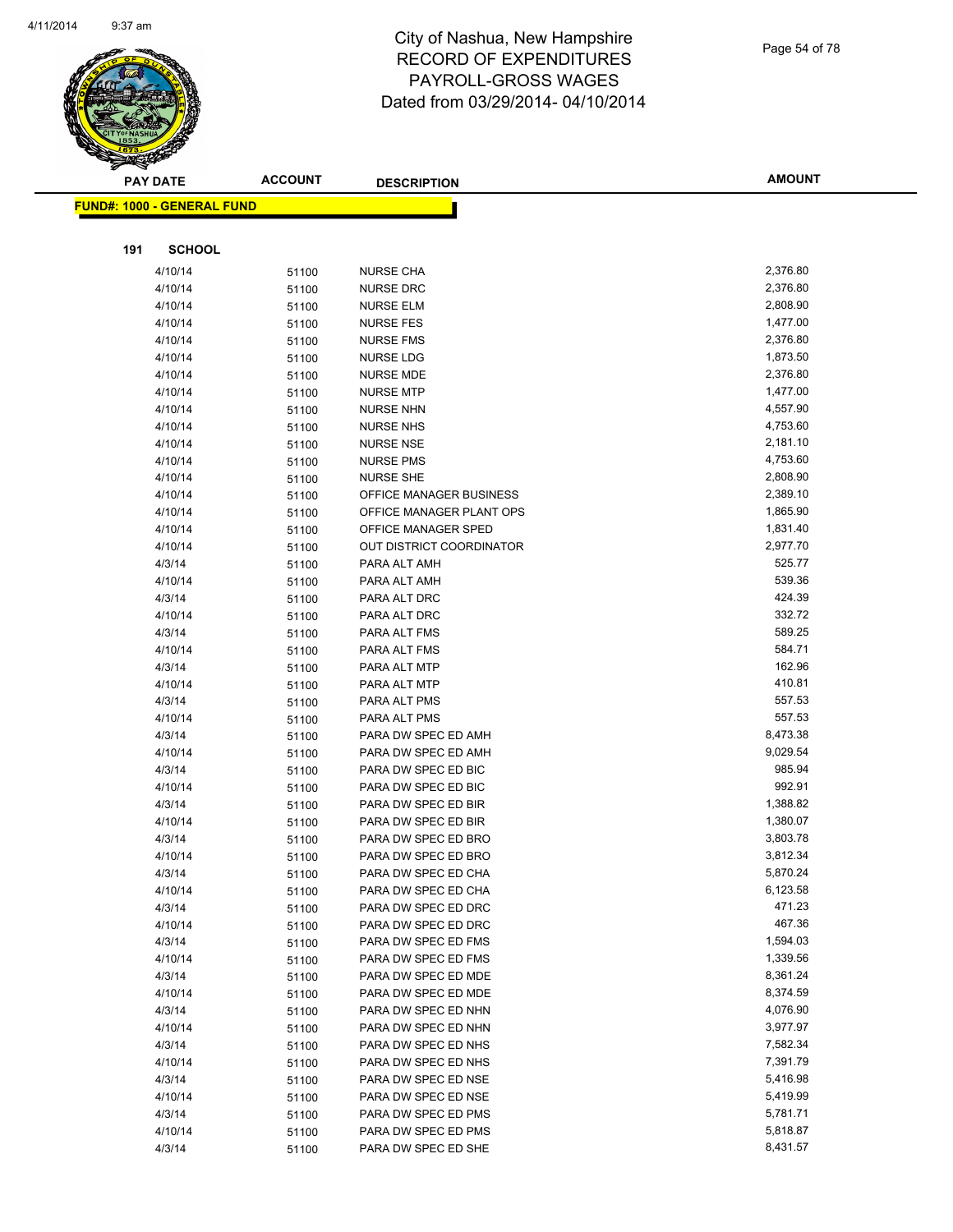# City of Nashua, New Hampshire
# RECORD OF EXPENDITURES
# PAYROLL-GROSS WAGES
# Dated from 03/29/2014- 04/10/2014

| PAY DATE | ACCOUNT | DESCRIPTION | AMOUNT |
|---|---|---|---|

**FUND#: 1000 - GENERAL FUND**

**191 SCHOOL**

| PAY DATE | ACCOUNT | DESCRIPTION | AMOUNT |
|---|---|---|---|
| 4/10/14 | 51100 | NURSE CHA | 2,376.80 |
| 4/10/14 | 51100 | NURSE DRC | 2,376.80 |
| 4/10/14 | 51100 | NURSE ELM | 2,808.90 |
| 4/10/14 | 51100 | NURSE FES | 1,477.00 |
| 4/10/14 | 51100 | NURSE FMS | 2,376.80 |
| 4/10/14 | 51100 | NURSE LDG | 1,873.50 |
| 4/10/14 | 51100 | NURSE MDE | 2,376.80 |
| 4/10/14 | 51100 | NURSE MTP | 1,477.00 |
| 4/10/14 | 51100 | NURSE NHN | 4,557.90 |
| 4/10/14 | 51100 | NURSE NHS | 4,753.60 |
| 4/10/14 | 51100 | NURSE NSE | 2,181.10 |
| 4/10/14 | 51100 | NURSE PMS | 4,753.60 |
| 4/10/14 | 51100 | NURSE SHE | 2,808.90 |
| 4/10/14 | 51100 | OFFICE MANAGER BUSINESS | 2,389.10 |
| 4/10/14 | 51100 | OFFICE MANAGER PLANT OPS | 1,865.90 |
| 4/10/14 | 51100 | OFFICE MANAGER SPED | 1,831.40 |
| 4/10/14 | 51100 | OUT DISTRICT COORDINATOR | 2,977.70 |
| 4/3/14 | 51100 | PARA ALT AMH | 525.77 |
| 4/10/14 | 51100 | PARA ALT AMH | 539.36 |
| 4/3/14 | 51100 | PARA ALT DRC | 424.39 |
| 4/10/14 | 51100 | PARA ALT DRC | 332.72 |
| 4/3/14 | 51100 | PARA ALT FMS | 589.25 |
| 4/10/14 | 51100 | PARA ALT FMS | 584.71 |
| 4/3/14 | 51100 | PARA ALT MTP | 162.96 |
| 4/10/14 | 51100 | PARA ALT MTP | 410.81 |
| 4/3/14 | 51100 | PARA ALT PMS | 557.53 |
| 4/10/14 | 51100 | PARA ALT PMS | 557.53 |
| 4/3/14 | 51100 | PARA DW SPEC ED AMH | 8,473.38 |
| 4/10/14 | 51100 | PARA DW SPEC ED AMH | 9,029.54 |
| 4/3/14 | 51100 | PARA DW SPEC ED BIC | 985.94 |
| 4/10/14 | 51100 | PARA DW SPEC ED BIC | 992.91 |
| 4/3/14 | 51100 | PARA DW SPEC ED BIR | 1,388.82 |
| 4/10/14 | 51100 | PARA DW SPEC ED BIR | 1,380.07 |
| 4/3/14 | 51100 | PARA DW SPEC ED BRO | 3,803.78 |
| 4/10/14 | 51100 | PARA DW SPEC ED BRO | 3,812.34 |
| 4/3/14 | 51100 | PARA DW SPEC ED CHA | 5,870.24 |
| 4/10/14 | 51100 | PARA DW SPEC ED CHA | 6,123.58 |
| 4/3/14 | 51100 | PARA DW SPEC ED DRC | 471.23 |
| 4/10/14 | 51100 | PARA DW SPEC ED DRC | 467.36 |
| 4/3/14 | 51100 | PARA DW SPEC ED FMS | 1,594.03 |
| 4/10/14 | 51100 | PARA DW SPEC ED FMS | 1,339.56 |
| 4/3/14 | 51100 | PARA DW SPEC ED MDE | 8,361.24 |
| 4/10/14 | 51100 | PARA DW SPEC ED MDE | 8,374.59 |
| 4/3/14 | 51100 | PARA DW SPEC ED NHN | 4,076.90 |
| 4/10/14 | 51100 | PARA DW SPEC ED NHN | 3,977.97 |
| 4/3/14 | 51100 | PARA DW SPEC ED NHS | 7,582.34 |
| 4/10/14 | 51100 | PARA DW SPEC ED NHS | 7,391.79 |
| 4/3/14 | 51100 | PARA DW SPEC ED NSE | 5,416.98 |
| 4/10/14 | 51100 | PARA DW SPEC ED NSE | 5,419.99 |
| 4/3/14 | 51100 | PARA DW SPEC ED PMS | 5,781.71 |
| 4/10/14 | 51100 | PARA DW SPEC ED PMS | 5,818.87 |
| 4/3/14 | 51100 | PARA DW SPEC ED SHE | 8,431.57 |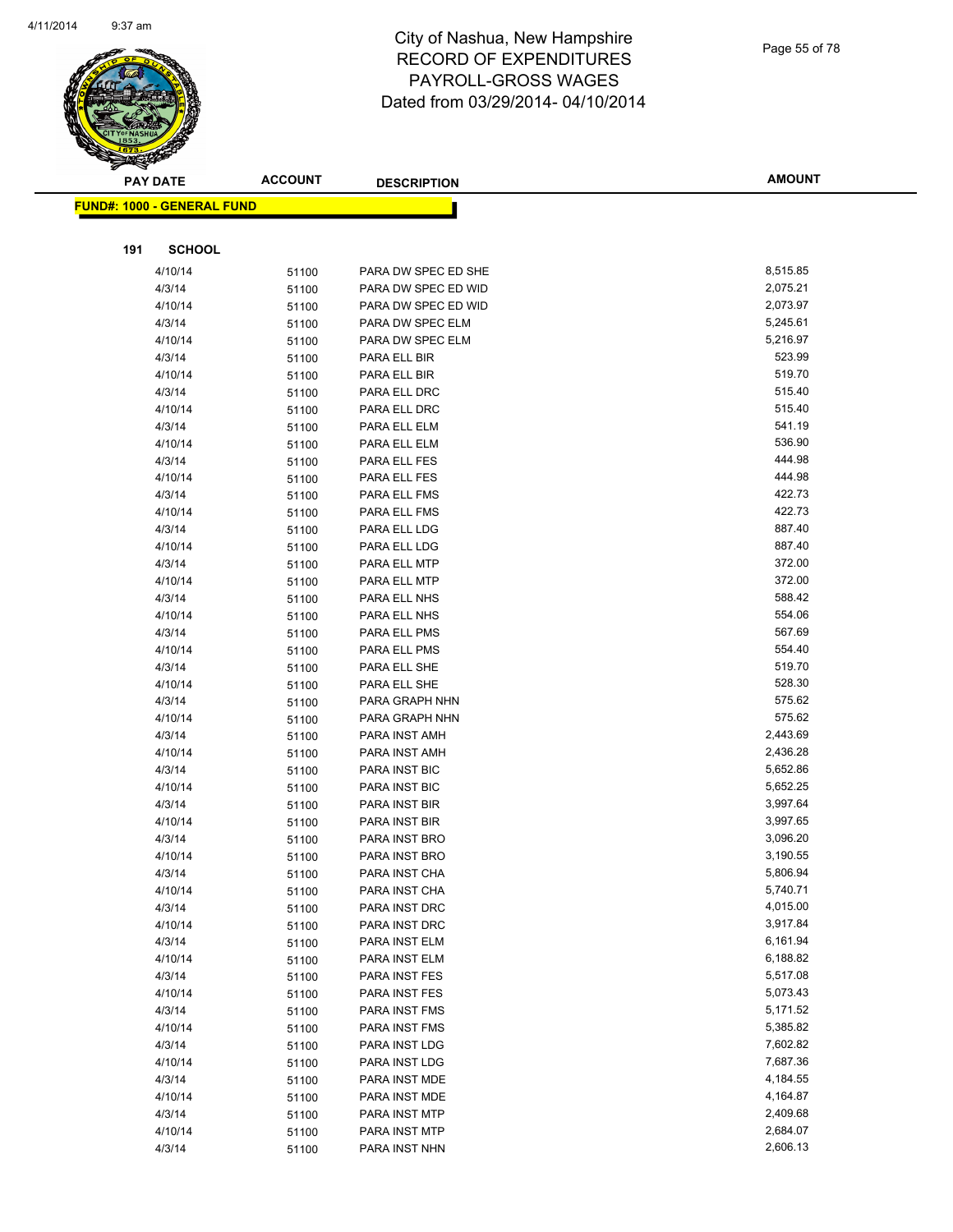# City of Nashua, New Hampshire
# RECORD OF EXPENDITURES
# PAYROLL-GROSS WAGES
# Dated from 03/29/2014- 04/10/2014

**FUND#: 1000 - GENERAL FUND**

**191 SCHOOL**

| PAY DATE | ACCOUNT | DESCRIPTION | AMOUNT |
|---|---|---|---|
| 4/10/14 | 51100 | PARA DW SPEC ED SHE | 8,515.85 |
| 4/3/14 | 51100 | PARA DW SPEC ED WID | 2,075.21 |
| 4/10/14 | 51100 | PARA DW SPEC ED WID | 2,073.97 |
| 4/3/14 | 51100 | PARA DW SPEC ELM | 5,245.61 |
| 4/10/14 | 51100 | PARA DW SPEC ELM | 5,216.97 |
| 4/3/14 | 51100 | PARA ELL BIR | 523.99 |
| 4/10/14 | 51100 | PARA ELL BIR | 519.70 |
| 4/3/14 | 51100 | PARA ELL DRC | 515.40 |
| 4/10/14 | 51100 | PARA ELL DRC | 515.40 |
| 4/3/14 | 51100 | PARA ELL ELM | 541.19 |
| 4/10/14 | 51100 | PARA ELL ELM | 536.90 |
| 4/3/14 | 51100 | PARA ELL FES | 444.98 |
| 4/10/14 | 51100 | PARA ELL FES | 444.98 |
| 4/3/14 | 51100 | PARA ELL FMS | 422.73 |
| 4/10/14 | 51100 | PARA ELL FMS | 422.73 |
| 4/3/14 | 51100 | PARA ELL LDG | 887.40 |
| 4/10/14 | 51100 | PARA ELL LDG | 887.40 |
| 4/3/14 | 51100 | PARA ELL MTP | 372.00 |
| 4/10/14 | 51100 | PARA ELL MTP | 372.00 |
| 4/3/14 | 51100 | PARA ELL NHS | 588.42 |
| 4/10/14 | 51100 | PARA ELL NHS | 554.06 |
| 4/3/14 | 51100 | PARA ELL PMS | 567.69 |
| 4/10/14 | 51100 | PARA ELL PMS | 554.40 |
| 4/3/14 | 51100 | PARA ELL SHE | 519.70 |
| 4/10/14 | 51100 | PARA ELL SHE | 528.30 |
| 4/3/14 | 51100 | PARA GRAPH NHN | 575.62 |
| 4/10/14 | 51100 | PARA GRAPH NHN | 575.62 |
| 4/3/14 | 51100 | PARA INST AMH | 2,443.69 |
| 4/10/14 | 51100 | PARA INST AMH | 2,436.28 |
| 4/3/14 | 51100 | PARA INST BIC | 5,652.86 |
| 4/10/14 | 51100 | PARA INST BIC | 5,652.25 |
| 4/3/14 | 51100 | PARA INST BIR | 3,997.64 |
| 4/10/14 | 51100 | PARA INST BIR | 3,997.65 |
| 4/3/14 | 51100 | PARA INST BRO | 3,096.20 |
| 4/10/14 | 51100 | PARA INST BRO | 3,190.55 |
| 4/3/14 | 51100 | PARA INST CHA | 5,806.94 |
| 4/10/14 | 51100 | PARA INST CHA | 5,740.71 |
| 4/3/14 | 51100 | PARA INST DRC | 4,015.00 |
| 4/10/14 | 51100 | PARA INST DRC | 3,917.84 |
| 4/3/14 | 51100 | PARA INST ELM | 6,161.94 |
| 4/10/14 | 51100 | PARA INST ELM | 6,188.82 |
| 4/3/14 | 51100 | PARA INST FES | 5,517.08 |
| 4/10/14 | 51100 | PARA INST FES | 5,073.43 |
| 4/3/14 | 51100 | PARA INST FMS | 5,171.52 |
| 4/10/14 | 51100 | PARA INST FMS | 5,385.82 |
| 4/3/14 | 51100 | PARA INST LDG | 7,602.82 |
| 4/10/14 | 51100 | PARA INST LDG | 7,687.36 |
| 4/3/14 | 51100 | PARA INST MDE | 4,184.55 |
| 4/10/14 | 51100 | PARA INST MDE | 4,164.87 |
| 4/3/14 | 51100 | PARA INST MTP | 2,409.68 |
| 4/10/14 | 51100 | PARA INST MTP | 2,684.07 |
| 4/3/14 | 51100 | PARA INST NHN | 2,606.13 |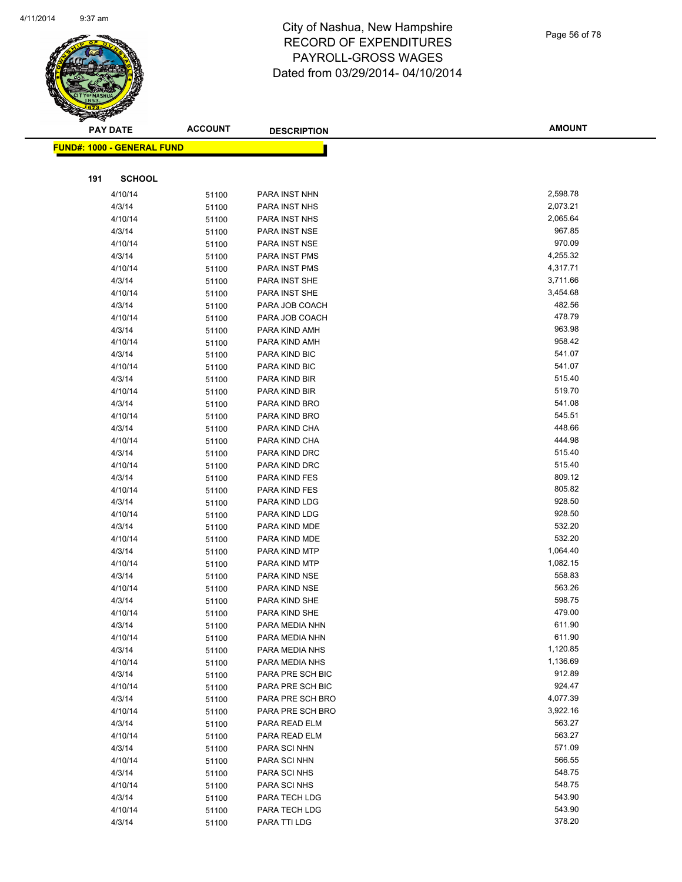# City of Nashua, New Hampshire
# RECORD OF EXPENDITURES
# PAYROLL-GROSS WAGES
# Dated from 03/29/2014- 04/10/2014

| PAY DATE | ACCOUNT | DESCRIPTION | AMOUNT |
|---|---|---|---|

**FUND#: 1000 - GENERAL FUND**

**191 SCHOOL**

| PAY DATE | ACCOUNT | DESCRIPTION | AMOUNT |
|---|---|---|---|
| 4/10/14 | 51100 | PARA INST NHN | 2,598.78 |
| 4/3/14 | 51100 | PARA INST NHS | 2,073.21 |
| 4/10/14 | 51100 | PARA INST NHS | 2,065.64 |
| 4/3/14 | 51100 | PARA INST NSE | 967.85 |
| 4/10/14 | 51100 | PARA INST NSE | 970.09 |
| 4/3/14 | 51100 | PARA INST PMS | 4,255.32 |
| 4/10/14 | 51100 | PARA INST PMS | 4,317.71 |
| 4/3/14 | 51100 | PARA INST SHE | 3,711.66 |
| 4/10/14 | 51100 | PARA INST SHE | 3,454.68 |
| 4/3/14 | 51100 | PARA JOB COACH | 482.56 |
| 4/10/14 | 51100 | PARA JOB COACH | 478.79 |
| 4/3/14 | 51100 | PARA KIND AMH | 963.98 |
| 4/10/14 | 51100 | PARA KIND AMH | 958.42 |
| 4/3/14 | 51100 | PARA KIND BIC | 541.07 |
| 4/10/14 | 51100 | PARA KIND BIC | 541.07 |
| 4/3/14 | 51100 | PARA KIND BIR | 515.40 |
| 4/10/14 | 51100 | PARA KIND BIR | 519.70 |
| 4/3/14 | 51100 | PARA KIND BRO | 541.08 |
| 4/10/14 | 51100 | PARA KIND BRO | 545.51 |
| 4/3/14 | 51100 | PARA KIND CHA | 448.66 |
| 4/10/14 | 51100 | PARA KIND CHA | 444.98 |
| 4/3/14 | 51100 | PARA KIND DRC | 515.40 |
| 4/10/14 | 51100 | PARA KIND DRC | 515.40 |
| 4/3/14 | 51100 | PARA KIND FES | 809.12 |
| 4/10/14 | 51100 | PARA KIND FES | 805.82 |
| 4/3/14 | 51100 | PARA KIND LDG | 928.50 |
| 4/10/14 | 51100 | PARA KIND LDG | 928.50 |
| 4/3/14 | 51100 | PARA KIND MDE | 532.20 |
| 4/10/14 | 51100 | PARA KIND MDE | 532.20 |
| 4/3/14 | 51100 | PARA KIND MTP | 1,064.40 |
| 4/10/14 | 51100 | PARA KIND MTP | 1,082.15 |
| 4/3/14 | 51100 | PARA KIND NSE | 558.83 |
| 4/10/14 | 51100 | PARA KIND NSE | 563.26 |
| 4/3/14 | 51100 | PARA KIND SHE | 598.75 |
| 4/10/14 | 51100 | PARA KIND SHE | 479.00 |
| 4/3/14 | 51100 | PARA MEDIA NHN | 611.90 |
| 4/10/14 | 51100 | PARA MEDIA NHN | 611.90 |
| 4/3/14 | 51100 | PARA MEDIA NHS | 1,120.85 |
| 4/10/14 | 51100 | PARA MEDIA NHS | 1,136.69 |
| 4/3/14 | 51100 | PARA PRE SCH BIC | 912.89 |
| 4/10/14 | 51100 | PARA PRE SCH BIC | 924.47 |
| 4/3/14 | 51100 | PARA PRE SCH BRO | 4,077.39 |
| 4/10/14 | 51100 | PARA PRE SCH BRO | 3,922.16 |
| 4/3/14 | 51100 | PARA READ ELM | 563.27 |
| 4/10/14 | 51100 | PARA READ ELM | 563.27 |
| 4/3/14 | 51100 | PARA SCI NHN | 571.09 |
| 4/10/14 | 51100 | PARA SCI NHN | 566.55 |
| 4/3/14 | 51100 | PARA SCI NHS | 548.75 |
| 4/10/14 | 51100 | PARA SCI NHS | 548.75 |
| 4/3/14 | 51100 | PARA TECH LDG | 543.90 |
| 4/10/14 | 51100 | PARA TECH LDG | 543.90 |
| 4/3/14 | 51100 | PARA TTI LDG | 378.20 |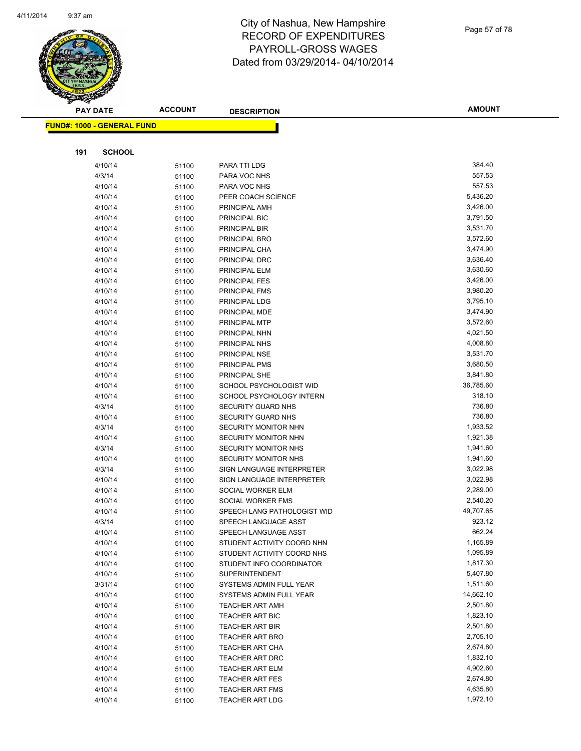# City of Nashua, New Hampshire
# RECORD OF EXPENDITURES
# PAYROLL-GROSS WAGES
# Dated from 03/29/2014- 04/10/2014

| PAY DATE | ACCOUNT | DESCRIPTION | AMOUNT |
|---|---|---|---|

**FUND#: 1000 - GENERAL FUND**

**191 SCHOOL**

| PAY DATE | ACCOUNT | DESCRIPTION | AMOUNT |
|---|---|---|---|
| 4/10/14 | 51100 | PARA TTI LDG | 384.40 |
| 4/3/14 | 51100 | PARA VOC NHS | 557.53 |
| 4/10/14 | 51100 | PARA VOC NHS | 557.53 |
| 4/10/14 | 51100 | PEER COACH SCIENCE | 5,436.20 |
| 4/10/14 | 51100 | PRINCIPAL AMH | 3,426.00 |
| 4/10/14 | 51100 | PRINCIPAL BIC | 3,791.50 |
| 4/10/14 | 51100 | PRINCIPAL BIR | 3,531.70 |
| 4/10/14 | 51100 | PRINCIPAL BRO | 3,572.60 |
| 4/10/14 | 51100 | PRINCIPAL CHA | 3,474.90 |
| 4/10/14 | 51100 | PRINCIPAL DRC | 3,636.40 |
| 4/10/14 | 51100 | PRINCIPAL ELM | 3,630.60 |
| 4/10/14 | 51100 | PRINCIPAL FES | 3,426.00 |
| 4/10/14 | 51100 | PRINCIPAL FMS | 3,980.20 |
| 4/10/14 | 51100 | PRINCIPAL LDG | 3,795.10 |
| 4/10/14 | 51100 | PRINCIPAL MDE | 3,474.90 |
| 4/10/14 | 51100 | PRINCIPAL MTP | 3,572.60 |
| 4/10/14 | 51100 | PRINCIPAL NHN | 4,021.50 |
| 4/10/14 | 51100 | PRINCIPAL NHS | 4,008.80 |
| 4/10/14 | 51100 | PRINCIPAL NSE | 3,531.70 |
| 4/10/14 | 51100 | PRINCIPAL PMS | 3,680.50 |
| 4/10/14 | 51100 | PRINCIPAL SHE | 3,841.80 |
| 4/10/14 | 51100 | SCHOOL PSYCHOLOGIST WID | 36,785.60 |
| 4/10/14 | 51100 | SCHOOL PSYCHOLOGY INTERN | 318.10 |
| 4/3/14 | 51100 | SECURITY GUARD NHS | 736.80 |
| 4/10/14 | 51100 | SECURITY GUARD NHS | 736.80 |
| 4/3/14 | 51100 | SECURITY MONITOR NHN | 1,933.52 |
| 4/10/14 | 51100 | SECURITY MONITOR NHN | 1,921.38 |
| 4/3/14 | 51100 | SECURITY MONITOR NHS | 1,941.60 |
| 4/10/14 | 51100 | SECURITY MONITOR NHS | 1,941.60 |
| 4/3/14 | 51100 | SIGN LANGUAGE INTERPRETER | 3,022.98 |
| 4/10/14 | 51100 | SIGN LANGUAGE INTERPRETER | 3,022.98 |
| 4/10/14 | 51100 | SOCIAL WORKER ELM | 2,289.00 |
| 4/10/14 | 51100 | SOCIAL WORKER FMS | 2,540.20 |
| 4/10/14 | 51100 | SPEECH LANG PATHOLOGIST WID | 49,707.65 |
| 4/3/14 | 51100 | SPEECH LANGUAGE ASST | 923.12 |
| 4/10/14 | 51100 | SPEECH LANGUAGE ASST | 662.24 |
| 4/10/14 | 51100 | STUDENT ACTIVITY COORD NHN | 1,165.89 |
| 4/10/14 | 51100 | STUDENT ACTIVITY COORD NHS | 1,095.89 |
| 4/10/14 | 51100 | STUDENT INFO COORDINATOR | 1,817.30 |
| 4/10/14 | 51100 | SUPERINTENDENT | 5,407.80 |
| 3/31/14 | 51100 | SYSTEMS ADMIN FULL YEAR | 1,511.60 |
| 4/10/14 | 51100 | SYSTEMS ADMIN FULL YEAR | 14,662.10 |
| 4/10/14 | 51100 | TEACHER ART AMH | 2,501.80 |
| 4/10/14 | 51100 | TEACHER ART BIC | 1,823.10 |
| 4/10/14 | 51100 | TEACHER ART BIR | 2,501.80 |
| 4/10/14 | 51100 | TEACHER ART BRO | 2,705.10 |
| 4/10/14 | 51100 | TEACHER ART CHA | 2,674.80 |
| 4/10/14 | 51100 | TEACHER ART DRC | 1,832.10 |
| 4/10/14 | 51100 | TEACHER ART ELM | 4,902.60 |
| 4/10/14 | 51100 | TEACHER ART FES | 2,674.80 |
| 4/10/14 | 51100 | TEACHER ART FMS | 4,635.80 |
| 4/10/14 | 51100 | TEACHER ART LDG | 1,972.10 |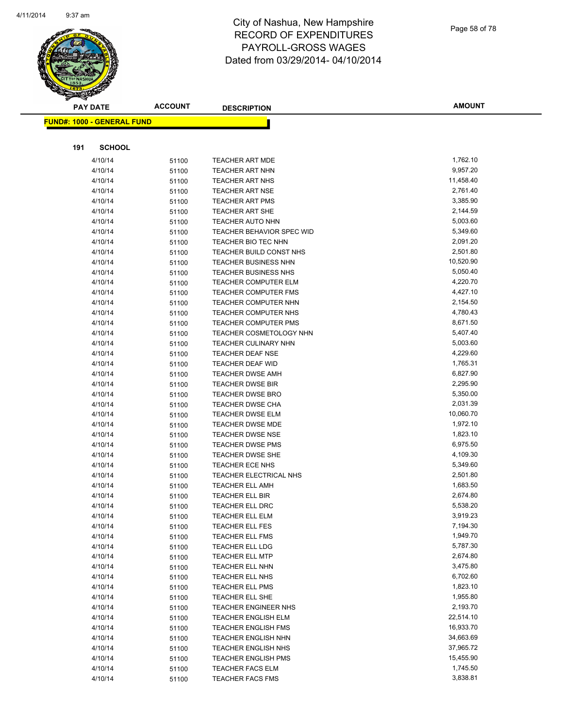# City of Nashua, New Hampshire
# RECORD OF EXPENDITURES
# PAYROLL-GROSS WAGES
# Dated from 03/29/2014- 04/10/2014

| PAY DATE | ACCOUNT | DESCRIPTION | AMOUNT |
|---|---|---|---|

**FUND#: 1000 - GENERAL FUND**

**191 SCHOOL**

| PAY DATE | ACCOUNT | DESCRIPTION | AMOUNT |
|---|---|---|---|
| 4/10/14 | 51100 | TEACHER ART MDE | 1,762.10 |
| 4/10/14 | 51100 | TEACHER ART NHN | 9,957.20 |
| 4/10/14 | 51100 | TEACHER ART NHS | 11,458.40 |
| 4/10/14 | 51100 | TEACHER ART NSE | 2,761.40 |
| 4/10/14 | 51100 | TEACHER ART PMS | 3,385.90 |
| 4/10/14 | 51100 | TEACHER ART SHE | 2,144.59 |
| 4/10/14 | 51100 | TEACHER AUTO NHN | 5,003.60 |
| 4/10/14 | 51100 | TEACHER BEHAVIOR SPEC WID | 5,349.60 |
| 4/10/14 | 51100 | TEACHER BIO TEC NHN | 2,091.20 |
| 4/10/14 | 51100 | TEACHER BUILD CONST NHS | 2,501.80 |
| 4/10/14 | 51100 | TEACHER BUSINESS NHN | 10,520.90 |
| 4/10/14 | 51100 | TEACHER BUSINESS NHS | 5,050.40 |
| 4/10/14 | 51100 | TEACHER COMPUTER ELM | 4,220.70 |
| 4/10/14 | 51100 | TEACHER COMPUTER FMS | 4,427.10 |
| 4/10/14 | 51100 | TEACHER COMPUTER NHN | 2,154.50 |
| 4/10/14 | 51100 | TEACHER COMPUTER NHS | 4,780.43 |
| 4/10/14 | 51100 | TEACHER COMPUTER PMS | 8,671.50 |
| 4/10/14 | 51100 | TEACHER COSMETOLOGY NHN | 5,407.40 |
| 4/10/14 | 51100 | TEACHER CULINARY NHN | 5,003.60 |
| 4/10/14 | 51100 | TEACHER DEAF NSE | 4,229.60 |
| 4/10/14 | 51100 | TEACHER DEAF WID | 1,765.31 |
| 4/10/14 | 51100 | TEACHER DWSE AMH | 6,827.90 |
| 4/10/14 | 51100 | TEACHER DWSE BIR | 2,295.90 |
| 4/10/14 | 51100 | TEACHER DWSE BRO | 5,350.00 |
| 4/10/14 | 51100 | TEACHER DWSE CHA | 2,031.39 |
| 4/10/14 | 51100 | TEACHER DWSE ELM | 10,060.70 |
| 4/10/14 | 51100 | TEACHER DWSE MDE | 1,972.10 |
| 4/10/14 | 51100 | TEACHER DWSE NSE | 1,823.10 |
| 4/10/14 | 51100 | TEACHER DWSE PMS | 6,975.50 |
| 4/10/14 | 51100 | TEACHER DWSE SHE | 4,109.30 |
| 4/10/14 | 51100 | TEACHER ECE NHS | 5,349.60 |
| 4/10/14 | 51100 | TEACHER ELECTRICAL NHS | 2,501.80 |
| 4/10/14 | 51100 | TEACHER ELL AMH | 1,683.50 |
| 4/10/14 | 51100 | TEACHER ELL BIR | 2,674.80 |
| 4/10/14 | 51100 | TEACHER ELL DRC | 5,538.20 |
| 4/10/14 | 51100 | TEACHER ELL ELM | 3,919.23 |
| 4/10/14 | 51100 | TEACHER ELL FES | 7,194.30 |
| 4/10/14 | 51100 | TEACHER ELL FMS | 1,949.70 |
| 4/10/14 | 51100 | TEACHER ELL LDG | 5,787.30 |
| 4/10/14 | 51100 | TEACHER ELL MTP | 2,674.80 |
| 4/10/14 | 51100 | TEACHER ELL NHN | 3,475.80 |
| 4/10/14 | 51100 | TEACHER ELL NHS | 6,702.60 |
| 4/10/14 | 51100 | TEACHER ELL PMS | 1,823.10 |
| 4/10/14 | 51100 | TEACHER ELL SHE | 1,955.80 |
| 4/10/14 | 51100 | TEACHER ENGINEER NHS | 2,193.70 |
| 4/10/14 | 51100 | TEACHER ENGLISH ELM | 22,514.10 |
| 4/10/14 | 51100 | TEACHER ENGLISH FMS | 16,933.70 |
| 4/10/14 | 51100 | TEACHER ENGLISH NHN | 34,663.69 |
| 4/10/14 | 51100 | TEACHER ENGLISH NHS | 37,965.72 |
| 4/10/14 | 51100 | TEACHER ENGLISH PMS | 15,455.90 |
| 4/10/14 | 51100 | TEACHER FACS ELM | 1,745.50 |
| 4/10/14 | 51100 | TEACHER FACS FMS | 3,838.81 |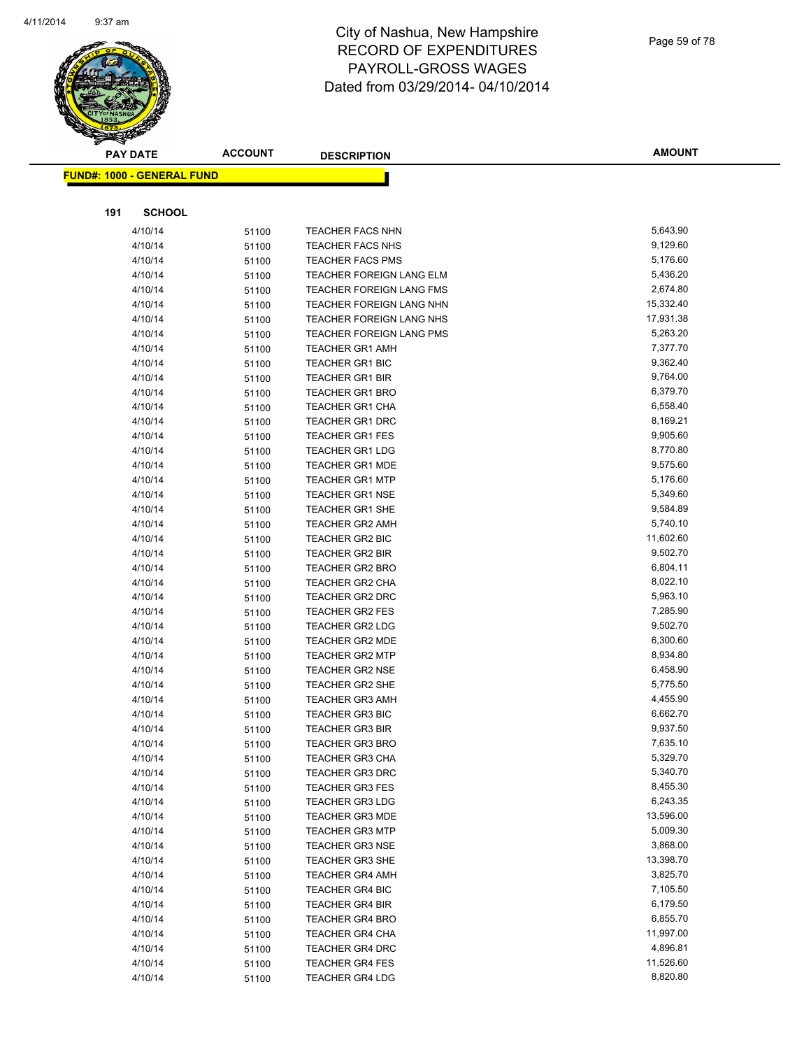# City of Nashua, New Hampshire
## RECORD OF EXPENDITURES
## PAYROLL-GROSS WAGES
## Dated from 03/29/2014- 04/10/2014

| PAY DATE | ACCOUNT | DESCRIPTION | AMOUNT |
|---|---|---|---|
| **FUND#: 1000 - GENERAL FUND** | | | |
| **191 SCHOOL** | | | |
| 4/10/14 | 51100 | TEACHER FACS NHN | 5,643.90 |
| 4/10/14 | 51100 | TEACHER FACS NHS | 9,129.60 |
| 4/10/14 | 51100 | TEACHER FACS PMS | 5,176.60 |
| 4/10/14 | 51100 | TEACHER FOREIGN LANG ELM | 5,436.20 |
| 4/10/14 | 51100 | TEACHER FOREIGN LANG FMS | 2,674.80 |
| 4/10/14 | 51100 | TEACHER FOREIGN LANG NHN | 15,332.40 |
| 4/10/14 | 51100 | TEACHER FOREIGN LANG NHS | 17,931.38 |
| 4/10/14 | 51100 | TEACHER FOREIGN LANG PMS | 5,263.20 |
| 4/10/14 | 51100 | TEACHER GR1 AMH | 7,377.70 |
| 4/10/14 | 51100 | TEACHER GR1 BIC | 9,362.40 |
| 4/10/14 | 51100 | TEACHER GR1 BIR | 9,764.00 |
| 4/10/14 | 51100 | TEACHER GR1 BRO | 6,379.70 |
| 4/10/14 | 51100 | TEACHER GR1 CHA | 6,558.40 |
| 4/10/14 | 51100 | TEACHER GR1 DRC | 8,169.21 |
| 4/10/14 | 51100 | TEACHER GR1 FES | 9,905.60 |
| 4/10/14 | 51100 | TEACHER GR1 LDG | 8,770.80 |
| 4/10/14 | 51100 | TEACHER GR1 MDE | 9,575.60 |
| 4/10/14 | 51100 | TEACHER GR1 MTP | 5,176.60 |
| 4/10/14 | 51100 | TEACHER GR1 NSE | 5,349.60 |
| 4/10/14 | 51100 | TEACHER GR1 SHE | 9,584.89 |
| 4/10/14 | 51100 | TEACHER GR2 AMH | 5,740.10 |
| 4/10/14 | 51100 | TEACHER GR2 BIC | 11,602.60 |
| 4/10/14 | 51100 | TEACHER GR2 BIR | 9,502.70 |
| 4/10/14 | 51100 | TEACHER GR2 BRO | 6,804.11 |
| 4/10/14 | 51100 | TEACHER GR2 CHA | 8,022.10 |
| 4/10/14 | 51100 | TEACHER GR2 DRC | 5,963.10 |
| 4/10/14 | 51100 | TEACHER GR2 FES | 7,285.90 |
| 4/10/14 | 51100 | TEACHER GR2 LDG | 9,502.70 |
| 4/10/14 | 51100 | TEACHER GR2 MDE | 6,300.60 |
| 4/10/14 | 51100 | TEACHER GR2 MTP | 8,934.80 |
| 4/10/14 | 51100 | TEACHER GR2 NSE | 6,458.90 |
| 4/10/14 | 51100 | TEACHER GR2 SHE | 5,775.50 |
| 4/10/14 | 51100 | TEACHER GR3 AMH | 4,455.90 |
| 4/10/14 | 51100 | TEACHER GR3 BIC | 6,662.70 |
| 4/10/14 | 51100 | TEACHER GR3 BIR | 9,937.50 |
| 4/10/14 | 51100 | TEACHER GR3 BRO | 7,635.10 |
| 4/10/14 | 51100 | TEACHER GR3 CHA | 5,329.70 |
| 4/10/14 | 51100 | TEACHER GR3 DRC | 5,340.70 |
| 4/10/14 | 51100 | TEACHER GR3 FES | 8,455.30 |
| 4/10/14 | 51100 | TEACHER GR3 LDG | 6,243.35 |
| 4/10/14 | 51100 | TEACHER GR3 MDE | 13,596.00 |
| 4/10/14 | 51100 | TEACHER GR3 MTP | 5,009.30 |
| 4/10/14 | 51100 | TEACHER GR3 NSE | 3,868.00 |
| 4/10/14 | 51100 | TEACHER GR3 SHE | 13,398.70 |
| 4/10/14 | 51100 | TEACHER GR4 AMH | 3,825.70 |
| 4/10/14 | 51100 | TEACHER GR4 BIC | 7,105.50 |
| 4/10/14 | 51100 | TEACHER GR4 BIR | 6,179.50 |
| 4/10/14 | 51100 | TEACHER GR4 BRO | 6,855.70 |
| 4/10/14 | 51100 | TEACHER GR4 CHA | 11,997.00 |
| 4/10/14 | 51100 | TEACHER GR4 DRC | 4,896.81 |
| 4/10/14 | 51100 | TEACHER GR4 FES | 11,526.60 |
| 4/10/14 | 51100 | TEACHER GR4 LDG | 8,820.80 |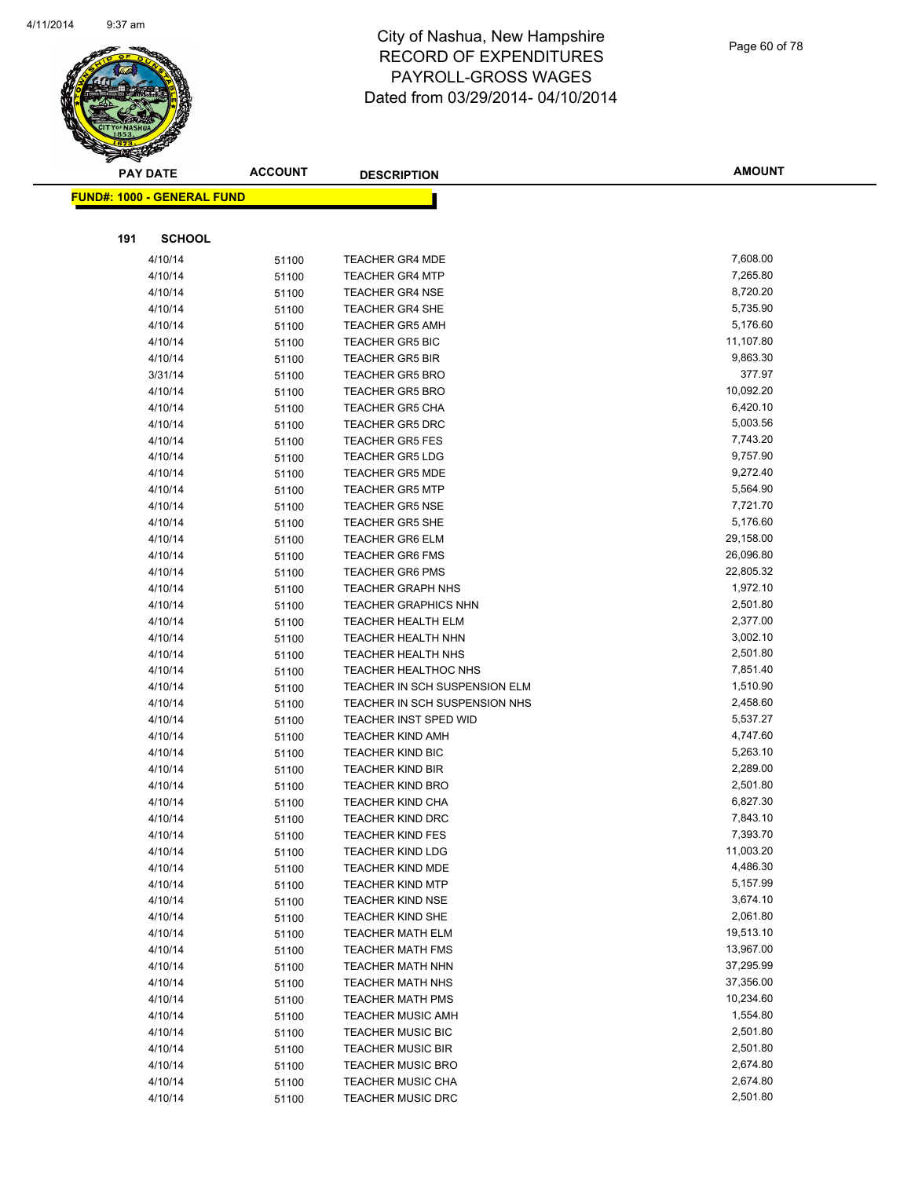# City of Nashua, New Hampshire
# RECORD OF EXPENDITURES
# PAYROLL-GROSS WAGES
# Dated from 03/29/2014- 04/10/2014

| PAY DATE | ACCOUNT | DESCRIPTION | AMOUNT |
|---|---|---|---|
| **FUND#: 1000 - GENERAL FUND** | | | |
| **191 SCHOOL** | | | |
| 4/10/14 | 51100 | TEACHER GR4 MDE | 7,608.00 |
| 4/10/14 | 51100 | TEACHER GR4 MTP | 7,265.80 |
| 4/10/14 | 51100 | TEACHER GR4 NSE | 8,720.20 |
| 4/10/14 | 51100 | TEACHER GR4 SHE | 5,735.90 |
| 4/10/14 | 51100 | TEACHER GR5 AMH | 5,176.60 |
| 4/10/14 | 51100 | TEACHER GR5 BIC | 11,107.80 |
| 4/10/14 | 51100 | TEACHER GR5 BIR | 9,863.30 |
| 3/31/14 | 51100 | TEACHER GR5 BRO | 377.97 |
| 4/10/14 | 51100 | TEACHER GR5 BRO | 10,092.20 |
| 4/10/14 | 51100 | TEACHER GR5 CHA | 6,420.10 |
| 4/10/14 | 51100 | TEACHER GR5 DRC | 5,003.56 |
| 4/10/14 | 51100 | TEACHER GR5 FES | 7,743.20 |
| 4/10/14 | 51100 | TEACHER GR5 LDG | 9,757.90 |
| 4/10/14 | 51100 | TEACHER GR5 MDE | 9,272.40 |
| 4/10/14 | 51100 | TEACHER GR5 MTP | 5,564.90 |
| 4/10/14 | 51100 | TEACHER GR5 NSE | 7,721.70 |
| 4/10/14 | 51100 | TEACHER GR5 SHE | 5,176.60 |
| 4/10/14 | 51100 | TEACHER GR6 ELM | 29,158.00 |
| 4/10/14 | 51100 | TEACHER GR6 FMS | 26,096.80 |
| 4/10/14 | 51100 | TEACHER GR6 PMS | 22,805.32 |
| 4/10/14 | 51100 | TEACHER GRAPH NHS | 1,972.10 |
| 4/10/14 | 51100 | TEACHER GRAPHICS NHN | 2,501.80 |
| 4/10/14 | 51100 | TEACHER HEALTH ELM | 2,377.00 |
| 4/10/14 | 51100 | TEACHER HEALTH NHN | 3,002.10 |
| 4/10/14 | 51100 | TEACHER HEALTH NHS | 2,501.80 |
| 4/10/14 | 51100 | TEACHER HEALTHOC NHS | 7,851.40 |
| 4/10/14 | 51100 | TEACHER IN SCH SUSPENSION ELM | 1,510.90 |
| 4/10/14 | 51100 | TEACHER IN SCH SUSPENSION NHS | 2,458.60 |
| 4/10/14 | 51100 | TEACHER INST SPED WID | 5,537.27 |
| 4/10/14 | 51100 | TEACHER KIND AMH | 4,747.60 |
| 4/10/14 | 51100 | TEACHER KIND BIC | 5,263.10 |
| 4/10/14 | 51100 | TEACHER KIND BIR | 2,289.00 |
| 4/10/14 | 51100 | TEACHER KIND BRO | 2,501.80 |
| 4/10/14 | 51100 | TEACHER KIND CHA | 6,827.30 |
| 4/10/14 | 51100 | TEACHER KIND DRC | 7,843.10 |
| 4/10/14 | 51100 | TEACHER KIND FES | 7,393.70 |
| 4/10/14 | 51100 | TEACHER KIND LDG | 11,003.20 |
| 4/10/14 | 51100 | TEACHER KIND MDE | 4,486.30 |
| 4/10/14 | 51100 | TEACHER KIND MTP | 5,157.99 |
| 4/10/14 | 51100 | TEACHER KIND NSE | 3,674.10 |
| 4/10/14 | 51100 | TEACHER KIND SHE | 2,061.80 |
| 4/10/14 | 51100 | TEACHER MATH ELM | 19,513.10 |
| 4/10/14 | 51100 | TEACHER MATH FMS | 13,967.00 |
| 4/10/14 | 51100 | TEACHER MATH NHN | 37,295.99 |
| 4/10/14 | 51100 | TEACHER MATH NHS | 37,356.00 |
| 4/10/14 | 51100 | TEACHER MATH PMS | 10,234.60 |
| 4/10/14 | 51100 | TEACHER MUSIC AMH | 1,554.80 |
| 4/10/14 | 51100 | TEACHER MUSIC BIC | 2,501.80 |
| 4/10/14 | 51100 | TEACHER MUSIC BIR | 2,501.80 |
| 4/10/14 | 51100 | TEACHER MUSIC BRO | 2,674.80 |
| 4/10/14 | 51100 | TEACHER MUSIC CHA | 2,674.80 |
| 4/10/14 | 51100 | TEACHER MUSIC DRC | 2,501.80 |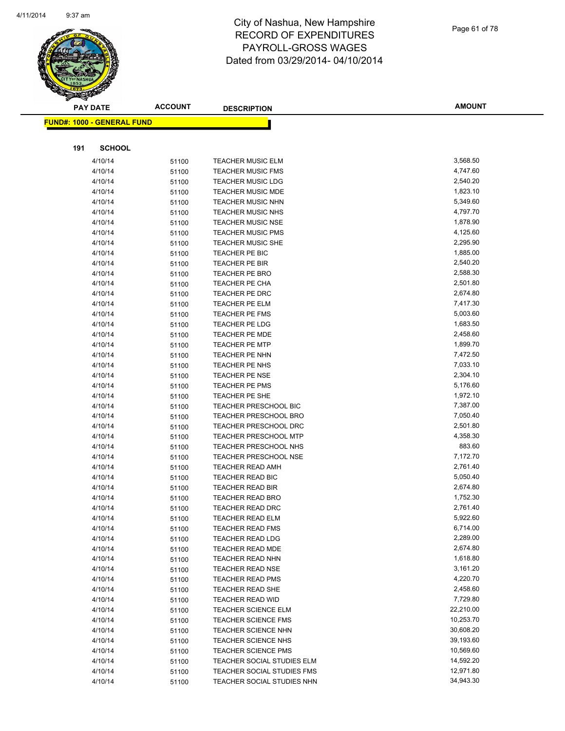# City of Nashua, New Hampshire
# RECORD OF EXPENDITURES
# PAYROLL-GROSS WAGES
# Dated from 03/29/2014- 04/10/2014

| PAY DATE | ACCOUNT | DESCRIPTION | AMOUNT |
|---|---|---|---|
| **FUND#: 1000 - GENERAL FUND** | | | |
| **191 SCHOOL** | | | |
| 4/10/14 | 51100 | TEACHER MUSIC ELM | 3,568.50 |
| 4/10/14 | 51100 | TEACHER MUSIC FMS | 4,747.60 |
| 4/10/14 | 51100 | TEACHER MUSIC LDG | 2,540.20 |
| 4/10/14 | 51100 | TEACHER MUSIC MDE | 1,823.10 |
| 4/10/14 | 51100 | TEACHER MUSIC NHN | 5,349.60 |
| 4/10/14 | 51100 | TEACHER MUSIC NHS | 4,797.70 |
| 4/10/14 | 51100 | TEACHER MUSIC NSE | 1,878.90 |
| 4/10/14 | 51100 | TEACHER MUSIC PMS | 4,125.60 |
| 4/10/14 | 51100 | TEACHER MUSIC SHE | 2,295.90 |
| 4/10/14 | 51100 | TEACHER PE BIC | 1,885.00 |
| 4/10/14 | 51100 | TEACHER PE BIR | 2,540.20 |
| 4/10/14 | 51100 | TEACHER PE BRO | 2,588.30 |
| 4/10/14 | 51100 | TEACHER PE CHA | 2,501.80 |
| 4/10/14 | 51100 | TEACHER PE DRC | 2,674.80 |
| 4/10/14 | 51100 | TEACHER PE ELM | 7,417.30 |
| 4/10/14 | 51100 | TEACHER PE FMS | 5,003.60 |
| 4/10/14 | 51100 | TEACHER PE LDG | 1,683.50 |
| 4/10/14 | 51100 | TEACHER PE MDE | 2,458.60 |
| 4/10/14 | 51100 | TEACHER PE MTP | 1,899.70 |
| 4/10/14 | 51100 | TEACHER PE NHN | 7,472.50 |
| 4/10/14 | 51100 | TEACHER PE NHS | 7,033.10 |
| 4/10/14 | 51100 | TEACHER PE NSE | 2,304.10 |
| 4/10/14 | 51100 | TEACHER PE PMS | 5,176.60 |
| 4/10/14 | 51100 | TEACHER PE SHE | 1,972.10 |
| 4/10/14 | 51100 | TEACHER PRESCHOOL BIC | 7,387.00 |
| 4/10/14 | 51100 | TEACHER PRESCHOOL BRO | 7,050.40 |
| 4/10/14 | 51100 | TEACHER PRESCHOOL DRC | 2,501.80 |
| 4/10/14 | 51100 | TEACHER PRESCHOOL MTP | 4,358.30 |
| 4/10/14 | 51100 | TEACHER PRESCHOOL NHS | 883.60 |
| 4/10/14 | 51100 | TEACHER PRESCHOOL NSE | 7,172.70 |
| 4/10/14 | 51100 | TEACHER READ AMH | 2,761.40 |
| 4/10/14 | 51100 | TEACHER READ BIC | 5,050.40 |
| 4/10/14 | 51100 | TEACHER READ BIR | 2,674.80 |
| 4/10/14 | 51100 | TEACHER READ BRO | 1,752.30 |
| 4/10/14 | 51100 | TEACHER READ DRC | 2,761.40 |
| 4/10/14 | 51100 | TEACHER READ ELM | 5,922.60 |
| 4/10/14 | 51100 | TEACHER READ FMS | 6,714.00 |
| 4/10/14 | 51100 | TEACHER READ LDG | 2,289.00 |
| 4/10/14 | 51100 | TEACHER READ MDE | 2,674.80 |
| 4/10/14 | 51100 | TEACHER READ NHN | 1,618.80 |
| 4/10/14 | 51100 | TEACHER READ NSE | 3,161.20 |
| 4/10/14 | 51100 | TEACHER READ PMS | 4,220.70 |
| 4/10/14 | 51100 | TEACHER READ SHE | 2,458.60 |
| 4/10/14 | 51100 | TEACHER READ WID | 7,729.80 |
| 4/10/14 | 51100 | TEACHER SCIENCE ELM | 22,210.00 |
| 4/10/14 | 51100 | TEACHER SCIENCE FMS | 10,253.70 |
| 4/10/14 | 51100 | TEACHER SCIENCE NHN | 30,608.20 |
| 4/10/14 | 51100 | TEACHER SCIENCE NHS | 39,193.60 |
| 4/10/14 | 51100 | TEACHER SCIENCE PMS | 10,569.60 |
| 4/10/14 | 51100 | TEACHER SOCIAL STUDIES ELM | 14,592.20 |
| 4/10/14 | 51100 | TEACHER SOCIAL STUDIES FMS | 12,971.80 |
| 4/10/14 | 51100 | TEACHER SOCIAL STUDIES NHN | 34,943.30 |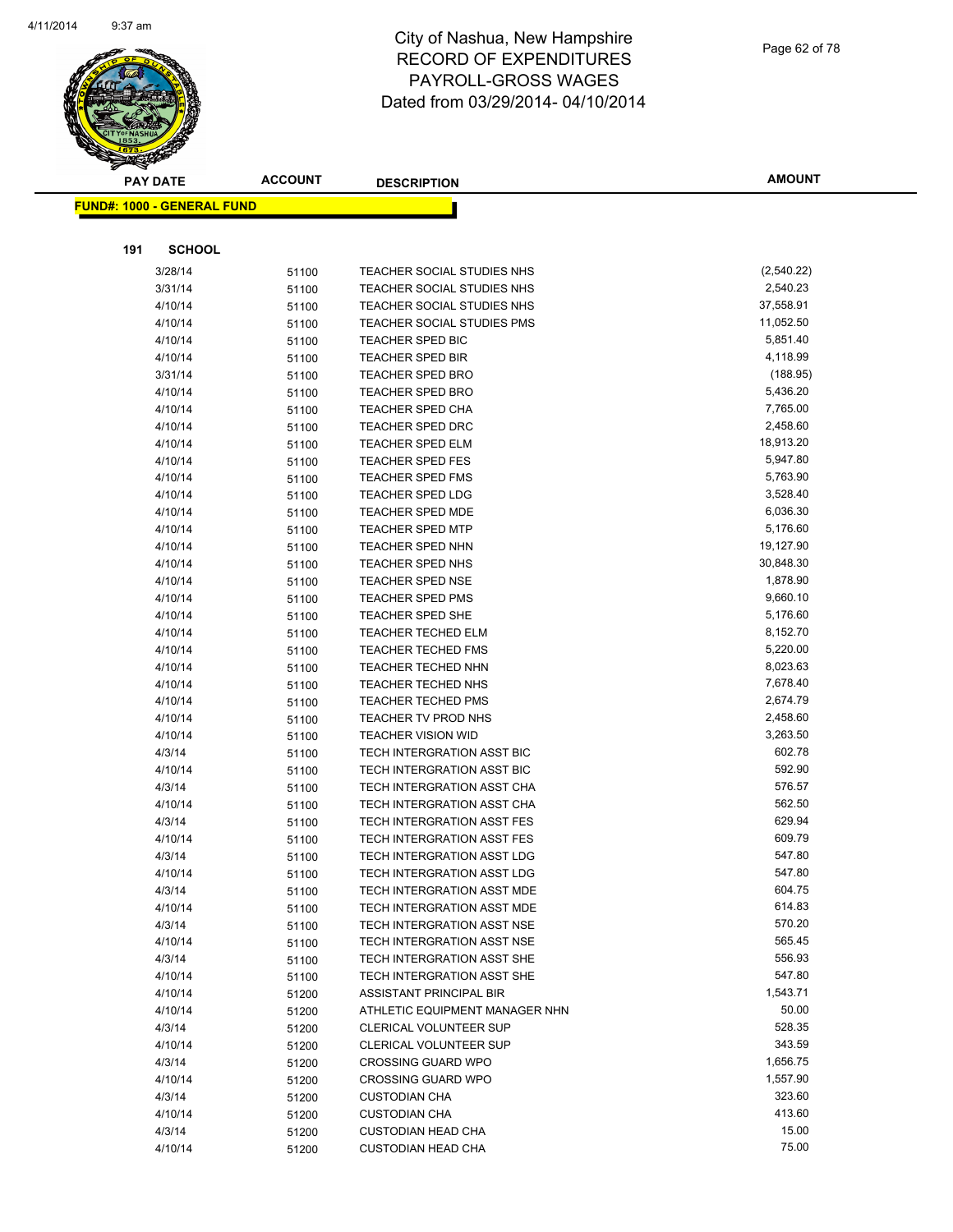# City of Nashua, New Hampshire
## RECORD OF EXPENDITURES
## PAYROLL-GROSS WAGES
## Dated from 03/29/2014- 04/10/2014

**FUND#: 1000 - GENERAL FUND**

**191 SCHOOL**

| PAY DATE | ACCOUNT | DESCRIPTION | AMOUNT |
|---|---|---|---|
| 3/28/14 | 51100 | TEACHER SOCIAL STUDIES NHS | (2,540.22) |
| 3/31/14 | 51100 | TEACHER SOCIAL STUDIES NHS | 2,540.23 |
| 4/10/14 | 51100 | TEACHER SOCIAL STUDIES NHS | 37,558.91 |
| 4/10/14 | 51100 | TEACHER SOCIAL STUDIES PMS | 11,052.50 |
| 4/10/14 | 51100 | TEACHER SPED BIC | 5,851.40 |
| 4/10/14 | 51100 | TEACHER SPED BIR | 4,118.99 |
| 3/31/14 | 51100 | TEACHER SPED BRO | (188.95) |
| 4/10/14 | 51100 | TEACHER SPED BRO | 5,436.20 |
| 4/10/14 | 51100 | TEACHER SPED CHA | 7,765.00 |
| 4/10/14 | 51100 | TEACHER SPED DRC | 2,458.60 |
| 4/10/14 | 51100 | TEACHER SPED ELM | 18,913.20 |
| 4/10/14 | 51100 | TEACHER SPED FES | 5,947.80 |
| 4/10/14 | 51100 | TEACHER SPED FMS | 5,763.90 |
| 4/10/14 | 51100 | TEACHER SPED LDG | 3,528.40 |
| 4/10/14 | 51100 | TEACHER SPED MDE | 6,036.30 |
| 4/10/14 | 51100 | TEACHER SPED MTP | 5,176.60 |
| 4/10/14 | 51100 | TEACHER SPED NHN | 19,127.90 |
| 4/10/14 | 51100 | TEACHER SPED NHS | 30,848.30 |
| 4/10/14 | 51100 | TEACHER SPED NSE | 1,878.90 |
| 4/10/14 | 51100 | TEACHER SPED PMS | 9,660.10 |
| 4/10/14 | 51100 | TEACHER SPED SHE | 5,176.60 |
| 4/10/14 | 51100 | TEACHER TECHED ELM | 8,152.70 |
| 4/10/14 | 51100 | TEACHER TECHED FMS | 5,220.00 |
| 4/10/14 | 51100 | TEACHER TECHED NHN | 8,023.63 |
| 4/10/14 | 51100 | TEACHER TECHED NHS | 7,678.40 |
| 4/10/14 | 51100 | TEACHER TECHED PMS | 2,674.79 |
| 4/10/14 | 51100 | TEACHER TV PROD NHS | 2,458.60 |
| 4/10/14 | 51100 | TEACHER VISION WID | 3,263.50 |
| 4/3/14 | 51100 | TECH INTERGRATION ASST BIC | 602.78 |
| 4/10/14 | 51100 | TECH INTERGRATION ASST BIC | 592.90 |
| 4/3/14 | 51100 | TECH INTERGRATION ASST CHA | 576.57 |
| 4/10/14 | 51100 | TECH INTERGRATION ASST CHA | 562.50 |
| 4/3/14 | 51100 | TECH INTERGRATION ASST FES | 629.94 |
| 4/10/14 | 51100 | TECH INTERGRATION ASST FES | 609.79 |
| 4/3/14 | 51100 | TECH INTERGRATION ASST LDG | 547.80 |
| 4/10/14 | 51100 | TECH INTERGRATION ASST LDG | 547.80 |
| 4/3/14 | 51100 | TECH INTERGRATION ASST MDE | 604.75 |
| 4/10/14 | 51100 | TECH INTERGRATION ASST MDE | 614.83 |
| 4/3/14 | 51100 | TECH INTERGRATION ASST NSE | 570.20 |
| 4/10/14 | 51100 | TECH INTERGRATION ASST NSE | 565.45 |
| 4/3/14 | 51100 | TECH INTERGRATION ASST SHE | 556.93 |
| 4/10/14 | 51100 | TECH INTERGRATION ASST SHE | 547.80 |
| 4/10/14 | 51200 | ASSISTANT PRINCIPAL BIR | 1,543.71 |
| 4/10/14 | 51200 | ATHLETIC EQUIPMENT MANAGER NHN | 50.00 |
| 4/3/14 | 51200 | CLERICAL VOLUNTEER SUP | 528.35 |
| 4/10/14 | 51200 | CLERICAL VOLUNTEER SUP | 343.59 |
| 4/3/14 | 51200 | CROSSING GUARD WPO | 1,656.75 |
| 4/10/14 | 51200 | CROSSING GUARD WPO | 1,557.90 |
| 4/3/14 | 51200 | CUSTODIAN CHA | 323.60 |
| 4/10/14 | 51200 | CUSTODIAN CHA | 413.60 |
| 4/3/14 | 51200 | CUSTODIAN HEAD CHA | 15.00 |
| 4/10/14 | 51200 | CUSTODIAN HEAD CHA | 75.00 |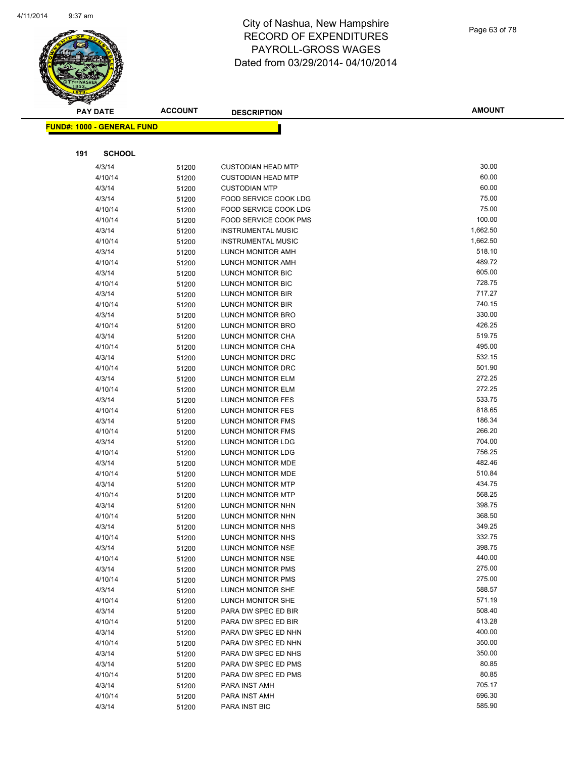City of Nashua, New Hampshire
RECORD OF EXPENDITURES
PAYROLL-GROSS WAGES
Dated from 03/29/2014- 04/10/2014

**FUND#: 1000 - GENERAL FUND**

**191 SCHOOL**

| PAY DATE | ACCOUNT | DESCRIPTION | AMOUNT |
|---|---|---|---|
| 4/3/14 | 51200 | CUSTODIAN HEAD MTP | 30.00 |
| 4/10/14 | 51200 | CUSTODIAN HEAD MTP | 60.00 |
| 4/3/14 | 51200 | CUSTODIAN MTP | 60.00 |
| 4/3/14 | 51200 | FOOD SERVICE COOK LDG | 75.00 |
| 4/10/14 | 51200 | FOOD SERVICE COOK LDG | 75.00 |
| 4/10/14 | 51200 | FOOD SERVICE COOK PMS | 100.00 |
| 4/3/14 | 51200 | INSTRUMENTAL MUSIC | 1,662.50 |
| 4/10/14 | 51200 | INSTRUMENTAL MUSIC | 1,662.50 |
| 4/3/14 | 51200 | LUNCH MONITOR AMH | 518.10 |
| 4/10/14 | 51200 | LUNCH MONITOR AMH | 489.72 |
| 4/3/14 | 51200 | LUNCH MONITOR BIC | 605.00 |
| 4/10/14 | 51200 | LUNCH MONITOR BIC | 728.75 |
| 4/3/14 | 51200 | LUNCH MONITOR BIR | 717.27 |
| 4/10/14 | 51200 | LUNCH MONITOR BIR | 740.15 |
| 4/3/14 | 51200 | LUNCH MONITOR BRO | 330.00 |
| 4/10/14 | 51200 | LUNCH MONITOR BRO | 426.25 |
| 4/3/14 | 51200 | LUNCH MONITOR CHA | 519.75 |
| 4/10/14 | 51200 | LUNCH MONITOR CHA | 495.00 |
| 4/3/14 | 51200 | LUNCH MONITOR DRC | 532.15 |
| 4/10/14 | 51200 | LUNCH MONITOR DRC | 501.90 |
| 4/3/14 | 51200 | LUNCH MONITOR ELM | 272.25 |
| 4/10/14 | 51200 | LUNCH MONITOR ELM | 272.25 |
| 4/3/14 | 51200 | LUNCH MONITOR FES | 533.75 |
| 4/10/14 | 51200 | LUNCH MONITOR FES | 818.65 |
| 4/3/14 | 51200 | LUNCH MONITOR FMS | 186.34 |
| 4/10/14 | 51200 | LUNCH MONITOR FMS | 266.20 |
| 4/3/14 | 51200 | LUNCH MONITOR LDG | 704.00 |
| 4/10/14 | 51200 | LUNCH MONITOR LDG | 756.25 |
| 4/3/14 | 51200 | LUNCH MONITOR MDE | 482.46 |
| 4/10/14 | 51200 | LUNCH MONITOR MDE | 510.84 |
| 4/3/14 | 51200 | LUNCH MONITOR MTP | 434.75 |
| 4/10/14 | 51200 | LUNCH MONITOR MTP | 568.25 |
| 4/3/14 | 51200 | LUNCH MONITOR NHN | 398.75 |
| 4/10/14 | 51200 | LUNCH MONITOR NHN | 368.50 |
| 4/3/14 | 51200 | LUNCH MONITOR NHS | 349.25 |
| 4/10/14 | 51200 | LUNCH MONITOR NHS | 332.75 |
| 4/3/14 | 51200 | LUNCH MONITOR NSE | 398.75 |
| 4/10/14 | 51200 | LUNCH MONITOR NSE | 440.00 |
| 4/3/14 | 51200 | LUNCH MONITOR PMS | 275.00 |
| 4/10/14 | 51200 | LUNCH MONITOR PMS | 275.00 |
| 4/3/14 | 51200 | LUNCH MONITOR SHE | 588.57 |
| 4/10/14 | 51200 | LUNCH MONITOR SHE | 571.19 |
| 4/3/14 | 51200 | PARA DW SPEC ED BIR | 508.40 |
| 4/10/14 | 51200 | PARA DW SPEC ED BIR | 413.28 |
| 4/3/14 | 51200 | PARA DW SPEC ED NHN | 400.00 |
| 4/10/14 | 51200 | PARA DW SPEC ED NHN | 350.00 |
| 4/3/14 | 51200 | PARA DW SPEC ED NHS | 350.00 |
| 4/3/14 | 51200 | PARA DW SPEC ED PMS | 80.85 |
| 4/10/14 | 51200 | PARA DW SPEC ED PMS | 80.85 |
| 4/3/14 | 51200 | PARA INST AMH | 705.17 |
| 4/10/14 | 51200 | PARA INST AMH | 696.30 |
| 4/3/14 | 51200 | PARA INST BIC | 585.90 |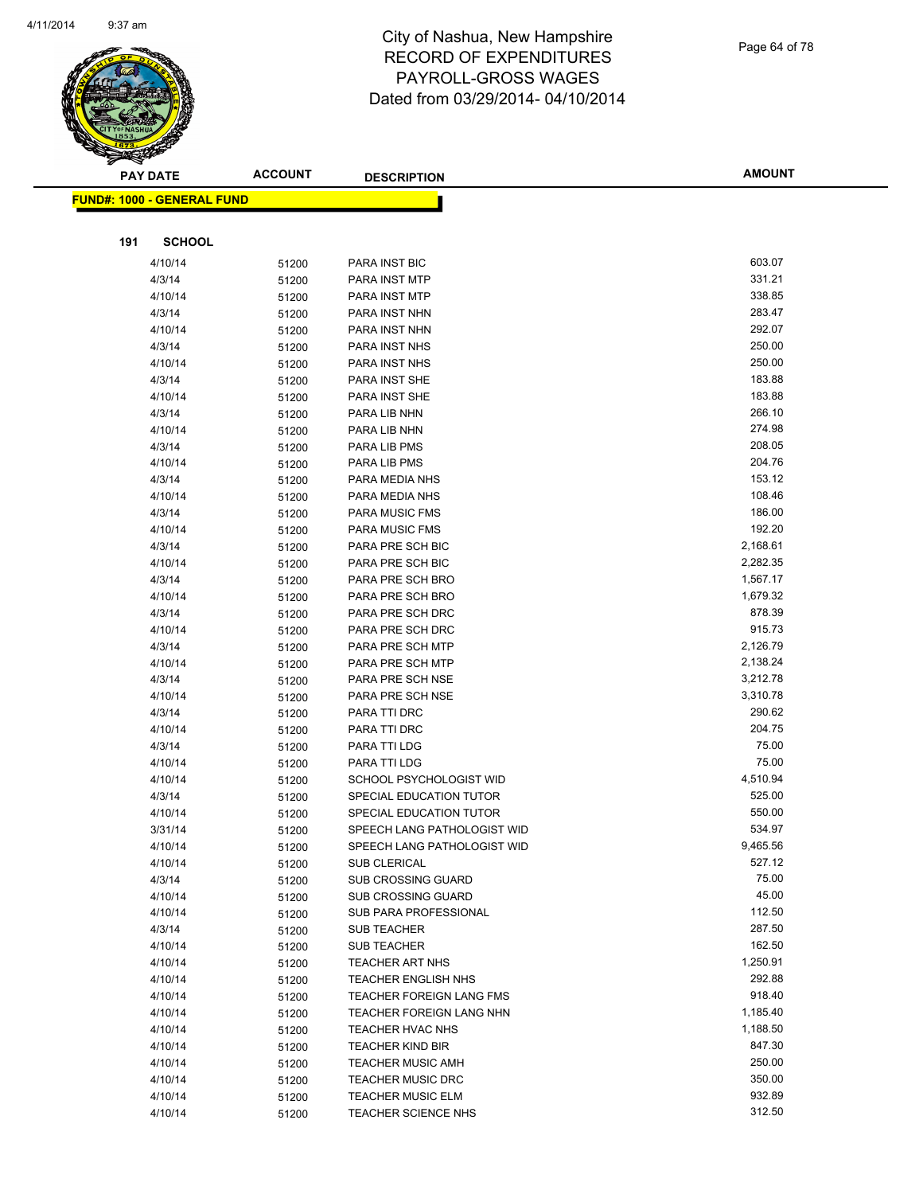# City of Nashua, New Hampshire
## RECORD OF EXPENDITURES
## PAYROLL-GROSS WAGES
## Dated from 03/29/2014- 04/10/2014

**FUND#: 1000 - GENERAL FUND**

**191 SCHOOL**

| PAY DATE | ACCOUNT | DESCRIPTION | AMOUNT |
|---|---|---|---|
| 4/10/14 | 51200 | PARA INST BIC | 603.07 |
| 4/3/14 | 51200 | PARA INST MTP | 331.21 |
| 4/10/14 | 51200 | PARA INST MTP | 338.85 |
| 4/3/14 | 51200 | PARA INST NHN | 283.47 |
| 4/10/14 | 51200 | PARA INST NHN | 292.07 |
| 4/3/14 | 51200 | PARA INST NHS | 250.00 |
| 4/10/14 | 51200 | PARA INST NHS | 250.00 |
| 4/3/14 | 51200 | PARA INST SHE | 183.88 |
| 4/10/14 | 51200 | PARA INST SHE | 183.88 |
| 4/3/14 | 51200 | PARA LIB NHN | 266.10 |
| 4/10/14 | 51200 | PARA LIB NHN | 274.98 |
| 4/3/14 | 51200 | PARA LIB PMS | 208.05 |
| 4/10/14 | 51200 | PARA LIB PMS | 204.76 |
| 4/3/14 | 51200 | PARA MEDIA NHS | 153.12 |
| 4/10/14 | 51200 | PARA MEDIA NHS | 108.46 |
| 4/3/14 | 51200 | PARA MUSIC FMS | 186.00 |
| 4/10/14 | 51200 | PARA MUSIC FMS | 192.20 |
| 4/3/14 | 51200 | PARA PRE SCH BIC | 2,168.61 |
| 4/10/14 | 51200 | PARA PRE SCH BIC | 2,282.35 |
| 4/3/14 | 51200 | PARA PRE SCH BRO | 1,567.17 |
| 4/10/14 | 51200 | PARA PRE SCH BRO | 1,679.32 |
| 4/3/14 | 51200 | PARA PRE SCH DRC | 878.39 |
| 4/10/14 | 51200 | PARA PRE SCH DRC | 915.73 |
| 4/3/14 | 51200 | PARA PRE SCH MTP | 2,126.79 |
| 4/10/14 | 51200 | PARA PRE SCH MTP | 2,138.24 |
| 4/3/14 | 51200 | PARA PRE SCH NSE | 3,212.78 |
| 4/10/14 | 51200 | PARA PRE SCH NSE | 3,310.78 |
| 4/3/14 | 51200 | PARA TTI DRC | 290.62 |
| 4/10/14 | 51200 | PARA TTI DRC | 204.75 |
| 4/3/14 | 51200 | PARA TTI LDG | 75.00 |
| 4/10/14 | 51200 | PARA TTI LDG | 75.00 |
| 4/10/14 | 51200 | SCHOOL PSYCHOLOGIST WID | 4,510.94 |
| 4/3/14 | 51200 | SPECIAL EDUCATION TUTOR | 525.00 |
| 4/10/14 | 51200 | SPECIAL EDUCATION TUTOR | 550.00 |
| 3/31/14 | 51200 | SPEECH LANG PATHOLOGIST WID | 534.97 |
| 4/10/14 | 51200 | SPEECH LANG PATHOLOGIST WID | 9,465.56 |
| 4/10/14 | 51200 | SUB CLERICAL | 527.12 |
| 4/3/14 | 51200 | SUB CROSSING GUARD | 75.00 |
| 4/10/14 | 51200 | SUB CROSSING GUARD | 45.00 |
| 4/10/14 | 51200 | SUB PARA PROFESSIONAL | 112.50 |
| 4/3/14 | 51200 | SUB TEACHER | 287.50 |
| 4/10/14 | 51200 | SUB TEACHER | 162.50 |
| 4/10/14 | 51200 | TEACHER ART NHS | 1,250.91 |
| 4/10/14 | 51200 | TEACHER ENGLISH NHS | 292.88 |
| 4/10/14 | 51200 | TEACHER FOREIGN LANG FMS | 918.40 |
| 4/10/14 | 51200 | TEACHER FOREIGN LANG NHN | 1,185.40 |
| 4/10/14 | 51200 | TEACHER HVAC NHS | 1,188.50 |
| 4/10/14 | 51200 | TEACHER KIND BIR | 847.30 |
| 4/10/14 | 51200 | TEACHER MUSIC AMH | 250.00 |
| 4/10/14 | 51200 | TEACHER MUSIC DRC | 350.00 |
| 4/10/14 | 51200 | TEACHER MUSIC ELM | 932.89 |
| 4/10/14 | 51200 | TEACHER SCIENCE NHS | 312.50 |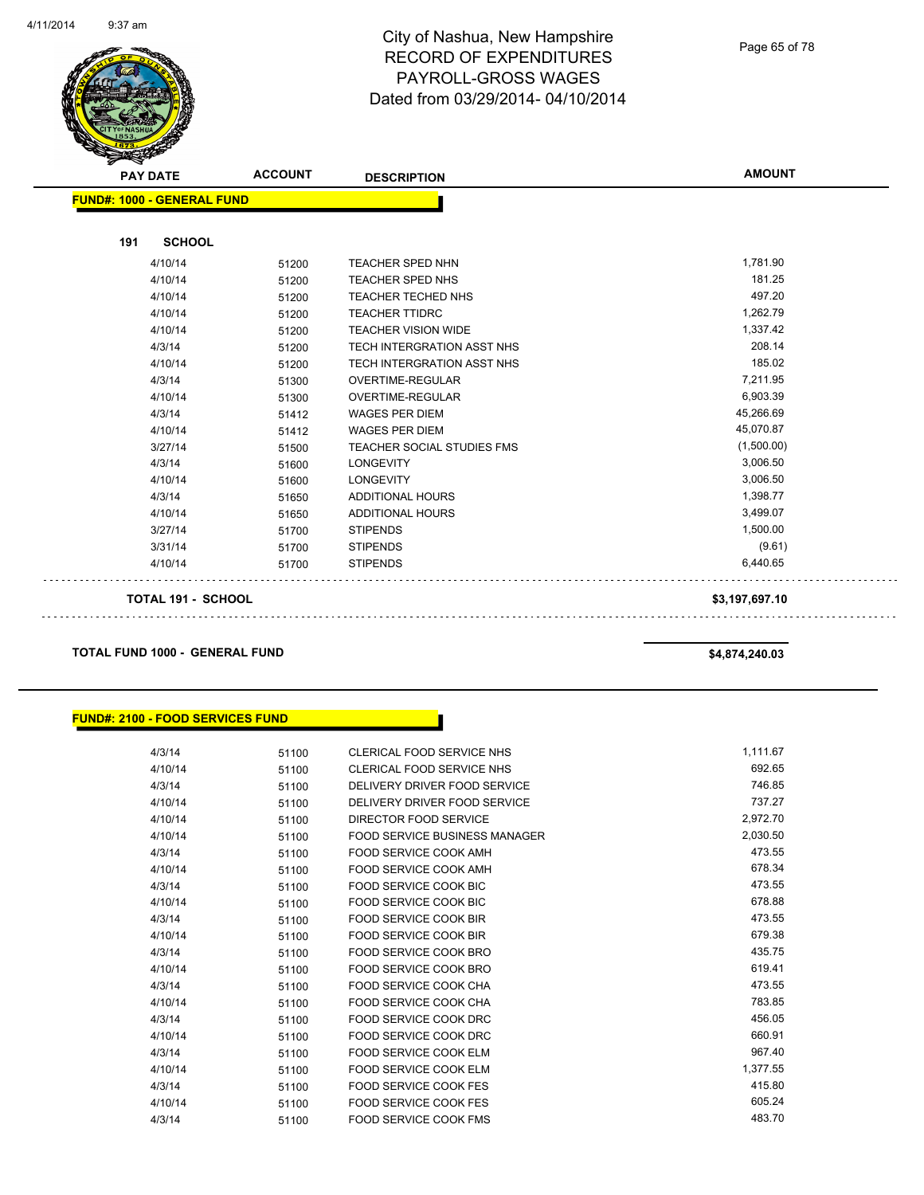# City of Nashua, New Hampshire
## RECORD OF EXPENDITURES
## PAYROLL-GROSS WAGES
## Dated from 03/29/2014- 04/10/2014

| PAY DATE | ACCOUNT | DESCRIPTION | AMOUNT |
|---|---|---|---|
| **FUND#: 1000 - GENERAL FUND** | | | |
| **191 SCHOOL** | | | |
| 4/10/14 | 51200 | TEACHER SPED NHN | 1,781.90 |
| 4/10/14 | 51200 | TEACHER SPED NHS | 181.25 |
| 4/10/14 | 51200 | TEACHER TECHED NHS | 497.20 |
| 4/10/14 | 51200 | TEACHER TTIDRC | 1,262.79 |
| 4/10/14 | 51200 | TEACHER VISION WIDE | 1,337.42 |
| 4/3/14 | 51200 | TECH INTERGRATION ASST NHS | 208.14 |
| 4/10/14 | 51200 | TECH INTERGRATION ASST NHS | 185.02 |
| 4/3/14 | 51300 | OVERTIME-REGULAR | 7,211.95 |
| 4/10/14 | 51300 | OVERTIME-REGULAR | 6,903.39 |
| 4/3/14 | 51412 | WAGES PER DIEM | 45,266.69 |
| 4/10/14 | 51412 | WAGES PER DIEM | 45,070.87 |
| 3/27/14 | 51500 | TEACHER SOCIAL STUDIES FMS | (1,500.00) |
| 4/3/14 | 51600 | LONGEVITY | 3,006.50 |
| 4/10/14 | 51600 | LONGEVITY | 3,006.50 |
| 4/3/14 | 51650 | ADDITIONAL HOURS | 1,398.77 |
| 4/10/14 | 51650 | ADDITIONAL HOURS | 3,499.07 |
| 3/27/14 | 51700 | STIPENDS | 1,500.00 |
| 3/31/14 | 51700 | STIPENDS | (9.61) |
| 4/10/14 | 51700 | STIPENDS | 6,440.65 |
| **TOTAL 191 - SCHOOL** | | | **$3,197,697.10** |
| **TOTAL FUND 1000 - GENERAL FUND** | | | **$4,874,240.03** |

| PAY DATE | ACCOUNT | DESCRIPTION | AMOUNT |
|---|---|---|---|
| **FUND#: 2100 - FOOD SERVICES FUND** | | | |
| 4/3/14 | 51100 | CLERICAL FOOD SERVICE NHS | 1,111.67 |
| 4/10/14 | 51100 | CLERICAL FOOD SERVICE NHS | 692.65 |
| 4/3/14 | 51100 | DELIVERY DRIVER FOOD SERVICE | 746.85 |
| 4/10/14 | 51100 | DELIVERY DRIVER FOOD SERVICE | 737.27 |
| 4/10/14 | 51100 | DIRECTOR FOOD SERVICE | 2,972.70 |
| 4/10/14 | 51100 | FOOD SERVICE BUSINESS MANAGER | 2,030.50 |
| 4/3/14 | 51100 | FOOD SERVICE COOK AMH | 473.55 |
| 4/10/14 | 51100 | FOOD SERVICE COOK AMH | 678.34 |
| 4/3/14 | 51100 | FOOD SERVICE COOK BIC | 473.55 |
| 4/10/14 | 51100 | FOOD SERVICE COOK BIC | 678.88 |
| 4/3/14 | 51100 | FOOD SERVICE COOK BIR | 473.55 |
| 4/10/14 | 51100 | FOOD SERVICE COOK BIR | 679.38 |
| 4/3/14 | 51100 | FOOD SERVICE COOK BRO | 435.75 |
| 4/10/14 | 51100 | FOOD SERVICE COOK BRO | 619.41 |
| 4/3/14 | 51100 | FOOD SERVICE COOK CHA | 473.55 |
| 4/10/14 | 51100 | FOOD SERVICE COOK CHA | 783.85 |
| 4/3/14 | 51100 | FOOD SERVICE COOK DRC | 456.05 |
| 4/10/14 | 51100 | FOOD SERVICE COOK DRC | 660.91 |
| 4/3/14 | 51100 | FOOD SERVICE COOK ELM | 967.40 |
| 4/10/14 | 51100 | FOOD SERVICE COOK ELM | 1,377.55 |
| 4/3/14 | 51100 | FOOD SERVICE COOK FES | 415.80 |
| 4/10/14 | 51100 | FOOD SERVICE COOK FES | 605.24 |
| 4/3/14 | 51100 | FOOD SERVICE COOK FMS | 483.70 |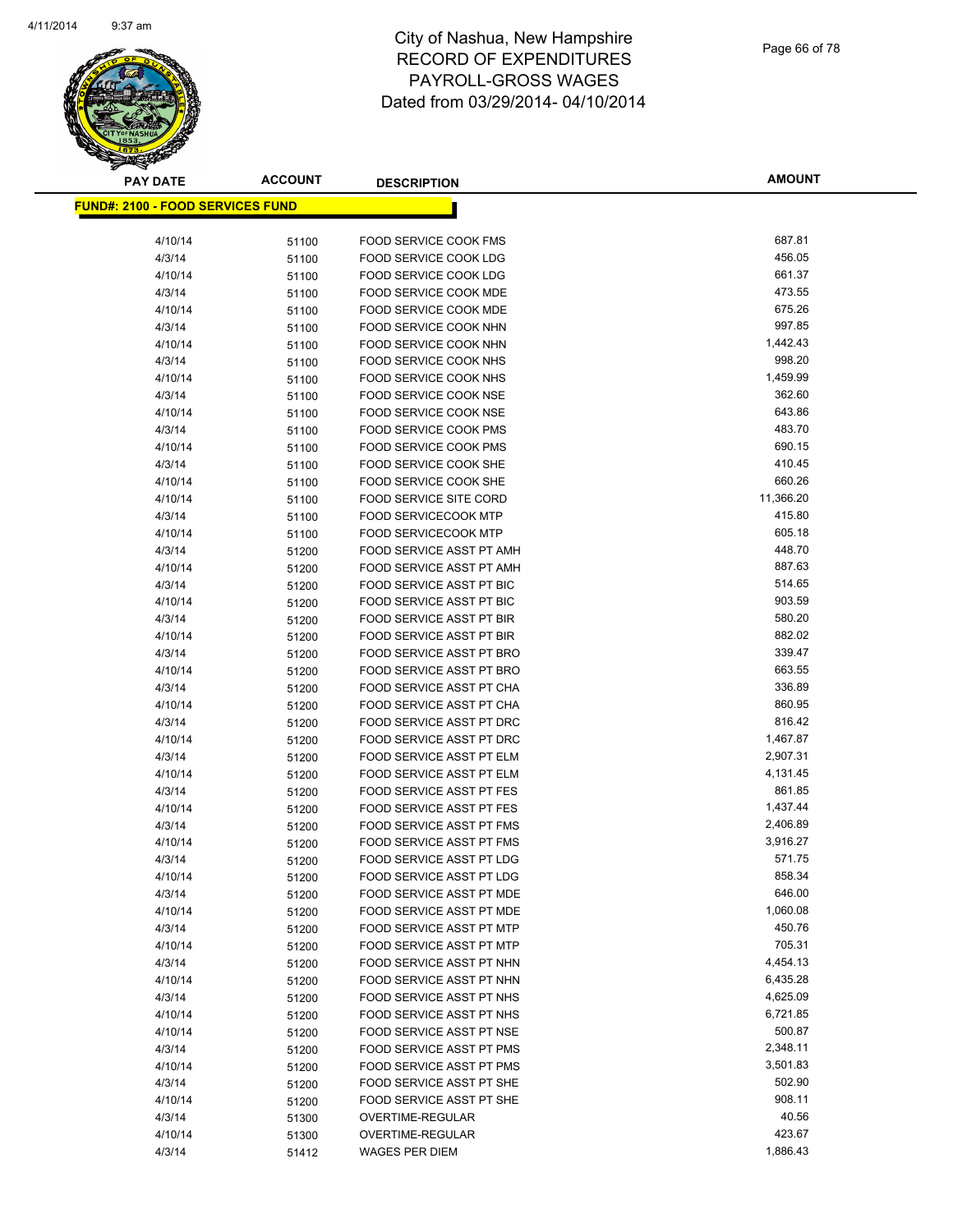# City of Nashua, New Hampshire
## RECORD OF EXPENDITURES
## PAYROLL-GROSS WAGES
## Dated from 03/29/2014- 04/10/2014

**FUND#: 2100 - FOOD SERVICES FUND**

| PAY DATE | ACCOUNT | DESCRIPTION | AMOUNT |
|---|---|---|---|
| 4/10/14 | 51100 | FOOD SERVICE COOK FMS | 687.81 |
| 4/3/14 | 51100 | FOOD SERVICE COOK LDG | 456.05 |
| 4/10/14 | 51100 | FOOD SERVICE COOK LDG | 661.37 |
| 4/3/14 | 51100 | FOOD SERVICE COOK MDE | 473.55 |
| 4/10/14 | 51100 | FOOD SERVICE COOK MDE | 675.26 |
| 4/3/14 | 51100 | FOOD SERVICE COOK NHN | 997.85 |
| 4/10/14 | 51100 | FOOD SERVICE COOK NHN | 1,442.43 |
| 4/3/14 | 51100 | FOOD SERVICE COOK NHS | 998.20 |
| 4/10/14 | 51100 | FOOD SERVICE COOK NHS | 1,459.99 |
| 4/3/14 | 51100 | FOOD SERVICE COOK NSE | 362.60 |
| 4/10/14 | 51100 | FOOD SERVICE COOK NSE | 643.86 |
| 4/3/14 | 51100 | FOOD SERVICE COOK PMS | 483.70 |
| 4/10/14 | 51100 | FOOD SERVICE COOK PMS | 690.15 |
| 4/3/14 | 51100 | FOOD SERVICE COOK SHE | 410.45 |
| 4/10/14 | 51100 | FOOD SERVICE COOK SHE | 660.26 |
| 4/10/14 | 51100 | FOOD SERVICE SITE CORD | 11,366.20 |
| 4/3/14 | 51100 | FOOD SERVICECOOK MTP | 415.80 |
| 4/10/14 | 51100 | FOOD SERVICECOOK MTP | 605.18 |
| 4/3/14 | 51200 | FOOD SERVICE ASST PT AMH | 448.70 |
| 4/10/14 | 51200 | FOOD SERVICE ASST PT AMH | 887.63 |
| 4/3/14 | 51200 | FOOD SERVICE ASST PT BIC | 514.65 |
| 4/10/14 | 51200 | FOOD SERVICE ASST PT BIC | 903.59 |
| 4/3/14 | 51200 | FOOD SERVICE ASST PT BIR | 580.20 |
| 4/10/14 | 51200 | FOOD SERVICE ASST PT BIR | 882.02 |
| 4/3/14 | 51200 | FOOD SERVICE ASST PT BRO | 339.47 |
| 4/10/14 | 51200 | FOOD SERVICE ASST PT BRO | 663.55 |
| 4/3/14 | 51200 | FOOD SERVICE ASST PT CHA | 336.89 |
| 4/10/14 | 51200 | FOOD SERVICE ASST PT CHA | 860.95 |
| 4/3/14 | 51200 | FOOD SERVICE ASST PT DRC | 816.42 |
| 4/10/14 | 51200 | FOOD SERVICE ASST PT DRC | 1,467.87 |
| 4/3/14 | 51200 | FOOD SERVICE ASST PT ELM | 2,907.31 |
| 4/10/14 | 51200 | FOOD SERVICE ASST PT ELM | 4,131.45 |
| 4/3/14 | 51200 | FOOD SERVICE ASST PT FES | 861.85 |
| 4/10/14 | 51200 | FOOD SERVICE ASST PT FES | 1,437.44 |
| 4/3/14 | 51200 | FOOD SERVICE ASST PT FMS | 2,406.89 |
| 4/10/14 | 51200 | FOOD SERVICE ASST PT FMS | 3,916.27 |
| 4/3/14 | 51200 | FOOD SERVICE ASST PT LDG | 571.75 |
| 4/10/14 | 51200 | FOOD SERVICE ASST PT LDG | 858.34 |
| 4/3/14 | 51200 | FOOD SERVICE ASST PT MDE | 646.00 |
| 4/10/14 | 51200 | FOOD SERVICE ASST PT MDE | 1,060.08 |
| 4/3/14 | 51200 | FOOD SERVICE ASST PT MTP | 450.76 |
| 4/10/14 | 51200 | FOOD SERVICE ASST PT MTP | 705.31 |
| 4/3/14 | 51200 | FOOD SERVICE ASST PT NHN | 4,454.13 |
| 4/10/14 | 51200 | FOOD SERVICE ASST PT NHN | 6,435.28 |
| 4/3/14 | 51200 | FOOD SERVICE ASST PT NHS | 4,625.09 |
| 4/10/14 | 51200 | FOOD SERVICE ASST PT NHS | 6,721.85 |
| 4/10/14 | 51200 | FOOD SERVICE ASST PT NSE | 500.87 |
| 4/3/14 | 51200 | FOOD SERVICE ASST PT PMS | 2,348.11 |
| 4/10/14 | 51200 | FOOD SERVICE ASST PT PMS | 3,501.83 |
| 4/3/14 | 51200 | FOOD SERVICE ASST PT SHE | 502.90 |
| 4/10/14 | 51200 | FOOD SERVICE ASST PT SHE | 908.11 |
| 4/3/14 | 51300 | OVERTIME-REGULAR | 40.56 |
| 4/10/14 | 51300 | OVERTIME-REGULAR | 423.67 |
| 4/3/14 | 51412 | WAGES PER DIEM | 1,886.43 |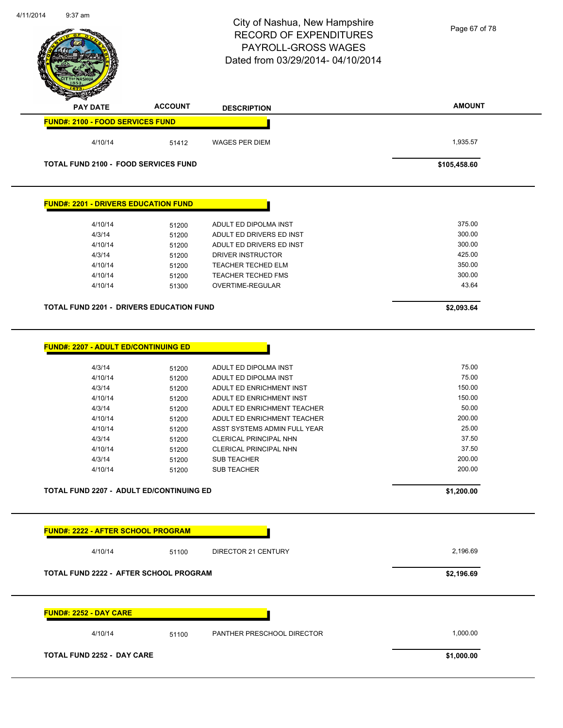# City of Nashua, New Hampshire
## RECORD OF EXPENDITURES
## PAYROLL-GROSS WAGES
## Dated from 03/29/2014- 04/10/2014

4/11/2014 9:37 am

| PAY DATE | ACCOUNT | DESCRIPTION | AMOUNT |
|---|---|---|---|
| **FUND#: 2100 - FOOD SERVICES FUND** | | | |
| 4/10/14 | 51412 | WAGES PER DIEM | 1,935.57 |
| **TOTAL FUND 2100 - FOOD SERVICES FUND** | | | **$105,458.60** |
| **FUND#: 2201 - DRIVERS EDUCATION FUND** | | | |
| 4/10/14 | 51200 | ADULT ED DIPOLMA INST | 375.00 |
| 4/3/14 | 51200 | ADULT ED DRIVERS ED INST | 300.00 |
| 4/10/14 | 51200 | ADULT ED DRIVERS ED INST | 300.00 |
| 4/3/14 | 51200 | DRIVER INSTRUCTOR | 425.00 |
| 4/10/14 | 51200 | TEACHER TECHED ELM | 350.00 |
| 4/10/14 | 51200 | TEACHER TECHED FMS | 300.00 |
| 4/10/14 | 51300 | OVERTIME-REGULAR | 43.64 |
| **TOTAL FUND 2201 - DRIVERS EDUCATION FUND** | | | **$2,093.64** |
| **FUND#: 2207 - ADULT ED/CONTINUING ED** | | | |
| 4/3/14 | 51200 | ADULT ED DIPOLMA INST | 75.00 |
| 4/10/14 | 51200 | ADULT ED DIPOLMA INST | 75.00 |
| 4/3/14 | 51200 | ADULT ED ENRICHMENT INST | 150.00 |
| 4/10/14 | 51200 | ADULT ED ENRICHMENT INST | 150.00 |
| 4/3/14 | 51200 | ADULT ED ENRICHMENT TEACHER | 50.00 |
| 4/10/14 | 51200 | ADULT ED ENRICHMENT TEACHER | 200.00 |
| 4/10/14 | 51200 | ASST SYSTEMS ADMIN FULL YEAR | 25.00 |
| 4/3/14 | 51200 | CLERICAL PRINCIPAL NHN | 37.50 |
| 4/10/14 | 51200 | CLERICAL PRINCIPAL NHN | 37.50 |
| 4/3/14 | 51200 | SUB TEACHER | 200.00 |
| 4/10/14 | 51200 | SUB TEACHER | 200.00 |
| **TOTAL FUND 2207 - ADULT ED/CONTINUING ED** | | | **$1,200.00** |
| **FUND#: 2222 - AFTER SCHOOL PROGRAM** | | | |
| 4/10/14 | 51100 | DIRECTOR 21 CENTURY | 2,196.69 |
| **TOTAL FUND 2222 - AFTER SCHOOL PROGRAM** | | | **$2,196.69** |
| **FUND#: 2252 - DAY CARE** | | | |
| 4/10/14 | 51100 | PANTHER PRESCHOOL DIRECTOR | 1,000.00 |
| **TOTAL FUND 2252 - DAY CARE** | | | **$1,000.00** |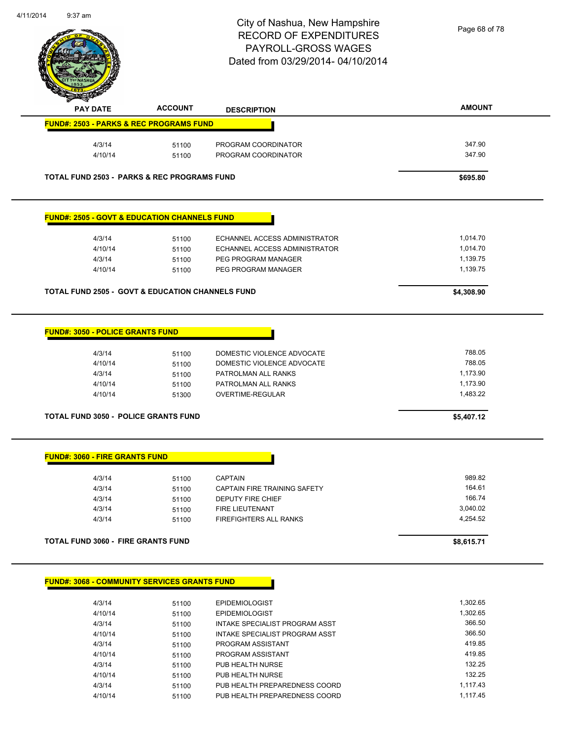# City of Nashua, New Hampshire
## RECORD OF EXPENDITURES
## PAYROLL-GROSS WAGES
## Dated from 03/29/2014- 04/10/2014

| PAY DATE | ACCOUNT | DESCRIPTION | AMOUNT |
|---|---|---|---|
| **FUND#: 2503 - PARKS & REC PROGRAMS FUND** | | | |
| 4/3/14 | 51100 | PROGRAM COORDINATOR | 347.90 |
| 4/10/14 | 51100 | PROGRAM COORDINATOR | 347.90 |
| **TOTAL FUND 2503 - PARKS & REC PROGRAMS FUND** | | | **$695.80** |
| **FUND#: 2505 - GOVT & EDUCATION CHANNELS FUND** | | | |
| 4/3/14 | 51100 | ECHANNEL ACCESS ADMINISTRATOR | 1,014.70 |
| 4/10/14 | 51100 | ECHANNEL ACCESS ADMINISTRATOR | 1,014.70 |
| 4/3/14 | 51100 | PEG PROGRAM MANAGER | 1,139.75 |
| 4/10/14 | 51100 | PEG PROGRAM MANAGER | 1,139.75 |
| **TOTAL FUND 2505 - GOVT & EDUCATION CHANNELS FUND** | | | **$4,308.90** |
| **FUND#: 3050 - POLICE GRANTS FUND** | | | |
| 4/3/14 | 51100 | DOMESTIC VIOLENCE ADVOCATE | 788.05 |
| 4/10/14 | 51100 | DOMESTIC VIOLENCE ADVOCATE | 788.05 |
| 4/3/14 | 51100 | PATROLMAN ALL RANKS | 1,173.90 |
| 4/10/14 | 51100 | PATROLMAN ALL RANKS | 1,173.90 |
| 4/10/14 | 51300 | OVERTIME-REGULAR | 1,483.22 |
| **TOTAL FUND 3050 - POLICE GRANTS FUND** | | | **$5,407.12** |
| **FUND#: 3060 - FIRE GRANTS FUND** | | | |
| 4/3/14 | 51100 | CAPTAIN | 989.82 |
| 4/3/14 | 51100 | CAPTAIN FIRE TRAINING SAFETY | 164.61 |
| 4/3/14 | 51100 | DEPUTY FIRE CHIEF | 166.74 |
| 4/3/14 | 51100 | FIRE LIEUTENANT | 3,040.02 |
| 4/3/14 | 51100 | FIREFIGHTERS ALL RANKS | 4,254.52 |
| **TOTAL FUND 3060 - FIRE GRANTS FUND** | | | **$8,615.71** |
| **FUND#: 3068 - COMMUNITY SERVICES GRANTS FUND** | | | |
| 4/3/14 | 51100 | EPIDEMIOLOGIST | 1,302.65 |
| 4/10/14 | 51100 | EPIDEMIOLOGIST | 1,302.65 |
| 4/3/14 | 51100 | INTAKE SPECIALIST PROGRAM ASST | 366.50 |
| 4/10/14 | 51100 | INTAKE SPECIALIST PROGRAM ASST | 366.50 |
| 4/3/14 | 51100 | PROGRAM ASSISTANT | 419.85 |
| 4/10/14 | 51100 | PROGRAM ASSISTANT | 419.85 |
| 4/3/14 | 51100 | PUB HEALTH NURSE | 132.25 |
| 4/10/14 | 51100 | PUB HEALTH NURSE | 132.25 |
| 4/3/14 | 51100 | PUB HEALTH PREPAREDNESS COORD | 1,117.43 |
| 4/10/14 | 51100 | PUB HEALTH PREPAREDNESS COORD | 1,117.45 |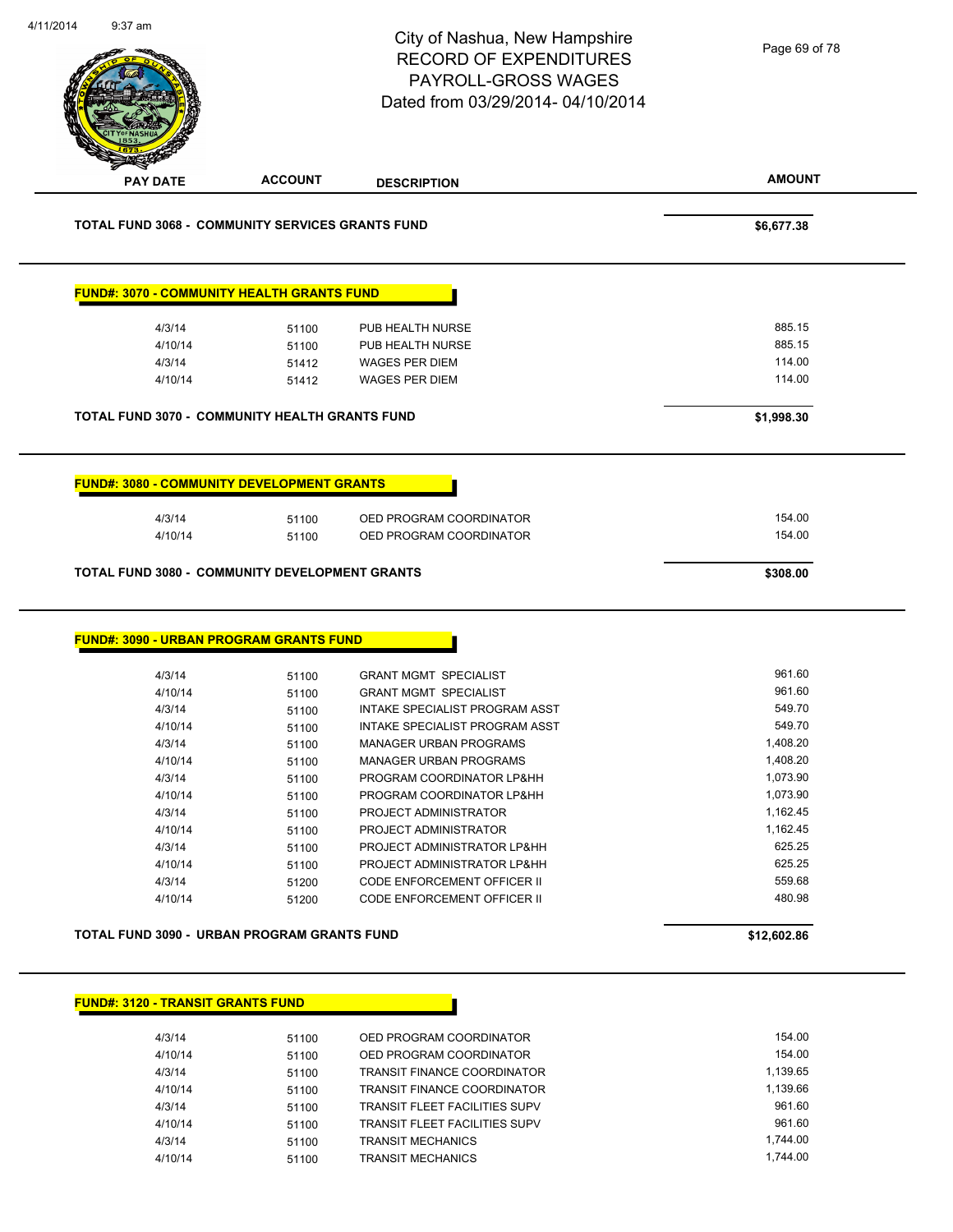# City of Nashua, New Hampshire
## RECORD OF EXPENDITURES
## PAYROLL-GROSS WAGES
## Dated from 03/29/2014- 04/10/2014

| PAY DATE | ACCOUNT | DESCRIPTION | AMOUNT |
|---|---|---|---|
| **TOTAL FUND 3068 - COMMUNITY SERVICES GRANTS FUND** | | | **$6,677.38** |

**FUND#: 3070 - COMMUNITY HEALTH GRANTS FUND**

| PAY DATE | ACCOUNT | DESCRIPTION | AMOUNT |
|---|---|---|---|
| 4/3/14 | 51100 | PUB HEALTH NURSE | 885.15 |
| 4/10/14 | 51100 | PUB HEALTH NURSE | 885.15 |
| 4/3/14 | 51412 | WAGES PER DIEM | 114.00 |
| 4/10/14 | 51412 | WAGES PER DIEM | 114.00 |
| **TOTAL FUND 3070 - COMMUNITY HEALTH GRANTS FUND** | | | **$1,998.30** |

**FUND#: 3080 - COMMUNITY DEVELOPMENT GRANTS**

| PAY DATE | ACCOUNT | DESCRIPTION | AMOUNT |
|---|---|---|---|
| 4/3/14 | 51100 | OED PROGRAM COORDINATOR | 154.00 |
| 4/10/14 | 51100 | OED PROGRAM COORDINATOR | 154.00 |
| **TOTAL FUND 3080 - COMMUNITY DEVELOPMENT GRANTS** | | | **$308.00** |

**FUND#: 3090 - URBAN PROGRAM GRANTS FUND**

| PAY DATE | ACCOUNT | DESCRIPTION | AMOUNT |
|---|---|---|---|
| 4/3/14 | 51100 | GRANT MGMT SPECIALIST | 961.60 |
| 4/10/14 | 51100 | GRANT MGMT SPECIALIST | 961.60 |
| 4/3/14 | 51100 | INTAKE SPECIALIST PROGRAM ASST | 549.70 |
| 4/10/14 | 51100 | INTAKE SPECIALIST PROGRAM ASST | 549.70 |
| 4/3/14 | 51100 | MANAGER URBAN PROGRAMS | 1,408.20 |
| 4/10/14 | 51100 | MANAGER URBAN PROGRAMS | 1,408.20 |
| 4/3/14 | 51100 | PROGRAM COORDINATOR LP&HH | 1,073.90 |
| 4/10/14 | 51100 | PROGRAM COORDINATOR LP&HH | 1,073.90 |
| 4/3/14 | 51100 | PROJECT ADMINISTRATOR | 1,162.45 |
| 4/10/14 | 51100 | PROJECT ADMINISTRATOR | 1,162.45 |
| 4/3/14 | 51100 | PROJECT ADMINISTRATOR LP&HH | 625.25 |
| 4/10/14 | 51100 | PROJECT ADMINISTRATOR LP&HH | 625.25 |
| 4/3/14 | 51200 | CODE ENFORCEMENT OFFICER II | 559.68 |
| 4/10/14 | 51200 | CODE ENFORCEMENT OFFICER II | 480.98 |
| **TOTAL FUND 3090 - URBAN PROGRAM GRANTS FUND** | | | **$12,602.86** |

**FUND#: 3120 - TRANSIT GRANTS FUND**

| PAY DATE | ACCOUNT | DESCRIPTION | AMOUNT |
|---|---|---|---|
| 4/3/14 | 51100 | OED PROGRAM COORDINATOR | 154.00 |
| 4/10/14 | 51100 | OED PROGRAM COORDINATOR | 154.00 |
| 4/3/14 | 51100 | TRANSIT FINANCE COORDINATOR | 1,139.65 |
| 4/10/14 | 51100 | TRANSIT FINANCE COORDINATOR | 1,139.66 |
| 4/3/14 | 51100 | TRANSIT FLEET FACILITIES SUPV | 961.60 |
| 4/10/14 | 51100 | TRANSIT FLEET FACILITIES SUPV | 961.60 |
| 4/3/14 | 51100 | TRANSIT MECHANICS | 1,744.00 |
| 4/10/14 | 51100 | TRANSIT MECHANICS | 1,744.00 |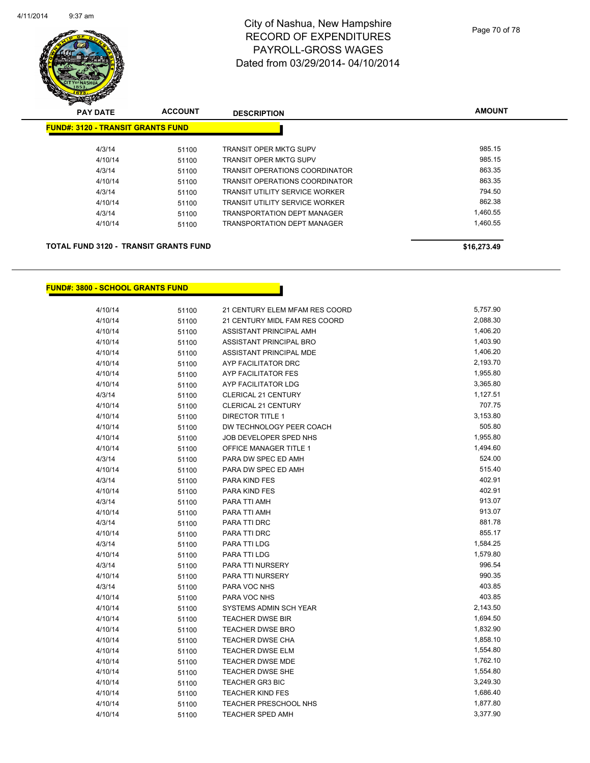# City of Nashua, New Hampshire
## RECORD OF EXPENDITURES
## PAYROLL-GROSS WAGES
## Dated from 03/29/2014- 04/10/2014

**FUND#: 3120 - TRANSIT GRANTS FUND**

| PAY DATE | ACCOUNT | DESCRIPTION | AMOUNT |
|---|---|---|---|
| 4/3/14 | 51100 | TRANSIT OPER MKTG SUPV | 985.15 |
| 4/10/14 | 51100 | TRANSIT OPER MKTG SUPV | 985.15 |
| 4/3/14 | 51100 | TRANSIT OPERATIONS COORDINATOR | 863.35 |
| 4/10/14 | 51100 | TRANSIT OPERATIONS COORDINATOR | 863.35 |
| 4/3/14 | 51100 | TRANSIT UTILITY SERVICE WORKER | 794.50 |
| 4/10/14 | 51100 | TRANSIT UTILITY SERVICE WORKER | 862.38 |
| 4/3/14 | 51100 | TRANSPORTATION DEPT MANAGER | 1,460.55 |
| 4/10/14 | 51100 | TRANSPORTATION DEPT MANAGER | 1,460.55 |

**TOTAL FUND 3120 - TRANSIT GRANTS FUND** **$16,273.49**

**FUND#: 3800 - SCHOOL GRANTS FUND**

| PAY DATE | ACCOUNT | DESCRIPTION | AMOUNT |
|---|---|---|---|
| 4/10/14 | 51100 | 21 CENTURY ELEM MFAM RES COORD | 5,757.90 |
| 4/10/14 | 51100 | 21 CENTURY MIDL FAM RES COORD | 2,088.30 |
| 4/10/14 | 51100 | ASSISTANT PRINCIPAL AMH | 1,406.20 |
| 4/10/14 | 51100 | ASSISTANT PRINCIPAL BRO | 1,403.90 |
| 4/10/14 | 51100 | ASSISTANT PRINCIPAL MDE | 1,406.20 |
| 4/10/14 | 51100 | AYP FACILITATOR DRC | 2,193.70 |
| 4/10/14 | 51100 | AYP FACILITATOR FES | 1,955.80 |
| 4/10/14 | 51100 | AYP FACILITATOR LDG | 3,365.80 |
| 4/3/14 | 51100 | CLERICAL 21 CENTURY | 1,127.51 |
| 4/10/14 | 51100 | CLERICAL 21 CENTURY | 707.75 |
| 4/10/14 | 51100 | DIRECTOR TITLE 1 | 3,153.80 |
| 4/10/14 | 51100 | DW TECHNOLOGY PEER COACH | 505.80 |
| 4/10/14 | 51100 | JOB DEVELOPER SPED NHS | 1,955.80 |
| 4/10/14 | 51100 | OFFICE MANAGER TITLE 1 | 1,494.60 |
| 4/3/14 | 51100 | PARA DW SPEC ED AMH | 524.00 |
| 4/10/14 | 51100 | PARA DW SPEC ED AMH | 515.40 |
| 4/3/14 | 51100 | PARA KIND FES | 402.91 |
| 4/10/14 | 51100 | PARA KIND FES | 402.91 |
| 4/3/14 | 51100 | PARA TTI AMH | 913.07 |
| 4/10/14 | 51100 | PARA TTI AMH | 913.07 |
| 4/3/14 | 51100 | PARA TTI DRC | 881.78 |
| 4/10/14 | 51100 | PARA TTI DRC | 855.17 |
| 4/3/14 | 51100 | PARA TTI LDG | 1,584.25 |
| 4/10/14 | 51100 | PARA TTI LDG | 1,579.80 |
| 4/3/14 | 51100 | PARA TTI NURSERY | 996.54 |
| 4/10/14 | 51100 | PARA TTI NURSERY | 990.35 |
| 4/3/14 | 51100 | PARA VOC NHS | 403.85 |
| 4/10/14 | 51100 | PARA VOC NHS | 403.85 |
| 4/10/14 | 51100 | SYSTEMS ADMIN SCH YEAR | 2,143.50 |
| 4/10/14 | 51100 | TEACHER DWSE BIR | 1,694.50 |
| 4/10/14 | 51100 | TEACHER DWSE BRO | 1,832.90 |
| 4/10/14 | 51100 | TEACHER DWSE CHA | 1,858.10 |
| 4/10/14 | 51100 | TEACHER DWSE ELM | 1,554.80 |
| 4/10/14 | 51100 | TEACHER DWSE MDE | 1,762.10 |
| 4/10/14 | 51100 | TEACHER DWSE SHE | 1,554.80 |
| 4/10/14 | 51100 | TEACHER GR3 BIC | 3,249.30 |
| 4/10/14 | 51100 | TEACHER KIND FES | 1,686.40 |
| 4/10/14 | 51100 | TEACHER PRESCHOOL NHS | 1,877.80 |
| 4/10/14 | 51100 | TEACHER SPED AMH | 3,377.90 |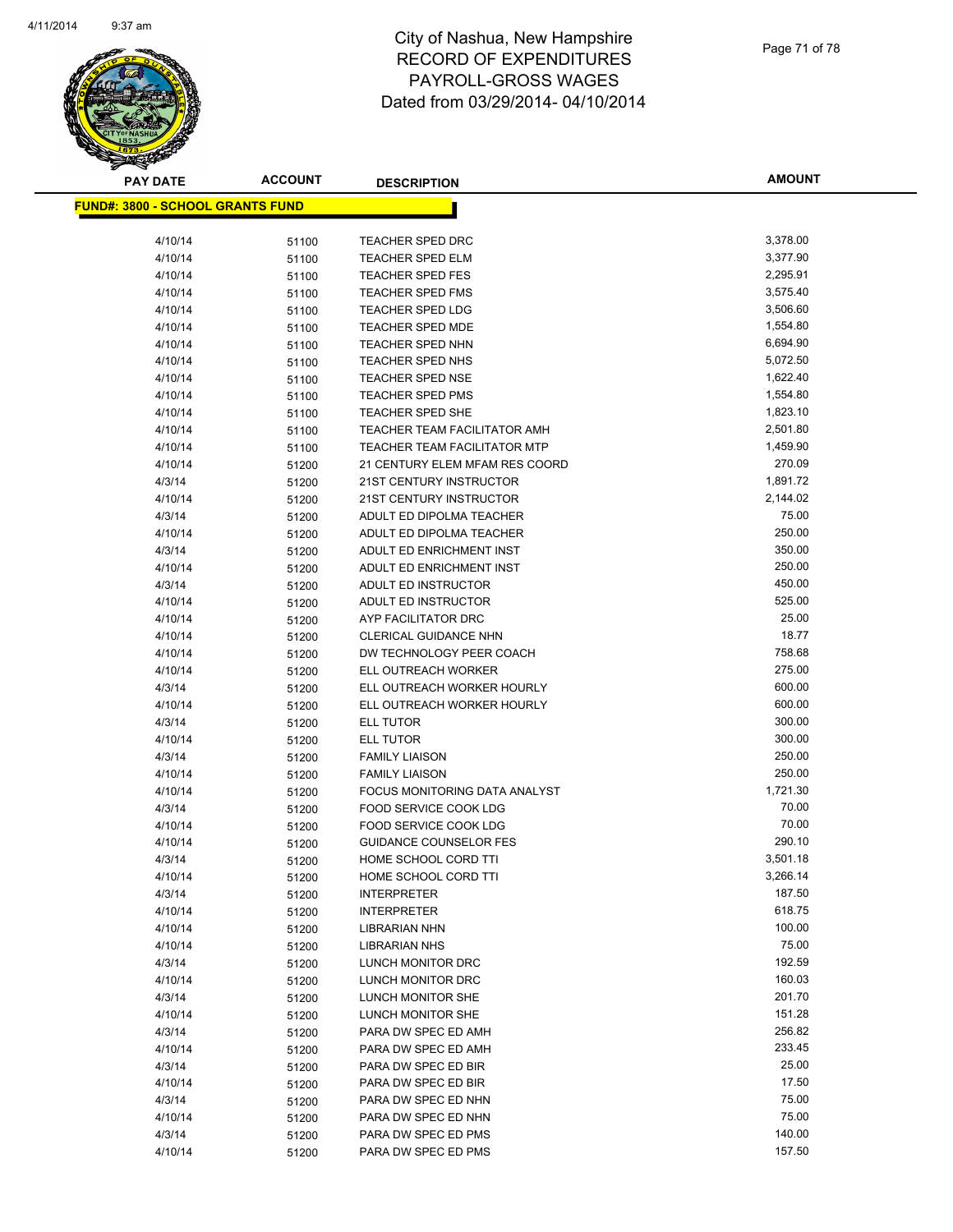# City of Nashua, New Hampshire
# RECORD OF EXPENDITURES
# PAYROLL-GROSS WAGES
# Dated from 03/29/2014- 04/10/2014

| PAY DATE | ACCOUNT | DESCRIPTION | AMOUNT |
|---|---|---|---|
| **FUND#: 3800 - SCHOOL GRANTS FUND** | | | |
| 4/10/14 | 51100 | TEACHER SPED DRC | 3,378.00 |
| 4/10/14 | 51100 | TEACHER SPED ELM | 3,377.90 |
| 4/10/14 | 51100 | TEACHER SPED FES | 2,295.91 |
| 4/10/14 | 51100 | TEACHER SPED FMS | 3,575.40 |
| 4/10/14 | 51100 | TEACHER SPED LDG | 3,506.60 |
| 4/10/14 | 51100 | TEACHER SPED MDE | 1,554.80 |
| 4/10/14 | 51100 | TEACHER SPED NHN | 6,694.90 |
| 4/10/14 | 51100 | TEACHER SPED NHS | 5,072.50 |
| 4/10/14 | 51100 | TEACHER SPED NSE | 1,622.40 |
| 4/10/14 | 51100 | TEACHER SPED PMS | 1,554.80 |
| 4/10/14 | 51100 | TEACHER SPED SHE | 1,823.10 |
| 4/10/14 | 51100 | TEACHER TEAM FACILITATOR AMH | 2,501.80 |
| 4/10/14 | 51100 | TEACHER TEAM FACILITATOR MTP | 1,459.90 |
| 4/10/14 | 51200 | 21 CENTURY ELEM MFAM RES COORD | 270.09 |
| 4/3/14 | 51200 | 21ST CENTURY INSTRUCTOR | 1,891.72 |
| 4/10/14 | 51200 | 21ST CENTURY INSTRUCTOR | 2,144.02 |
| 4/3/14 | 51200 | ADULT ED DIPOLMA TEACHER | 75.00 |
| 4/10/14 | 51200 | ADULT ED DIPOLMA TEACHER | 250.00 |
| 4/3/14 | 51200 | ADULT ED ENRICHMENT INST | 350.00 |
| 4/10/14 | 51200 | ADULT ED ENRICHMENT INST | 250.00 |
| 4/3/14 | 51200 | ADULT ED INSTRUCTOR | 450.00 |
| 4/10/14 | 51200 | ADULT ED INSTRUCTOR | 525.00 |
| 4/10/14 | 51200 | AYP FACILITATOR DRC | 25.00 |
| 4/10/14 | 51200 | CLERICAL GUIDANCE NHN | 18.77 |
| 4/10/14 | 51200 | DW TECHNOLOGY PEER COACH | 758.68 |
| 4/10/14 | 51200 | ELL OUTREACH WORKER | 275.00 |
| 4/3/14 | 51200 | ELL OUTREACH WORKER HOURLY | 600.00 |
| 4/10/14 | 51200 | ELL OUTREACH WORKER HOURLY | 600.00 |
| 4/3/14 | 51200 | ELL TUTOR | 300.00 |
| 4/10/14 | 51200 | ELL TUTOR | 300.00 |
| 4/3/14 | 51200 | FAMILY LIAISON | 250.00 |
| 4/10/14 | 51200 | FAMILY LIAISON | 250.00 |
| 4/10/14 | 51200 | FOCUS MONITORING DATA ANALYST | 1,721.30 |
| 4/3/14 | 51200 | FOOD SERVICE COOK LDG | 70.00 |
| 4/10/14 | 51200 | FOOD SERVICE COOK LDG | 70.00 |
| 4/10/14 | 51200 | GUIDANCE COUNSELOR FES | 290.10 |
| 4/3/14 | 51200 | HOME SCHOOL CORD TTI | 3,501.18 |
| 4/10/14 | 51200 | HOME SCHOOL CORD TTI | 3,266.14 |
| 4/3/14 | 51200 | INTERPRETER | 187.50 |
| 4/10/14 | 51200 | INTERPRETER | 618.75 |
| 4/10/14 | 51200 | LIBRARIAN NHN | 100.00 |
| 4/10/14 | 51200 | LIBRARIAN NHS | 75.00 |
| 4/3/14 | 51200 | LUNCH MONITOR DRC | 192.59 |
| 4/10/14 | 51200 | LUNCH MONITOR DRC | 160.03 |
| 4/3/14 | 51200 | LUNCH MONITOR SHE | 201.70 |
| 4/10/14 | 51200 | LUNCH MONITOR SHE | 151.28 |
| 4/3/14 | 51200 | PARA DW SPEC ED AMH | 256.82 |
| 4/10/14 | 51200 | PARA DW SPEC ED AMH | 233.45 |
| 4/3/14 | 51200 | PARA DW SPEC ED BIR | 25.00 |
| 4/10/14 | 51200 | PARA DW SPEC ED BIR | 17.50 |
| 4/3/14 | 51200 | PARA DW SPEC ED NHN | 75.00 |
| 4/10/14 | 51200 | PARA DW SPEC ED NHN | 75.00 |
| 4/3/14 | 51200 | PARA DW SPEC ED PMS | 140.00 |
| 4/10/14 | 51200 | PARA DW SPEC ED PMS | 157.50 |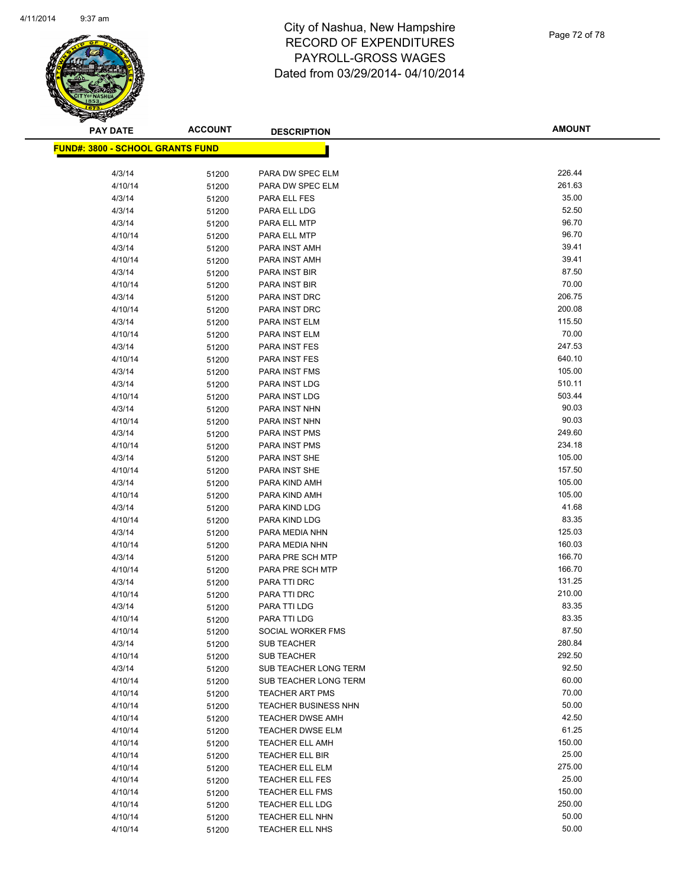# City of Nashua, New Hampshire
# RECORD OF EXPENDITURES
# PAYROLL-GROSS WAGES
# Dated from 03/29/2014- 04/10/2014

**FUND#: 3800 - SCHOOL GRANTS FUND**

| PAY DATE | ACCOUNT | DESCRIPTION | AMOUNT |
|---|---|---|---|
| 4/3/14 | 51200 | PARA DW SPEC ELM | 226.44 |
| 4/10/14 | 51200 | PARA DW SPEC ELM | 261.63 |
| 4/3/14 | 51200 | PARA ELL FES | 35.00 |
| 4/3/14 | 51200 | PARA ELL LDG | 52.50 |
| 4/3/14 | 51200 | PARA ELL MTP | 96.70 |
| 4/10/14 | 51200 | PARA ELL MTP | 96.70 |
| 4/3/14 | 51200 | PARA INST AMH | 39.41 |
| 4/10/14 | 51200 | PARA INST AMH | 39.41 |
| 4/3/14 | 51200 | PARA INST BIR | 87.50 |
| 4/10/14 | 51200 | PARA INST BIR | 70.00 |
| 4/3/14 | 51200 | PARA INST DRC | 206.75 |
| 4/10/14 | 51200 | PARA INST DRC | 200.08 |
| 4/3/14 | 51200 | PARA INST ELM | 115.50 |
| 4/10/14 | 51200 | PARA INST ELM | 70.00 |
| 4/3/14 | 51200 | PARA INST FES | 247.53 |
| 4/10/14 | 51200 | PARA INST FES | 640.10 |
| 4/3/14 | 51200 | PARA INST FMS | 105.00 |
| 4/3/14 | 51200 | PARA INST LDG | 510.11 |
| 4/10/14 | 51200 | PARA INST LDG | 503.44 |
| 4/3/14 | 51200 | PARA INST NHN | 90.03 |
| 4/10/14 | 51200 | PARA INST NHN | 90.03 |
| 4/3/14 | 51200 | PARA INST PMS | 249.60 |
| 4/10/14 | 51200 | PARA INST PMS | 234.18 |
| 4/3/14 | 51200 | PARA INST SHE | 105.00 |
| 4/10/14 | 51200 | PARA INST SHE | 157.50 |
| 4/3/14 | 51200 | PARA KIND AMH | 105.00 |
| 4/10/14 | 51200 | PARA KIND AMH | 105.00 |
| 4/3/14 | 51200 | PARA KIND LDG | 41.68 |
| 4/10/14 | 51200 | PARA KIND LDG | 83.35 |
| 4/3/14 | 51200 | PARA MEDIA NHN | 125.03 |
| 4/10/14 | 51200 | PARA MEDIA NHN | 160.03 |
| 4/3/14 | 51200 | PARA PRE SCH MTP | 166.70 |
| 4/10/14 | 51200 | PARA PRE SCH MTP | 166.70 |
| 4/3/14 | 51200 | PARA TTI DRC | 131.25 |
| 4/10/14 | 51200 | PARA TTI DRC | 210.00 |
| 4/3/14 | 51200 | PARA TTI LDG | 83.35 |
| 4/10/14 | 51200 | PARA TTI LDG | 83.35 |
| 4/10/14 | 51200 | SOCIAL WORKER FMS | 87.50 |
| 4/3/14 | 51200 | SUB TEACHER | 280.84 |
| 4/10/14 | 51200 | SUB TEACHER | 292.50 |
| 4/3/14 | 51200 | SUB TEACHER LONG TERM | 92.50 |
| 4/10/14 | 51200 | SUB TEACHER LONG TERM | 60.00 |
| 4/10/14 | 51200 | TEACHER ART PMS | 70.00 |
| 4/10/14 | 51200 | TEACHER BUSINESS NHN | 50.00 |
| 4/10/14 | 51200 | TEACHER DWSE AMH | 42.50 |
| 4/10/14 | 51200 | TEACHER DWSE ELM | 61.25 |
| 4/10/14 | 51200 | TEACHER ELL AMH | 150.00 |
| 4/10/14 | 51200 | TEACHER ELL BIR | 25.00 |
| 4/10/14 | 51200 | TEACHER ELL ELM | 275.00 |
| 4/10/14 | 51200 | TEACHER ELL FES | 25.00 |
| 4/10/14 | 51200 | TEACHER ELL FMS | 150.00 |
| 4/10/14 | 51200 | TEACHER ELL LDG | 250.00 |
| 4/10/14 | 51200 | TEACHER ELL NHN | 50.00 |
| 4/10/14 | 51200 | TEACHER ELL NHS | 50.00 |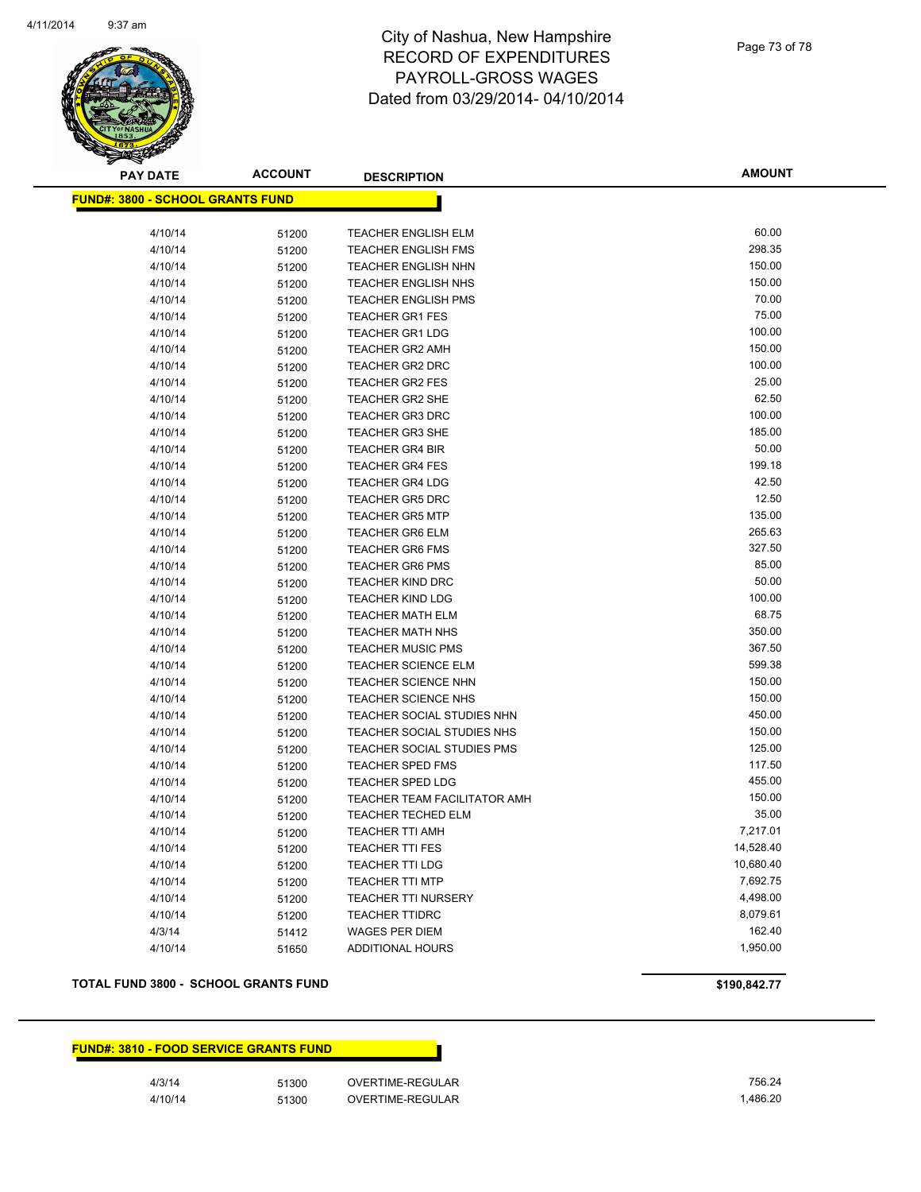# City of Nashua, New Hampshire
# RECORD OF EXPENDITURES
# PAYROLL-GROSS WAGES
# Dated from 03/29/2014- 04/10/2014

**FUND#: 3800 - SCHOOL GRANTS FUND**

| PAY DATE | ACCOUNT | DESCRIPTION | AMOUNT |
|---|---|---|---|
| 4/10/14 | 51200 | TEACHER ENGLISH ELM | 60.00 |
| 4/10/14 | 51200 | TEACHER ENGLISH FMS | 298.35 |
| 4/10/14 | 51200 | TEACHER ENGLISH NHN | 150.00 |
| 4/10/14 | 51200 | TEACHER ENGLISH NHS | 150.00 |
| 4/10/14 | 51200 | TEACHER ENGLISH PMS | 70.00 |
| 4/10/14 | 51200 | TEACHER GR1 FES | 75.00 |
| 4/10/14 | 51200 | TEACHER GR1 LDG | 100.00 |
| 4/10/14 | 51200 | TEACHER GR2 AMH | 150.00 |
| 4/10/14 | 51200 | TEACHER GR2 DRC | 100.00 |
| 4/10/14 | 51200 | TEACHER GR2 FES | 25.00 |
| 4/10/14 | 51200 | TEACHER GR2 SHE | 62.50 |
| 4/10/14 | 51200 | TEACHER GR3 DRC | 100.00 |
| 4/10/14 | 51200 | TEACHER GR3 SHE | 185.00 |
| 4/10/14 | 51200 | TEACHER GR4 BIR | 50.00 |
| 4/10/14 | 51200 | TEACHER GR4 FES | 199.18 |
| 4/10/14 | 51200 | TEACHER GR4 LDG | 42.50 |
| 4/10/14 | 51200 | TEACHER GR5 DRC | 12.50 |
| 4/10/14 | 51200 | TEACHER GR5 MTP | 135.00 |
| 4/10/14 | 51200 | TEACHER GR6 ELM | 265.63 |
| 4/10/14 | 51200 | TEACHER GR6 FMS | 327.50 |
| 4/10/14 | 51200 | TEACHER GR6 PMS | 85.00 |
| 4/10/14 | 51200 | TEACHER KIND DRC | 50.00 |
| 4/10/14 | 51200 | TEACHER KIND LDG | 100.00 |
| 4/10/14 | 51200 | TEACHER MATH ELM | 68.75 |
| 4/10/14 | 51200 | TEACHER MATH NHS | 350.00 |
| 4/10/14 | 51200 | TEACHER MUSIC PMS | 367.50 |
| 4/10/14 | 51200 | TEACHER SCIENCE ELM | 599.38 |
| 4/10/14 | 51200 | TEACHER SCIENCE NHN | 150.00 |
| 4/10/14 | 51200 | TEACHER SCIENCE NHS | 150.00 |
| 4/10/14 | 51200 | TEACHER SOCIAL STUDIES NHN | 450.00 |
| 4/10/14 | 51200 | TEACHER SOCIAL STUDIES NHS | 150.00 |
| 4/10/14 | 51200 | TEACHER SOCIAL STUDIES PMS | 125.00 |
| 4/10/14 | 51200 | TEACHER SPED FMS | 117.50 |
| 4/10/14 | 51200 | TEACHER SPED LDG | 455.00 |
| 4/10/14 | 51200 | TEACHER TEAM FACILITATOR AMH | 150.00 |
| 4/10/14 | 51200 | TEACHER TECHED ELM | 35.00 |
| 4/10/14 | 51200 | TEACHER TTI AMH | 7,217.01 |
| 4/10/14 | 51200 | TEACHER TTI FES | 14,528.40 |
| 4/10/14 | 51200 | TEACHER TTI LDG | 10,680.40 |
| 4/10/14 | 51200 | TEACHER TTI MTP | 7,692.75 |
| 4/10/14 | 51200 | TEACHER TTI NURSERY | 4,498.00 |
| 4/10/14 | 51200 | TEACHER TTIDRC | 8,079.61 |
| 4/3/14 | 51412 | WAGES PER DIEM | 162.40 |
| 4/10/14 | 51650 | ADDITIONAL HOURS | 1,950.00 |

**TOTAL FUND 3800 - SCHOOL GRANTS FUND** **$190,842.77**

**FUND#: 3810 - FOOD SERVICE GRANTS FUND**

| PAY DATE | ACCOUNT | DESCRIPTION | AMOUNT |
|---|---|---|---|
| 4/3/14 | 51300 | OVERTIME-REGULAR | 756.24 |
| 4/10/14 | 51300 | OVERTIME-REGULAR | 1,486.20 |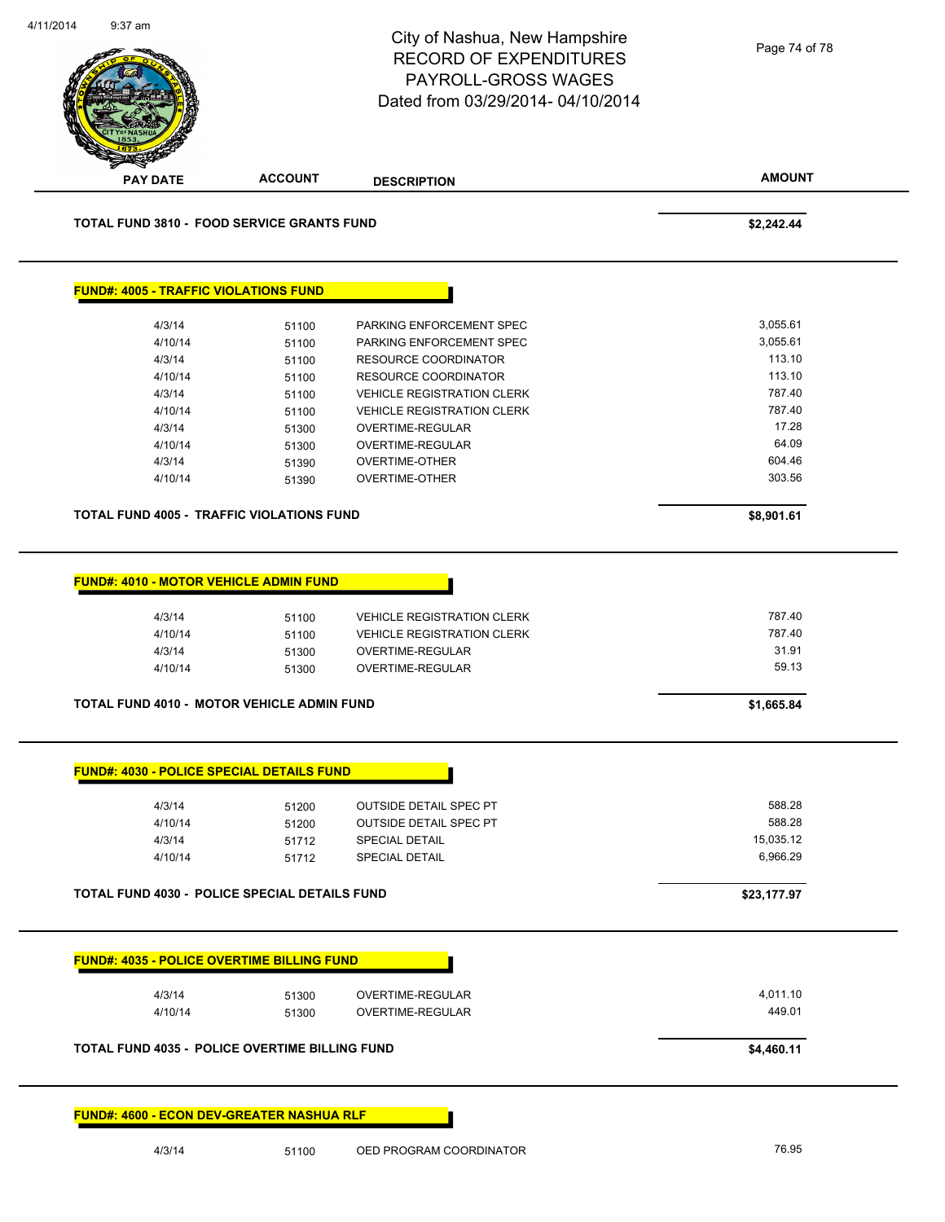# City of Nashua, New Hampshire
## RECORD OF EXPENDITURES
## PAYROLL-GROSS WAGES
## Dated from 03/29/2014- 04/10/2014

| PAY DATE | ACCOUNT | DESCRIPTION | AMOUNT |
|---|---|---|---|
| **TOTAL FUND 3810 - FOOD SERVICE GRANTS FUND** | | | **$2,242.44** |

**FUND#: 4005 - TRAFFIC VIOLATIONS FUND**

| PAY DATE | ACCOUNT | DESCRIPTION | AMOUNT |
|---|---|---|---|
| 4/3/14 | 51100 | PARKING ENFORCEMENT SPEC | 3,055.61 |
| 4/10/14 | 51100 | PARKING ENFORCEMENT SPEC | 3,055.61 |
| 4/3/14 | 51100 | RESOURCE COORDINATOR | 113.10 |
| 4/10/14 | 51100 | RESOURCE COORDINATOR | 113.10 |
| 4/3/14 | 51100 | VEHICLE REGISTRATION CLERK | 787.40 |
| 4/10/14 | 51100 | VEHICLE REGISTRATION CLERK | 787.40 |
| 4/3/14 | 51300 | OVERTIME-REGULAR | 17.28 |
| 4/10/14 | 51300 | OVERTIME-REGULAR | 64.09 |
| 4/3/14 | 51390 | OVERTIME-OTHER | 604.46 |
| 4/10/14 | 51390 | OVERTIME-OTHER | 303.56 |
| **TOTAL FUND 4005 - TRAFFIC VIOLATIONS FUND** | | | **$8,901.61** |

**FUND#: 4010 - MOTOR VEHICLE ADMIN FUND**

| PAY DATE | ACCOUNT | DESCRIPTION | AMOUNT |
|---|---|---|---|
| 4/3/14 | 51100 | VEHICLE REGISTRATION CLERK | 787.40 |
| 4/10/14 | 51100 | VEHICLE REGISTRATION CLERK | 787.40 |
| 4/3/14 | 51300 | OVERTIME-REGULAR | 31.91 |
| 4/10/14 | 51300 | OVERTIME-REGULAR | 59.13 |
| **TOTAL FUND 4010 - MOTOR VEHICLE ADMIN FUND** | | | **$1,665.84** |

**FUND#: 4030 - POLICE SPECIAL DETAILS FUND**

| PAY DATE | ACCOUNT | DESCRIPTION | AMOUNT |
|---|---|---|---|
| 4/3/14 | 51200 | OUTSIDE DETAIL SPEC PT | 588.28 |
| 4/10/14 | 51200 | OUTSIDE DETAIL SPEC PT | 588.28 |
| 4/3/14 | 51712 | SPECIAL DETAIL | 15,035.12 |
| 4/10/14 | 51712 | SPECIAL DETAIL | 6,966.29 |
| **TOTAL FUND 4030 - POLICE SPECIAL DETAILS FUND** | | | **$23,177.97** |

**FUND#: 4035 - POLICE OVERTIME BILLING FUND**

| PAY DATE | ACCOUNT | DESCRIPTION | AMOUNT |
|---|---|---|---|
| 4/3/14 | 51300 | OVERTIME-REGULAR | 4,011.10 |
| 4/10/14 | 51300 | OVERTIME-REGULAR | 449.01 |
| **TOTAL FUND 4035 - POLICE OVERTIME BILLING FUND** | | | **$4,460.11** |

**FUND#: 4600 - ECON DEV-GREATER NASHUA RLF**

| PAY DATE | ACCOUNT | DESCRIPTION | AMOUNT |
|---|---|---|---|
| 4/3/14 | 51100 | OED PROGRAM COORDINATOR | 76.95 |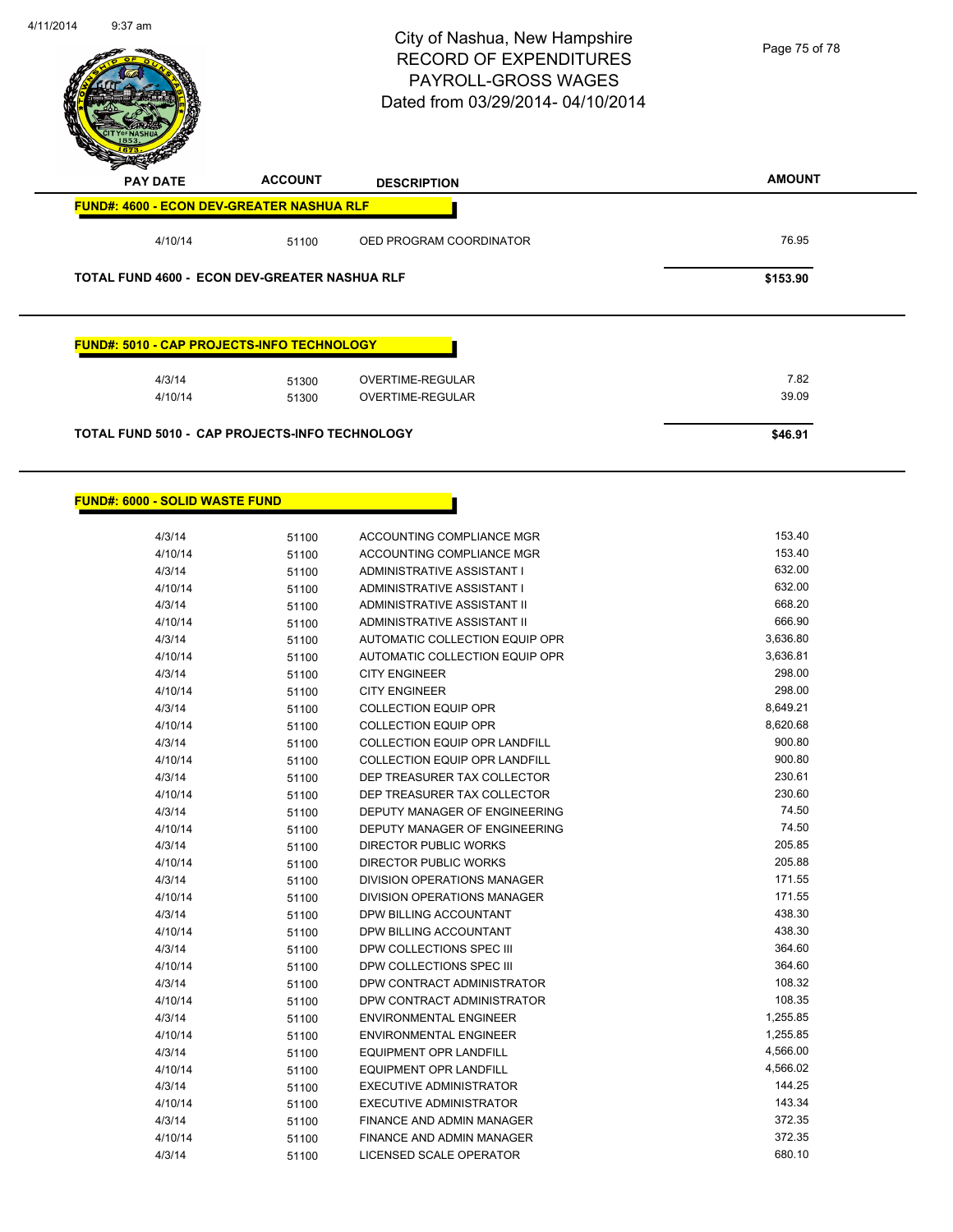# City of Nashua, New Hampshire
## RECORD OF EXPENDITURES
## PAYROLL-GROSS WAGES
## Dated from 03/29/2014- 04/10/2014

| PAY DATE | ACCOUNT | DESCRIPTION | AMOUNT |
|---|---|---|---|
| **FUND#: 4600 - ECON DEV-GREATER NASHUA RLF** | | | |
| 4/10/14 | 51100 | OED PROGRAM COORDINATOR | 76.95 |
| **TOTAL FUND 4600 - ECON DEV-GREATER NASHUA RLF** | | | **$153.90** |

| PAY DATE | ACCOUNT | DESCRIPTION | AMOUNT |
|---|---|---|---|
| **FUND#: 5010 - CAP PROJECTS-INFO TECHNOLOGY** | | | |
| 4/3/14 | 51300 | OVERTIME-REGULAR | 7.82 |
| 4/10/14 | 51300 | OVERTIME-REGULAR | 39.09 |
| **TOTAL FUND 5010 - CAP PROJECTS-INFO TECHNOLOGY** | | | **$46.91** |

| PAY DATE | ACCOUNT | DESCRIPTION | AMOUNT |
|---|---|---|---|
| **FUND#: 6000 - SOLID WASTE FUND** | | | |
| 4/3/14 | 51100 | ACCOUNTING COMPLIANCE MGR | 153.40 |
| 4/10/14 | 51100 | ACCOUNTING COMPLIANCE MGR | 153.40 |
| 4/3/14 | 51100 | ADMINISTRATIVE ASSISTANT I | 632.00 |
| 4/10/14 | 51100 | ADMINISTRATIVE ASSISTANT I | 632.00 |
| 4/3/14 | 51100 | ADMINISTRATIVE ASSISTANT II | 668.20 |
| 4/10/14 | 51100 | ADMINISTRATIVE ASSISTANT II | 666.90 |
| 4/3/14 | 51100 | AUTOMATIC COLLECTION EQUIP OPR | 3,636.80 |
| 4/10/14 | 51100 | AUTOMATIC COLLECTION EQUIP OPR | 3,636.81 |
| 4/3/14 | 51100 | CITY ENGINEER | 298.00 |
| 4/10/14 | 51100 | CITY ENGINEER | 298.00 |
| 4/3/14 | 51100 | COLLECTION EQUIP OPR | 8,649.21 |
| 4/10/14 | 51100 | COLLECTION EQUIP OPR | 8,620.68 |
| 4/3/14 | 51100 | COLLECTION EQUIP OPR LANDFILL | 900.80 |
| 4/10/14 | 51100 | COLLECTION EQUIP OPR LANDFILL | 900.80 |
| 4/3/14 | 51100 | DEP TREASURER TAX COLLECTOR | 230.61 |
| 4/10/14 | 51100 | DEP TREASURER TAX COLLECTOR | 230.60 |
| 4/3/14 | 51100 | DEPUTY MANAGER OF ENGINEERING | 74.50 |
| 4/10/14 | 51100 | DEPUTY MANAGER OF ENGINEERING | 74.50 |
| 4/3/14 | 51100 | DIRECTOR PUBLIC WORKS | 205.85 |
| 4/10/14 | 51100 | DIRECTOR PUBLIC WORKS | 205.88 |
| 4/3/14 | 51100 | DIVISION OPERATIONS MANAGER | 171.55 |
| 4/10/14 | 51100 | DIVISION OPERATIONS MANAGER | 171.55 |
| 4/3/14 | 51100 | DPW BILLING ACCOUNTANT | 438.30 |
| 4/10/14 | 51100 | DPW BILLING ACCOUNTANT | 438.30 |
| 4/3/14 | 51100 | DPW COLLECTIONS SPEC III | 364.60 |
| 4/10/14 | 51100 | DPW COLLECTIONS SPEC III | 364.60 |
| 4/3/14 | 51100 | DPW CONTRACT ADMINISTRATOR | 108.32 |
| 4/10/14 | 51100 | DPW CONTRACT ADMINISTRATOR | 108.35 |
| 4/3/14 | 51100 | ENVIRONMENTAL ENGINEER | 1,255.85 |
| 4/10/14 | 51100 | ENVIRONMENTAL ENGINEER | 1,255.85 |
| 4/3/14 | 51100 | EQUIPMENT OPR LANDFILL | 4,566.00 |
| 4/10/14 | 51100 | EQUIPMENT OPR LANDFILL | 4,566.02 |
| 4/3/14 | 51100 | EXECUTIVE ADMINISTRATOR | 144.25 |
| 4/10/14 | 51100 | EXECUTIVE ADMINISTRATOR | 143.34 |
| 4/3/14 | 51100 | FINANCE AND ADMIN MANAGER | 372.35 |
| 4/10/14 | 51100 | FINANCE AND ADMIN MANAGER | 372.35 |
| 4/3/14 | 51100 | LICENSED SCALE OPERATOR | 680.10 |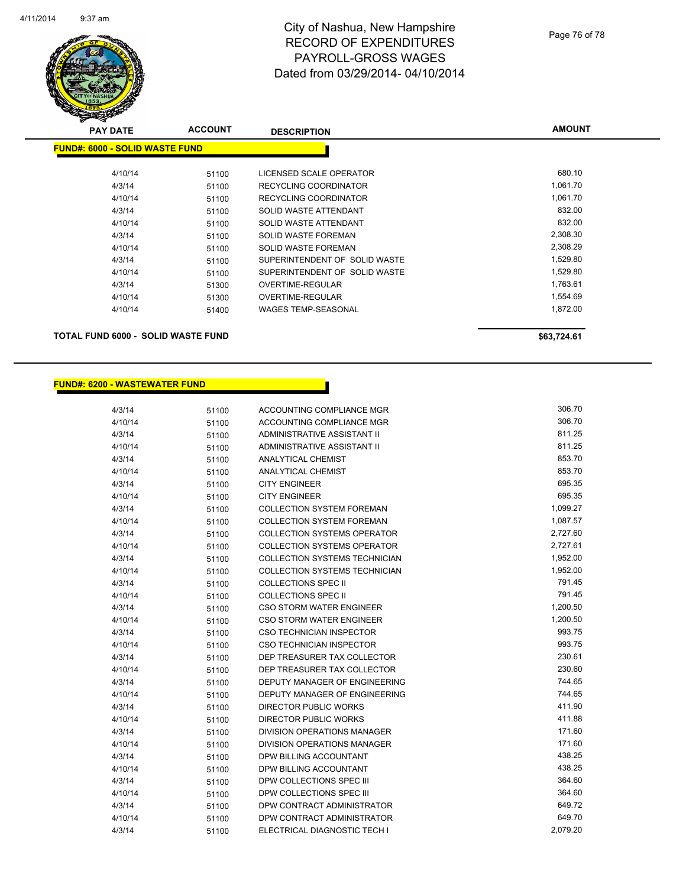# City of Nashua, New Hampshire
# RECORD OF EXPENDITURES
# PAYROLL-GROSS WAGES
# Dated from 03/29/2014- 04/10/2014

| PAY DATE | ACCOUNT | DESCRIPTION | AMOUNT |
|---|---|---|---|
| **FUND#: 6000 - SOLID WASTE FUND** | | | |
| 4/10/14 | 51100 | LICENSED SCALE OPERATOR | 680.10 |
| 4/3/14 | 51100 | RECYCLING COORDINATOR | 1,061.70 |
| 4/10/14 | 51100 | RECYCLING COORDINATOR | 1,061.70 |
| 4/3/14 | 51100 | SOLID WASTE ATTENDANT | 832.00 |
| 4/10/14 | 51100 | SOLID WASTE ATTENDANT | 832.00 |
| 4/3/14 | 51100 | SOLID WASTE FOREMAN | 2,308.30 |
| 4/10/14 | 51100 | SOLID WASTE FOREMAN | 2,308.29 |
| 4/3/14 | 51100 | SUPERINTENDENT OF SOLID WASTE | 1,529.80 |
| 4/10/14 | 51100 | SUPERINTENDENT OF SOLID WASTE | 1,529.80 |
| 4/3/14 | 51300 | OVERTIME-REGULAR | 1,763.61 |
| 4/10/14 | 51300 | OVERTIME-REGULAR | 1,554.69 |
| 4/10/14 | 51400 | WAGES TEMP-SEASONAL | 1,872.00 |
| **TOTAL FUND 6000 - SOLID WASTE FUND** | | | **$63,724.61** |

| PAY DATE | ACCOUNT | DESCRIPTION | AMOUNT |
|---|---|---|---|
| **FUND#: 6200 - WASTEWATER FUND** | | | |
| 4/3/14 | 51100 | ACCOUNTING COMPLIANCE MGR | 306.70 |
| 4/10/14 | 51100 | ACCOUNTING COMPLIANCE MGR | 306.70 |
| 4/3/14 | 51100 | ADMINISTRATIVE ASSISTANT II | 811.25 |
| 4/10/14 | 51100 | ADMINISTRATIVE ASSISTANT II | 811.25 |
| 4/3/14 | 51100 | ANALYTICAL CHEMIST | 853.70 |
| 4/10/14 | 51100 | ANALYTICAL CHEMIST | 853.70 |
| 4/3/14 | 51100 | CITY ENGINEER | 695.35 |
| 4/10/14 | 51100 | CITY ENGINEER | 695.35 |
| 4/3/14 | 51100 | COLLECTION SYSTEM FOREMAN | 1,099.27 |
| 4/10/14 | 51100 | COLLECTION SYSTEM FOREMAN | 1,087.57 |
| 4/3/14 | 51100 | COLLECTION SYSTEMS OPERATOR | 2,727.60 |
| 4/10/14 | 51100 | COLLECTION SYSTEMS OPERATOR | 2,727.61 |
| 4/3/14 | 51100 | COLLECTION SYSTEMS TECHNICIAN | 1,952.00 |
| 4/10/14 | 51100 | COLLECTION SYSTEMS TECHNICIAN | 1,952.00 |
| 4/3/14 | 51100 | COLLECTIONS SPEC II | 791.45 |
| 4/10/14 | 51100 | COLLECTIONS SPEC II | 791.45 |
| 4/3/14 | 51100 | CSO STORM WATER ENGINEER | 1,200.50 |
| 4/10/14 | 51100 | CSO STORM WATER ENGINEER | 1,200.50 |
| 4/3/14 | 51100 | CSO TECHNICIAN INSPECTOR | 993.75 |
| 4/10/14 | 51100 | CSO TECHNICIAN INSPECTOR | 993.75 |
| 4/3/14 | 51100 | DEP TREASURER TAX COLLECTOR | 230.61 |
| 4/10/14 | 51100 | DEP TREASURER TAX COLLECTOR | 230.60 |
| 4/3/14 | 51100 | DEPUTY MANAGER OF ENGINEERING | 744.65 |
| 4/10/14 | 51100 | DEPUTY MANAGER OF ENGINEERING | 744.65 |
| 4/3/14 | 51100 | DIRECTOR PUBLIC WORKS | 411.90 |
| 4/10/14 | 51100 | DIRECTOR PUBLIC WORKS | 411.88 |
| 4/3/14 | 51100 | DIVISION OPERATIONS MANAGER | 171.60 |
| 4/10/14 | 51100 | DIVISION OPERATIONS MANAGER | 171.60 |
| 4/3/14 | 51100 | DPW BILLING ACCOUNTANT | 438.25 |
| 4/10/14 | 51100 | DPW BILLING ACCOUNTANT | 438.25 |
| 4/3/14 | 51100 | DPW COLLECTIONS SPEC III | 364.60 |
| 4/10/14 | 51100 | DPW COLLECTIONS SPEC III | 364.60 |
| 4/3/14 | 51100 | DPW CONTRACT ADMINISTRATOR | 649.72 |
| 4/10/14 | 51100 | DPW CONTRACT ADMINISTRATOR | 649.70 |
| 4/3/14 | 51100 | ELECTRICAL DIAGNOSTIC TECH I | 2,079.20 |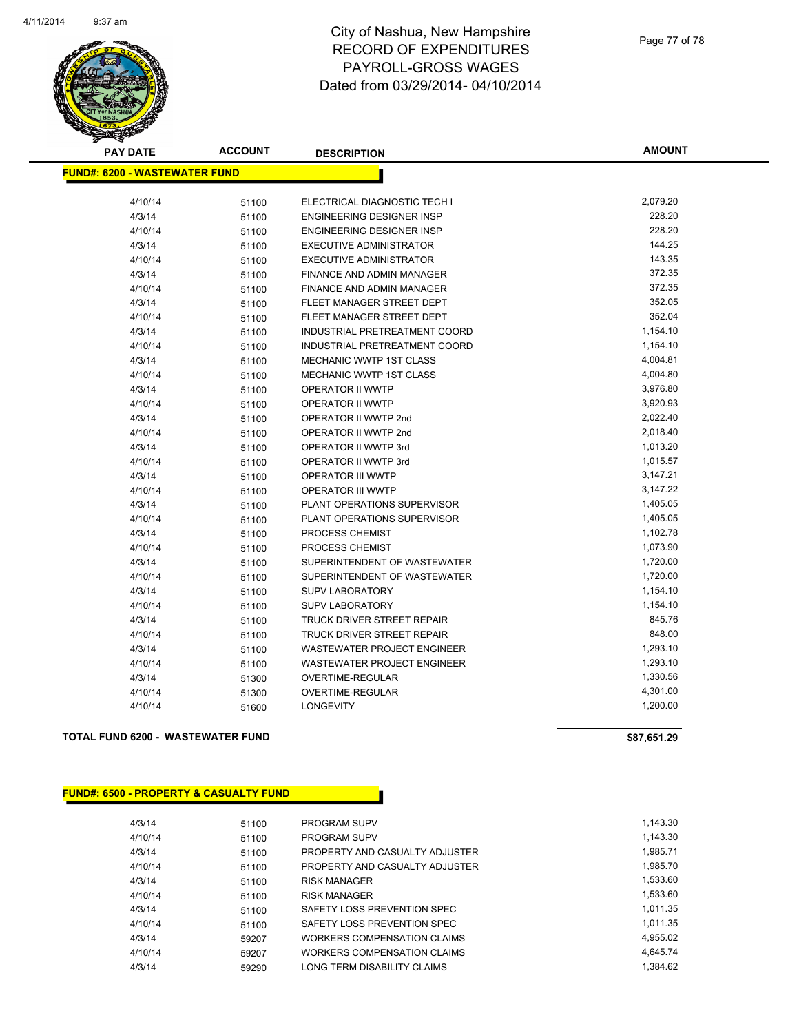# City of Nashua, New Hampshire
## RECORD OF EXPENDITURES
## PAYROLL-GROSS WAGES
## Dated from 03/29/2014- 04/10/2014

| PAY DATE | ACCOUNT | DESCRIPTION | AMOUNT |
|---|---|---|---|
| **FUND#: 6200 - WASTEWATER FUND** | | | |
| 4/10/14 | 51100 | ELECTRICAL DIAGNOSTIC TECH I | 2,079.20 |
| 4/3/14 | 51100 | ENGINEERING DESIGNER INSP | 228.20 |
| 4/10/14 | 51100 | ENGINEERING DESIGNER INSP | 228.20 |
| 4/3/14 | 51100 | EXECUTIVE ADMINISTRATOR | 144.25 |
| 4/10/14 | 51100 | EXECUTIVE ADMINISTRATOR | 143.35 |
| 4/3/14 | 51100 | FINANCE AND ADMIN MANAGER | 372.35 |
| 4/10/14 | 51100 | FINANCE AND ADMIN MANAGER | 372.35 |
| 4/3/14 | 51100 | FLEET MANAGER STREET DEPT | 352.05 |
| 4/10/14 | 51100 | FLEET MANAGER STREET DEPT | 352.04 |
| 4/3/14 | 51100 | INDUSTRIAL PRETREATMENT COORD | 1,154.10 |
| 4/10/14 | 51100 | INDUSTRIAL PRETREATMENT COORD | 1,154.10 |
| 4/3/14 | 51100 | MECHANIC WWTP 1ST CLASS | 4,004.81 |
| 4/10/14 | 51100 | MECHANIC WWTP 1ST CLASS | 4,004.80 |
| 4/3/14 | 51100 | OPERATOR II WWTP | 3,976.80 |
| 4/10/14 | 51100 | OPERATOR II WWTP | 3,920.93 |
| 4/3/14 | 51100 | OPERATOR II WWTP 2nd | 2,022.40 |
| 4/10/14 | 51100 | OPERATOR II WWTP 2nd | 2,018.40 |
| 4/3/14 | 51100 | OPERATOR II WWTP 3rd | 1,013.20 |
| 4/10/14 | 51100 | OPERATOR II WWTP 3rd | 1,015.57 |
| 4/3/14 | 51100 | OPERATOR III WWTP | 3,147.21 |
| 4/10/14 | 51100 | OPERATOR III WWTP | 3,147.22 |
| 4/3/14 | 51100 | PLANT OPERATIONS SUPERVISOR | 1,405.05 |
| 4/10/14 | 51100 | PLANT OPERATIONS SUPERVISOR | 1,405.05 |
| 4/3/14 | 51100 | PROCESS CHEMIST | 1,102.78 |
| 4/10/14 | 51100 | PROCESS CHEMIST | 1,073.90 |
| 4/3/14 | 51100 | SUPERINTENDENT OF WASTEWATER | 1,720.00 |
| 4/10/14 | 51100 | SUPERINTENDENT OF WASTEWATER | 1,720.00 |
| 4/3/14 | 51100 | SUPV LABORATORY | 1,154.10 |
| 4/10/14 | 51100 | SUPV LABORATORY | 1,154.10 |
| 4/3/14 | 51100 | TRUCK DRIVER STREET REPAIR | 845.76 |
| 4/10/14 | 51100 | TRUCK DRIVER STREET REPAIR | 848.00 |
| 4/3/14 | 51100 | WASTEWATER PROJECT ENGINEER | 1,293.10 |
| 4/10/14 | 51100 | WASTEWATER PROJECT ENGINEER | 1,293.10 |
| 4/3/14 | 51300 | OVERTIME-REGULAR | 1,330.56 |
| 4/10/14 | 51300 | OVERTIME-REGULAR | 4,301.00 |
| 4/10/14 | 51600 | LONGEVITY | 1,200.00 |
| **TOTAL FUND 6200 - WASTEWATER FUND** | | | **$87,651.29** |

| PAY DATE | ACCOUNT | DESCRIPTION | AMOUNT |
|---|---|---|---|
| **FUND#: 6500 - PROPERTY & CASUALTY FUND** | | | |
| 4/3/14 | 51100 | PROGRAM SUPV | 1,143.30 |
| 4/10/14 | 51100 | PROGRAM SUPV | 1,143.30 |
| 4/3/14 | 51100 | PROPERTY AND CASUALTY ADJUSTER | 1,985.71 |
| 4/10/14 | 51100 | PROPERTY AND CASUALTY ADJUSTER | 1,985.70 |
| 4/3/14 | 51100 | RISK MANAGER | 1,533.60 |
| 4/10/14 | 51100 | RISK MANAGER | 1,533.60 |
| 4/3/14 | 51100 | SAFETY LOSS PREVENTION SPEC | 1,011.35 |
| 4/10/14 | 51100 | SAFETY LOSS PREVENTION SPEC | 1,011.35 |
| 4/3/14 | 59207 | WORKERS COMPENSATION CLAIMS | 4,955.02 |
| 4/10/14 | 59207 | WORKERS COMPENSATION CLAIMS | 4,645.74 |
| 4/3/14 | 59290 | LONG TERM DISABILITY CLAIMS | 1,384.62 |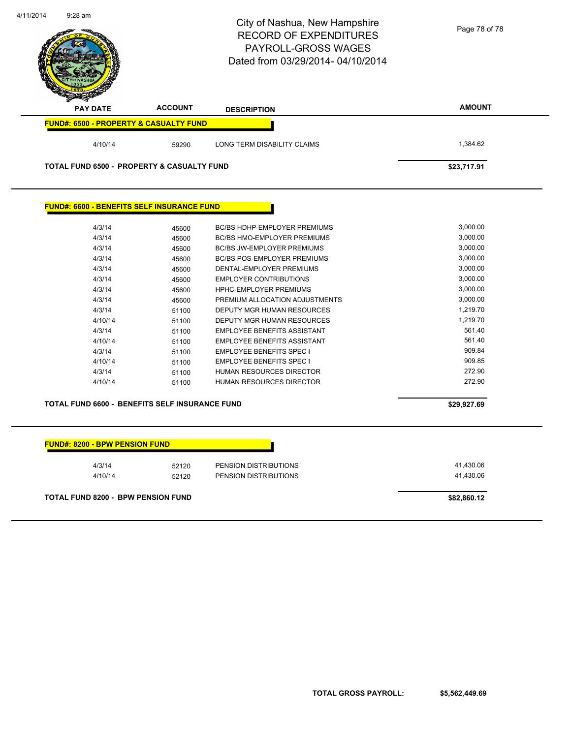# City of Nashua, New Hampshire
# RECORD OF EXPENDITURES
# PAYROLL-GROSS WAGES
# Dated from 03/29/2014- 04/10/2014

| PAY DATE | ACCOUNT | DESCRIPTION | AMOUNT |
|---|---|---|---|
| **FUND#: 6500 - PROPERTY & CASUALTY FUND** | | | |
| 4/10/14 | 59290 | LONG TERM DISABILITY CLAIMS | 1,384.62 |
| **TOTAL FUND 6500 - PROPERTY & CASUALTY FUND** | | | **$23,717.91** |

| PAY DATE | ACCOUNT | DESCRIPTION | AMOUNT |
|---|---|---|---|
| **FUND#: 6600 - BENEFITS SELF INSURANCE FUND** | | | |
| 4/3/14 | 45600 | BC/BS HDHP-EMPLOYER PREMIUMS | 3,000.00 |
| 4/3/14 | 45600 | BC/BS HMO-EMPLOYER PREMIUMS | 3,000.00 |
| 4/3/14 | 45600 | BC/BS JW-EMPLOYER PREMIUMS | 3,000.00 |
| 4/3/14 | 45600 | BC/BS POS-EMPLOYER PREMIUMS | 3,000.00 |
| 4/3/14 | 45600 | DENTAL-EMPLOYER PREMIUMS | 3,000.00 |
| 4/3/14 | 45600 | EMPLOYER CONTRIBUTIONS | 3,000.00 |
| 4/3/14 | 45600 | HPHC-EMPLOYER PREMIUMS | 3,000.00 |
| 4/3/14 | 45600 | PREMIUM ALLOCATION ADJUSTMENTS | 3,000.00 |
| 4/3/14 | 51100 | DEPUTY MGR HUMAN RESOURCES | 1,219.70 |
| 4/10/14 | 51100 | DEPUTY MGR HUMAN RESOURCES | 1,219.70 |
| 4/3/14 | 51100 | EMPLOYEE BENEFITS ASSISTANT | 561.40 |
| 4/10/14 | 51100 | EMPLOYEE BENEFITS ASSISTANT | 561.40 |
| 4/3/14 | 51100 | EMPLOYEE BENEFITS SPEC I | 909.84 |
| 4/10/14 | 51100 | EMPLOYEE BENEFITS SPEC I | 909.85 |
| 4/3/14 | 51100 | HUMAN RESOURCES DIRECTOR | 272.90 |
| 4/10/14 | 51100 | HUMAN RESOURCES DIRECTOR | 272.90 |
| **TOTAL FUND 6600 - BENEFITS SELF INSURANCE FUND** | | | **$29,927.69** |

| PAY DATE | ACCOUNT | DESCRIPTION | AMOUNT |
|---|---|---|---|
| **FUND#: 8200 - BPW PENSION FUND** | | | |
| 4/3/14 | 52120 | PENSION DISTRIBUTIONS | 41,430.06 |
| 4/10/14 | 52120 | PENSION DISTRIBUTIONS | 41,430.06 |
| **TOTAL FUND 8200 - BPW PENSION FUND** | | | **$82,860.12** |

**TOTAL GROSS PAYROLL: $5,562,449.69**